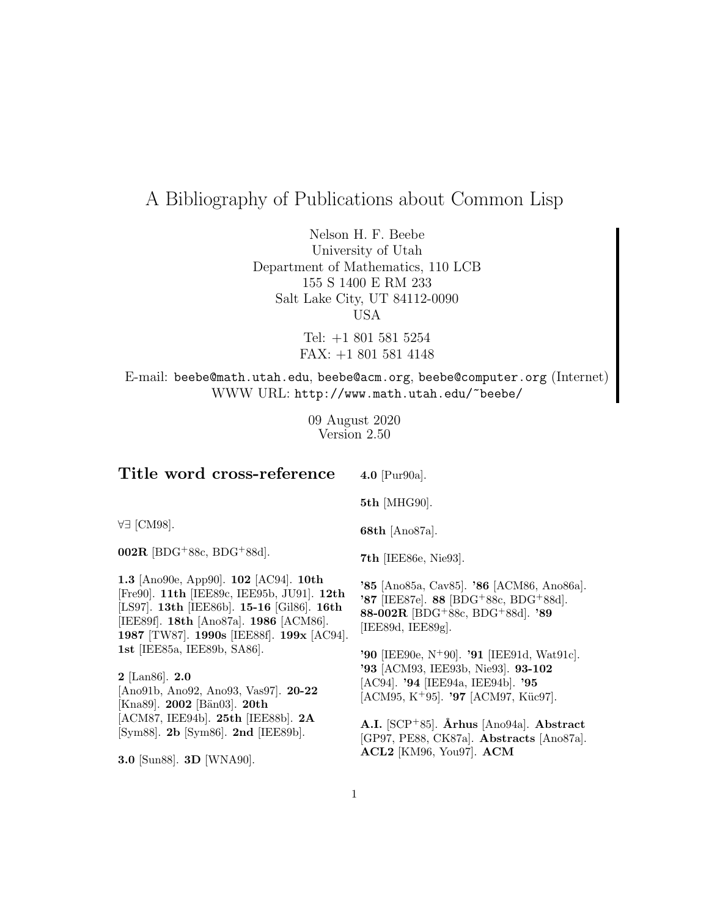# A Bibliography of Publications about Common Lisp

Nelson H. F. Beebe
University of Utah
Department of Mathematics, 110 LCB
155 S 1400 E RM 233
Salt Lake City, UT 84112-0090
USA

Tel: +1 801 581 5254
FAX: +1 801 581 4148

E-mail: beebe@math.utah.edu, beebe@acm.org, beebe@computer.org (Internet)
WWW URL: http://www.math.utah.edu/~beebe/

09 August 2020
Version 2.50

## Title word cross-reference

$\forall\exists$ [CM98].

**002R** [BDG+88c, BDG+88d].

**1.3** [Ano90e, App90]. **102** [AC94]. **10th** [Fre90]. **11th** [IEE89c, IEE95b, JU91]. **12th** [LS97]. **13th** [IEE86b]. **15-16** [Gil86]. **16th** [IEE89f]. **18th** [Ano87a]. **1986** [ACM86]. **1987** [TW87]. **1990s** [IEE88f]. **199x** [AC94]. **1st** [IEE85a, IEE89b, SA86].

**2** [Lan86]. **2.0** [Ano91b, Ano92, Ano93, Vas97]. **20-22** [Kna89]. **2002** [Bän03]. **20th** [ACM87, IEE94b]. **25th** [IEE88b]. **2A** [Sym88]. **2b** [Sym86]. **2nd** [IEE89b].

**3.0** [Sun88]. **3D** [WNA90].

**4.0** [Pur90a].

**5th** [MHG90].

**68th** [Ano87a].

**7th** [IEE86e, Nie93].

**'85** [Ano85a, Cav85]. **'86** [ACM86, Ano86a]. **'87** [IEE87e]. **88** [BDG+88c, BDG+88d]. **88-002R** [BDG+88c, BDG+88d]. **'89** [IEE89d, IEE89g].

**'90** [IEE90e, N+90]. **'91** [IEE91d, Wat91c]. **'93** [ACM93, IEE93b, Nie93]. **93-102** [AC94]. **'94** [IEE94a, IEE94b]. **'95** [ACM95, K+95]. **'97** [ACM97, Küc97].

**A.I.** [SCP+85]. **Århus** [Ano94a]. **Abstract** [GP97, PE88, CK87a]. **Abstracts** [Ano87a]. **ACL2** [KM96, You97]. **ACM**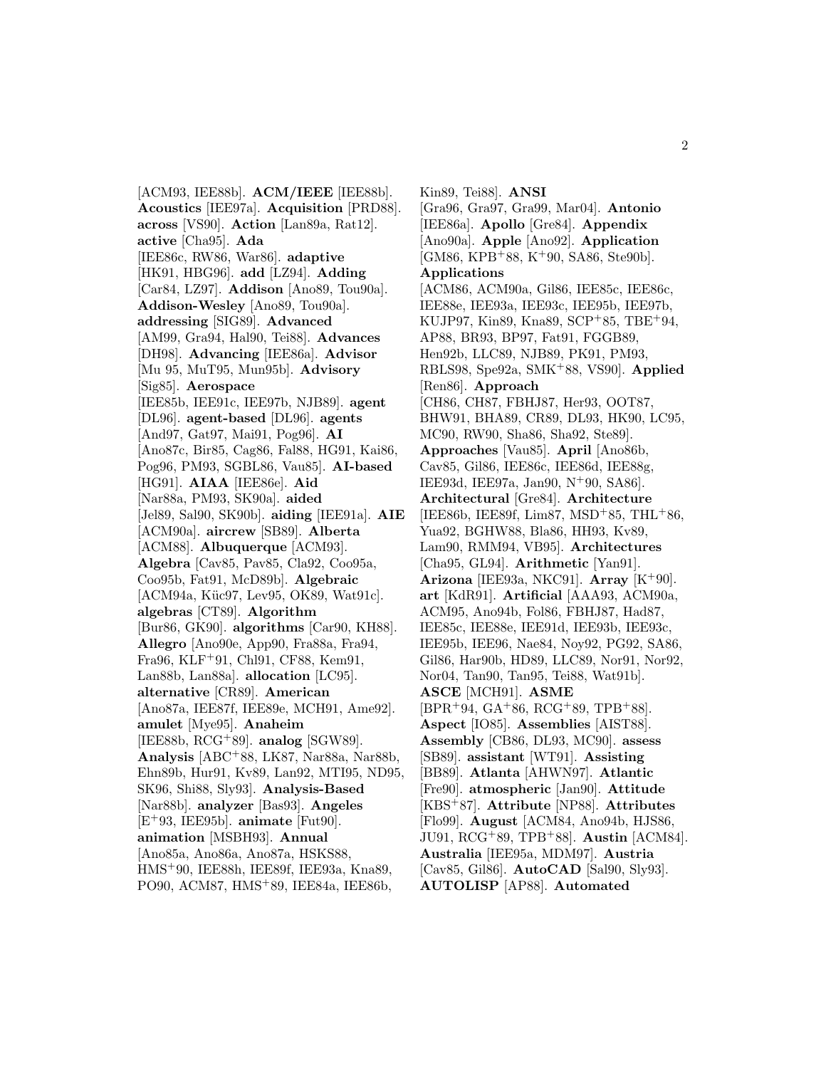[ACM93, IEE88b]. **ACM/IEEE** [IEE88b]. **Acoustics** [IEE97a]. **Acquisition** [PRD88]. **across** [VS90]. **Action** [Lan89a, Rat12]. **active** [Cha95]. **Ada** [IEE86c, RW86, War86]. **adaptive** [HK91, HBG96]. **add** [LZ94]. **Adding** [Car84, LZ97]. **Addison** [Ano89, Tou90a]. **Addison-Wesley** [Ano89, Tou90a]. **addressing** [SIG89]. **Advanced** [AM99, Gra94, Hal90, Tei88]. **Advances** [DH98]. **Advancing** [IEE86a]. **Advisor** [Mu 95, MuT95, Mun95b]. **Advisory** [Sig85]. **Aerospace** [IEE85b, IEE91c, IEE97b, NJB89]. **agent** [DL96]. **agent-based** [DL96]. **agents** [And97, Gat97, Mai91, Pog96]. **AI** [Ano87c, Bir85, Cag86, Fal88, HG91, Kai86, Pog96, PM93, SGBL86, Vau85]. **AI-based** [HG91]. **AIAA** [IEE86e]. **Aid** [Nar88a, PM93, SK90a]. **aided** [Jel89, Sal90, SK90b]. **aiding** [IEE91a]. **AIE** [ACM90a]. **aircrew** [SB89]. **Alberta** [ACM88]. **Albuquerque** [ACM93]. **Algebra** [Cav85, Pav85, Cla92, Coo95a, Coo95b, Fat91, McD89b]. **Algebraic** [ACM94a, Küc97, Lev95, OK89, Wat91c]. **algebras** [CT89]. **Algorithm** [Bur86, GK90]. **algorithms** [Car90, KH88]. **Allegro** [Ano90e, App90, Fra88a, Fra94, Fra96, KLF+91, Chl91, CF88, Kem91, Lan88b, Lan88a]. **allocation** [LC95]. **alternative** [CR89]. **American** [Ano87a, IEE87f, IEE89e, MCH91, Ame92]. **amulet** [Mye95]. **Anaheim** [IEE88b, RCG+89]. **analog** [SGW89]. **Analysis** [ABC+88, LK87, Nar88a, Nar88b, Ehn89b, Hur91, Kv89, Lan92, MTI95, ND95, SK96, Shi88, Sly93]. **Analysis-Based** [Nar88b]. **analyzer** [Bas93]. **Angeles** [E+93, IEE95b]. **animate** [Fut90]. **animation** [MSBH93]. **Annual** [Ano85a, Ano86a, Ano87a, HSKS88, HMS+90, IEE88h, IEE89f, IEE93a, Kna89, PO90, ACM87, HMS+89, IEE84a, IEE86b, Kin89, Tei88]. **ANSI** [Gra96, Gra97, Gra99, Mar04]. **Antonio** [IEE86a]. **Apollo** [Gre84]. **Appendix** [Ano90a]. **Apple** [Ano92]. **Application** [GM86, KPB+88, K+90, SA86, Ste90b]. **Applications** [ACM86, ACM90a, Gil86, IEE85c, IEE86c, IEE88e, IEE93a, IEE93c, IEE95b, IEE97b, KUJP97, Kin89, Kna89, SCP+85, TBE+94, AP88, BR93, BP97, Fat91, FGGB89, Hen92b, LLC89, NJB89, PK91, PM93, RBLS98, Spe92a, SMK+88, VS90]. **Applied** [Ren86]. **Approach** [CH86, CH87, FBHJ87, Her93, OOT87, BHW91, BHA89, CR89, DL93, HK90, LC95, MC90, RW90, Sha86, Sha92, Ste89]. **Approaches** [Vau85]. **April** [Ano86b, Cav85, Gil86, IEE86c, IEE86d, IEE88g, IEE93d, IEE97a, Jan90, N+90, SA86]. **Architectural** [Gre84]. **Architecture** [IEE86b, IEE89f, Lim87, MSD+85, THL+86, Yua92, BGHW88, Bla86, HH93, Kv89, Lam90, RMM94, VB95]. **Architectures** [Cha95, GL94]. **Arithmetic** [Yan91]. **Arizona** [IEE93a, NKC91]. **Array** [K+90]. **art** [KdR91]. **Artificial** [AAA93, ACM90a, ACM95, Ano94b, Fol86, FBHJ87, Had87, IEE85c, IEE88e, IEE91d, IEE93b, IEE93c, IEE95b, IEE96, Nae84, Noy92, PG92, SA86, Gil86, Har90b, HD89, LLC89, Nor91, Nor92, Nor04, Tan90, Tan95, Tei88, Wat91b]. **ASCE** [MCH91]. **ASME** [BPR+94, GA+86, RCG+89, TPB+88]. **Aspect** [IO85]. **Assemblies** [AIST88]. **Assembly** [CB86, DL93, MC90]. **assess** [SB89]. **assistant** [WT91]. **Assisting** [BB89]. **Atlanta** [AHWN97]. **Atlantic** [Fre90]. **atmospheric** [Jan90]. **Attitude** [KBS+87]. **Attribute** [NP88]. **Attributes** [Flo99]. **August** [ACM84, Ano94b, HJS86, JU91, RCG+89, TPB+88]. **Austin** [ACM84]. **Australia** [IEE95a, MDM97]. **Austria** [Cav85, Gil86]. **AutoCAD** [Sal90, Sly93]. **AUTOLISP** [AP88]. **Automated**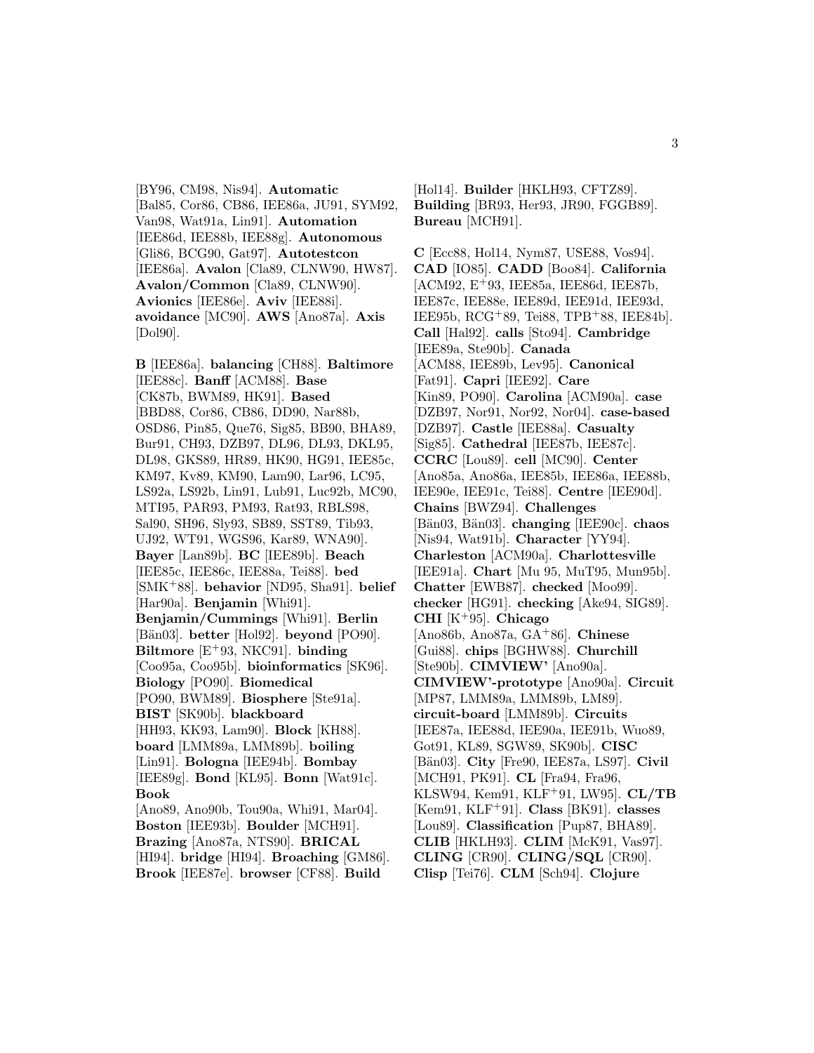[BY96, CM98, Nis94]. **Automatic** [Bal85, Cor86, CB86, IEE86a, JU91, SYM92, Van98, Wat91a, Lin91]. **Automation** [IEE86d, IEE88b, IEE88g]. **Autonomous** [Gli86, BCG90, Gat97]. **Autotestcon** [IEE86a]. **Avalon** [Cla89, CLNW90, HW87]. **Avalon/Common** [Cla89, CLNW90]. **Avionics** [IEE86e]. **Aviv** [IEE88i]. **avoidance** [MC90]. **AWS** [Ano87a]. **Axis** [Dol90].

**B** [IEE86a]. **balancing** [CH88]. **Baltimore** [IEE88c]. **Banff** [ACM88]. **Base** [CK87b, BWM89, HK91]. **Based** [BBD88, Cor86, CB86, DD90, Nar88b, OSD86, Pin85, Que76, Sig85, BB90, BHA89, Bur91, CH93, DZB97, DL96, DL93, DKL95, DL98, GKS89, HR89, HK90, HG91, IEE85c, KM97, Kv89, KM90, Lam90, Lar96, LC95, LS92a, LS92b, Lin91, Lub91, Luc92b, MC90, MTI95, PAR93, PM93, Rat93, RBLS98, Sal90, SH96, Sly93, SB89, SST89, Tib93, UJ92, WT91, WGS96, Kar89, WNA90]. **Bayer** [Lan89b]. **BC** [IEE89b]. **Beach** [IEE85c, IEE86c, IEE88a, Tei88]. **bed** [SMK[+]88]. **behavior** [ND95, Sha91]. **belief** [Har90a]. **Benjamin** [Whi91]. **Benjamin/Cummings** [Whi91]. **Berlin** [Bän03]. **better** [Hol92]. **beyond** [PO90]. **Biltmore** [E[+]93, NKC91]. **binding** [Coo95a, Coo95b]. **bioinformatics** [SK96]. **Biology** [PO90]. **Biomedical** [PO90, BWM89]. **Biosphere** [Ste91a]. **BIST** [SK90b]. **blackboard** [HH93, KK93, Lam90]. **Block** [KH88]. **board** [LMM89a, LMM89b]. **boiling** [Lin91]. **Bologna** [IEE94b]. **Bombay** [IEE89g]. **Bond** [KL95]. **Bonn** [Wat91c]. **Book** [Ano89, Ano90b, Tou90a, Whi91, Mar04]. **Boston** [IEE93b]. **Boulder** [MCH91]. **Brazing** [Ano87a, NTS90]. **BRICAL** [HI94]. **bridge** [HI94]. **Broaching** [GM86]. **Brook** [IEE87e]. **browser** [CF88]. **Build** [Hol14]. **Builder** [HKLH93, CFTZ89]. **Building** [BR93, Her93, JR90, FGGB89]. **Bureau** [MCH91].

**C** [Ecc88, Hol14, Nym87, USE88, Vos94]. **CAD** [IO85]. **CADD** [Boo84]. **California** [ACM92, E[+]93, IEE85a, IEE86d, IEE87b, IEE87c, IEE88e, IEE89d, IEE91d, IEE93d, IEE95b, RCG[+]89, Tei88, TPB[+]88, IEE84b]. **Call** [Hal92]. **calls** [Sto94]. **Cambridge** [IEE89a, Ste90b]. **Canada** [ACM88, IEE89b, Lev95]. **Canonical** [Fat91]. **Capri** [IEE92]. **Care** [Kin89, PO90]. **Carolina** [ACM90a]. **case** [DZB97, Nor91, Nor92, Nor04]. **case-based** [DZB97]. **Castle** [IEE88a]. **Casualty** [Sig85]. **Cathedral** [IEE87b, IEE87c]. **CCRC** [Lou89]. **cell** [MC90]. **Center** [Ano85a, Ano86a, IEE85b, IEE86a, IEE88b, IEE90e, IEE91c, Tei88]. **Centre** [IEE90d]. **Chains** [BWZ94]. **Challenges** [Bän03, Bän03]. **changing** [IEE90c]. **chaos** [Nis94, Wat91b]. **Character** [YY94]. **Charleston** [ACM90a]. **Charlottesville** [IEE91a]. **Chart** [Mu 95, MuT95, Mun95b]. **Chatter** [EWB87]. **checked** [Moo99]. **checker** [HG91]. **checking** [Ake94, SIG89]. **CHI** [K[+]95]. **Chicago** [Ano86b, Ano87a, GA[+]86]. **Chinese** [Gui88]. **chips** [BGHW88]. **Churchill** [Ste90b]. **CIMVIEW'** [Ano90a]. **CIMVIEW'-prototype** [Ano90a]. **Circuit** [MP87, LMM89a, LMM89b, LM89]. **circuit-board** [LMM89b]. **Circuits** [IEE87a, IEE88d, IEE90a, IEE91b, Wuo89, Got91, KL89, SGW89, SK90b]. **CISC** [Bän03]. **City** [Fre90, IEE87a, LS97]. **Civil** [MCH91, PK91]. **CL** [Fra94, Fra96, KLSW94, Kem91, KLF[+]91, LW95]. **CL/TB** [Kem91, KLF[+]91]. **Class** [BK91]. **classes** [Lou89]. **Classification** [Pup87, BHA89]. **CLIB** [HKLH93]. **CLIM** [McK91, Vas97]. **CLING** [CR90]. **CLING/SQL** [CR90]. **Clisp** [Tei76]. **CLM** [Sch94]. **Clojure**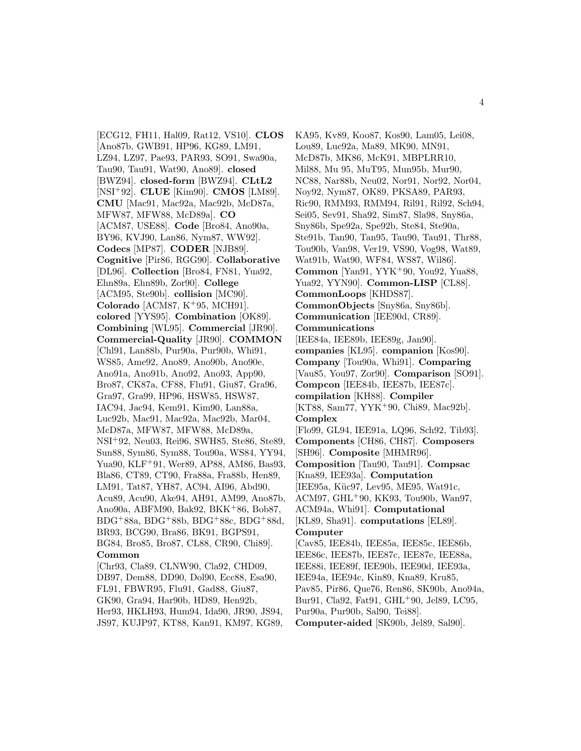[ECG12, FH11, Hal09, Rat12, VS10]. **CLOS** [Ano87b, GWB91, HP96, KG89, LM91, LZ94, LZ97, Pae93, PAR93, SO91, Swa90a, Tau90, Tau91, Wat90, Ano89]. **closed** [BWZ94]. **closed-form** [BWZ94]. **CLtL2** [NSI[+]92]. **CLUE** [Kim90]. **CMOS** [LM89]. **CMU** [Mac91, Mac92a, Mac92b, McD87a, MFW87, MFW88, McD89a]. **CO** [ACM87, USE88]. **Code** [Bro84, Ano90a, BY96, KVJ90, Lan86, Nym87, WW92]. **Codecs** [MP87]. **CODER** [NJB89]. **Cognitive** [Pir86, RGG90]. **Collaborative** [DL96]. **Collection** [Bro84, FN81, Yua92, Ehn89a, Ehn89b, Zor90]. **College** [ACM95, Ste90b]. **collision** [MC90]. **Colorado** [ACM87, K[+]95, MCH91]. **colored** [YYS95]. **Combination** [OK89]. **Combining** [WL95]. **Commercial** [JR90]. **Commercial-Quality** [JR90]. **COMMON** [Chl91, Lan88b, Pur90a, Pur90b, Whi91, WS85, Ame92, Ano89, Ano90b, Ano90e, Ano91a, Ano91b, Ano92, Ano93, App90, Bro87, CK87a, CF88, Flu91, Giu87, Gra96, Gra97, Gra99, HP96, HSW85, HSW87, IAC94, Jac94, Kem91, Kim90, Lan88a, Luc92b, Mac91, Mac92a, Mac92b, Mar04, McD87a, MFW87, MFW88, McD89a, NSI[+]92, Neu03, Rei96, SWH85, Ste86, Ste89, Sun88, Sym86, Sym88, Tou90a, WS84, YY94, Yua90, KLF[+]91, Wer89, AP88, AM86, Bas93, Bla86, CT89, CT90, Fra88a, Fra88b, Hen89, LM91, Tat87, YH87, AC94, AI96, Abd90, Acu89, Acu90, Ake94, AH91, AM99, Ano87b, Ano90a, ABFM90, Bak92, BKK[+]86, Bob87, BDG[+]88a, BDG[+]88b, BDG[+]88c, BDG[+]88d, BR93, BCG90, Bra86, BK91, BGPS91, BG84, Bro85, Bro87, CL88, CR90, Chi89]. **Common** [Chr93, Cla89, CLNW90, Cla92, CHD09, DB97, Dem88, DD90, Dol90, Ecc88, Esa90, FL91, FBWR95, Flu91, Gad88, Giu87, GK90, Gra94, Har90b, HD89, Hen92b, Her93, HKLH93, Hum94, Ida90, JR90, JS94, JS97, KUJP97, KT88, Kan91, KM97, KG89, KA95, Kv89, Koo87, Kos90, Lam05, Lei08, Lou89, Luc92a, Ma89, MK90, MN91, McD87b, MK86, McK91, MBPLRR10, Mil88, Mu 95, MuT95, Mun95b, Mur90, NC88, Nar88b, Neu02, Nor91, Nor92, Nor04, Noy92, Nym87, OK89, PKSA89, PAR93, Ric90, RMM93, RMM94, Ril91, Ril92, Sch94, Sei05, Sev91, Sha92, Sim87, Sla98, Sny86a, Sny86b, Spe92a, Spe92b, Ste84, Ste90a, Ste91b, Tan90, Tan95, Tau90, Tau91, Thr88, Tou90b, Van98, Ver19, VS90, Vog98, Wat89, Wat91b, Wat90, WF84, WS87, Wil86]. **Common** [Yan91, YYK[+]90, You92, Yua88, Yua92, YYN90]. **Common-LISP** [CL88]. **CommonLoops** [KHDS87]. **CommonObjects** [Sny86a, Sny86b]. **Communication** [IEE90d, CR89]. **Communications** [IEE84a, IEE89b, IEE89g, Jan90]. **companies** [KL95]. **companion** [Kos90]. **Company** [Tou90a, Whi91]. **Comparing** [Vau85, You97, Zor90]. **Comparison** [SO91]. **Compcon** [IEE84b, IEE87b, IEE87c]. **compilation** [KH88]. **Compiler** [KT88, Sam77, YYK[+]90, Chi89, Mac92b]. **Complex** [Flo99, GL94, IEE91a, LQ96, Sch92, Tib93]. **Components** [CH86, CH87]. **Composers** [SH96]. **Composite** [MHMR96]. **Composition** [Tau90, Tau91]. **Compsac** [Kna89, IEE93a]. **Computation** [IEE95a, Küc97, Lev95, ME95, Wat91c, ACM97, GHL[+]90, KK93, Tou90b, Wan97, ACM94a, Whi91]. **Computational** [KL89, Sha91]. **computations** [EL89]. **Computer** [Cav85, IEE84b, IEE85a, IEE85c, IEE86b, IEE86c, IEE87b, IEE87c, IEE87e, IEE88a, IEE88i, IEE89f, IEE90b, IEE90d, IEE93a, IEE94a, IEE94c, Kin89, Kna89, Kru85, Pav85, Pir86, Que76, Ren86, SK90b, Ano94a, Bur91, Cla92, Fat91, GHL[+]90, Jel89, LC95, Pur90a, Pur90b, Sal90, Tei88]. **Computer-aided** [SK90b, Jel89, Sal90].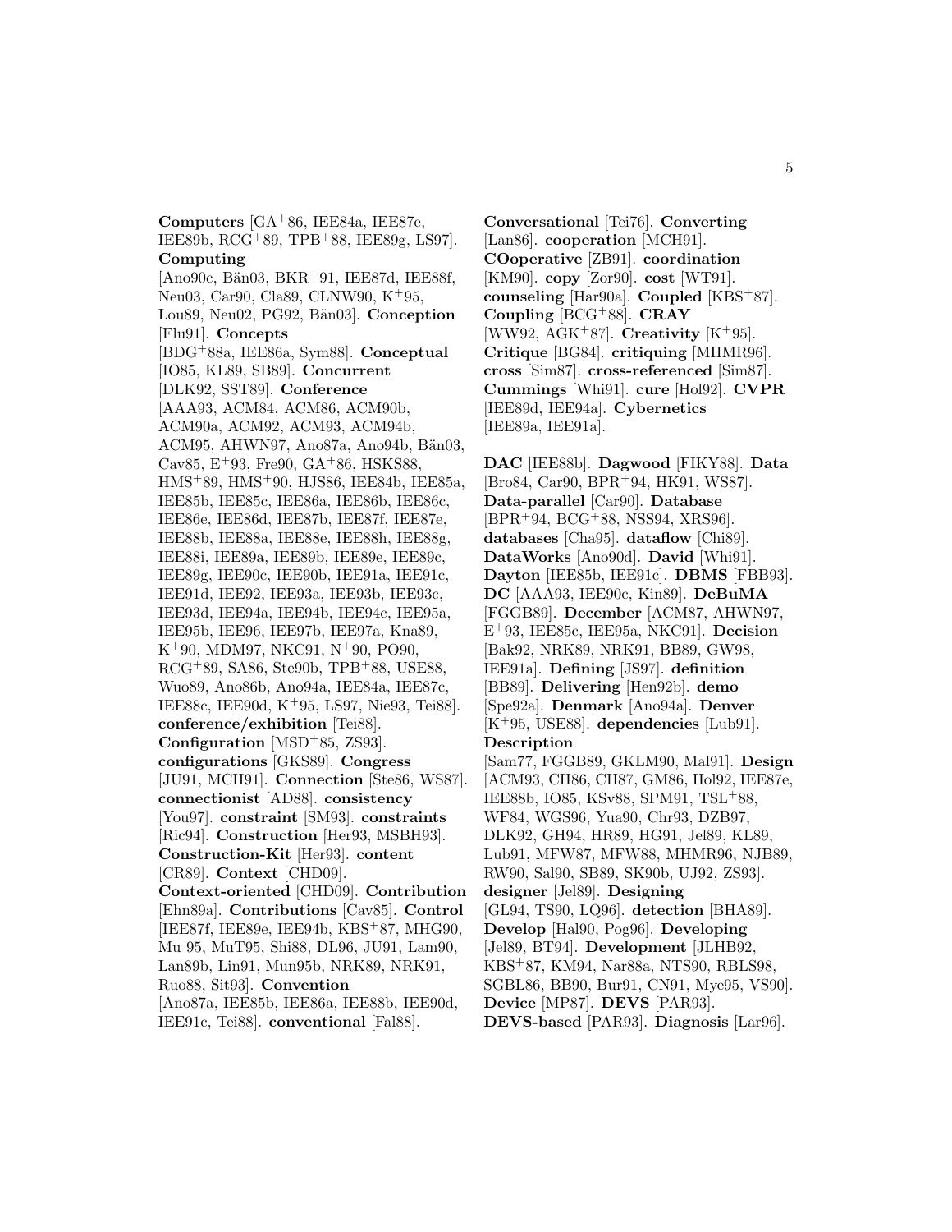**Computers** [GA+86, IEE84a, IEE87e, IEE89b, RCG+89, TPB+88, IEE89g, LS97]. **Computing** [Ano90c, Bän03, BKR+91, IEE87d, IEE88f, Neu03, Car90, Cla89, CLNW90, K+95, Lou89, Neu02, PG92, Bän03]. **Conception** [Flu91]. **Concepts** [BDG+88a, IEE86a, Sym88]. **Conceptual** [IO85, KL89, SB89]. **Concurrent** [DLK92, SST89]. **Conference** [AAA93, ACM84, ACM86, ACM90b, ACM90a, ACM92, ACM93, ACM94b, ACM95, AHWN97, Ano87a, Ano94b, Bän03, Cav85, E+93, Fre90, GA+86, HSKS88, HMS+89, HMS+90, HJS86, IEE84b, IEE85a, IEE85b, IEE85c, IEE86a, IEE86b, IEE86c, IEE86e, IEE86d, IEE87b, IEE87f, IEE87e, IEE88b, IEE88a, IEE88e, IEE88h, IEE88g, IEE88i, IEE89a, IEE89b, IEE89e, IEE89c, IEE89g, IEE90c, IEE90b, IEE91a, IEE91c, IEE91d, IEE92, IEE93a, IEE93b, IEE93c, IEE93d, IEE94a, IEE94b, IEE94c, IEE95a, IEE95b, IEE96, IEE97b, IEE97a, Kna89, K+90, MDM97, NKC91, N+90, PO90, RCG+89, SA86, Ste90b, TPB+88, USE88, Wuo89, Ano86b, Ano94a, IEE84a, IEE87c, IEE88c, IEE90d, K+95, LS97, Nie93, Tei88]. **conference/exhibition** [Tei88]. **Configuration** [MSD+85, ZS93]. **configurations** [GKS89]. **Congress** [JU91, MCH91]. **Connection** [Ste86, WS87]. **connectionist** [AD88]. **consistency** [You97]. **constraint** [SM93]. **constraints** [Ric94]. **Construction** [Her93, MSBH93]. **Construction-Kit** [Her93]. **content** [CR89]. **Context** [CHD09]. **Context-oriented** [CHD09]. **Contribution** [Ehn89a]. **Contributions** [Cav85]. **Control** [IEE87f, IEE89e, IEE94b, KBS+87, MHG90, Mu 95, MuT95, Shi88, DL96, JU91, Lam90, Lan89b, Lin91, Mun95b, NRK89, NRK91, Ruo88, Sit93]. **Convention** [Ano87a, IEE85b, IEE86a, IEE88b, IEE90d, IEE91c, Tei88]. **conventional** [Fal88].

**Conversational** [Tei76]. **Converting** [Lan86]. **cooperation** [MCH91]. **COoperative** [ZB91]. **coordination** [KM90]. **copy** [Zor90]. **cost** [WT91]. **counseling** [Har90a]. **Coupled** [KBS+87]. **Coupling** [BCG+88]. **CRAY** [WW92, AGK+87]. **Creativity** [K+95]. **Critique** [BG84]. **critiquing** [MHMR96]. **cross** [Sim87]. **cross-referenced** [Sim87]. **Cummings** [Whi91]. **cure** [Hol92]. **CVPR** [IEE89d, IEE94a]. **Cybernetics** [IEE89a, IEE91a].

**DAC** [IEE88b]. **Dagwood** [FIKY88]. **Data** [Bro84, Car90, BPR+94, HK91, WS87]. **Data-parallel** [Car90]. **Database** [BPR+94, BCG+88, NSS94, XRS96]. **databases** [Cha95]. **dataflow** [Chi89]. **DataWorks** [Ano90d]. **David** [Whi91]. **Dayton** [IEE85b, IEE91c]. **DBMS** [FBB93]. **DC** [AAA93, IEE90c, Kin89]. **DeBuMA** [FGGB89]. **December** [ACM87, AHWN97, E+93, IEE85c, IEE95a, NKC91]. **Decision** [Bak92, NRK89, NRK91, BB89, GW98, IEE91a]. **Defining** [JS97]. **definition** [BB89]. **Delivering** [Hen92b]. **demo** [Spe92a]. **Denmark** [Ano94a]. **Denver** [K+95, USE88]. **dependencies** [Lub91]. **Description** [Sam77, FGGB89, GKLM90, Mal91]. **Design** [ACM93, CH86, CH87, GM86, Hol92, IEE87e, IEE88b, IO85, KSv88, SPM91, TSL+88, WF84, WGS96, Yua90, Chr93, DZB97, DLK92, GH94, HR89, HG91, Jel89, KL89, Lub91, MFW87, MFW88, MHMR96, NJB89, RW90, Sal90, SB89, SK90b, UJ92, ZS93]. **designer** [Jel89]. **Designing** [GL94, TS90, LQ96]. **detection** [BHA89]. **Develop** [Hal90, Pog96]. **Developing** [Jel89, BT94]. **Development** [JLHB92, KBS+87, KM94, Nar88a, NTS90, RBLS98, SGBL86, BB90, Bur91, CN91, Mye95, VS90]. **Device** [MP87]. **DEVS** [PAR93]. **DEVS-based** [PAR93]. **Diagnosis** [Lar96].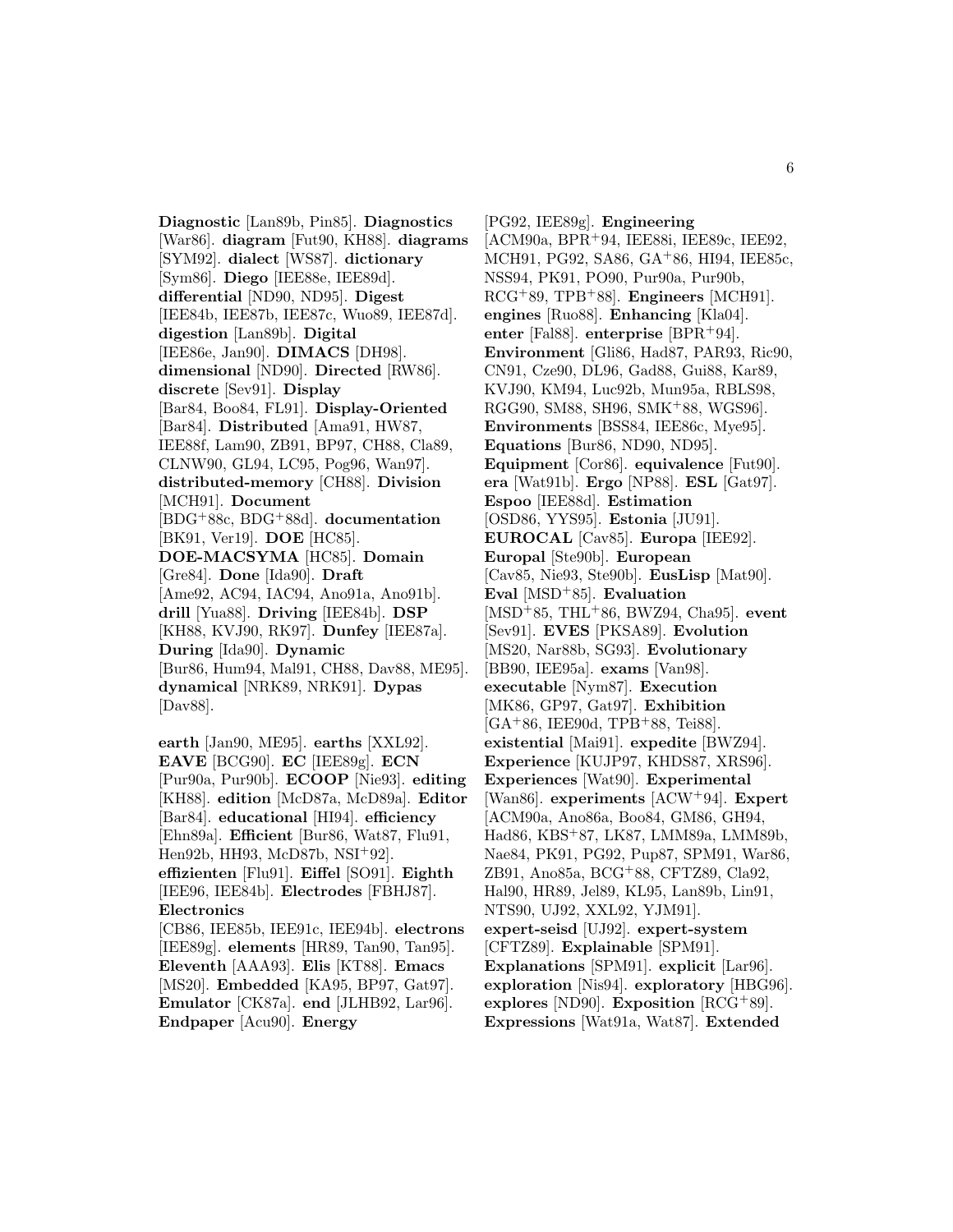**Diagnostic** [Lan89b, Pin85]. **Diagnostics** [War86]. **diagram** [Fut90, KH88]. **diagrams** [SYM92]. **dialect** [WS87]. **dictionary** [Sym86]. **Diego** [IEE88e, IEE89d]. **differential** [ND90, ND95]. **Digest** [IEE84b, IEE87b, IEE87c, Wuo89, IEE87d]. **digestion** [Lan89b]. **Digital** [IEE86e, Jan90]. **DIMACS** [DH98]. **dimensional** [ND90]. **Directed** [RW86]. **discrete** [Sev91]. **Display** [Bar84, Boo84, FL91]. **Display-Oriented** [Bar84]. **Distributed** [Ama91, HW87, IEE88f, Lam90, ZB91, BP97, CH88, Cla89, CLNW90, GL94, LC95, Pog96, Wan97]. **distributed-memory** [CH88]. **Division** [MCH91]. **Document** [BDG+88c, BDG+88d]. **documentation** [BK91, Ver19]. **DOE** [HC85]. **DOE-MACSYMA** [HC85]. **Domain** [Gre84]. **Done** [Ida90]. **Draft** [Ame92, AC94, IAC94, Ano91a, Ano91b]. **drill** [Yua88]. **Driving** [IEE84b]. **DSP** [KH88, KVJ90, RK97]. **Dunfey** [IEE87a]. **During** [Ida90]. **Dynamic** [Bur86, Hum94, Mal91, CH88, Dav88, ME95]. **dynamical** [NRK89, NRK91]. **Dypas** [Dav88].

**earth** [Jan90, ME95]. **earths** [XXL92]. **EAVE** [BCG90]. **EC** [IEE89g]. **ECN** [Pur90a, Pur90b]. **ECOOP** [Nie93]. **editing** [KH88]. **edition** [McD87a, McD89a]. **Editor** [Bar84]. **educational** [HI94]. **efficiency** [Ehn89a]. **Efficient** [Bur86, Wat87, Flu91, Hen92b, HH93, McD87b, NSI+92]. **effizienten** [Flu91]. **Eiffel** [SO91]. **Eighth** [IEE96, IEE84b]. **Electrodes** [FBHJ87]. **Electronics** [CB86, IEE85b, IEE91c, IEE94b]. **electrons** [IEE89g]. **elements** [HR89, Tan90, Tan95]. **Eleventh** [AAA93]. **Elis** [KT88]. **Emacs** [MS20]. **Embedded** [KA95, BP97, Gat97]. **Emulator** [CK87a]. **end** [JLHB92, Lar96]. **Endpaper** [Acu90]. **Energy** [PG92, IEE89g]. **Engineering** [ACM90a, BPR+94, IEE88i, IEE89c, IEE92, MCH91, PG92, SA86, GA+86, HI94, IEE85c, NSS94, PK91, PO90, Pur90a, Pur90b, RCG+89, TPB+88]. **Engineers** [MCH91]. **engines** [Ruo88]. **Enhancing** [Kla04]. **enter** [Fal88]. **enterprise** [BPR+94]. **Environment** [Gli86, Had87, PAR93, Ric90, CN91, Cze90, DL96, Gad88, Gui88, Kar89, KVJ90, KM94, Luc92b, Mun95a, RBLS98, RGG90, SM88, SH96, SMK+88, WGS96]. **Environments** [BSS84, IEE86c, Mye95]. **Equations** [Bur86, ND90, ND95]. **Equipment** [Cor86]. **equivalence** [Fut90]. **era** [Wat91b]. **Ergo** [NP88]. **ESL** [Gat97]. **Espoo** [IEE88d]. **Estimation** [OSD86, YYS95]. **Estonia** [JU91]. **EUROCAL** [Cav85]. **Europa** [IEE92]. **Europal** [Ste90b]. **European** [Cav85, Nie93, Ste90b]. **EusLisp** [Mat90]. **Eval** [MSD+85]. **Evaluation** [MSD+85, THL+86, BWZ94, Cha95]. **event** [Sev91]. **EVES** [PKSA89]. **Evolution** [MS20, Nar88b, SG93]. **Evolutionary** [BB90, IEE95a]. **exams** [Van98]. **executable** [Nym87]. **Execution** [MK86, GP97, Gat97]. **Exhibition** [GA+86, IEE90d, TPB+88, Tei88]. **existential** [Mai91]. **expedite** [BWZ94]. **Experience** [KUJP97, KHDS87, XRS96]. **Experiences** [Wat90]. **Experimental** [Wan86]. **experiments** [ACW+94]. **Expert** [ACM90a, Ano86a, Boo84, GM86, GH94, Had86, KBS+87, LK87, LMM89a, LMM89b, Nae84, PK91, PG92, Pup87, SPM91, War86, ZB91, Ano85a, BCG+88, CFTZ89, Cla92, Hal90, HR89, Jel89, KL95, Lan89b, Lin91, NTS90, UJ92, XXL92, YJM91]. **expert-seisd** [UJ92]. **expert-system** [CFTZ89]. **Explainable** [SPM91]. **Explanations** [SPM91]. **explicit** [Lar96]. **exploration** [Nis94]. **exploratory** [HBG96]. **explores** [ND90]. **Exposition** [RCG+89]. **Expressions** [Wat91a, Wat87]. **Extended**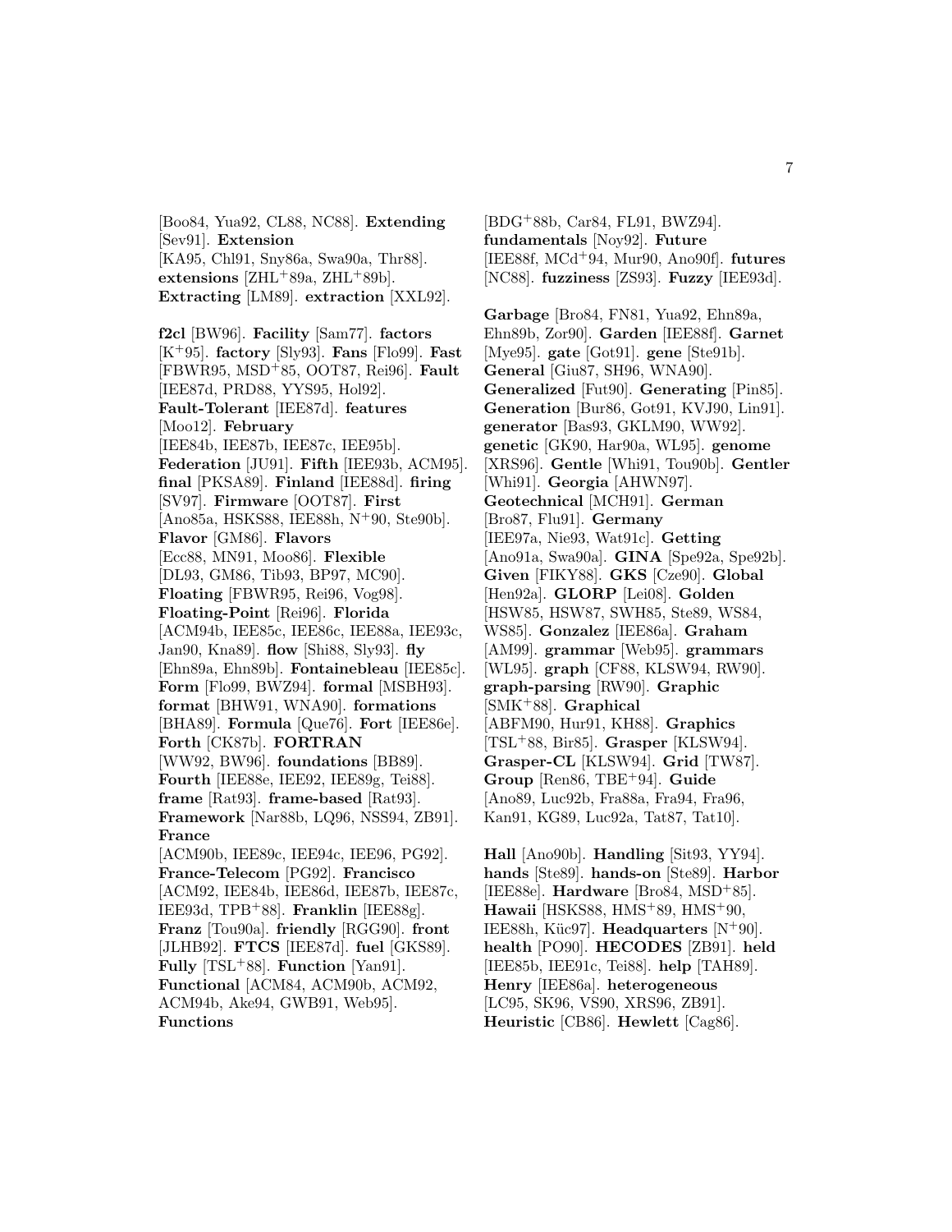[Boo84, Yua92, CL88, NC88]. **Extending** [Sev91]. **Extension** [KA95, Chl91, Sny86a, Swa90a, Thr88]. **extensions** [ZHL+89a, ZHL+89b]. **Extracting** [LM89]. **extraction** [XXL92].

**f2cl** [BW96]. **Facility** [Sam77]. **factors** [K+95]. **factory** [Sly93]. **Fans** [Flo99]. **Fast** [FBWR95, MSD+85, OOT87, Rei96]. **Fault** [IEE87d, PRD88, YYS95, Hol92]. **Fault-Tolerant** [IEE87d]. **features** [Moo12]. **February** [IEE84b, IEE87b, IEE87c, IEE95b]. **Federation** [JU91]. **Fifth** [IEE93b, ACM95]. **final** [PKSA89]. **Finland** [IEE88d]. **firing** [SV97]. **Firmware** [OOT87]. **First** [Ano85a, HSKS88, IEE88h, N+90, Ste90b]. **Flavor** [GM86]. **Flavors** [Ecc88, MN91, Moo86]. **Flexible** [DL93, GM86, Tib93, BP97, MC90]. **Floating** [FBWR95, Rei96, Vog98]. **Floating-Point** [Rei96]. **Florida** [ACM94b, IEE85c, IEE86c, IEE88a, IEE93c, Jan90, Kna89]. **flow** [Shi88, Sly93]. **fly** [Ehn89a, Ehn89b]. **Fontainebleau** [IEE85c]. **Form** [Flo99, BWZ94]. **formal** [MSBH93]. **format** [BHW91, WNA90]. **formations** [BHA89]. **Formula** [Que76]. **Fort** [IEE86e]. **Forth** [CK87b]. **FORTRAN** [WW92, BW96]. **foundations** [BB89]. **Fourth** [IEE88e, IEE92, IEE89g, Tei88]. **frame** [Rat93]. **frame-based** [Rat93]. **Framework** [Nar88b, LQ96, NSS94, ZB91]. **France** [ACM90b, IEE89c, IEE94c, IEE96, PG92]. **France-Telecom** [PG92]. **Francisco** [ACM92, IEE84b, IEE86d, IEE87b, IEE87c, IEE93d, TPB+88]. **Franklin** [IEE88g]. **Franz** [Tou90a]. **friendly** [RGG90]. **front** [JLHB92]. **FTCS** [IEE87d]. **fuel** [GKS89]. **Fully** [TSL+88]. **Function** [Yan91]. **Functional** [ACM84, ACM90b, ACM92, ACM94b, Ake94, GWB91, Web95]. **Functions** [BDG+88b, Car84, FL91, BWZ94]. **fundamentals** [Noy92]. **Future** [IEE88f, MCd+94, Mur90, Ano90f]. **futures** [NC88]. **fuzziness** [ZS93]. **Fuzzy** [IEE93d].

**Garbage** [Bro84, FN81, Yua92, Ehn89a, Ehn89b, Zor90]. **Garden** [IEE88f]. **Garnet** [Mye95]. **gate** [Got91]. **gene** [Ste91b]. **General** [Giu87, SH96, WNA90]. **Generalized** [Fut90]. **Generating** [Pin85]. **Generation** [Bur86, Got91, KVJ90, Lin91]. **generator** [Bas93, GKLM90, WW92]. **genetic** [GK90, Har90a, WL95]. **genome** [XRS96]. **Gentle** [Whi91, Tou90b]. **Gentler** [Whi91]. **Georgia** [AHWN97]. **Geotechnical** [MCH91]. **German** [Bro87, Flu91]. **Germany** [IEE97a, Nie93, Wat91c]. **Getting** [Ano91a, Swa90a]. **GINA** [Spe92a, Spe92b]. **Given** [FIKY88]. **GKS** [Cze90]. **Global** [Hen92a]. **GLORP** [Lei08]. **Golden** [HSW85, HSW87, SWH85, Ste89, WS84, WS85]. **Gonzalez** [IEE86a]. **Graham** [AM99]. **grammar** [Web95]. **grammars** [WL95]. **graph** [CF88, KLSW94, RW90]. **graph-parsing** [RW90]. **Graphic** [SMK+88]. **Graphical** [ABFM90, Hur91, KH88]. **Graphics** [TSL+88, Bir85]. **Grasper** [KLSW94]. **Grasper-CL** [KLSW94]. **Grid** [TW87]. **Group** [Ren86, TBE+94]. **Guide** [Ano89, Luc92b, Fra88a, Fra94, Fra96, Kan91, KG89, Luc92a, Tat87, Tat10].

**Hall** [Ano90b]. **Handling** [Sit93, YY94]. **hands** [Ste89]. **hands-on** [Ste89]. **Harbor** [IEE88e]. **Hardware** [Bro84, MSD+85]. **Hawaii** [HSKS88, HMS+89, HMS+90, IEE88h, Küc97]. **Headquarters** [N+90]. **health** [PO90]. **HECODES** [ZB91]. **held** [IEE85b, IEE91c, Tei88]. **help** [TAH89]. **Henry** [IEE86a]. **heterogeneous** [LC95, SK96, VS90, XRS96, ZB91]. **Heuristic** [CB86]. **Hewlett** [Cag86].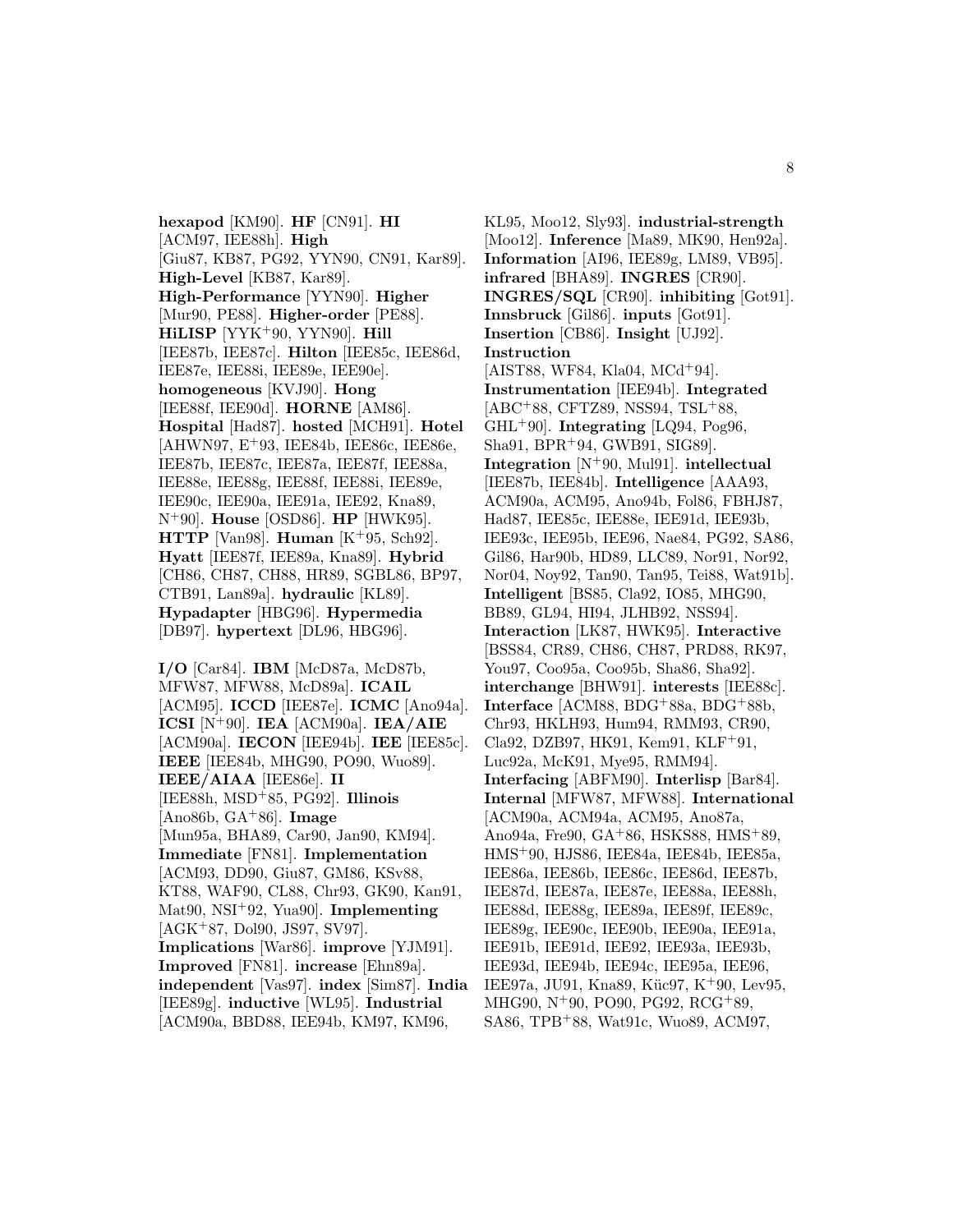**hexapod** [KM90]. **HF** [CN91]. **HI** [ACM97, IEE88h]. **High** [Giu87, KB87, PG92, YYN90, CN91, Kar89]. **High-Level** [KB87, Kar89]. **High-Performance** [YYN90]. **Higher** [Mur90, PE88]. **Higher-order** [PE88]. **HiLISP** [YYK+90, YYN90]. **Hill** [IEE87b, IEE87c]. **Hilton** [IEE85c, IEE86d, IEE87e, IEE88i, IEE89e, IEE90e]. **homogeneous** [KVJ90]. **Hong** [IEE88f, IEE90d]. **HORNE** [AM86]. **Hospital** [Had87]. **hosted** [MCH91]. **Hotel** [AHWN97, E+93, IEE84b, IEE86c, IEE86e, IEE87b, IEE87c, IEE87a, IEE87f, IEE88a, IEE88e, IEE88g, IEE88f, IEE88i, IEE89e, IEE90c, IEE90a, IEE91a, IEE92, Kna89, N+90]. **House** [OSD86]. **HP** [HWK95]. **HTTP** [Van98]. **Human** [K+95, Sch92]. **Hyatt** [IEE87f, IEE89a, Kna89]. **Hybrid** [CH86, CH87, CH88, HR89, SGBL86, BP97, CTB91, Lan89a]. **hydraulic** [KL89]. **Hypadapter** [HBG96]. **Hypermedia** [DB97]. **hypertext** [DL96, HBG96].

**I/O** [Car84]. **IBM** [McD87a, McD87b, MFW87, MFW88, McD89a]. **ICAIL** [ACM95]. **ICCD** [IEE87e]. **ICMC** [Ano94a]. **ICSI** [N+90]. **IEA** [ACM90a]. **IEA/AIE** [ACM90a]. **IECON** [IEE94b]. **IEE** [IEE85c]. **IEEE** [IEE84b, MHG90, PO90, Wuo89]. **IEEE/AIAA** [IEE86e]. **II** [IEE88h, MSD+85, PG92]. **Illinois** [Ano86b, GA+86]. **Image** [Mun95a, BHA89, Car90, Jan90, KM94]. **Immediate** [FN81]. **Implementation** [ACM93, DD90, Giu87, GM86, KSv88, KT88, WAF90, CL88, Chr93, GK90, Kan91, Mat90, NSI+92, Yua90]. **Implementing** [AGK+87, Dol90, JS97, SV97]. **Implications** [War86]. **improve** [YJM91]. **Improved** [FN81]. **increase** [Ehn89a]. **independent** [Vas97]. **index** [Sim87]. **India** [IEE89g]. **inductive** [WL95]. **Industrial** [ACM90a, BBD88, IEE94b, KM97, KM96, KL95, Moo12, Sly93]. **industrial-strength** [Moo12]. **Inference** [Ma89, MK90, Hen92a]. **Information** [AI96, IEE89g, LM89, VB95]. **infrared** [BHA89]. **INGRES** [CR90]. **INGRES/SQL** [CR90]. **inhibiting** [Got91]. **Innsbruck** [Gil86]. **inputs** [Got91]. **Insertion** [CB86]. **Insight** [UJ92]. **Instruction** [AIST88, WF84, Kla04, MCd+94]. **Instrumentation** [IEE94b]. **Integrated** [ABC+88, CFTZ89, NSS94, TSL+88, GHL+90]. **Integrating** [LQ94, Pog96, Sha91, BPR+94, GWB91, SIG89]. **Integration** [N+90, Mul91]. **intellectual** [IEE87b, IEE84b]. **Intelligence** [AAA93, ACM90a, ACM95, Ano94b, Fol86, FBHJ87, Had87, IEE85c, IEE88e, IEE91d, IEE93b, IEE93c, IEE95b, IEE96, Nae84, PG92, SA86, Gil86, Har90b, HD89, LLC89, Nor91, Nor92, Nor04, Noy92, Tan90, Tan95, Tei88, Wat91b]. **Intelligent** [BS85, Cla92, IO85, MHG90, BB89, GL94, HI94, JLHB92, NSS94]. **Interaction** [LK87, HWK95]. **Interactive** [BSS84, CR89, CH86, CH87, PRD88, RK97, You97, Coo95a, Coo95b, Sha86, Sha92]. **interchange** [BHW91]. **interests** [IEE88c]. **Interface** [ACM88, BDG+88a, BDG+88b, Chr93, HKLH93, Hum94, RMM93, CR90, Cla92, DZB97, HK91, Kem91, KLF+91, Luc92a, McK91, Mye95, RMM94]. **Interfacing** [ABFM90]. **Interlisp** [Bar84]. **Internal** [MFW87, MFW88]. **International** [ACM90a, ACM94a, ACM95, Ano87a, Ano94a, Fre90, GA+86, HSKS88, HMS+89, HMS+90, HJS86, IEE84a, IEE84b, IEE85a, IEE86a, IEE86b, IEE86c, IEE86d, IEE87b, IEE87d, IEE87a, IEE87e, IEE88a, IEE88h, IEE88d, IEE88g, IEE89a, IEE89f, IEE89c, IEE89g, IEE90c, IEE90b, IEE90a, IEE91a, IEE91b, IEE91d, IEE92, IEE93a, IEE93b, IEE93d, IEE94b, IEE94c, IEE95a, IEE96, IEE97a, JU91, Kna89, Küc97, K+90, Lev95, MHG90, N+90, PO90, PG92, RCG+89, SA86, TPB+88, Wat91c, Wuo89, ACM97,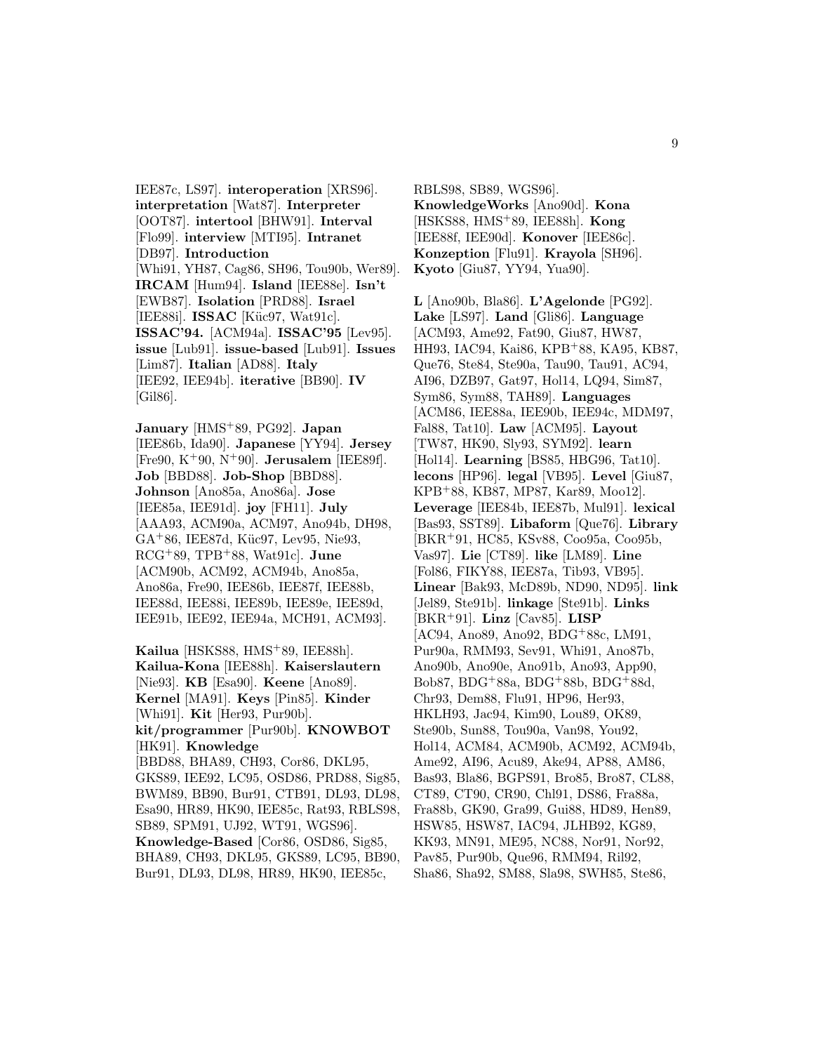IEE87c, LS97]. **interoperation** [XRS96]. **interpretation** [Wat87]. **Interpreter** [OOT87]. **intertool** [BHW91]. **Interval** [Flo99]. **interview** [MTI95]. **Intranet** [DB97]. **Introduction** [Whi91, YH87, Cag86, SH96, Tou90b, Wer89]. **IRCAM** [Hum94]. **Island** [IEE88e]. **Isn't** [EWB87]. **Isolation** [PRD88]. **Israel** [IEE88i]. **ISSAC** [Küc97, Wat91c]. **ISSAC'94.** [ACM94a]. **ISSAC'95** [Lev95]. **issue** [Lub91]. **issue-based** [Lub91]. **Issues** [Lim87]. **Italian** [AD88]. **Italy** [IEE92, IEE94b]. **iterative** [BB90]. **IV** [Gil86].

**January** [HMS+89, PG92]. **Japan** [IEE86b, Ida90]. **Japanese** [YY94]. **Jersey** [Fre90, K+90, N+90]. **Jerusalem** [IEE89f]. **Job** [BBD88]. **Job-Shop** [BBD88]. **Johnson** [Ano85a, Ano86a]. **Jose** [IEE85a, IEE91d]. **joy** [FH11]. **July** [AAA93, ACM90a, ACM97, Ano94b, DH98, GA+86, IEE87d, Küc97, Lev95, Nie93, RCG+89, TPB+88, Wat91c]. **June** [ACM90b, ACM92, ACM94b, Ano85a, Ano86a, Fre90, IEE86b, IEE87f, IEE88b, IEE88d, IEE88i, IEE89b, IEE89e, IEE89d, IEE91b, IEE92, IEE94a, MCH91, ACM93].

**Kailua** [HSKS88, HMS+89, IEE88h]. **Kailua-Kona** [IEE88h]. **Kaiserslautern** [Nie93]. **KB** [Esa90]. **Keene** [Ano89]. **Kernel** [MA91]. **Keys** [Pin85]. **Kinder** [Whi91]. **Kit** [Her93, Pur90b]. **kit/programmer** [Pur90b]. **KNOWBOT** [HK91]. **Knowledge** [BBD88, BHA89, CH93, Cor86, DKL95, GKS89, IEE92, LC95, OSD86, PRD88, Sig85, BWM89, BB90, Bur91, CTB91, DL93, DL98, Esa90, HR89, HK90, IEE85c, Rat93, RBLS98, SB89, SPM91, UJ92, WT91, WGS96]. **Knowledge-Based** [Cor86, OSD86, Sig85, BHA89, CH93, DKL95, GKS89, LC95, BB90, Bur91, DL93, DL98, HR89, HK90, IEE85c, RBLS98, SB89, WGS96]. **KnowledgeWorks** [Ano90d]. **Kona** [HSKS88, HMS+89, IEE88h]. **Kong** [IEE88f, IEE90d]. **Konover** [IEE86c]. **Konzeption** [Flu91]. **Krayola** [SH96]. **Kyoto** [Giu87, YY94, Yua90].

**L** [Ano90b, Bla86]. **L'Agelonde** [PG92]. **Lake** [LS97]. **Land** [Gli86]. **Language** [ACM93, Ame92, Fat90, Giu87, HW87, HH93, IAC94, Kai86, KPB+88, KA95, KB87, Que76, Ste84, Ste90a, Tau90, Tau91, AC94, AI96, DZB97, Gat97, Hol14, LQ94, Sim87, Sym86, Sym88, TAH89]. **Languages** [ACM86, IEE88a, IEE90b, IEE94c, MDM97, Fal88, Tat10]. **Law** [ACM95]. **Layout** [TW87, HK90, Sly93, SYM92]. **learn** [Hol14]. **Learning** [BS85, HBG96, Tat10]. **lecons** [HP96]. **legal** [VB95]. **Level** [Giu87, KPB+88, KB87, MP87, Kar89, Moo12]. **Leverage** [IEE84b, IEE87b, Mul91]. **lexical** [Bas93, SST89]. **Libaform** [Que76]. **Library** [BKR+91, HC85, KSv88, Coo95a, Coo95b, Vas97]. **Lie** [CT89]. **like** [LM89]. **Line** [Fol86, FIKY88, IEE87a, Tib93, VB95]. **Linear** [Bak93, McD89b, ND90, ND95]. **link** [Jel89, Ste91b]. **linkage** [Ste91b]. **Links** [BKR+91]. **Linz** [Cav85]. **LISP** [AC94, Ano89, Ano92, BDG+88c, LM91, Pur90a, RMM93, Sev91, Whi91, Ano87b, Ano90b, Ano90e, Ano91b, Ano93, App90, Bob87, BDG+88a, BDG+88b, BDG+88d, Chr93, Dem88, Flu91, HP96, Her93, HKLH93, Jac94, Kim90, Lou89, OK89, Ste90b, Sun88, Tou90a, Van98, You92, Hol14, ACM84, ACM90b, ACM92, ACM94b, Ame92, AI96, Acu89, Ake94, AP88, AM86, Bas93, Bla86, BGPS91, Bro85, Bro87, CL88, CT89, CT90, CR90, Chl91, DS86, Fra88a, Fra88b, GK90, Gra99, Gui88, HD89, Hen89, HSW85, HSW87, IAC94, JLHB92, KG89, KK93, MN91, ME95, NC88, Nor91, Nor92, Pav85, Pur90b, Que96, RMM94, Ril92, Sha86, Sha92, SM88, Sla98, SWH85, Ste86,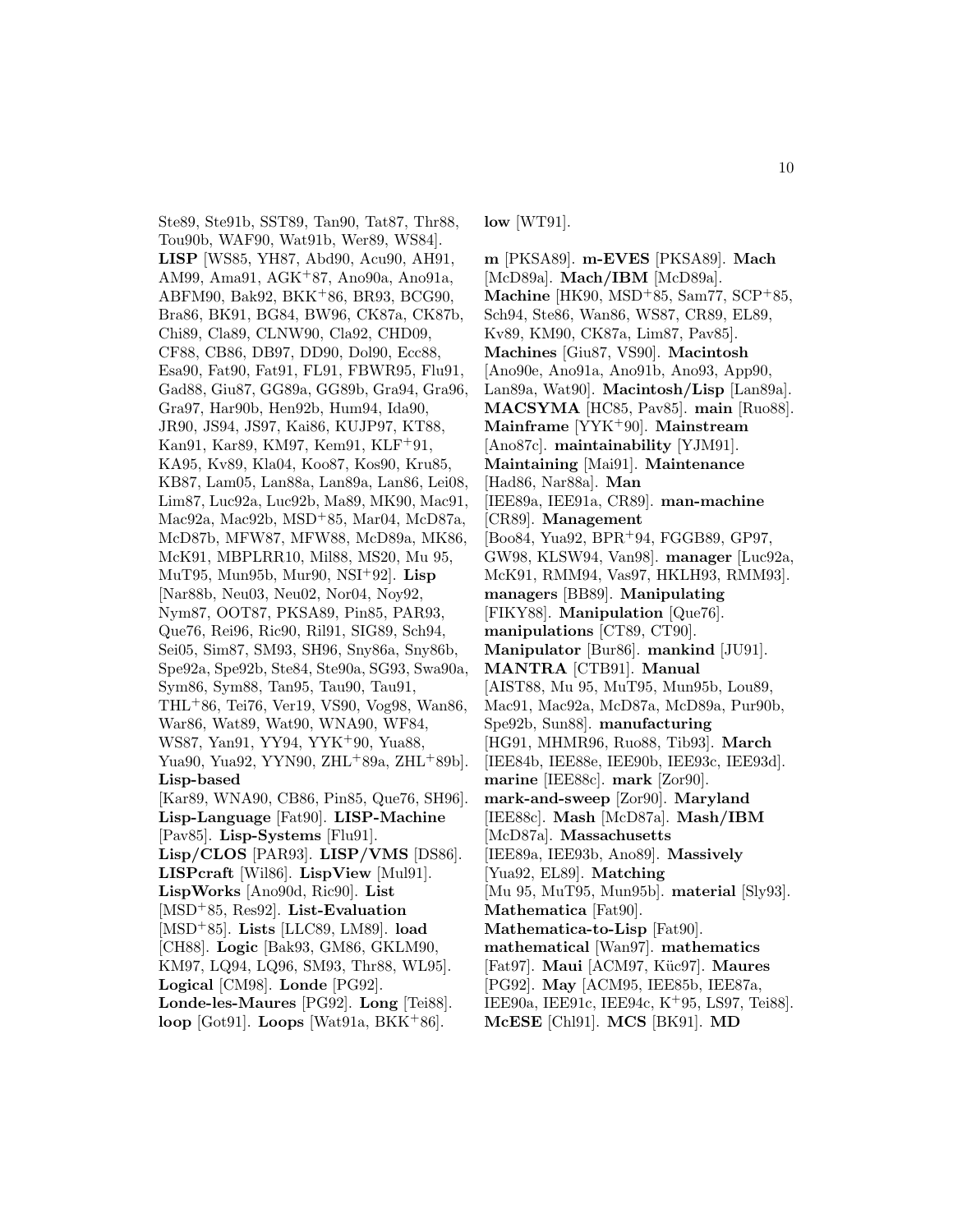Ste89, Ste91b, SST89, Tan90, Tat87, Thr88, Tou90b, WAF90, Wat91b, Wer89, WS84]. **LISP** [WS85, YH87, Abd90, Acu90, AH91, AM99, Ama91, AGK+87, Ano90a, Ano91a, ABFM90, Bak92, BKK+86, BR93, BCG90, Bra86, BK91, BG84, BW96, CK87a, CK87b, Chi89, Cla89, CLNW90, Cla92, CHD09, CF88, CB86, DB97, DD90, Dol90, Ecc88, Esa90, Fat90, Fat91, FL91, FBWR95, Flu91, Gad88, Giu87, GG89a, GG89b, Gra94, Gra96, Gra97, Har90b, Hen92b, Hum94, Ida90, JR90, JS94, JS97, Kai86, KUJP97, KT88, Kan91, Kar89, KM97, Kem91, KLF+91, KA95, Kv89, Kla04, Koo87, Kos90, Kru85, KB87, Lam05, Lan88a, Lan89a, Lan86, Lei08, Lim87, Luc92a, Luc92b, Ma89, MK90, Mac91, Mac92a, Mac92b, MSD+85, Mar04, McD87a, McD87b, MFW87, MFW88, McD89a, MK86, McK91, MBPLRR10, Mil88, MS20, Mu 95, MuT95, Mun95b, Mur90, NSI+92]. **Lisp** [Nar88b, Neu03, Neu02, Nor04, Noy92, Nym87, OOT87, PKSA89, Pin85, PAR93, Que76, Rei96, Ric90, Ril91, SIG89, Sch94, Sei05, Sim87, SM93, SH96, Sny86a, Sny86b, Spe92a, Spe92b, Ste84, Ste90a, SG93, Swa90a, Sym86, Sym88, Tan95, Tau90, Tau91, THL+86, Tei76, Ver19, VS90, Vog98, Wan86, War86, Wat89, Wat90, WNA90, WF84, WS87, Yan91, YY94, YYK+90, Yua88, Yua90, Yua92, YYN90, ZHL+89a, ZHL+89b]. **Lisp-based** [Kar89, WNA90, CB86, Pin85, Que76, SH96]. **Lisp-Language** [Fat90]. **LISP-Machine** [Pav85]. **Lisp-Systems** [Flu91]. **Lisp/CLOS** [PAR93]. **LISP/VMS** [DS86]. **LISPcraft** [Wil86]. **LispView** [Mul91]. **LispWorks** [Ano90d, Ric90]. **List** [MSD+85, Res92]. **List-Evaluation** [MSD+85]. **Lists** [LLC89, LM89]. **load** [CH88]. **Logic** [Bak93, GM86, GKLM90, KM97, LQ94, LQ96, SM93, Thr88, WL95]. **Logical** [CM98]. **Londe** [PG92]. **Londe-les-Maures** [PG92]. **Long** [Tei88]. **loop** [Got91]. **Loops** [Wat91a, BKK+86]. **low** [WT91].

**m** [PKSA89]. **m-EVES** [PKSA89]. **Mach** [McD89a]. **Mach/IBM** [McD89a]. **Machine** [HK90, MSD+85, Sam77, SCP+85, Sch94, Ste86, Wan86, WS87, CR89, EL89, Kv89, KM90, CK87a, Lim87, Pav85]. **Machines** [Giu87, VS90]. **Macintosh** [Ano90e, Ano91a, Ano91b, Ano93, App90, Lan89a, Wat90]. **Macintosh/Lisp** [Lan89a]. **MACSYMA** [HC85, Pav85]. **main** [Ruo88]. **Mainframe** [YYK+90]. **Mainstream** [Ano87c]. **maintainability** [YJM91]. **Maintaining** [Mai91]. **Maintenance** [Had86, Nar88a]. **Man** [IEE89a, IEE91a, CR89]. **man-machine** [CR89]. **Management** [Boo84, Yua92, BPR+94, FGGB89, GP97, GW98, KLSW94, Van98]. **manager** [Luc92a, McK91, RMM94, Vas97, HKLH93, RMM93]. **managers** [BB89]. **Manipulating** [FIKY88]. **Manipulation** [Que76]. **manipulations** [CT89, CT90]. **Manipulator** [Bur86]. **mankind** [JU91]. **MANTRA** [CTB91]. **Manual** [AIST88, Mu 95, MuT95, Mun95b, Lou89, Mac91, Mac92a, McD87a, McD89a, Pur90b, Spe92b, Sun88]. **manufacturing** [HG91, MHMR96, Ruo88, Tib93]. **March** [IEE84b, IEE88e, IEE90b, IEE93c, IEE93d]. **marine** [IEE88c]. **mark** [Zor90]. **mark-and-sweep** [Zor90]. **Maryland** [IEE88c]. **Mash** [McD87a]. **Mash/IBM** [McD87a]. **Massachusetts** [IEE89a, IEE93b, Ano89]. **Massively** [Yua92, EL89]. **Matching** [Mu 95, MuT95, Mun95b]. **material** [Sly93]. **Mathematica** [Fat90]. **Mathematica-to-Lisp** [Fat90]. **mathematical** [Wan97]. **mathematics** [Fat97]. **Maui** [ACM97, Küc97]. **Maures** [PG92]. **May** [ACM95, IEE85b, IEE87a, IEE90a, IEE91c, IEE94c, K+95, LS97, Tei88]. **McESE** [Chl91]. **MCS** [BK91]. **MD**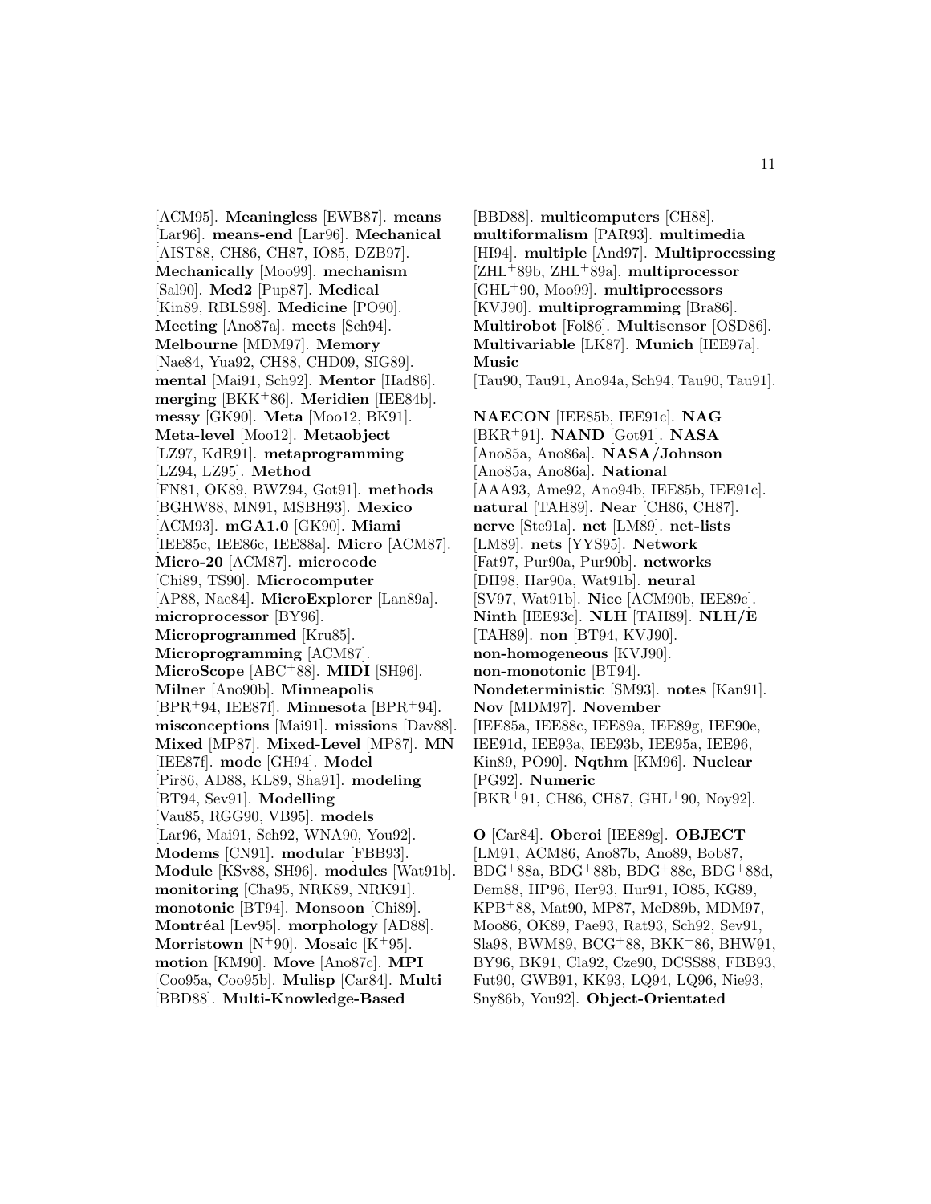[ACM95]. **Meaningless** [EWB87]. **means** [Lar96]. **means-end** [Lar96]. **Mechanical** [AIST88, CH86, CH87, IO85, DZB97]. **Mechanically** [Moo99]. **mechanism** [Sal90]. **Med2** [Pup87]. **Medical** [Kin89, RBLS98]. **Medicine** [PO90]. **Meeting** [Ano87a]. **meets** [Sch94]. **Melbourne** [MDM97]. **Memory** [Nae84, Yua92, CH88, CHD09, SIG89]. **mental** [Mai91, Sch92]. **Mentor** [Had86]. **merging** [BKK+86]. **Meridien** [IEE84b]. **messy** [GK90]. **Meta** [Moo12, BK91]. **Meta-level** [Moo12]. **Metaobject** [LZ97, KdR91]. **metaprogramming** [LZ94, LZ95]. **Method** [FN81, OK89, BWZ94, Got91]. **methods** [BGHW88, MN91, MSBH93]. **Mexico** [ACM93]. **mGA1.0** [GK90]. **Miami** [IEE85c, IEE86c, IEE88a]. **Micro** [ACM87]. **Micro-20** [ACM87]. **microcode** [Chi89, TS90]. **Microcomputer** [AP88, Nae84]. **MicroExplorer** [Lan89a]. **microprocessor** [BY96]. **Microprogrammed** [Kru85]. **Microprogramming** [ACM87]. **MicroScope** [ABC+88]. **MIDI** [SH96]. **Milner** [Ano90b]. **Minneapolis** [BPR+94, IEE87f]. **Minnesota** [BPR+94]. **misconceptions** [Mai91]. **missions** [Dav88]. **Mixed** [MP87]. **Mixed-Level** [MP87]. **MN** [IEE87f]. **mode** [GH94]. **Model** [Pir86, AD88, KL89, Sha91]. **modeling** [BT94, Sev91]. **Modelling** [Vau85, RGG90, VB95]. **models** [Lar96, Mai91, Sch92, WNA90, You92]. **Modems** [CN91]. **modular** [FBB93]. **Module** [KSv88, SH96]. **modules** [Wat91b]. **monitoring** [Cha95, NRK89, NRK91]. **monotonic** [BT94]. **Monsoon** [Chi89]. **Montréal** [Lev95]. **morphology** [AD88]. **Morristown** [N+90]. **Mosaic** [K+95]. **motion** [KM90]. **Move** [Ano87c]. **MPI** [Coo95a, Coo95b]. **Mulisp** [Car84]. **Multi** [BBD88]. **Multi-Knowledge-Based** [BBD88]. **multicomputers** [CH88]. **multiformalism** [PAR93]. **multimedia** [HI94]. **multiple** [And97]. **Multiprocessing** [ZHL+89b, ZHL+89a]. **multiprocessor** [GHL+90, Moo99]. **multiprocessors** [KVJ90]. **multiprogramming** [Bra86]. **Multirobot** [Fol86]. **Multisensor** [OSD86]. **Multivariable** [LK87]. **Munich** [IEE97a]. **Music** [Tau90, Tau91, Ano94a, Sch94, Tau90, Tau91].

**NAECON** [IEE85b, IEE91c]. **NAG** [BKR+91]. **NAND** [Got91]. **NASA** [Ano85a, Ano86a]. **NASA/Johnson** [Ano85a, Ano86a]. **National** [AAA93, Ame92, Ano94b, IEE85b, IEE91c]. **natural** [TAH89]. **Near** [CH86, CH87]. **nerve** [Ste91a]. **net** [LM89]. **net-lists** [LM89]. **nets** [YYS95]. **Network** [Fat97, Pur90a, Pur90b]. **networks** [DH98, Har90a, Wat91b]. **neural** [SV97, Wat91b]. **Nice** [ACM90b, IEE89c]. **Ninth** [IEE93c]. **NLH** [TAH89]. **NLH/E** [TAH89]. **non** [BT94, KVJ90]. **non-homogeneous** [KVJ90]. **non-monotonic** [BT94]. **Nondeterministic** [SM93]. **notes** [Kan91]. **Nov** [MDM97]. **November** [IEE85a, IEE88c, IEE89a, IEE89g, IEE90e, IEE91d, IEE93a, IEE93b, IEE95a, IEE96, Kin89, PO90]. **Nqthm** [KM96]. **Nuclear** [PG92]. **Numeric** [BKR+91, CH86, CH87, GHL+90, Noy92].

**O** [Car84]. **Oberoi** [IEE89g]. **OBJECT** [LM91, ACM86, Ano87b, Ano89, Bob87, BDG+88a, BDG+88b, BDG+88c, BDG+88d, Dem88, HP96, Her93, Hur91, IO85, KG89, KPB+88, Mat90, MP87, McD89b, MDM97, Moo86, OK89, Pae93, Rat93, Sch92, Sev91, Sla98, BWM89, BCG+88, BKK+86, BHW91, BY96, BK91, Cla92, Cze90, DCSS88, FBB93, Fut90, GWB91, KK93, LQ94, LQ96, Nie93, Sny86b, You92]. **Object-Orientated**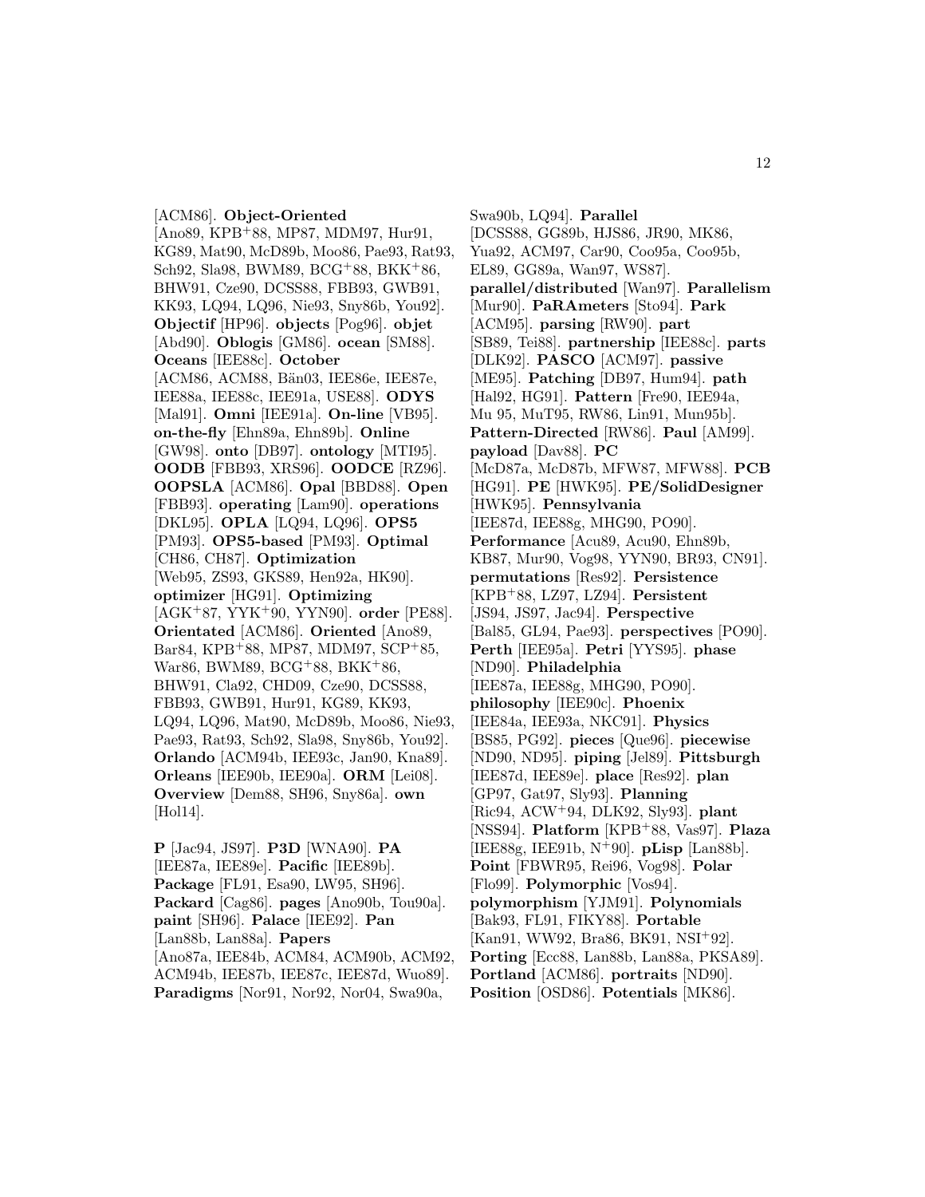[ACM86]. **Object-Oriented** [Ano89, KPB+88, MP87, MDM97, Hur91, KG89, Mat90, McD89b, Moo86, Pae93, Rat93, Sch92, Sla98, BWM89, BCG+88, BKK+86, BHW91, Cze90, DCSS88, FBB93, GWB91, KK93, LQ94, LQ96, Nie93, Sny86b, You92]. **Objectif** [HP96]. **objects** [Pog96]. **objet** [Abd90]. **Oblogis** [GM86]. **ocean** [SM88]. **Oceans** [IEE88c]. **October** [ACM86, ACM88, Bän03, IEE86e, IEE87e, IEE88a, IEE88c, IEE91a, USE88]. **ODYS** [Mal91]. **Omni** [IEE91a]. **On-line** [VB95]. **on-the-fly** [Ehn89a, Ehn89b]. **Online** [GW98]. **onto** [DB97]. **ontology** [MTI95]. **OODB** [FBB93, XRS96]. **OODCE** [RZ96]. **OOPSLA** [ACM86]. **Opal** [BBD88]. **Open** [FBB93]. **operating** [Lam90]. **operations** [DKL95]. **OPLA** [LQ94, LQ96]. **OPS5** [PM93]. **OPS5-based** [PM93]. **Optimal** [CH86, CH87]. **Optimization** [Web95, ZS93, GKS89, Hen92a, HK90]. **optimizer** [HG91]. **Optimizing** [AGK+87, YYK+90, YYN90]. **order** [PE88]. **Orientated** [ACM86]. **Oriented** [Ano89, Bar84, KPB+88, MP87, MDM97, SCP+85, War86, BWM89, BCG+88, BKK+86, BHW91, Cla92, CHD09, Cze90, DCSS88, FBB93, GWB91, Hur91, KG89, KK93, LQ94, LQ96, Mat90, McD89b, Moo86, Nie93, Pae93, Rat93, Sch92, Sla98, Sny86b, You92]. **Orlando** [ACM94b, IEE93c, Jan90, Kna89]. **Orleans** [IEE90b, IEE90a]. **ORM** [Lei08]. **Overview** [Dem88, SH96, Sny86a]. **own** [Hol14].

**P** [Jac94, JS97]. **P3D** [WNA90]. **PA** [IEE87a, IEE89e]. **Pacific** [IEE89b]. **Package** [FL91, Esa90, LW95, SH96]. **Packard** [Cag86]. **pages** [Ano90b, Tou90a]. **paint** [SH96]. **Palace** [IEE92]. **Pan** [Lan88b, Lan88a]. **Papers** [Ano87a, IEE84b, ACM84, ACM90b, ACM92, ACM94b, IEE87b, IEE87c, IEE87d, Wuo89]. **Paradigms** [Nor91, Nor92, Nor04, Swa90a, Swa90b, LQ94]. **Parallel** [DCSS88, GG89b, HJS86, JR90, MK86, Yua92, ACM97, Car90, Coo95a, Coo95b, EL89, GG89a, Wan97, WS87]. **parallel/distributed** [Wan97]. **Parallelism** [Mur90]. **PaRAmeters** [Sto94]. **Park** [ACM95]. **parsing** [RW90]. **part** [SB89, Tei88]. **partnership** [IEE88c]. **parts** [DLK92]. **PASCO** [ACM97]. **passive** [ME95]. **Patching** [DB97, Hum94]. **path** [Hal92, HG91]. **Pattern** [Fre90, IEE94a, Mu 95, MuT95, RW86, Lin91, Mun95b]. **Pattern-Directed** [RW86]. **Paul** [AM99]. **payload** [Dav88]. **PC** [McD87a, McD87b, MFW87, MFW88]. **PCB** [HG91]. **PE** [HWK95]. **PE/SolidDesigner** [HWK95]. **Pennsylvania** [IEE87d, IEE88g, MHG90, PO90]. **Performance** [Acu89, Acu90, Ehn89b, KB87, Mur90, Vog98, YYN90, BR93, CN91]. **permutations** [Res92]. **Persistence** [KPB+88, LZ97, LZ94]. **Persistent** [JS94, JS97, Jac94]. **Perspective** [Bal85, GL94, Pae93]. **perspectives** [PO90]. **Perth** [IEE95a]. **Petri** [YYS95]. **phase** [ND90]. **Philadelphia** [IEE87a, IEE88g, MHG90, PO90]. **philosophy** [IEE90c]. **Phoenix** [IEE84a, IEE93a, NKC91]. **Physics** [BS85, PG92]. **pieces** [Que96]. **piecewise** [ND90, ND95]. **piping** [Jel89]. **Pittsburgh** [IEE87d, IEE89e]. **place** [Res92]. **plan** [GP97, Gat97, Sly93]. **Planning** [Ric94, ACW+94, DLK92, Sly93]. **plant** [NSS94]. **Platform** [KPB+88, Vas97]. **Plaza** [IEE88g, IEE91b, N+90]. **pLisp** [Lan88b]. **Point** [FBWR95, Rei96, Vog98]. **Polar** [Flo99]. **Polymorphic** [Vos94]. **polymorphism** [YJM91]. **Polynomials** [Bak93, FL91, FIKY88]. **Portable** [Kan91, WW92, Bra86, BK91, NSI+92]. **Porting** [Ecc88, Lan88b, Lan88a, PKSA89]. **Portland** [ACM86]. **portraits** [ND90]. **Position** [OSD86]. **Potentials** [MK86].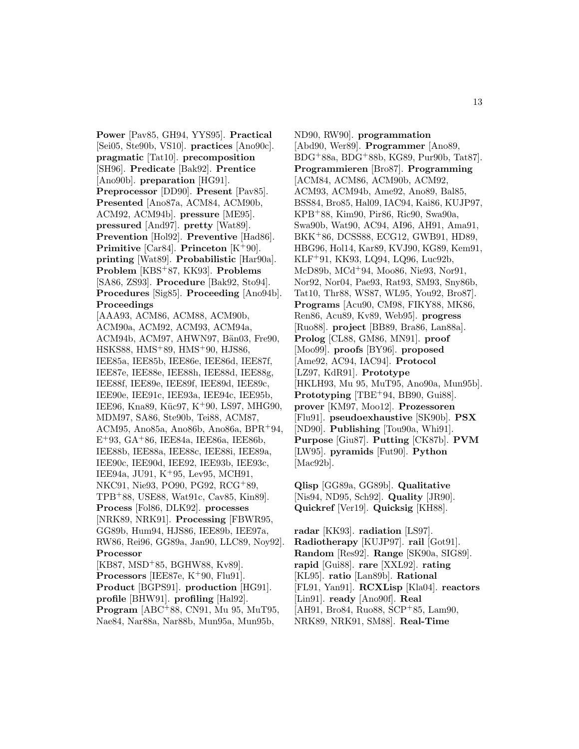**Power** [Pav85, GH94, YYS95]. **Practical** [Sei05, Ste90b, VS10]. **practices** [Ano90c]. **pragmatic** [Tat10]. **precomposition** [SH96]. **Predicate** [Bak92]. **Prentice** [Ano90b]. **preparation** [HG91]. **Preprocessor** [DD90]. **Present** [Pav85]. **Presented** [Ano87a, ACM84, ACM90b, ACM92, ACM94b]. **pressure** [ME95]. **pressured** [And97]. **pretty** [Wat89]. **Prevention** [Hol92]. **Preventive** [Had86]. **Primitive** [Car84]. **Princeton** [K+90]. **printing** [Wat89]. **Probabilistic** [Har90a]. **Problem** [KBS+87, KK93]. **Problems** [SA86, ZS93]. **Procedure** [Bak92, Sto94]. **Procedures** [Sig85]. **Proceeding** [Ano94b]. **Proceedings** [AAA93, ACM86, ACM88, ACM90b, ACM90a, ACM92, ACM93, ACM94a, ACM94b, ACM97, AHWN97, Bän03, Fre90, HSKS88, HMS+89, HMS+90, HJS86, IEE85a, IEE85b, IEE86e, IEE86d, IEE87f, IEE87e, IEE88e, IEE88h, IEE88d, IEE88g, IEE88f, IEE89e, IEE89f, IEE89d, IEE89c, IEE90e, IEE91c, IEE93a, IEE94c, IEE95b, IEE96, Kna89, Küc97, K+90, LS97, MHG90, MDM97, SA86, Ste90b, Tei88, ACM87, ACM95, Ano85a, Ano86b, Ano86a, BPR+94, E+93, GA+86, IEE84a, IEE86a, IEE86b, IEE88b, IEE88a, IEE88c, IEE88i, IEE89a, IEE90c, IEE90d, IEE92, IEE93b, IEE93c, IEE94a, JU91, K+95, Lev95, MCH91, NKC91, Nie93, PO90, PG92, RCG+89, TPB+88, USE88, Wat91c, Cav85, Kin89]. **Process** [Fol86, DLK92]. **processes** [NRK89, NRK91]. **Processing** [FBWR95, GG89b, Hum94, HJS86, IEE89b, IEE97a, RW86, Rei96, GG89a, Jan90, LLC89, Noy92]. **Processor** [KB87, MSD+85, BGHW88, Kv89]. **Processors** [IEE87e, K+90, Flu91]. **Product** [BGPS91]. **production** [HG91]. **profile** [BHW91]. **profiling** [Hal92]. **Program** [ABC+88, CN91, Mu 95, MuT95, Nae84, Nar88a, Nar88b, Mun95a, Mun95b, ND90, RW90]. **programmation** [Abd90, Wer89]. **Programmer** [Ano89, BDG+88a, BDG+88b, KG89, Pur90b, Tat87]. **Programmieren** [Bro87]. **Programming** [ACM84, ACM86, ACM90b, ACM92, ACM93, ACM94b, Ame92, Ano89, Bal85, BSS84, Bro85, Hal09, IAC94, Kai86, KUJP97, KPB+88, Kim90, Pir86, Ric90, Swa90a, Swa90b, Wat90, AC94, AI96, AH91, Ama91, BKK+86, DCSS88, ECG12, GWB91, HD89, HBG96, Hol14, Kar89, KVJ90, KG89, Kem91, KLF+91, KK93, LQ94, LQ96, Luc92b, McD89b, MCd+94, Moo86, Nie93, Nor91, Nor92, Nor04, Pae93, Rat93, SM93, Sny86b, Tat10, Thr88, WS87, WL95, You92, Bro87]. **Programs** [Acu90, CM98, FIKY88, MK86, Ren86, Acu89, Kv89, Web95]. **progress** [Ruo88]. **project** [BB89, Bra86, Lan88a]. **Prolog** [CL88, GM86, MN91]. **proof** [Moo99]. **proofs** [BY96]. **proposed** [Ame92, AC94, IAC94]. **Protocol** [LZ97, KdR91]. **Prototype** [HKLH93, Mu 95, MuT95, Ano90a, Mun95b]. **Prototyping** [TBE+94, BB90, Gui88]. **prover** [KM97, Moo12]. **Prozessoren** [Flu91]. **pseudoexhaustive** [SK90b]. **PSX** [ND90]. **Publishing** [Tou90a, Whi91]. **Purpose** [Giu87]. **Putting** [CK87b]. **PVM** [LW95]. **pyramids** [Fut90]. **Python** [Mac92b].

**Qlisp** [GG89a, GG89b]. **Qualitative** [Nis94, ND95, Sch92]. **Quality** [JR90]. **Quickref** [Ver19]. **Quicksig** [KH88].

**radar** [KK93]. **radiation** [LS97]. **Radiotherapy** [KUJP97]. **rail** [Got91]. **Random** [Res92]. **Range** [SK90a, SIG89]. **rapid** [Gui88]. **rare** [XXL92]. **rating** [KL95]. **ratio** [Lan89b]. **Rational** [FL91, Yan91]. **RCXLisp** [Kla04]. **reactors** [Lin91]. **ready** [Ano90f]. **Real** [AH91, Bro84, Ruo88, SCP+85, Lam90, NRK89, NRK91, SM88]. **Real-Time**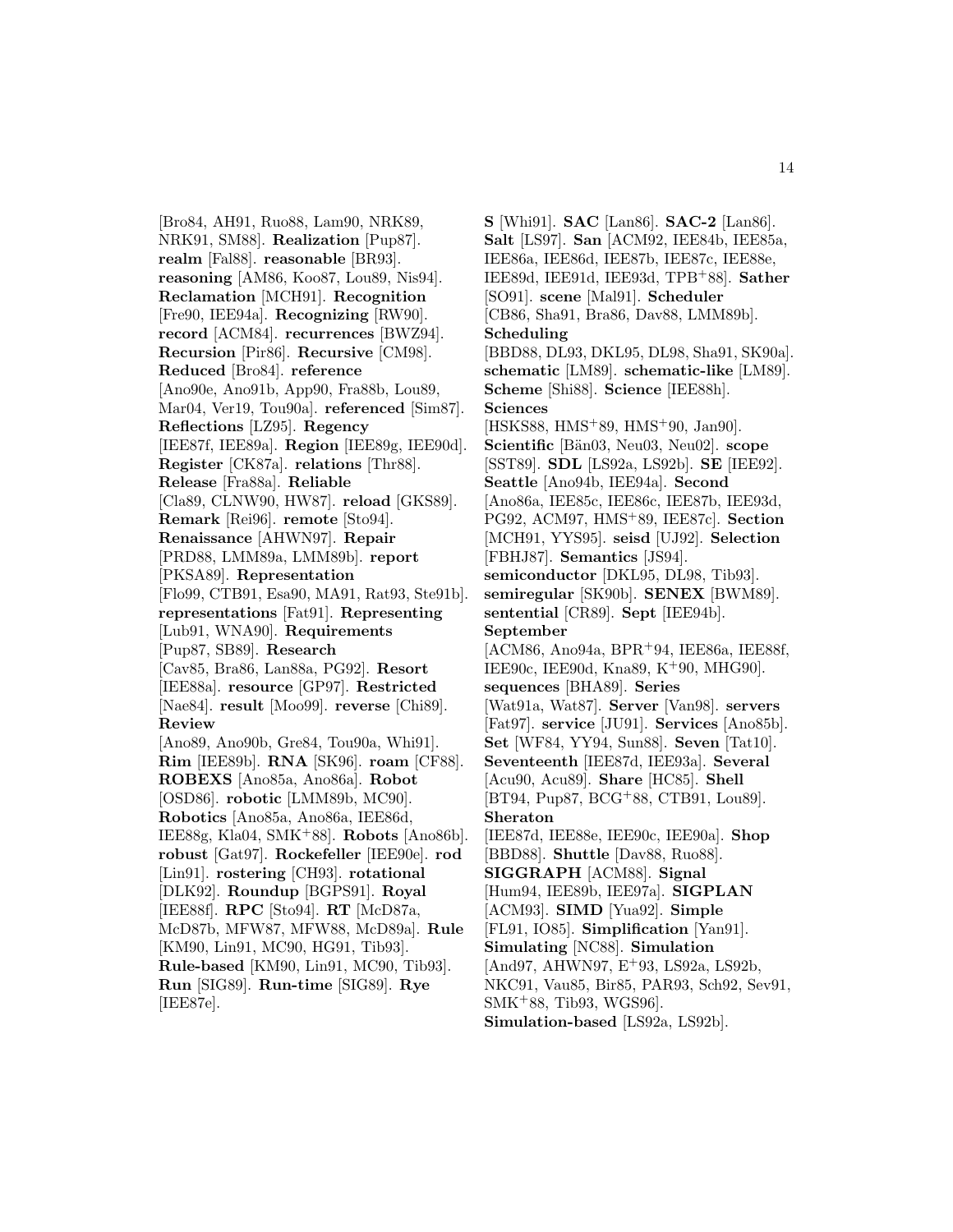[Bro84, AH91, Ruo88, Lam90, NRK89, NRK91, SM88]. **Realization** [Pup87]. **realm** [Fal88]. **reasonable** [BR93]. **reasoning** [AM86, Koo87, Lou89, Nis94]. **Reclamation** [MCH91]. **Recognition** [Fre90, IEE94a]. **Recognizing** [RW90]. **record** [ACM84]. **recurrences** [BWZ94]. **Recursion** [Pir86]. **Recursive** [CM98]. **Reduced** [Bro84]. **reference** [Ano90e, Ano91b, App90, Fra88b, Lou89, Mar04, Ver19, Tou90a]. **referenced** [Sim87]. **Reflections** [LZ95]. **Regency** [IEE87f, IEE89a]. **Region** [IEE89g, IEE90d]. **Register** [CK87a]. **relations** [Thr88]. **Release** [Fra88a]. **Reliable** [Cla89, CLNW90, HW87]. **reload** [GKS89]. **Remark** [Rei96]. **remote** [Sto94]. **Renaissance** [AHWN97]. **Repair** [PRD88, LMM89a, LMM89b]. **report** [PKSA89]. **Representation** [Flo99, CTB91, Esa90, MA91, Rat93, Ste91b]. **representations** [Fat91]. **Representing** [Lub91, WNA90]. **Requirements** [Pup87, SB89]. **Research** [Cav85, Bra86, Lan88a, PG92]. **Resort** [IEE88a]. **resource** [GP97]. **Restricted** [Nae84]. **result** [Moo99]. **reverse** [Chi89]. **Review** [Ano89, Ano90b, Gre84, Tou90a, Whi91]. **Rim** [IEE89b]. **RNA** [SK96]. **roam** [CF88]. **ROBEXS** [Ano85a, Ano86a]. **Robot** [OSD86]. **robotic** [LMM89b, MC90]. **Robotics** [Ano85a, Ano86a, IEE86d, IEE88g, Kla04, SMK+88]. **Robots** [Ano86b]. **robust** [Gat97]. **Rockefeller** [IEE90e]. **rod** [Lin91]. **rostering** [CH93]. **rotational** [DLK92]. **Roundup** [BGPS91]. **Royal** [IEE88f]. **RPC** [Sto94]. **RT** [McD87a, McD87b, MFW87, MFW88, McD89a]. **Rule** [KM90, Lin91, MC90, HG91, Tib93]. **Rule-based** [KM90, Lin91, MC90, Tib93]. **Run** [SIG89]. **Run-time** [SIG89]. **Rye** [IEE87e].

**S** [Whi91]. **SAC** [Lan86]. **SAC-2** [Lan86]. **Salt** [LS97]. **San** [ACM92, IEE84b, IEE85a, IEE86a, IEE86d, IEE87b, IEE87c, IEE88e, IEE89d, IEE91d, IEE93d, TPB+88]. **Sather** [SO91]. **scene** [Mal91]. **Scheduler** [CB86, Sha91, Bra86, Dav88, LMM89b]. **Scheduling** [BBD88, DL93, DKL95, DL98, Sha91, SK90a]. **schematic** [LM89]. **schematic-like** [LM89]. **Scheme** [Shi88]. **Science** [IEE88h]. **Sciences** [HSKS88, HMS+89, HMS+90, Jan90]. **Scientific** [Bän03, Neu03, Neu02]. **scope** [SST89]. **SDL** [LS92a, LS92b]. **SE** [IEE92]. **Seattle** [Ano94b, IEE94a]. **Second** [Ano86a, IEE85c, IEE86c, IEE87b, IEE93d, PG92, ACM97, HMS+89, IEE87c]. **Section** [MCH91, YYS95]. **seisd** [UJ92]. **Selection** [FBHJ87]. **Semantics** [JS94]. **semiconductor** [DKL95, DL98, Tib93]. **semiregular** [SK90b]. **SENEX** [BWM89]. **sentential** [CR89]. **Sept** [IEE94b]. **September** [ACM86, Ano94a, BPR+94, IEE86a, IEE88f, IEE90c, IEE90d, Kna89, K+90, MHG90]. **sequences** [BHA89]. **Series** [Wat91a, Wat87]. **Server** [Van98]. **servers** [Fat97]. **service** [JU91]. **Services** [Ano85b]. **Set** [WF84, YY94, Sun88]. **Seven** [Tat10]. **Seventeenth** [IEE87d, IEE93a]. **Several** [Acu90, Acu89]. **Share** [HC85]. **Shell** [BT94, Pup87, BCG+88, CTB91, Lou89]. **Sheraton** [IEE87d, IEE88e, IEE90c, IEE90a]. **Shop** [BBD88]. **Shuttle** [Dav88, Ruo88]. **SIGGRAPH** [ACM88]. **Signal** [Hum94, IEE89b, IEE97a]. **SIGPLAN** [ACM93]. **SIMD** [Yua92]. **Simple** [FL91, IO85]. **Simplification** [Yan91]. **Simulating** [NC88]. **Simulation** [And97, AHWN97, E+93, LS92a, LS92b, NKC91, Vau85, Bir85, PAR93, Sch92, Sev91, SMK+88, Tib93, WGS96]. **Simulation-based** [LS92a, LS92b].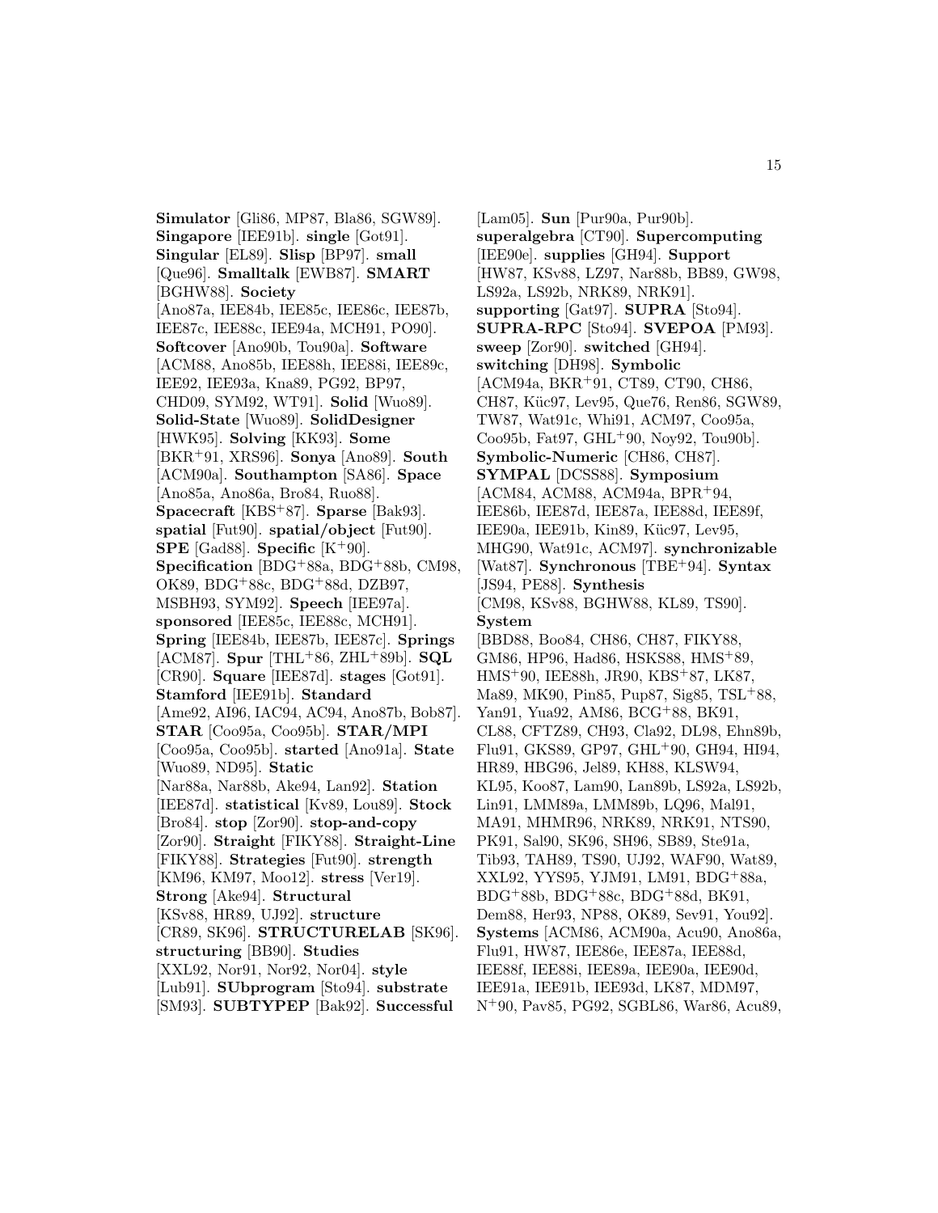**Simulator** [Gli86, MP87, Bla86, SGW89]. **Singapore** [IEE91b]. **single** [Got91]. **Singular** [EL89]. **Slisp** [BP97]. **small** [Que96]. **Smalltalk** [EWB87]. **SMART** [BGHW88]. **Society** [Ano87a, IEE84b, IEE85c, IEE86c, IEE87b, IEE87c, IEE88c, IEE94a, MCH91, PO90]. **Softcover** [Ano90b, Tou90a]. **Software** [ACM88, Ano85b, IEE88h, IEE88i, IEE89c, IEE92, IEE93a, Kna89, PG92, BP97, CHD09, SYM92, WT91]. **Solid** [Wuo89]. **Solid-State** [Wuo89]. **SolidDesigner** [HWK95]. **Solving** [KK93]. **Some** [BKR+91, XRS96]. **Sonya** [Ano89]. **South** [ACM90a]. **Southampton** [SA86]. **Space** [Ano85a, Ano86a, Bro84, Ruo88]. **Spacecraft** [KBS+87]. **Sparse** [Bak93]. **spatial** [Fut90]. **spatial/object** [Fut90]. **SPE** [Gad88]. **Specific** [K+90]. **Specification** [BDG+88a, BDG+88b, CM98, OK89, BDG+88c, BDG+88d, DZB97, MSBH93, SYM92]. **Speech** [IEE97a]. **sponsored** [IEE85c, IEE88c, MCH91]. **Spring** [IEE84b, IEE87b, IEE87c]. **Springs** [ACM87]. **Spur** [THL+86, ZHL+89b]. **SQL** [CR90]. **Square** [IEE87d]. **stages** [Got91]. **Stamford** [IEE91b]. **Standard** [Ame92, AI96, IAC94, AC94, Ano87b, Bob87]. **STAR** [Coo95a, Coo95b]. **STAR/MPI** [Coo95a, Coo95b]. **started** [Ano91a]. **State** [Wuo89, ND95]. **Static** [Nar88a, Nar88b, Ake94, Lan92]. **Station** [IEE87d]. **statistical** [Kv89, Lou89]. **Stock** [Bro84]. **stop** [Zor90]. **stop-and-copy** [Zor90]. **Straight** [FIKY88]. **Straight-Line** [FIKY88]. **Strategies** [Fut90]. **strength** [KM96, KM97, Moo12]. **stress** [Ver19]. **Strong** [Ake94]. **Structural** [KSv88, HR89, UJ92]. **structure** [CR89, SK96]. **STRUCTURELAB** [SK96]. **structuring** [BB90]. **Studies** [XXL92, Nor91, Nor92, Nor04]. **style** [Lub91]. **SUbprogram** [Sto94]. **substrate** [SM93]. **SUBTYPEP** [Bak92]. **Successful** [Lam05]. **Sun** [Pur90a, Pur90b]. **superalgebra** [CT90]. **Supercomputing** [IEE90e]. **supplies** [GH94]. **Support** [HW87, KSv88, LZ97, Nar88b, BB89, GW98, LS92a, LS92b, NRK89, NRK91]. **supporting** [Gat97]. **SUPRA** [Sto94]. **SUPRA-RPC** [Sto94]. **SVEPOA** [PM93]. **sweep** [Zor90]. **switched** [GH94]. **switching** [DH98]. **Symbolic** [ACM94a, BKR+91, CT89, CT90, CH86, CH87, Küc97, Lev95, Que76, Ren86, SGW89, TW87, Wat91c, Whi91, ACM97, Coo95a, Coo95b, Fat97, GHL+90, Noy92, Tou90b]. **Symbolic-Numeric** [CH86, CH87]. **SYMPAL** [DCSS88]. **Symposium** [ACM84, ACM88, ACM94a, BPR+94, IEE86b, IEE87d, IEE87a, IEE88d, IEE89f, IEE90a, IEE91b, Kin89, Küc97, Lev95, MHG90, Wat91c, ACM97]. **synchronizable** [Wat87]. **Synchronous** [TBE+94]. **Syntax** [JS94, PE88]. **Synthesis** [CM98, KSv88, BGHW88, KL89, TS90]. **System** [BBD88, Boo84, CH86, CH87, FIKY88, GM86, HP96, Had86, HSKS88, HMS+89, HMS+90, IEE88h, JR90, KBS+87, LK87, Ma89, MK90, Pin85, Pup87, Sig85, TSL+88, Yan91, Yua92, AM86, BCG+88, BK91, CL88, CFTZ89, CH93, Cla92, DL98, Ehn89b, Flu91, GKS89, GP97, GHL+90, GH94, HI94, HR89, HBG96, Jel89, KH88, KLSW94, KL95, Koo87, Lam90, Lan89b, LS92a, LS92b, Lin91, LMM89a, LMM89b, LQ96, Mal91, MA91, MHMR96, NRK89, NRK91, NTS90, PK91, Sal90, SK96, SH96, SB89, Ste91a, Tib93, TAH89, TS90, UJ92, WAF90, Wat89, XXL92, YYS95, YJM91, LM91, BDG+88a, BDG+88b, BDG+88c, BDG+88d, BK91, Dem88, Her93, NP88, OK89, Sev91, You92]. **Systems** [ACM86, ACM90a, Acu90, Ano86a, Flu91, HW87, IEE86e, IEE87a, IEE88d, IEE88f, IEE88i, IEE89a, IEE90a, IEE90d, IEE91a, IEE91b, IEE93d, LK87, MDM97, N+90, Pav85, PG92, SGBL86, War86, Acu89,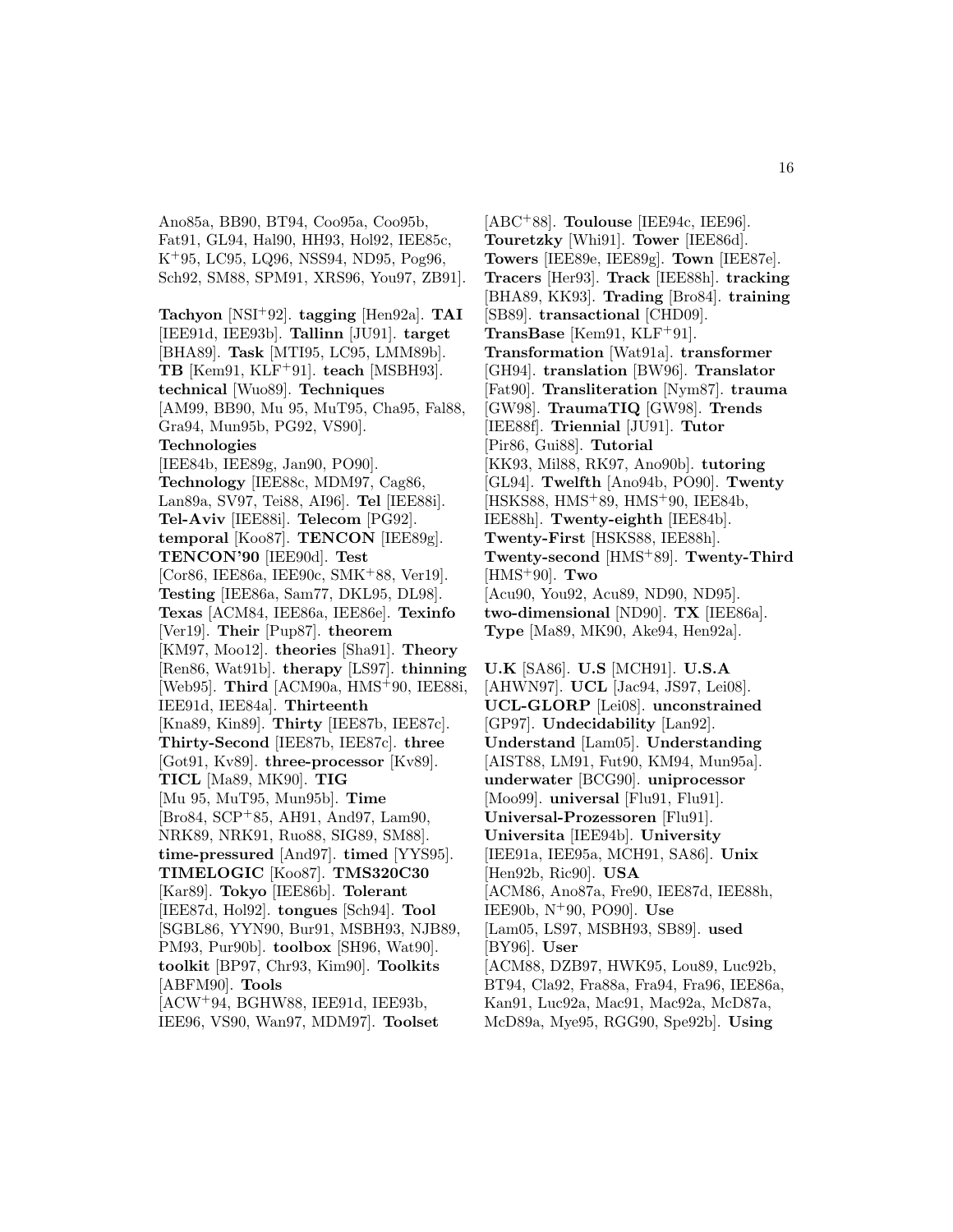Ano85a, BB90, BT94, Coo95a, Coo95b, Fat91, GL94, Hal90, HH93, Hol92, IEE85c, K[+]95, LC95, LQ96, NSS94, ND95, Pog96, Sch92, SM88, SPM91, XRS96, You97, ZB91].

**Tachyon** [NSI[+]92]. **tagging** [Hen92a]. **TAI** [IEE91d, IEE93b]. **Tallinn** [JU91]. **target** [BHA89]. **Task** [MTI95, LC95, LMM89b]. **TB** [Kem91, KLF[+]91]. **teach** [MSBH93]. **technical** [Wuo89]. **Techniques** [AM99, BB90, Mu 95, MuT95, Cha95, Fal88, Gra94, Mun95b, PG92, VS90]. **Technologies** [IEE84b, IEE89g, Jan90, PO90]. **Technology** [IEE88c, MDM97, Cag86, Lan89a, SV97, Tei88, AI96]. **Tel** [IEE88i]. **Tel-Aviv** [IEE88i]. **Telecom** [PG92]. **temporal** [Koo87]. **TENCON** [IEE89g]. **TENCON'90** [IEE90d]. **Test** [Cor86, IEE86a, IEE90c, SMK[+]88, Ver19]. **Testing** [IEE86a, Sam77, DKL95, DL98]. **Texas** [ACM84, IEE86a, IEE86e]. **Texinfo** [Ver19]. **Their** [Pup87]. **theorem** [KM97, Moo12]. **theories** [Sha91]. **Theory** [Ren86, Wat91b]. **therapy** [LS97]. **thinning** [Web95]. **Third** [ACM90a, HMS[+]90, IEE88i, IEE91d, IEE84a]. **Thirteenth** [Kna89, Kin89]. **Thirty** [IEE87b, IEE87c]. **Thirty-Second** [IEE87b, IEE87c]. **three** [Got91, Kv89]. **three-processor** [Kv89]. **TICL** [Ma89, MK90]. **TIG** [Mu 95, MuT95, Mun95b]. **Time** [Bro84, SCP[+]85, AH91, And97, Lam90, NRK89, NRK91, Ruo88, SIG89, SM88]. **time-pressured** [And97]. **timed** [YYS95]. **TIMELOGIC** [Koo87]. **TMS320C30** [Kar89]. **Tokyo** [IEE86b]. **Tolerant** [IEE87d, Hol92]. **tongues** [Sch94]. **Tool** [SGBL86, YYN90, Bur91, MSBH93, NJB89, PM93, Pur90b]. **toolbox** [SH96, Wat90]. **toolkit** [BP97, Chr93, Kim90]. **Toolkits** [ABFM90]. **Tools** [ACW[+]94, BGHW88, IEE91d, IEE93b, IEE96, VS90, Wan97, MDM97]. **Toolset** [ABC[+]88]. **Toulouse** [IEE94c, IEE96]. **Touretzky** [Whi91]. **Tower** [IEE86d]. **Towers** [IEE89e, IEE89g]. **Town** [IEE87e]. **Tracers** [Her93]. **Track** [IEE88h]. **tracking** [BHA89, KK93]. **Trading** [Bro84]. **training** [SB89]. **transactional** [CHD09]. **TransBase** [Kem91, KLF[+]91]. **Transformation** [Wat91a]. **transformer** [GH94]. **translation** [BW96]. **Translator** [Fat90]. **Transliteration** [Nym87]. **trauma** [GW98]. **TraumaTIQ** [GW98]. **Trends** [IEE88f]. **Triennial** [JU91]. **Tutor** [Pir86, Gui88]. **Tutorial** [KK93, Mil88, RK97, Ano90b]. **tutoring** [GL94]. **Twelfth** [Ano94b, PO90]. **Twenty** [HSKS88, HMS[+]89, HMS[+]90, IEE84b, IEE88h]. **Twenty-eighth** [IEE84b]. **Twenty-First** [HSKS88, IEE88h]. **Twenty-second** [HMS[+]89]. **Twenty-Third** [HMS[+]90]. **Two** [Acu90, You92, Acu89, ND90, ND95]. **two-dimensional** [ND90]. **TX** [IEE86a]. **Type** [Ma89, MK90, Ake94, Hen92a].

**U.K** [SA86]. **U.S** [MCH91]. **U.S.A** [AHWN97]. **UCL** [Jac94, JS97, Lei08]. **UCL-GLORP** [Lei08]. **unconstrained** [GP97]. **Undecidability** [Lan92]. **Understand** [Lam05]. **Understanding** [AIST88, LM91, Fut90, KM94, Mun95a]. **underwater** [BCG90]. **uniprocessor** [Moo99]. **universal** [Flu91, Flu91]. **Universal-Prozessoren** [Flu91]. **Universita** [IEE94b]. **University** [IEE91a, IEE95a, MCH91, SA86]. **Unix** [Hen92b, Ric90]. **USA** [ACM86, Ano87a, Fre90, IEE87d, IEE88h, IEE90b, N[+]90, PO90]. **Use** [Lam05, LS97, MSBH93, SB89]. **used** [BY96]. **User** [ACM88, DZB97, HWK95, Lou89, Luc92b, BT94, Cla92, Fra88a, Fra94, Fra96, IEE86a, Kan91, Luc92a, Mac91, Mac92a, McD87a, McD89a, Mye95, RGG90, Spe92b]. **Using**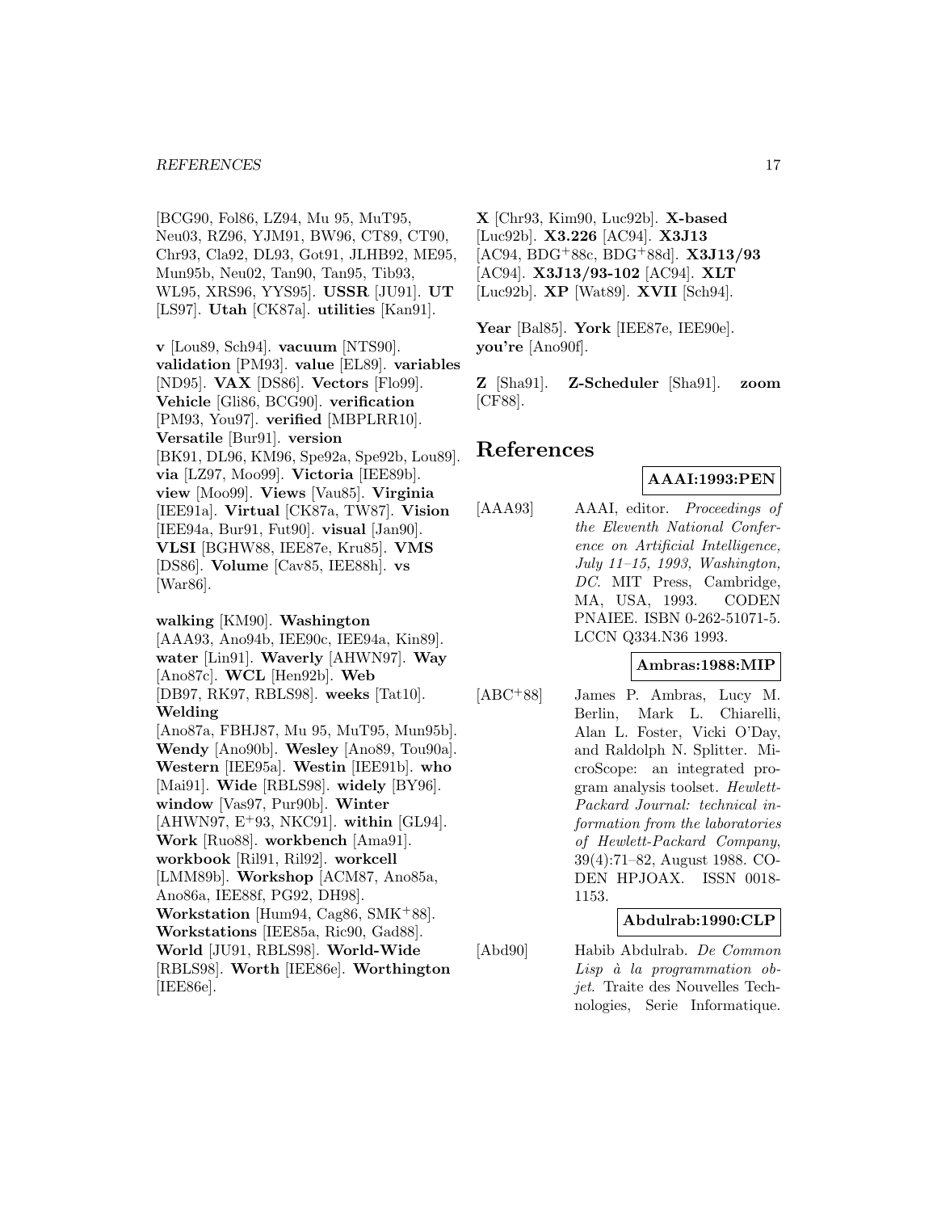[BCG90, Fol86, LZ94, Mu 95, MuT95, Neu03, RZ96, YJM91, BW96, CT89, CT90, Chr93, Cla92, DL93, Got91, JLHB92, ME95, Mun95b, Neu02, Tan90, Tan95, Tib93, WL95, XRS96, YYS95]. **USSR** [JU91]. **UT** [LS97]. **Utah** [CK87a]. **utilities** [Kan91].

**v** [Lou89, Sch94]. **vacuum** [NTS90]. **validation** [PM93]. **value** [EL89]. **variables** [ND95]. **VAX** [DS86]. **Vectors** [Flo99]. **Vehicle** [Gli86, BCG90]. **verification** [PM93, You97]. **verified** [MBPLRR10]. **Versatile** [Bur91]. **version** [BK91, DL96, KM96, Spe92a, Spe92b, Lou89]. **via** [LZ97, Moo99]. **Victoria** [IEE89b]. **view** [Moo99]. **Views** [Vau85]. **Virginia** [IEE91a]. **Virtual** [CK87a, TW87]. **Vision** [IEE94a, Bur91, Fut90]. **visual** [Jan90]. **VLSI** [BGHW88, IEE87e, Kru85]. **VMS** [DS86]. **Volume** [Cav85, IEE88h]. **vs** [War86].

**walking** [KM90]. **Washington** [AAA93, Ano94b, IEE90c, IEE94a, Kin89]. **water** [Lin91]. **Waverly** [AHWN97]. **Way** [Ano87c]. **WCL** [Hen92b]. **Web** [DB97, RK97, RBLS98]. **weeks** [Tat10]. **Welding** [Ano87a, FBHJ87, Mu 95, MuT95, Mun95b]. **Wendy** [Ano90b]. **Wesley** [Ano89, Tou90a]. **Western** [IEE95a]. **Westin** [IEE91b]. **who** [Mai91]. **Wide** [RBLS98]. **widely** [BY96]. **window** [Vas97, Pur90b]. **Winter** [AHWN97, E+93, NKC91]. **within** [GL94]. **Work** [Ruo88]. **workbench** [Ama91]. **workbook** [Ril91, Ril92]. **workcell** [LMM89b]. **Workshop** [ACM87, Ano85a, Ano86a, IEE88f, PG92, DH98]. **Workstation** [Hum94, Cag86, SMK+88]. **Workstations** [IEE85a, Ric90, Gad88]. **World** [JU91, RBLS98]. **World-Wide** [RBLS98]. **Worth** [IEE86e]. **Worthington** [IEE86e].

**X** [Chr93, Kim90, Luc92b]. **X-based** [Luc92b]. **X3.226** [AC94]. **X3J13** [AC94, BDG+88c, BDG+88d]. **X3J13/93** [AC94]. **X3J13/93-102** [AC94]. **XLT** [Luc92b]. **XP** [Wat89]. **XVII** [Sch94].

**Year** [Bal85]. **York** [IEE87e, IEE90e]. **you're** [Ano90f].

**Z** [Sha91]. **Z-Scheduler** [Sha91]. **zoom** [CF88].

# References

**AAAI:1993:PEN**

[AAA93] AAAI, editor. *Proceedings of the Eleventh National Conference on Artificial Intelligence, July 11–15, 1993, Washington, DC*. MIT Press, Cambridge, MA, USA, 1993. CODEN PNAIEE. ISBN 0-262-51071-5. LCCN Q334.N36 1993.

**Ambras:1988:MIP**

[ABC+88] James P. Ambras, Lucy M. Berlin, Mark L. Chiarelli, Alan L. Foster, Vicki O'Day, and Raldolph N. Splitter. MicroScope: an integrated program analysis toolset. *Hewlett-Packard Journal: technical information from the laboratories of Hewlett-Packard Company*, 39(4):71–82, August 1988. CODEN HPJOAX. ISSN 0018-1153.

**Abdulrab:1990:CLP**

[Abd90] Habib Abdulrab. *De Common Lisp à la programmation objet*. Traite des Nouvelles Technologies, Serie Informatique.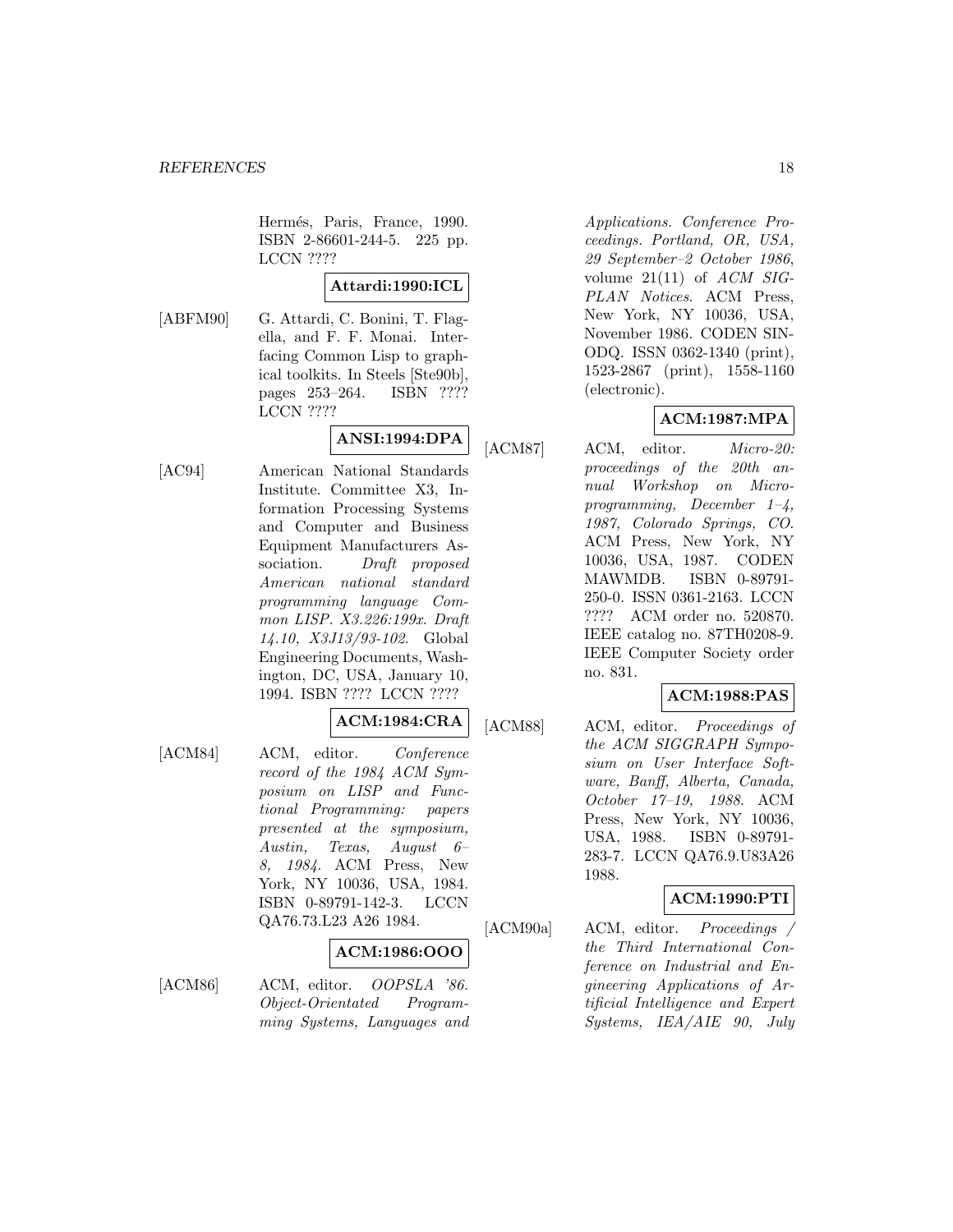Hermés, Paris, France, 1990. ISBN 2-86601-244-5. 225 pp. LCCN ????

**Attardi:1990:ICL**

[ABFM90] G. Attardi, C. Bonini, T. Flagella, and F. F. Monai. Interfacing Common Lisp to graphical toolkits. In Steels [Ste90b], pages 253–264. ISBN ???? LCCN ????

**ANSI:1994:DPA**

[AC94] American National Standards Institute. Committee X3, Information Processing Systems and Computer and Business Equipment Manufacturers Association. *Draft proposed American national standard programming language Common LISP. X3.226:199x. Draft 14.10, X3J13/93-102*. Global Engineering Documents, Washington, DC, USA, January 10, 1994. ISBN ???? LCCN ????

**ACM:1984:CRA**

[ACM84] ACM, editor. *Conference record of the 1984 ACM Symposium on LISP and Functional Programming: papers presented at the symposium, Austin, Texas, August 6–8, 1984*. ACM Press, New York, NY 10036, USA, 1984. ISBN 0-89791-142-3. LCCN QA76.73.L23 A26 1984.

**ACM:1986:OOO**

[ACM86] ACM, editor. *OOPSLA '86. Object-Orientated Programming Systems, Languages and Applications. Conference Proceedings. Portland, OR, USA, 29 September–2 October 1986*, volume 21(11) of *ACM SIGPLAN Notices*. ACM Press, New York, NY 10036, USA, November 1986. CODEN SINODQ. ISSN 0362-1340 (print), 1523-2867 (print), 1558-1160 (electronic).

**ACM:1987:MPA**

[ACM87] ACM, editor. *Micro-20: proceedings of the 20th annual Workshop on Microprogramming, December 1–4, 1987, Colorado Springs, CO*. ACM Press, New York, NY 10036, USA, 1987. CODEN MAWMDB. ISBN 0-89791-250-0. ISSN 0361-2163. LCCN ???? ACM order no. 520870. IEEE catalog no. 87TH0208-9. IEEE Computer Society order no. 831.

**ACM:1988:PAS**

[ACM88] ACM, editor. *Proceedings of the ACM SIGGRAPH Symposium on User Interface Software, Banff, Alberta, Canada, October 17–19, 1988*. ACM Press, New York, NY 10036, USA, 1988. ISBN 0-89791-283-7. LCCN QA76.9.U83A26 1988.

**ACM:1990:PTI**

[ACM90a] ACM, editor. *Proceedings / the Third International Conference on Industrial and Engineering Applications of Artificial Intelligence and Expert Systems, IEA/AIE 90, July*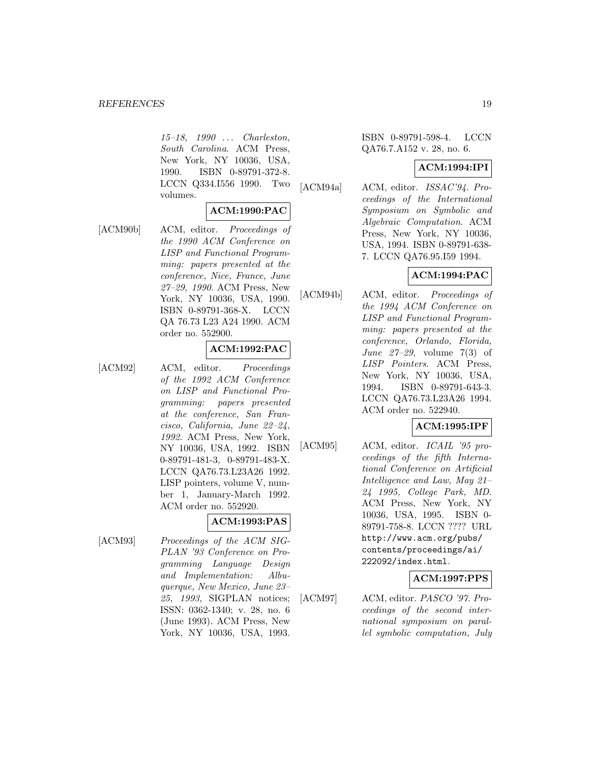*15–18, 1990 ... Charleston, South Carolina*. ACM Press, New York, NY 10036, USA, 1990. ISBN 0-89791-372-8. LCCN Q334.I556 1990. Two volumes.

**ACM:1990:PAC**

[ACM90b] ACM, editor. *Proceedings of the 1990 ACM Conference on LISP and Functional Programming: papers presented at the conference, Nice, France, June 27–29, 1990*. ACM Press, New York, NY 10036, USA, 1990. ISBN 0-89791-368-X. LCCN QA 76.73 L23 A24 1990. ACM order no. 552900.

**ACM:1992:PAC**

[ACM92] ACM, editor. *Proceedings of the 1992 ACM Conference on LISP and Functional Programming: papers presented at the conference, San Francisco, California, June 22–24, 1992*. ACM Press, New York, NY 10036, USA, 1992. ISBN 0-89791-481-3, 0-89791-483-X. LCCN QA76.73.L23A26 1992. LISP pointers, volume V, number 1, January-March 1992. ACM order no. 552920.

**ACM:1993:PAS**

[ACM93] *Proceedings of the ACM SIGPLAN '93 Conference on Programming Language Design and Implementation: Albuquerque, New Mexico, June 23–25, 1993*, SIGPLAN notices; ISSN: 0362-1340; v. 28, no. 6 (June 1993). ACM Press, New York, NY 10036, USA, 1993. ISBN 0-89791-598-4. LCCN QA76.7.A152 v. 28, no. 6.

**ACM:1994:IPI**

[ACM94a] ACM, editor. *ISSAC'94. Proceedings of the International Symposium on Symbolic and Algebraic Computation*. ACM Press, New York, NY 10036, USA, 1994. ISBN 0-89791-638-7. LCCN QA76.95.I59 1994.

**ACM:1994:PAC**

[ACM94b] ACM, editor. *Proceedings of the 1994 ACM Conference on LISP and Functional Programming: papers presented at the conference, Orlando, Florida, June 27–29*, volume 7(3) of *LISP Pointers*. ACM Press, New York, NY 10036, USA, 1994. ISBN 0-89791-643-3. LCCN QA76.73.L23A26 1994. ACM order no. 522940.

**ACM:1995:IPF**

[ACM95] ACM, editor. *ICAIL '95 proceedings of the fifth International Conference on Artificial Intelligence and Law, May 21–24 1995, College Park, MD*. ACM Press, New York, NY 10036, USA, 1995. ISBN 0-89791-758-8. LCCN ???? URL `http://www.acm.org/pubs/contents/proceedings/ai/222092/index.html`.

**ACM:1997:PPS**

[ACM97] ACM, editor. *PASCO '97. Proceedings of the second international symposium on parallel symbolic computation, July*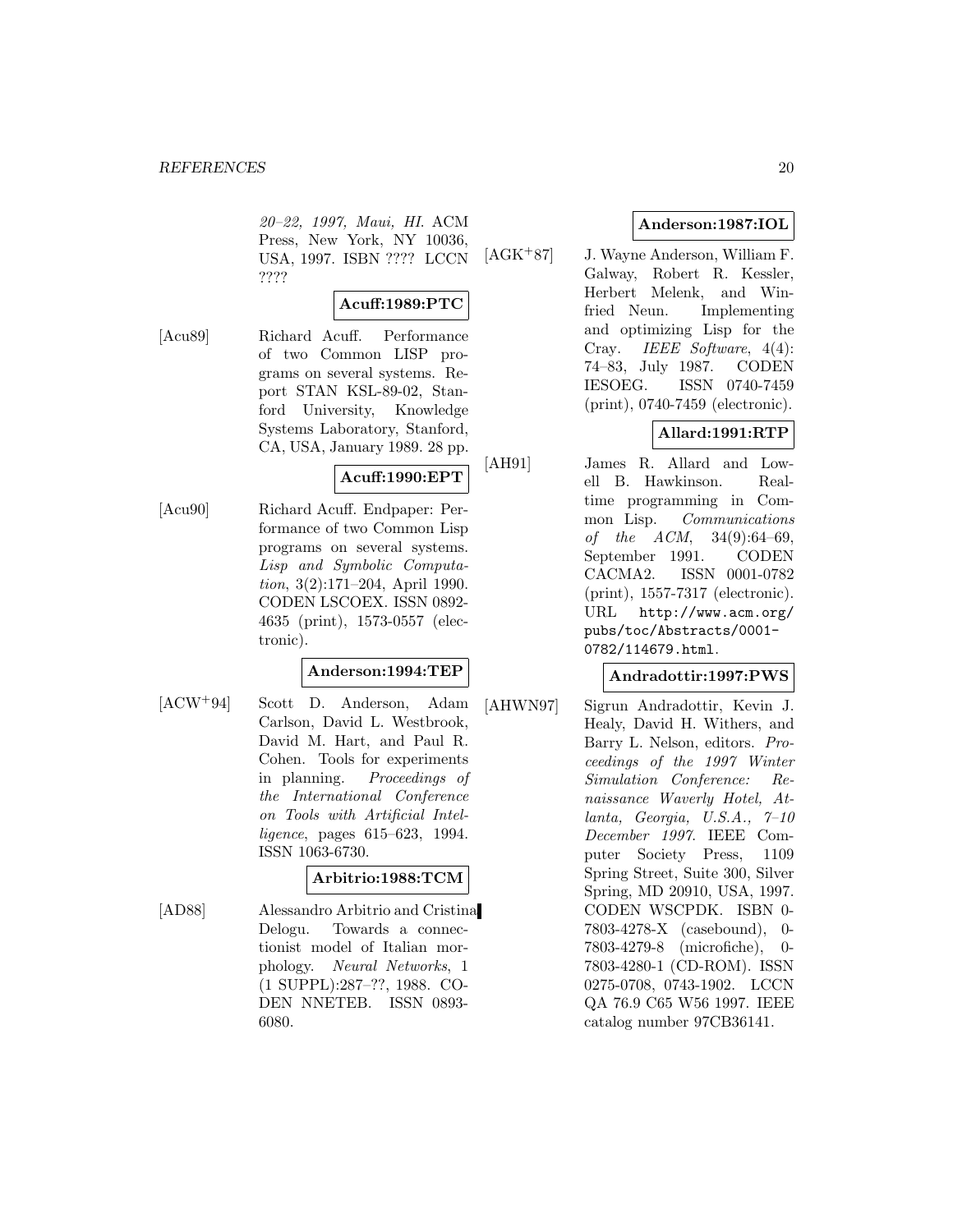*20–22, 1997, Maui, HI*. ACM Press, New York, NY 10036, USA, 1997. ISBN ???? LCCN ????

**Acuff:1989:PTC**

[Acu89] Richard Acuff. Performance of two Common LISP programs on several systems. Report STAN KSL-89-02, Stanford University, Knowledge Systems Laboratory, Stanford, CA, USA, January 1989. 28 pp.

**Acuff:1990:EPT**

[Acu90] Richard Acuff. Endpaper: Performance of two Common Lisp programs on several systems. *Lisp and Symbolic Computation*, 3(2):171–204, April 1990. CODEN LSCOEX. ISSN 0892-4635 (print), 1573-0557 (electronic).

**Anderson:1994:TEP**

[ACW+94] Scott D. Anderson, Adam Carlson, David L. Westbrook, David M. Hart, and Paul R. Cohen. Tools for experiments in planning. *Proceedings of the International Conference on Tools with Artificial Intelligence*, pages 615–623, 1994. ISSN 1063-6730.

**Arbitrio:1988:TCM**

[AD88] Alessandro Arbitrio and Cristina Delogu. Towards a connectionist model of Italian morphology. *Neural Networks*, 1 (1 SUPPL):287–??, 1988. CODEN NNETEB. ISSN 0893-6080.

**Anderson:1987:IOL**

[AGK+87] J. Wayne Anderson, William F. Galway, Robert R. Kessler, Herbert Melenk, and Winfried Neun. Implementing and optimizing Lisp for the Cray. *IEEE Software*, 4(4): 74–83, July 1987. CODEN IESOEG. ISSN 0740-7459 (print), 0740-7459 (electronic).

**Allard:1991:RTP**

[AH91] James R. Allard and Lowell B. Hawkinson. Realtime programming in Common Lisp. *Communications of the ACM*, 34(9):64–69, September 1991. CODEN CACMA2. ISSN 0001-0782 (print), 1557-7317 (electronic). URL http://www.acm.org/pubs/toc/Abstracts/0001-0782/114679.html.

**Andradottir:1997:PWS**

[AHWN97] Sigrun Andradottir, Kevin J. Healy, David H. Withers, and Barry L. Nelson, editors. *Proceedings of the 1997 Winter Simulation Conference: Renaissance Waverly Hotel, Atlanta, Georgia, U.S.A., 7–10 December 1997*. IEEE Computer Society Press, 1109 Spring Street, Suite 300, Silver Spring, MD 20910, USA, 1997. CODEN WSCPDK. ISBN 0-7803-4278-X (casebound), 0-7803-4279-8 (microfiche), 0-7803-4280-1 (CD-ROM). ISSN 0275-0708, 0743-1902. LCCN QA 76.9 C65 W56 1997. IEEE catalog number 97CB36141.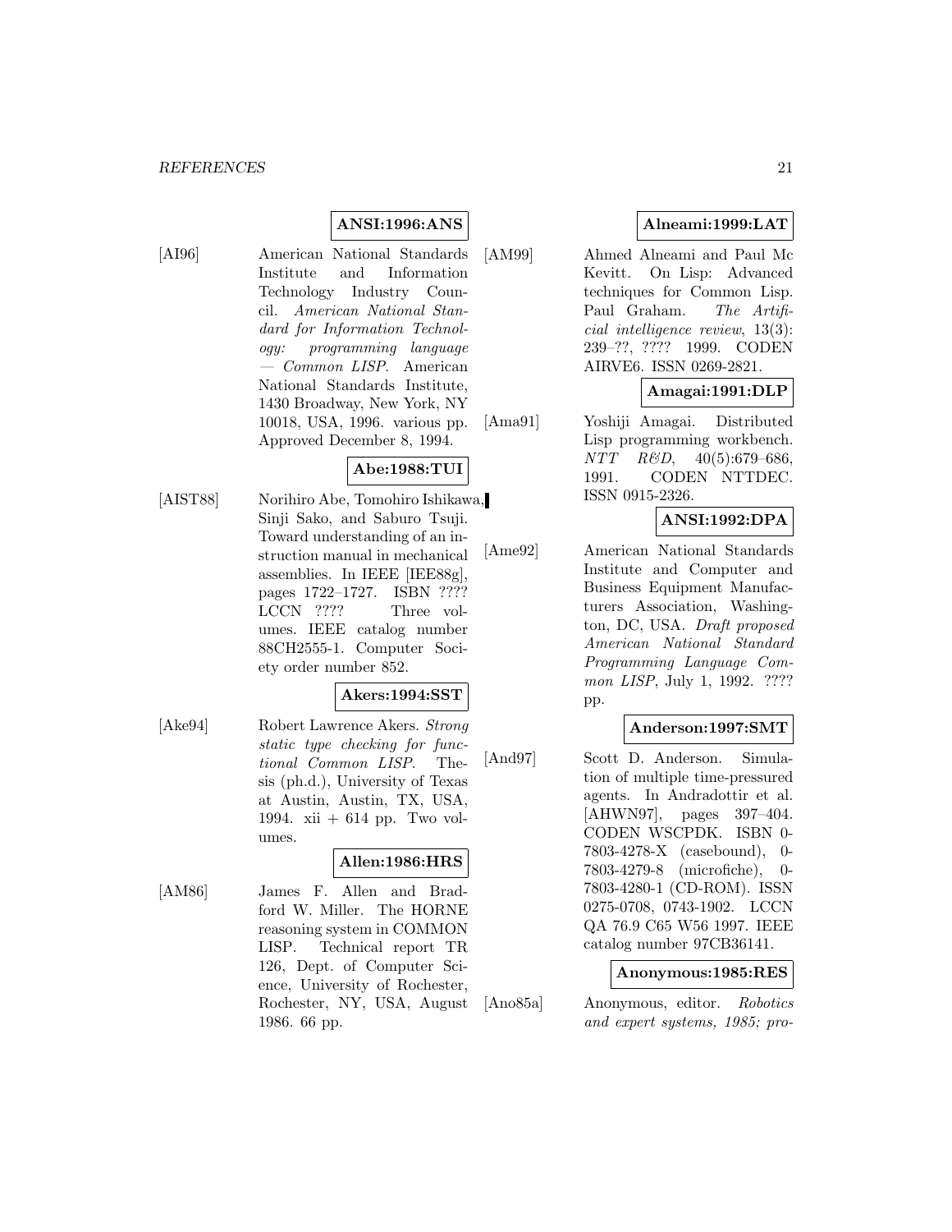**ANSI:1996:ANS**

[AI96] American National Standards Institute and Information Technology Industry Council. *American National Standard for Information Technology: programming language — Common LISP*. American National Standards Institute, 1430 Broadway, New York, NY 10018, USA, 1996. various pp. Approved December 8, 1994.

**Abe:1988:TUI**

[AIST88] Norihiro Abe, Tomohiro Ishikawa, Sinji Sako, and Saburo Tsuji. Toward understanding of an instruction manual in mechanical assemblies. In IEEE [IEE88g], pages 1722–1727. ISBN ???? LCCN ???? Three volumes. IEEE catalog number 88CH2555-1. Computer Society order number 852.

**Akers:1994:SST**

[Ake94] Robert Lawrence Akers. *Strong static type checking for functional Common LISP*. Thesis (ph.d.), University of Texas at Austin, Austin, TX, USA, 1994. xii + 614 pp. Two volumes.

**Allen:1986:HRS**

[AM86] James F. Allen and Bradford W. Miller. The HORNE reasoning system in COMMON LISP. Technical report TR 126, Dept. of Computer Science, University of Rochester, Rochester, NY, USA, August 1986. 66 pp.

**Alneami:1999:LAT**

[AM99] Ahmed Alneami and Paul Mc Kevitt. On Lisp: Advanced techniques for Common Lisp. Paul Graham. *The Artificial intelligence review*, 13(3): 239–??, ???? 1999. CODEN AIRVE6. ISSN 0269-2821.

**Amagai:1991:DLP**

[Ama91] Yoshiji Amagai. Distributed Lisp programming workbench. *NTT R&D*, 40(5):679–686, 1991. CODEN NTTDEC. ISSN 0915-2326.

**ANSI:1992:DPA**

[Ame92] American National Standards Institute and Computer and Business Equipment Manufacturers Association, Washington, DC, USA. *Draft proposed American National Standard Programming Language Common LISP*, July 1, 1992. ???? pp.

**Anderson:1997:SMT**

[And97] Scott D. Anderson. Simulation of multiple time-pressured agents. In Andradottir et al. [AHWN97], pages 397–404. CODEN WSCPDK. ISBN 0-7803-4278-X (casebound), 0-7803-4279-8 (microfiche), 0-7803-4280-1 (CD-ROM). ISSN 0275-0708, 0743-1902. LCCN QA 76.9 C65 W56 1997. IEEE catalog number 97CB36141.

**Anonymous:1985:RES**

[Ano85a] Anonymous, editor. *Robotics and expert systems, 1985; pro-*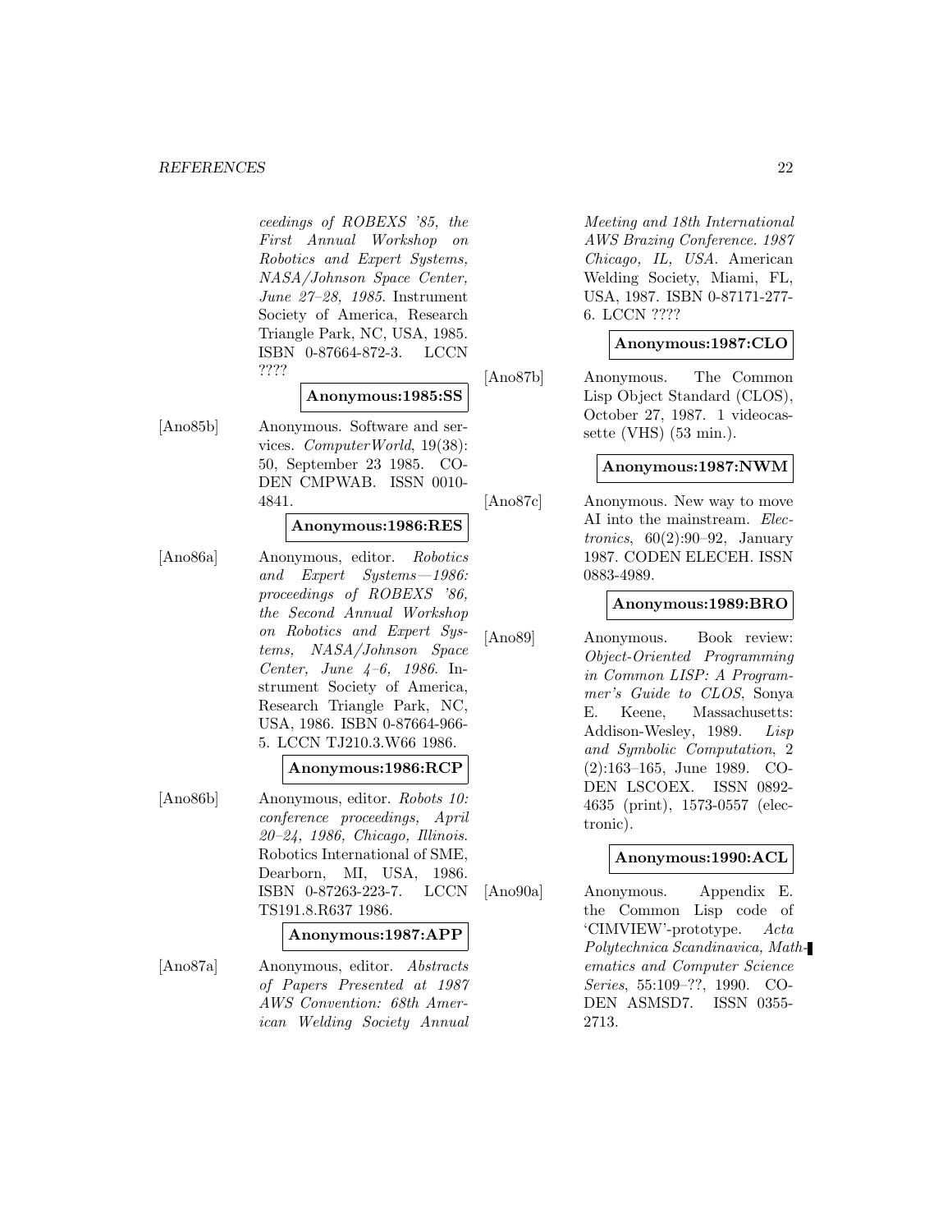*ceedings of ROBEXS '85, the First Annual Workshop on Robotics and Expert Systems, NASA/Johnson Space Center, June 27–28, 1985*. Instrument Society of America, Research Triangle Park, NC, USA, 1985. ISBN 0-87664-872-3. LCCN ????

**Anonymous:1985:SS**

[Ano85b] Anonymous. Software and services. *ComputerWorld*, 19(38): 50, September 23 1985. CODEN CMPWAB. ISSN 0010-4841.

**Anonymous:1986:RES**

[Ano86a] Anonymous, editor. *Robotics and Expert Systems—1986: proceedings of ROBEXS '86, the Second Annual Workshop on Robotics and Expert Systems, NASA/Johnson Space Center, June 4–6, 1986*. Instrument Society of America, Research Triangle Park, NC, USA, 1986. ISBN 0-87664-966-5. LCCN TJ210.3.W66 1986.

**Anonymous:1986:RCP**

[Ano86b] Anonymous, editor. *Robots 10: conference proceedings, April 20–24, 1986, Chicago, Illinois*. Robotics International of SME, Dearborn, MI, USA, 1986. ISBN 0-87263-223-7. LCCN TS191.8.R637 1986.

**Anonymous:1987:APP**

[Ano87a] Anonymous, editor. *Abstracts of Papers Presented at 1987 AWS Convention: 68th American Welding Society Annual Meeting and 18th International AWS Brazing Conference. 1987 Chicago, IL, USA*. American Welding Society, Miami, FL, USA, 1987. ISBN 0-87171-277-6. LCCN ????

**Anonymous:1987:CLO**

[Ano87b] Anonymous. The Common Lisp Object Standard (CLOS), October 27, 1987. 1 videocassette (VHS) (53 min.).

**Anonymous:1987:NWM**

[Ano87c] Anonymous. New way to move AI into the mainstream. *Electronics*, 60(2):90–92, January 1987. CODEN ELECEH. ISSN 0883-4989.

**Anonymous:1989:BRO**

[Ano89] Anonymous. Book review: *Object-Oriented Programming in Common LISP: A Programmer's Guide to CLOS*, Sonya E. Keene, Massachusetts: Addison-Wesley, 1989. *Lisp and Symbolic Computation*, 2 (2):163–165, June 1989. CODEN LSCOEX. ISSN 0892-4635 (print), 1573-0557 (electronic).

**Anonymous:1990:ACL**

[Ano90a] Anonymous. Appendix E. the Common Lisp code of 'CIMVIEW'-prototype. *Acta Polytechnica Scandinavica, Mathematics and Computer Science Series*, 55:109–??, 1990. CODEN ASMSD7. ISSN 0355-2713.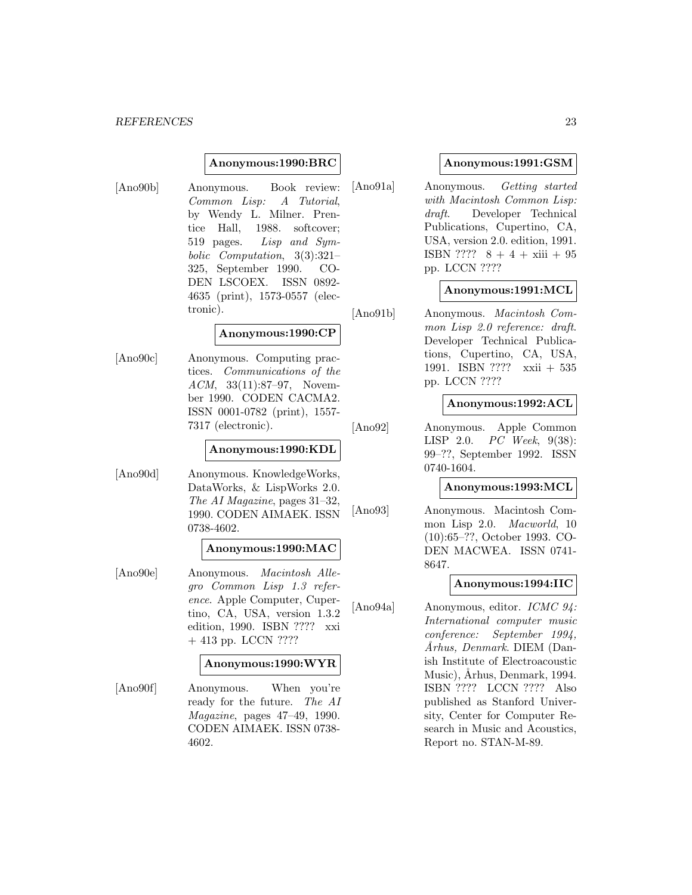**Anonymous:1990:BRC**

[Ano90b] Anonymous. Book review: *Common Lisp: A Tutorial*, by Wendy L. Milner. Prentice Hall, 1988. softcover; 519 pages. *Lisp and Symbolic Computation*, 3(3):321–325, September 1990. CODEN LSCOEX. ISSN 0892-4635 (print), 1573-0557 (electronic).

**Anonymous:1990:CP**

[Ano90c] Anonymous. Computing practices. *Communications of the ACM*, 33(11):87–97, November 1990. CODEN CACMA2. ISSN 0001-0782 (print), 1557-7317 (electronic).

**Anonymous:1990:KDL**

[Ano90d] Anonymous. KnowledgeWorks, DataWorks, & LispWorks 2.0. *The AI Magazine*, pages 31–32, 1990. CODEN AIMAEK. ISSN 0738-4602.

**Anonymous:1990:MAC**

[Ano90e] Anonymous. *Macintosh Allegro Common Lisp 1.3 reference*. Apple Computer, Cupertino, CA, USA, version 1.3.2 edition, 1990. ISBN ???? xxi + 413 pp. LCCN ????

**Anonymous:1990:WYR**

[Ano90f] Anonymous. When you're ready for the future. *The AI Magazine*, pages 47–49, 1990. CODEN AIMAEK. ISSN 0738-4602.

**Anonymous:1991:GSM**

[Ano91a] Anonymous. *Getting started with Macintosh Common Lisp: draft*. Developer Technical Publications, Cupertino, CA, USA, version 2.0. edition, 1991. ISBN ???? 8 + 4 + xiii + 95 pp. LCCN ????

**Anonymous:1991:MCL**

[Ano91b] Anonymous. *Macintosh Common Lisp 2.0 reference: draft*. Developer Technical Publications, Cupertino, CA, USA, 1991. ISBN ???? xxii + 535 pp. LCCN ????

**Anonymous:1992:ACL**

[Ano92] Anonymous. Apple Common LISP 2.0. *PC Week*, 9(38): 99–??, September 1992. ISSN 0740-1604.

**Anonymous:1993:MCL**

[Ano93] Anonymous. Macintosh Common Lisp 2.0. *Macworld*, 10 (10):65–??, October 1993. CODEN MACWEA. ISSN 0741-8647.

**Anonymous:1994:IIC**

[Ano94a] Anonymous, editor. *ICMC 94: International computer music conference: September 1994, Århus, Denmark*. DIEM (Danish Institute of Electroacoustic Music), Århus, Denmark, 1994. ISBN ???? LCCN ???? Also published as Stanford University, Center for Computer Research in Music and Acoustics, Report no. STAN-M-89.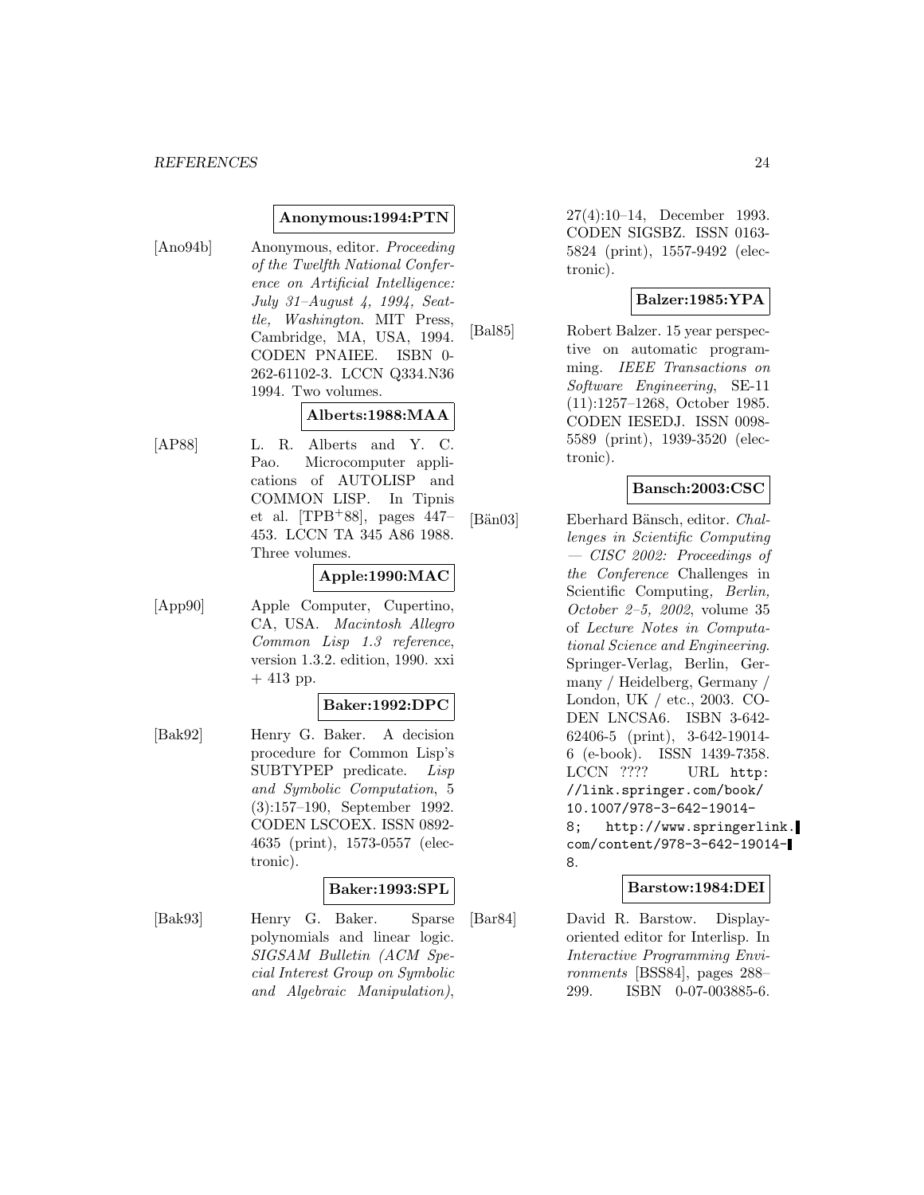**Anonymous:1994:PTN**

[Ano94b] Anonymous, editor. *Proceeding of the Twelfth National Conference on Artificial Intelligence: July 31–August 4, 1994, Seattle, Washington*. MIT Press, Cambridge, MA, USA, 1994. CODEN PNAIEE. ISBN 0-262-61102-3. LCCN Q334.N36 1994. Two volumes.

**Alberts:1988:MAA**

[AP88] L. R. Alberts and Y. C. Pao. Microcomputer applications of AUTOLISP and COMMON LISP. In Tipnis et al. [TPB+88], pages 447–453. LCCN TA 345 A86 1988. Three volumes.

**Apple:1990:MAC**

[App90] Apple Computer, Cupertino, CA, USA. *Macintosh Allegro Common Lisp 1.3 reference*, version 1.3.2. edition, 1990. xxi + 413 pp.

**Baker:1992:DPC**

[Bak92] Henry G. Baker. A decision procedure for Common Lisp's SUBTYPEP predicate. *Lisp and Symbolic Computation*, 5 (3):157–190, September 1992. CODEN LSCOEX. ISSN 0892-4635 (print), 1573-0557 (electronic).

**Baker:1993:SPL**

[Bak93] Henry G. Baker. Sparse polynomials and linear logic. *SIGSAM Bulletin (ACM Special Interest Group on Symbolic and Algebraic Manipulation)*, 27(4):10–14, December 1993. CODEN SIGSBZ. ISSN 0163-5824 (print), 1557-9492 (electronic).

**Balzer:1985:YPA**

[Bal85] Robert Balzer. 15 year perspective on automatic programming. *IEEE Transactions on Software Engineering*, SE-11 (11):1257–1268, October 1985. CODEN IESEDJ. ISSN 0098-5589 (print), 1939-3520 (electronic).

**Bansch:2003:CSC**

[Bän03] Eberhard Bänsch, editor. *Challenges in Scientific Computing — CISC 2002: Proceedings of the Conference* Challenges in Scientific Computing*, Berlin, October 2–5, 2002*, volume 35 of *Lecture Notes in Computational Science and Engineering*. Springer-Verlag, Berlin, Germany / Heidelberg, Germany / London, UK / etc., 2003. CODEN LNCSA6. ISBN 3-642-62406-5 (print), 3-642-19014-6 (e-book). ISSN 1439-7358. LCCN ???? URL `http://link.springer.com/book/10.1007/978-3-642-19014-8; http://www.springerlink.com/content/978-3-642-19014-8`.

**Barstow:1984:DEI**

[Bar84] David R. Barstow. Display-oriented editor for Interlisp. In *Interactive Programming Environments* [BSS84], pages 288–299. ISBN 0-07-003885-6.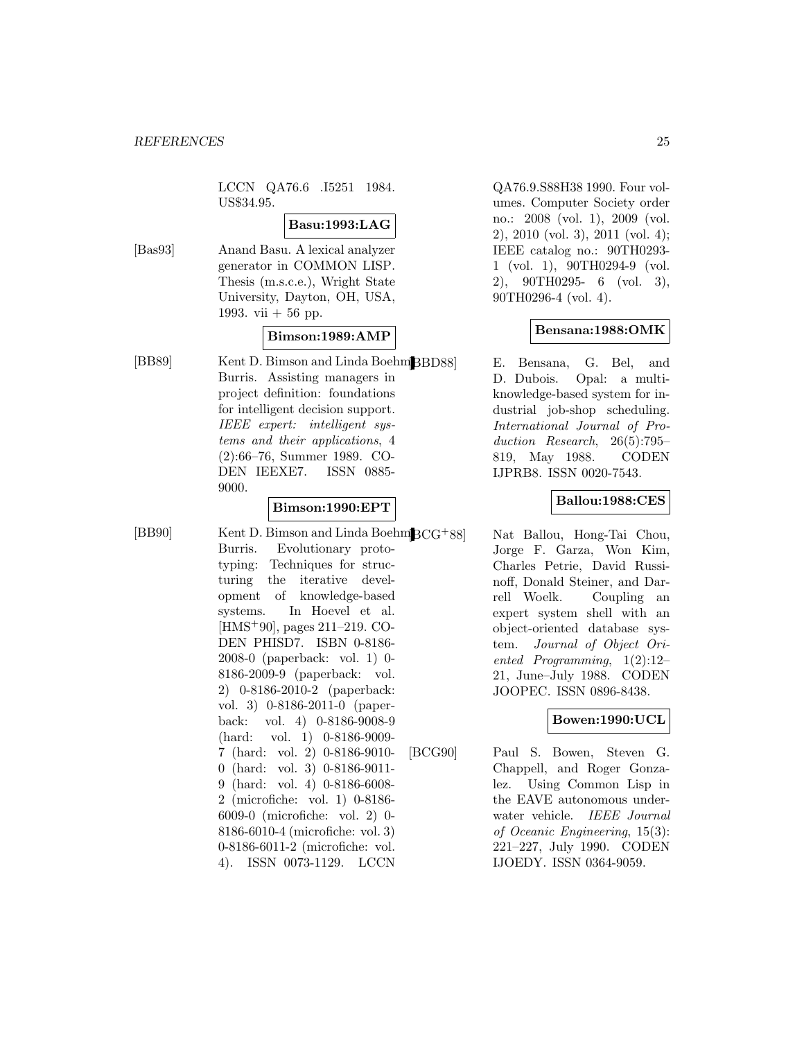LCCN QA76.6 .I5251 1984. US$34.95.

**Basu:1993:LAG**

[Bas93] Anand Basu. A lexical analyzer generator in COMMON LISP. Thesis (m.s.c.e.), Wright State University, Dayton, OH, USA, 1993. vii + 56 pp.

**Bimson:1989:AMP**

[BB89] Kent D. Bimson and Linda Boehm Burris. Assisting managers in project definition: foundations for intelligent decision support. *IEEE expert: intelligent systems and their applications*, 4 (2):66–76, Summer 1989. CODEN IEEXE7. ISSN 0885-9000.

**Bimson:1990:EPT**

[BB90] Kent D. Bimson and Linda Boehm Burris. Evolutionary prototyping: Techniques for structuring the iterative development of knowledge-based systems. In Hoevel et al. [HMS+90], pages 211–219. CODEN PHISD7. ISBN 0-8186-2008-0 (paperback: vol. 1) 0-8186-2009-9 (paperback: vol. 2) 0-8186-2010-2 (paperback: vol. 3) 0-8186-2011-0 (paperback: vol. 4) 0-8186-9008-9 (hard: vol. 1) 0-8186-9009-7 (hard: vol. 2) 0-8186-9010-0 (hard: vol. 3) 0-8186-9011-9 (hard: vol. 4) 0-8186-6008-2 (microfiche: vol. 1) 0-8186-6009-0 (microfiche: vol. 2) 0-8186-6010-4 (microfiche: vol. 3) 0-8186-6011-2 (microfiche: vol. 4). ISSN 0073-1129. LCCN QA76.9.S88H38 1990. Four volumes. Computer Society order no.: 2008 (vol. 1), 2009 (vol. 2), 2010 (vol. 3), 2011 (vol. 4); IEEE catalog no.: 90TH0293-1 (vol. 1), 90TH0294-9 (vol. 2), 90TH0295- 6 (vol. 3), 90TH0296-4 (vol. 4).

**Bensana:1988:OMK**

[BBD88] E. Bensana, G. Bel, and D. Dubois. Opal: a multi-knowledge-based system for industrial job-shop scheduling. *International Journal of Production Research*, 26(5):795–819, May 1988. CODEN IJPRB8. ISSN 0020-7543.

**Ballou:1988:CES**

[BCG+88] Nat Ballou, Hong-Tai Chou, Jorge F. Garza, Won Kim, Charles Petrie, David Russinoff, Donald Steiner, and Darrell Woelk. Coupling an expert system shell with an object-oriented database system. *Journal of Object Oriented Programming*, 1(2):12–21, June–July 1988. CODEN JOOPEC. ISSN 0896-8438.

**Bowen:1990:UCL**

[BCG90] Paul S. Bowen, Steven G. Chappell, and Roger Gonzalez. Using Common Lisp in the EAVE autonomous underwater vehicle. *IEEE Journal of Oceanic Engineering*, 15(3): 221–227, July 1990. CODEN IJOEDY. ISSN 0364-9059.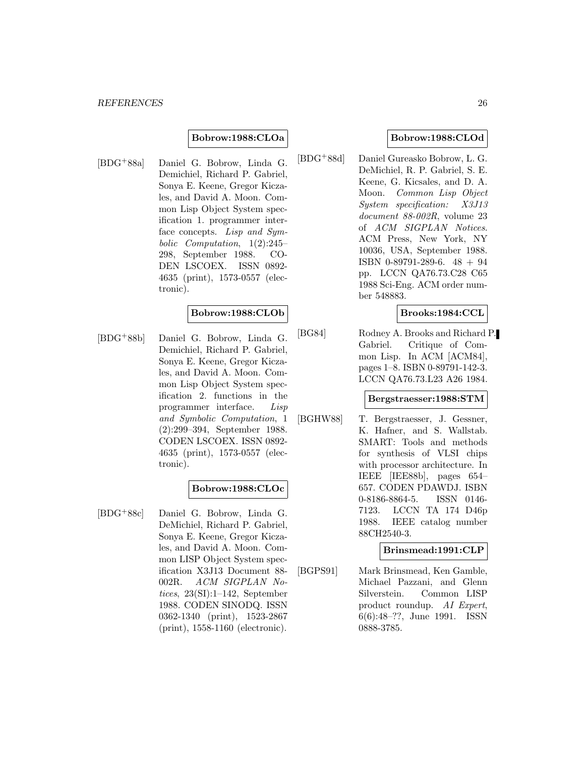**Bobrow:1988:CLOa**

[BDG+88a] Daniel G. Bobrow, Linda G. Demichiel, Richard P. Gabriel, Sonya E. Keene, Gregor Kiczales, and David A. Moon. Common Lisp Object System specification 1. programmer interface concepts. *Lisp and Symbolic Computation*, 1(2):245–298, September 1988. CODEN LSCOEX. ISSN 0892-4635 (print), 1573-0557 (electronic).

**Bobrow:1988:CLOb**

[BDG+88b] Daniel G. Bobrow, Linda G. Demichiel, Richard P. Gabriel, Sonya E. Keene, Gregor Kiczales, and David A. Moon. Common Lisp Object System specification 2. functions in the programmer interface. *Lisp and Symbolic Computation*, 1 (2):299–394, September 1988. CODEN LSCOEX. ISSN 0892-4635 (print), 1573-0557 (electronic).

**Bobrow:1988:CLOc**

[BDG+88c] Daniel G. Bobrow, Linda G. DeMichiel, Richard P. Gabriel, Sonya E. Keene, Gregor Kiczales, and David A. Moon. Common LISP Object System specification X3J13 Document 88-002R. *ACM SIGPLAN Notices*, 23(SI):1–142, September 1988. CODEN SINODQ. ISSN 0362-1340 (print), 1523-2867 (print), 1558-1160 (electronic).

**Bobrow:1988:CLOd**

[BDG+88d] Daniel Gureasko Bobrow, L. G. DeMichiel, R. P. Gabriel, S. E. Keene, G. Kicsales, and D. A. Moon. *Common Lisp Object System specification: X3J13 document 88-002R*, volume 23 of *ACM SIGPLAN Notices*. ACM Press, New York, NY 10036, USA, September 1988. ISBN 0-89791-289-6. 48 + 94 pp. LCCN QA76.73.C28 C65 1988 Sci-Eng. ACM order number 548883.

**Brooks:1984:CCL**

[BG84] Rodney A. Brooks and Richard P. Gabriel. Critique of Common Lisp. In ACM [ACM84], pages 1–8. ISBN 0-89791-142-3. LCCN QA76.73.L23 A26 1984.

**Bergstraesser:1988:STM**

[BGHW88] T. Bergstraesser, J. Gessner, K. Hafner, and S. Wallstab. SMART: Tools and methods for synthesis of VLSI chips with processor architecture. In IEEE [IEE88b], pages 654–657. CODEN PDAWDJ. ISBN 0-8186-8864-5. ISSN 0146-7123. LCCN TA 174 D46p 1988. IEEE catalog number 88CH2540-3.

**Brinsmead:1991:CLP**

[BGPS91] Mark Brinsmead, Ken Gamble, Michael Pazzani, and Glenn Silverstein. Common LISP product roundup. *AI Expert*, 6(6):48–??, June 1991. ISSN 0888-3785.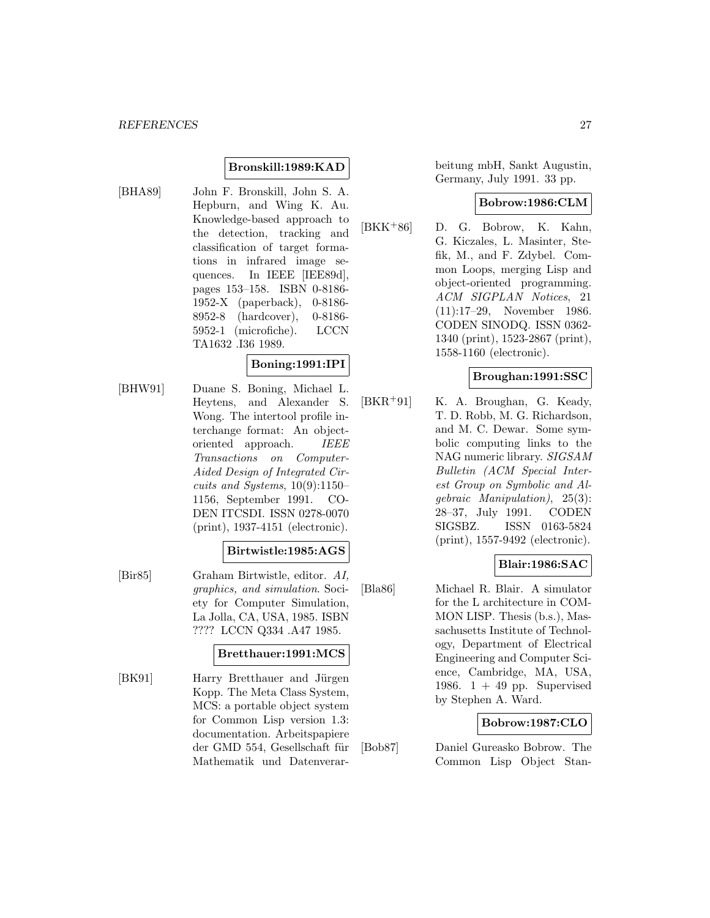**Bronskill:1989:KAD**

[BHA89] John F. Bronskill, John S. A. Hepburn, and Wing K. Au. Knowledge-based approach to the detection, tracking and classification of target formations in infrared image sequences. In IEEE [IEE89d], pages 153–158. ISBN 0-8186-1952-X (paperback), 0-8186-8952-8 (hardcover), 0-8186-5952-1 (microfiche). LCCN TA1632 .I36 1989.

**Boning:1991:IPI**

[BHW91] Duane S. Boning, Michael L. Heytens, and Alexander S. Wong. The intertool profile interchange format: An object-oriented approach. *IEEE Transactions on Computer-Aided Design of Integrated Circuits and Systems*, 10(9):1150–1156, September 1991. CODEN ITCSDI. ISSN 0278-0070 (print), 1937-4151 (electronic).

**Birtwistle:1985:AGS**

[Bir85] Graham Birtwistle, editor. *AI, graphics, and simulation*. Society for Computer Simulation, La Jolla, CA, USA, 1985. ISBN ???? LCCN Q334 .A47 1985.

**Bretthauer:1991:MCS**

[BK91] Harry Bretthauer and Jürgen Kopp. The Meta Class System, MCS: a portable object system for Common Lisp version 1.3: documentation. Arbeitspapiere der GMD 554, Gesellschaft für Mathematik und Datenverarbeitung mbH, Sankt Augustin, Germany, July 1991. 33 pp.

**Bobrow:1986:CLM**

[BKK+86] D. G. Bobrow, K. Kahn, G. Kiczales, L. Masinter, Stefik, M., and F. Zdybel. Common Loops, merging Lisp and object-oriented programming. *ACM SIGPLAN Notices*, 21 (11):17–29, November 1986. CODEN SINODQ. ISSN 0362-1340 (print), 1523-2867 (print), 1558-1160 (electronic).

**Broughan:1991:SSC**

[BKR+91] K. A. Broughan, G. Keady, T. D. Robb, M. G. Richardson, and M. C. Dewar. Some symbolic computing links to the NAG numeric library. *SIGSAM Bulletin (ACM Special Interest Group on Symbolic and Algebraic Manipulation)*, 25(3): 28–37, July 1991. CODEN SIGSBZ. ISSN 0163-5824 (print), 1557-9492 (electronic).

**Blair:1986:SAC**

[Bla86] Michael R. Blair. A simulator for the L architecture in COMMON LISP. Thesis (b.s.), Massachusetts Institute of Technology, Department of Electrical Engineering and Computer Science, Cambridge, MA, USA, 1986. 1 + 49 pp. Supervised by Stephen A. Ward.

**Bobrow:1987:CLO**

[Bob87] Daniel Gureasko Bobrow. The Common Lisp Object Stan-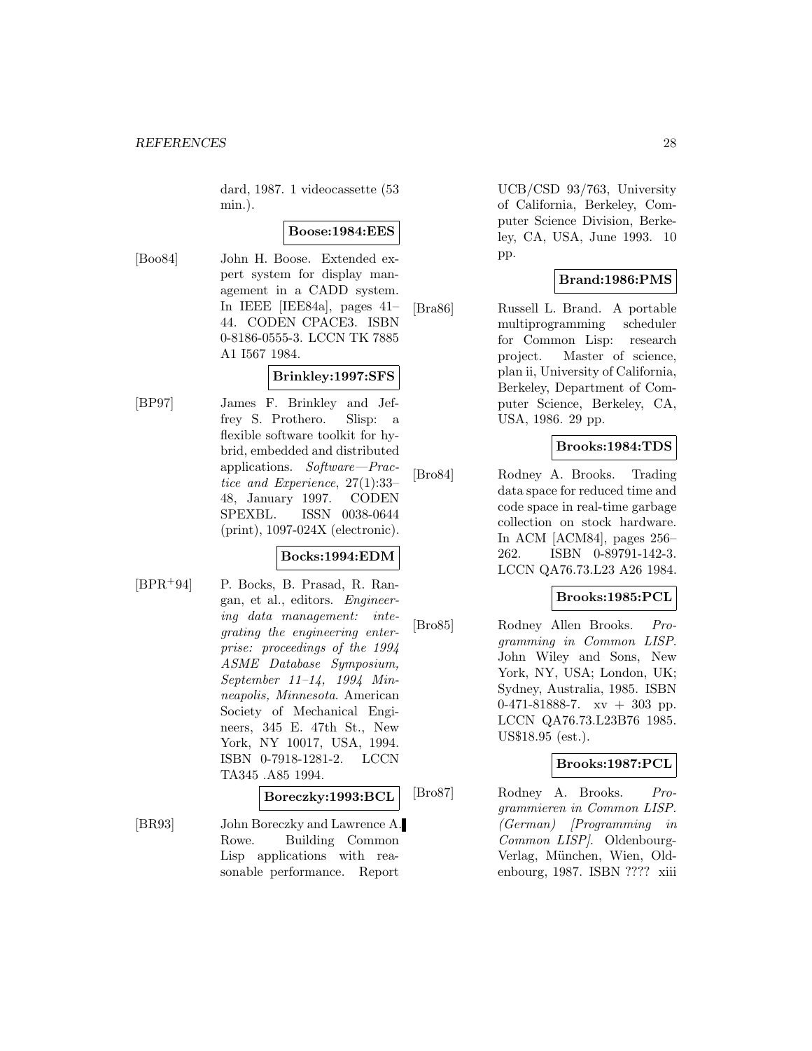dard, 1987. 1 videocassette (53 min.).

**Boose:1984:EES**

[Boo84] John H. Boose. Extended expert system for display management in a CADD system. In IEEE [IEE84a], pages 41–44. CODEN CPACE3. ISBN 0-8186-0555-3. LCCN TK 7885 A1 I567 1984.

**Brinkley:1997:SFS**

[BP97] James F. Brinkley and Jeffrey S. Prothero. Slisp: a flexible software toolkit for hybrid, embedded and distributed applications. *Software—Practice and Experience*, 27(1):33–48, January 1997. CODEN SPEXBL. ISSN 0038-0644 (print), 1097-024X (electronic).

**Bocks:1994:EDM**

[BPR+94] P. Bocks, B. Prasad, R. Rangan, et al., editors. *Engineering data management: integrating the engineering enterprise: proceedings of the 1994 ASME Database Symposium, September 11–14, 1994 Minneapolis, Minnesota*. American Society of Mechanical Engineers, 345 E. 47th St., New York, NY 10017, USA, 1994. ISBN 0-7918-1281-2. LCCN TA345 .A85 1994.

**Boreczky:1993:BCL**

[BR93] John Boreczky and Lawrence A. Rowe. Building Common Lisp applications with reasonable performance. Report UCB/CSD 93/763, University of California, Berkeley, Computer Science Division, Berkeley, CA, USA, June 1993. 10 pp.

**Brand:1986:PMS**

[Bra86] Russell L. Brand. A portable multiprogramming scheduler for Common Lisp: research project. Master of science, plan ii, University of California, Berkeley, Department of Computer Science, Berkeley, CA, USA, 1986. 29 pp.

**Brooks:1984:TDS**

[Bro84] Rodney A. Brooks. Trading data space for reduced time and code space in real-time garbage collection on stock hardware. In ACM [ACM84], pages 256–262. ISBN 0-89791-142-3. LCCN QA76.73.L23 A26 1984.

**Brooks:1985:PCL**

[Bro85] Rodney Allen Brooks. *Programming in Common LISP*. John Wiley and Sons, New York, NY, USA; London, UK; Sydney, Australia, 1985. ISBN 0-471-81888-7. xv + 303 pp. LCCN QA76.73.L23B76 1985. US$18.95 (est.).

**Brooks:1987:PCL**

[Bro87] Rodney A. Brooks. *Programmieren in Common LISP. (German) [Programming in Common LISP]*. Oldenbourg-Verlag, München, Wien, Oldenbourg, 1987. ISBN ???? xiii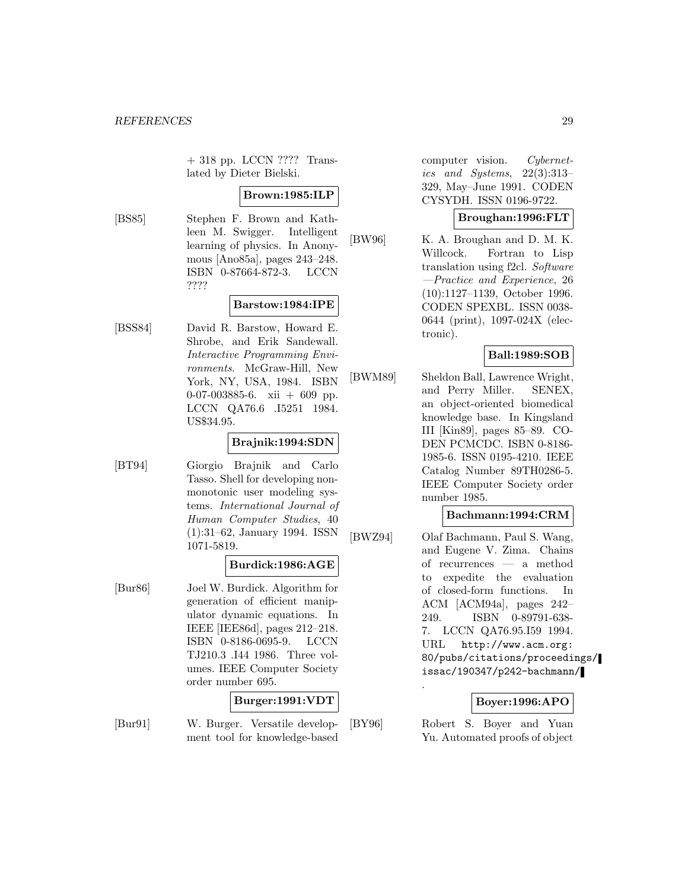+ 318 pp. LCCN ???? Translated by Dieter Bielski.

**Brown:1985:ILP**

[BS85] Stephen F. Brown and Kathleen M. Swigger. Intelligent learning of physics. In Anonymous [Ano85a], pages 243–248. ISBN 0-87664-872-3. LCCN ????

**Barstow:1984:IPE**

[BSS84] David R. Barstow, Howard E. Shrobe, and Erik Sandewall. *Interactive Programming Environments*. McGraw-Hill, New York, NY, USA, 1984. ISBN 0-07-003885-6. xii + 609 pp. LCCN QA76.6 .I5251 1984. US$34.95.

**Brajnik:1994:SDN**

[BT94] Giorgio Brajnik and Carlo Tasso. Shell for developing nonmonotonic user modeling systems. *International Journal of Human Computer Studies*, 40 (1):31–62, January 1994. ISSN 1071-5819.

**Burdick:1986:AGE**

[Bur86] Joel W. Burdick. Algorithm for generation of efficient manipulator dynamic equations. In IEEE [IEE86d], pages 212–218. ISBN 0-8186-0695-9. LCCN TJ210.3 .I44 1986. Three volumes. IEEE Computer Society order number 695.

**Burger:1991:VDT**

[Bur91] W. Burger. Versatile development tool for knowledge-based computer vision. *Cybernetics and Systems*, 22(3):313–329, May–June 1991. CODEN CYSYDH. ISSN 0196-9722.

**Broughan:1996:FLT**

[BW96] K. A. Broughan and D. M. K. Willcock. Fortran to Lisp translation using f2cl. *Software —Practice and Experience*, 26 (10):1127–1139, October 1996. CODEN SPEXBL. ISSN 0038-0644 (print), 1097-024X (electronic).

**Ball:1989:SOB**

[BWM89] Sheldon Ball, Lawrence Wright, and Perry Miller. SENEX, an object-oriented biomedical knowledge base. In Kingsland III [Kin89], pages 85–89. CODEN PCMCDC. ISBN 0-8186-1985-6. ISSN 0195-4210. IEEE Catalog Number 89TH0286-5. IEEE Computer Society order number 1985.

**Bachmann:1994:CRM**

[BWZ94] Olaf Bachmann, Paul S. Wang, and Eugene V. Zima. Chains of recurrences — a method to expedite the evaluation of closed-form functions. In ACM [ACM94a], pages 242–249. ISBN 0-89791-638-7. LCCN QA76.95.I59 1994. URL http://www.acm.org:80/pubs/citations/proceedings/issac/190347/p242-bachmann/.

**Boyer:1996:APO**

[BY96] Robert S. Boyer and Yuan Yu. Automated proofs of object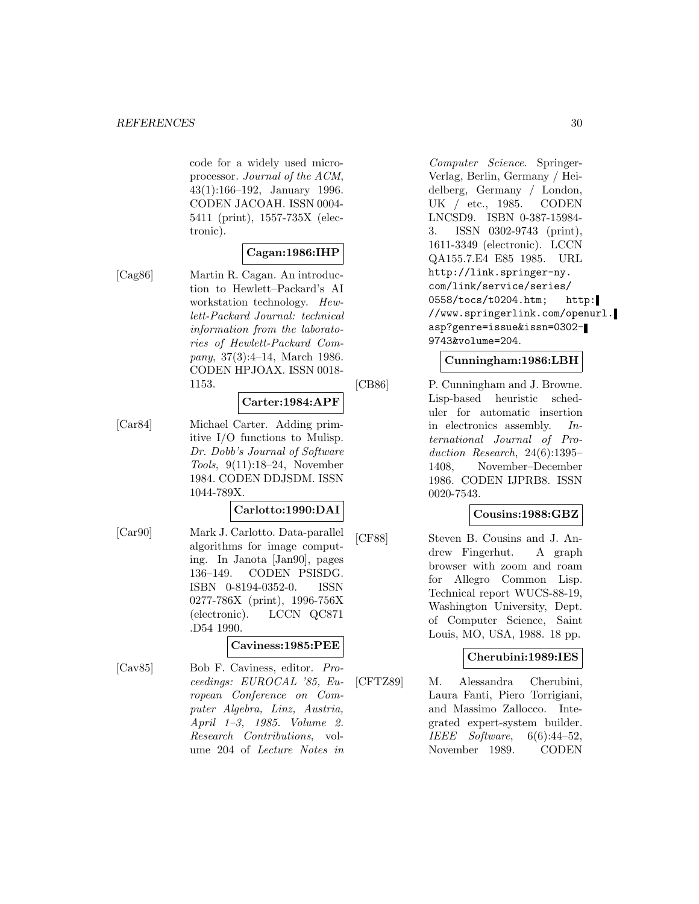code for a widely used microprocessor. *Journal of the ACM*, 43(1):166–192, January 1996. CODEN JACOAH. ISSN 0004-5411 (print), 1557-735X (electronic).

**Cagan:1986:IHP**

[Cag86] Martin R. Cagan. An introduction to Hewlett–Packard's AI workstation technology. *Hewlett-Packard Journal: technical information from the laboratories of Hewlett-Packard Company*, 37(3):4–14, March 1986. CODEN HPJOAX. ISSN 0018-1153.

**Carter:1984:APF**

[Car84] Michael Carter. Adding primitive I/O functions to Mulisp. *Dr. Dobb's Journal of Software Tools*, 9(11):18–24, November 1984. CODEN DDJSDM. ISSN 1044-789X.

**Carlotto:1990:DAI**

[Car90] Mark J. Carlotto. Data-parallel algorithms for image computing. In Janota [Jan90], pages 136–149. CODEN PSISDG. ISBN 0-8194-0352-0. ISSN 0277-786X (print), 1996-756X (electronic). LCCN QC871 .D54 1990.

**Caviness:1985:PEE**

[Cav85] Bob F. Caviness, editor. *Proceedings: EUROCAL '85, European Conference on Computer Algebra, Linz, Austria, April 1–3, 1985. Volume 2. Research Contributions*, volume 204 of *Lecture Notes in Computer Science*. Springer-Verlag, Berlin, Germany / Heidelberg, Germany / London, UK / etc., 1985. CODEN LNCSD9. ISBN 0-387-15984-3. ISSN 0302-9743 (print), 1611-3349 (electronic). LCCN QA155.7.E4 E85 1985. URL http://link.springer-ny.com/link/service/series/0558/tocs/t0204.htm; http://www.springerlink.com/openurl.asp?genre=issue&issn=0302-9743&volume=204.

**Cunningham:1986:LBH**

[CB86] P. Cunningham and J. Browne. Lisp-based heuristic scheduler for automatic insertion in electronics assembly. *International Journal of Production Research*, 24(6):1395–1408, November–December 1986. CODEN IJPRB8. ISSN 0020-7543.

**Cousins:1988:GBZ**

[CF88] Steven B. Cousins and J. Andrew Fingerhut. A graph browser with zoom and roam for Allegro Common Lisp. Technical report WUCS-88-19, Washington University, Dept. of Computer Science, Saint Louis, MO, USA, 1988. 18 pp.

**Cherubini:1989:IES**

[CFTZ89] M. Alessandra Cherubini, Laura Fanti, Piero Torrigiani, and Massimo Zallocco. Integrated expert-system builder. *IEEE Software*, 6(6):44–52, November 1989. CODEN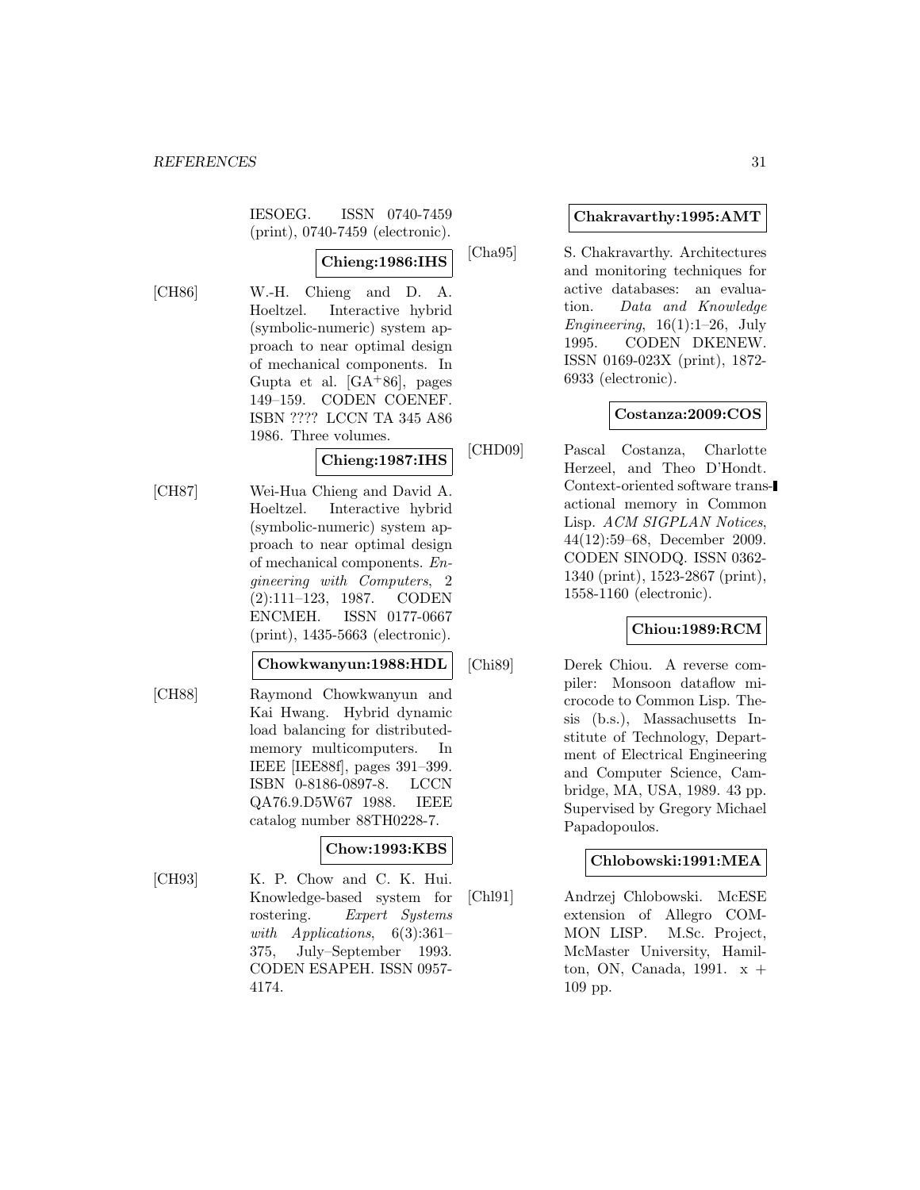IESOEG. ISSN 0740-7459 (print), 0740-7459 (electronic).

**Chieng:1986:IHS**

[CH86] W.-H. Chieng and D. A. Hoeltzel. Interactive hybrid (symbolic-numeric) system approach to near optimal design of mechanical components. In Gupta et al. [GA+86], pages 149–159. CODEN COENEF. ISBN ???? LCCN TA 345 A86 1986. Three volumes.

**Chieng:1987:IHS**

[CH87] Wei-Hua Chieng and David A. Hoeltzel. Interactive hybrid (symbolic-numeric) system approach to near optimal design of mechanical components. *Engineering with Computers*, 2 (2):111–123, 1987. CODEN ENCMEH. ISSN 0177-0667 (print), 1435-5663 (electronic).

**Chowkwanyun:1988:HDL**

[CH88] Raymond Chowkwanyun and Kai Hwang. Hybrid dynamic load balancing for distributed-memory multicomputers. In IEEE [IEE88f], pages 391–399. ISBN 0-8186-0897-8. LCCN QA76.9.D5W67 1988. IEEE catalog number 88TH0228-7.

**Chow:1993:KBS**

[CH93] K. P. Chow and C. K. Hui. Knowledge-based system for rostering. *Expert Systems with Applications*, 6(3):361–375, July–September 1993. CODEN ESAPEH. ISSN 0957-4174.

**Chakravarthy:1995:AMT**

[Cha95] S. Chakravarthy. Architectures and monitoring techniques for active databases: an evaluation. *Data and Knowledge Engineering*, 16(1):1–26, July 1995. CODEN DKENEW. ISSN 0169-023X (print), 1872-6933 (electronic).

**Costanza:2009:COS**

[CHD09] Pascal Costanza, Charlotte Herzeel, and Theo D'Hondt. Context-oriented software transactional memory in Common Lisp. *ACM SIGPLAN Notices*, 44(12):59–68, December 2009. CODEN SINODQ. ISSN 0362-1340 (print), 1523-2867 (print), 1558-1160 (electronic).

**Chiou:1989:RCM**

[Chi89] Derek Chiou. A reverse compiler: Monsoon dataflow microcode to Common Lisp. Thesis (b.s.), Massachusetts Institute of Technology, Department of Electrical Engineering and Computer Science, Cambridge, MA, USA, 1989. 43 pp. Supervised by Gregory Michael Papadopoulos.

**Chlobowski:1991:MEA**

[Chl91] Andrzej Chlobowski. McESE extension of Allegro COMMON LISP. M.Sc. Project, McMaster University, Hamilton, ON, Canada, 1991. x + 109 pp.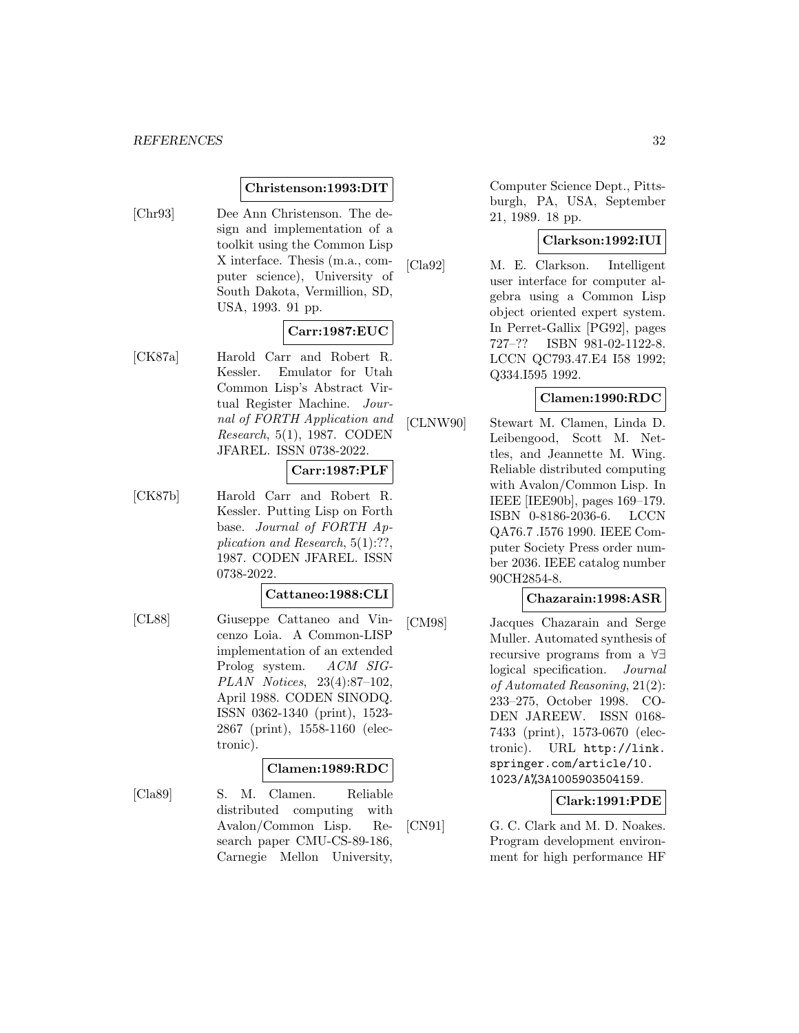**Christenson:1993:DIT**

[Chr93] Dee Ann Christenson. The design and implementation of a toolkit using the Common Lisp X interface. Thesis (m.a., computer science), University of South Dakota, Vermillion, SD, USA, 1993. 91 pp.

**Carr:1987:EUC**

[CK87a] Harold Carr and Robert R. Kessler. Emulator for Utah Common Lisp's Abstract Virtual Register Machine. *Journal of FORTH Application and Research*, 5(1), 1987. CODEN JFAREL. ISSN 0738-2022.

**Carr:1987:PLF**

[CK87b] Harold Carr and Robert R. Kessler. Putting Lisp on Forth base. *Journal of FORTH Application and Research*, 5(1):??, 1987. CODEN JFAREL. ISSN 0738-2022.

**Cattaneo:1988:CLI**

[CL88] Giuseppe Cattaneo and Vincenzo Loia. A Common-LISP implementation of an extended Prolog system. *ACM SIGPLAN Notices*, 23(4):87–102, April 1988. CODEN SINODQ. ISSN 0362-1340 (print), 1523-2867 (print), 1558-1160 (electronic).

**Clamen:1989:RDC**

[Cla89] S. M. Clamen. Reliable distributed computing with Avalon/Common Lisp. Research paper CMU-CS-89-186, Carnegie Mellon University, Computer Science Dept., Pittsburgh, PA, USA, September 21, 1989. 18 pp.

**Clarkson:1992:IUI**

[Cla92] M. E. Clarkson. Intelligent user interface for computer algebra using a Common Lisp object oriented expert system. In Perret-Gallix [PG92], pages 727–?? ISBN 981-02-1122-8. LCCN QC793.47.E4 I58 1992; Q334.I595 1992.

**Clamen:1990:RDC**

[CLNW90] Stewart M. Clamen, Linda D. Leibengood, Scott M. Nettles, and Jeannette M. Wing. Reliable distributed computing with Avalon/Common Lisp. In IEEE [IEE90b], pages 169–179. ISBN 0-8186-2036-6. LCCN QA76.7 .I576 1990. IEEE Computer Society Press order number 2036. IEEE catalog number 90CH2854-8.

**Chazarain:1998:ASR**

[CM98] Jacques Chazarain and Serge Muller. Automated synthesis of recursive programs from a ∀∃ logical specification. *Journal of Automated Reasoning*, 21(2): 233–275, October 1998. CODEN JAREEW. ISSN 0168-7433 (print), 1573-0670 (electronic). URL http://link.springer.com/article/10.1023/A%3A1005903504159.

**Clark:1991:PDE**

[CN91] G. C. Clark and M. D. Noakes. Program development environment for high performance HF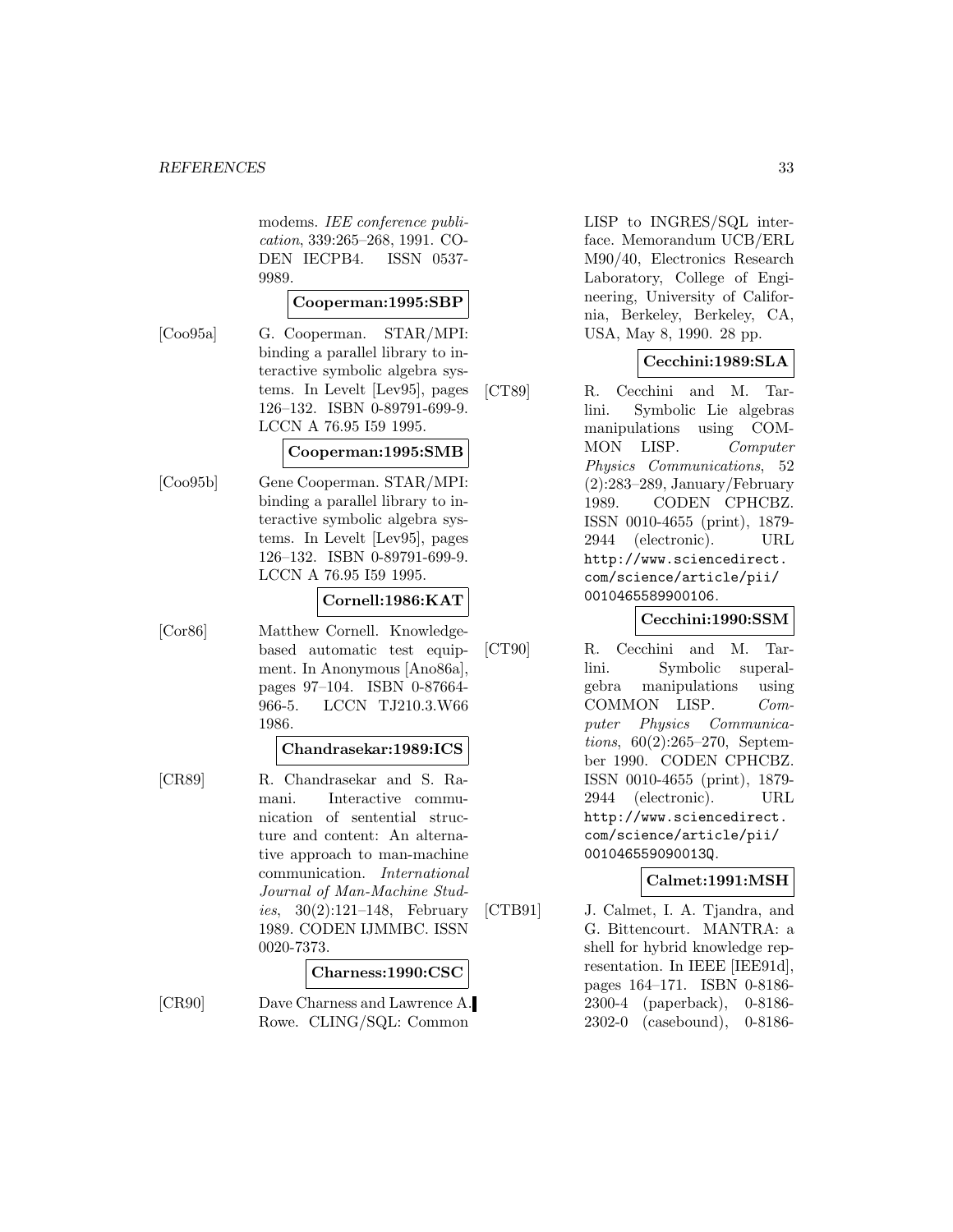modems. *IEE conference publication*, 339:265–268, 1991. CODEN IECPB4. ISSN 0537-9989.

**Cooperman:1995:SBP**

[Coo95a] G. Cooperman. STAR/MPI: binding a parallel library to interactive symbolic algebra systems. In Levelt [Lev95], pages 126–132. ISBN 0-89791-699-9. LCCN A 76.95 I59 1995.

**Cooperman:1995:SMB**

[Coo95b] Gene Cooperman. STAR/MPI: binding a parallel library to interactive symbolic algebra systems. In Levelt [Lev95], pages 126–132. ISBN 0-89791-699-9. LCCN A 76.95 I59 1995.

**Cornell:1986:KAT**

[Cor86] Matthew Cornell. Knowledge-based automatic test equipment. In Anonymous [Ano86a], pages 97–104. ISBN 0-87664-966-5. LCCN TJ210.3.W66 1986.

**Chandrasekar:1989:ICS**

[CR89] R. Chandrasekar and S. Ramani. Interactive communication of sentential structure and content: An alternative approach to man-machine communication. *International Journal of Man-Machine Studies*, 30(2):121–148, February 1989. CODEN IJMMBC. ISSN 0020-7373.

**Charness:1990:CSC**

[CR90] Dave Charness and Lawrence A. Rowe. CLING/SQL: Common LISP to INGRES/SQL interface. Memorandum UCB/ERL M90/40, Electronics Research Laboratory, College of Engineering, University of California, Berkeley, Berkeley, CA, USA, May 8, 1990. 28 pp.

**Cecchini:1989:SLA**

[CT89] R. Cecchini and M. Tarlini. Symbolic Lie algebras manipulations using COMMON LISP. *Computer Physics Communications*, 52 (2):283–289, January/February 1989. CODEN CPHCBZ. ISSN 0010-4655 (print), 1879-2944 (electronic). URL http://www.sciencedirect.com/science/article/pii/0010465589900106.

**Cecchini:1990:SSM**

[CT90] R. Cecchini and M. Tarlini. Symbolic superalgebra manipulations using COMMON LISP. *Computer Physics Communications*, 60(2):265–270, September 1990. CODEN CPHCBZ. ISSN 0010-4655 (print), 1879-2944 (electronic). URL http://www.sciencedirect.com/science/article/pii/001046559090013Q.

**Calmet:1991:MSH**

[CTB91] J. Calmet, I. A. Tjandra, and G. Bittencourt. MANTRA: a shell for hybrid knowledge representation. In IEEE [IEE91d], pages 164–171. ISBN 0-8186-2300-4 (paperback), 0-8186-2302-0 (casebound), 0-8186-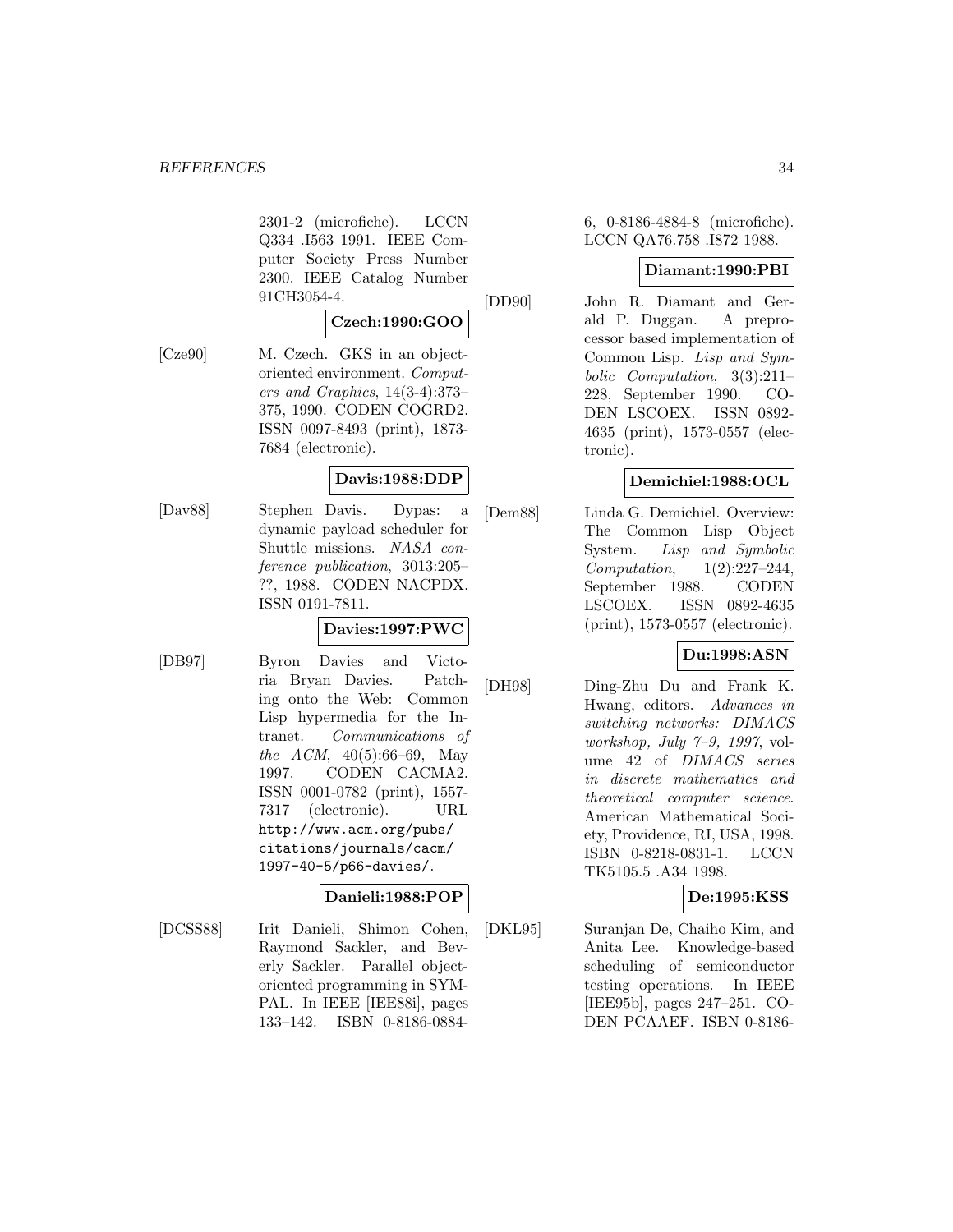2301-2 (microfiche). LCCN Q334 .I563 1991. IEEE Computer Society Press Number 2300. IEEE Catalog Number 91CH3054-4.

**Czech:1990:GOO**

[Cze90] M. Czech. GKS in an object-oriented environment. *Computers and Graphics*, 14(3-4):373–375, 1990. CODEN COGRD2. ISSN 0097-8493 (print), 1873-7684 (electronic).

**Davis:1988:DDP**

[Dav88] Stephen Davis. Dypas: a dynamic payload scheduler for Shuttle missions. *NASA conference publication*, 3013:205–??, 1988. CODEN NACPDX. ISSN 0191-7811.

**Davies:1997:PWC**

[DB97] Byron Davies and Victoria Bryan Davies. Patching onto the Web: Common Lisp hypermedia for the Intranet. *Communications of the ACM*, 40(5):66–69, May 1997. CODEN CACMA2. ISSN 0001-0782 (print), 1557-7317 (electronic). URL http://www.acm.org/pubs/citations/journals/cacm/1997-40-5/p66-davies/.

**Danieli:1988:POP**

[DCSS88] Irit Danieli, Shimon Cohen, Raymond Sackler, and Beverly Sackler. Parallel object-oriented programming in SYMPAL. In IEEE [IEE88i], pages 133–142. ISBN 0-8186-0884-6, 0-8186-4884-8 (microfiche). LCCN QA76.758 .I872 1988.

**Diamant:1990:PBI**

[DD90] John R. Diamant and Gerald P. Duggan. A preprocessor based implementation of Common Lisp. *Lisp and Symbolic Computation*, 3(3):211–228, September 1990. CODEN LSCOEX. ISSN 0892-4635 (print), 1573-0557 (electronic).

**Demichiel:1988:OCL**

[Dem88] Linda G. Demichiel. Overview: The Common Lisp Object System. *Lisp and Symbolic Computation*, 1(2):227–244, September 1988. CODEN LSCOEX. ISSN 0892-4635 (print), 1573-0557 (electronic).

**Du:1998:ASN**

[DH98] Ding-Zhu Du and Frank K. Hwang, editors. *Advances in switching networks: DIMACS workshop, July 7–9, 1997*, volume 42 of *DIMACS series in discrete mathematics and theoretical computer science*. American Mathematical Society, Providence, RI, USA, 1998. ISBN 0-8218-0831-1. LCCN TK5105.5 .A34 1998.

**De:1995:KSS**

[DKL95] Suranjan De, Chaiho Kim, and Anita Lee. Knowledge-based scheduling of semiconductor testing operations. In IEEE [IEE95b], pages 247–251. CODEN PCAAEF. ISBN 0-8186-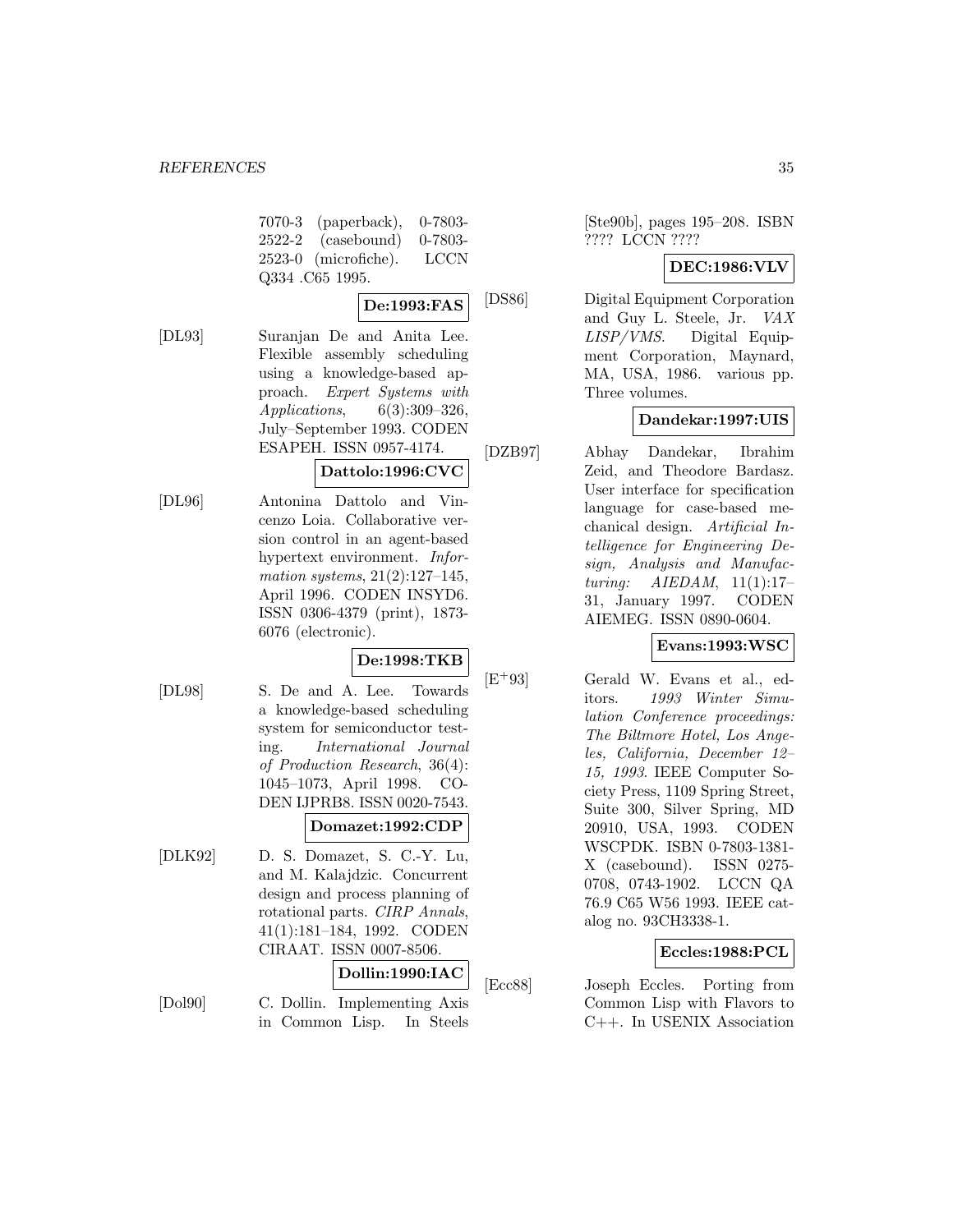7070-3 (paperback), 0-7803-2522-2 (casebound) 0-7803-2523-0 (microfiche). LCCN Q334 .C65 1995.

**De:1993:FAS**

[DL93] Suranjan De and Anita Lee. Flexible assembly scheduling using a knowledge-based approach. *Expert Systems with Applications*, 6(3):309–326, July–September 1993. CODEN ESAPEH. ISSN 0957-4174.

**Dattolo:1996:CVC**

[DL96] Antonina Dattolo and Vincenzo Loia. Collaborative version control in an agent-based hypertext environment. *Information systems*, 21(2):127–145, April 1996. CODEN INSYD6. ISSN 0306-4379 (print), 1873-6076 (electronic).

**De:1998:TKB**

[DL98] S. De and A. Lee. Towards a knowledge-based scheduling system for semiconductor testing. *International Journal of Production Research*, 36(4): 1045–1073, April 1998. CODEN IJPRB8. ISSN 0020-7543.

**Domazet:1992:CDP**

[DLK92] D. S. Domazet, S. C.-Y. Lu, and M. Kalajdzic. Concurrent design and process planning of rotational parts. *CIRP Annals*, 41(1):181–184, 1992. CODEN CIRAAT. ISSN 0007-8506.

**Dollin:1990:IAC**

[Dol90] C. Dollin. Implementing Axis in Common Lisp. In Steels [Ste90b], pages 195–208. ISBN ???? LCCN ????

**DEC:1986:VLV**

[DS86] Digital Equipment Corporation and Guy L. Steele, Jr. *VAX LISP/VMS*. Digital Equipment Corporation, Maynard, MA, USA, 1986. various pp. Three volumes.

**Dandekar:1997:UIS**

[DZB97] Abhay Dandekar, Ibrahim Zeid, and Theodore Bardasz. User interface for specification language for case-based mechanical design. *Artificial Intelligence for Engineering Design, Analysis and Manufacturing: AIEDAM*, 11(1):17–31, January 1997. CODEN AIEMEG. ISSN 0890-0604.

**Evans:1993:WSC**

[E+93] Gerald W. Evans et al., editors. *1993 Winter Simulation Conference proceedings: The Biltmore Hotel, Los Angeles, California, December 12–15, 1993*. IEEE Computer Society Press, 1109 Spring Street, Suite 300, Silver Spring, MD 20910, USA, 1993. CODEN WSCPDK. ISBN 0-7803-1381-X (casebound). ISSN 0275-0708, 0743-1902. LCCN QA 76.9 C65 W56 1993. IEEE catalog no. 93CH3338-1.

**Eccles:1988:PCL**

[Ecc88] Joseph Eccles. Porting from Common Lisp with Flavors to C++. In USENIX Association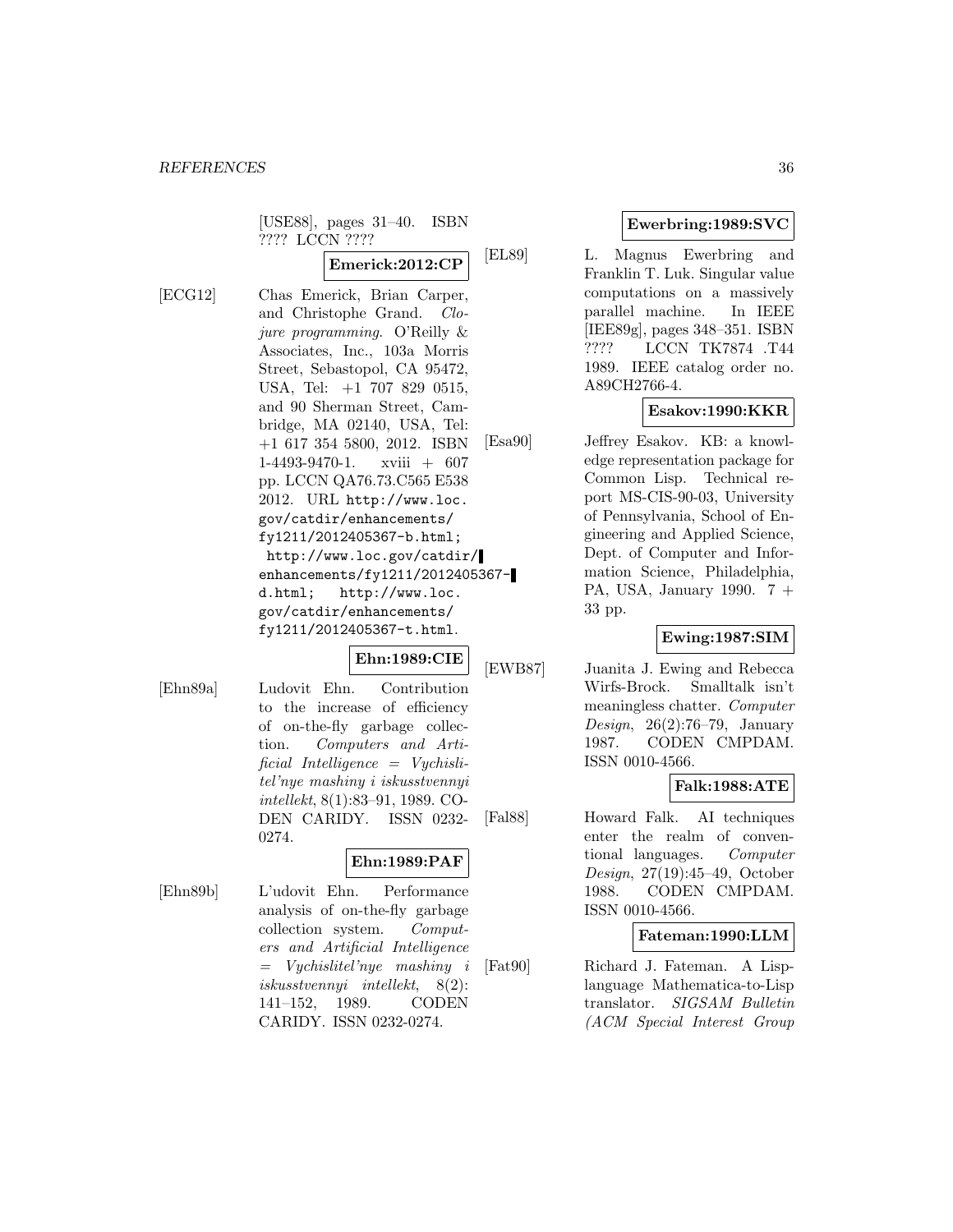[USE88], pages 31–40. ISBN ???? LCCN ????

**Emerick:2012:CP**

[ECG12] Chas Emerick, Brian Carper, and Christophe Grand. *Clojure programming*. O'Reilly & Associates, Inc., 103a Morris Street, Sebastopol, CA 95472, USA, Tel: +1 707 829 0515, and 90 Sherman Street, Cambridge, MA 02140, USA, Tel: +1 617 354 5800, 2012. ISBN 1-4493-9470-1. xviii + 607 pp. LCCN QA76.73.C565 E538 2012. URL http://www.loc.gov/catdir/enhancements/fy1211/2012405367-b.html; http://www.loc.gov/catdir/enhancements/fy1211/2012405367-d.html; http://www.loc.gov/catdir/enhancements/fy1211/2012405367-t.html.

**Ehn:1989:CIE**

[Ehn89a] Ludovit Ehn. Contribution to the increase of efficiency of on-the-fly garbage collection. *Computers and Artificial Intelligence = Vychislitel'nye mashiny i iskusstvennyi intellekt*, 8(1):83–91, 1989. CODEN CARIDY. ISSN 0232-0274.

**Ehn:1989:PAF**

[Ehn89b] L'udovit Ehn. Performance analysis of on-the-fly garbage collection system. *Computers and Artificial Intelligence = Vychislitel'nye mashiny i iskusstvennyi intellekt*, 8(2): 141–152, 1989. CODEN CARIDY. ISSN 0232-0274.

**Ewerbring:1989:SVC**

[EL89] L. Magnus Ewerbring and Franklin T. Luk. Singular value computations on a massively parallel machine. In IEEE [IEE89g], pages 348–351. ISBN ???? LCCN TK7874 .T44 1989. IEEE catalog order no. A89CH2766-4.

**Esakov:1990:KKR**

[Esa90] Jeffrey Esakov. KB: a knowledge representation package for Common Lisp. Technical report MS-CIS-90-03, University of Pennsylvania, School of Engineering and Applied Science, Dept. of Computer and Information Science, Philadelphia, PA, USA, January 1990. 7 + 33 pp.

**Ewing:1987:SIM**

[EWB87] Juanita J. Ewing and Rebecca Wirfs-Brock. Smalltalk isn't meaningless chatter. *Computer Design*, 26(2):76–79, January 1987. CODEN CMPDAM. ISSN 0010-4566.

**Falk:1988:ATE**

[Fal88] Howard Falk. AI techniques enter the realm of conventional languages. *Computer Design*, 27(19):45–49, October 1988. CODEN CMPDAM. ISSN 0010-4566.

**Fateman:1990:LLM**

[Fat90] Richard J. Fateman. A Lisp-language Mathematica-to-Lisp translator. *SIGSAM Bulletin (ACM Special Interest Group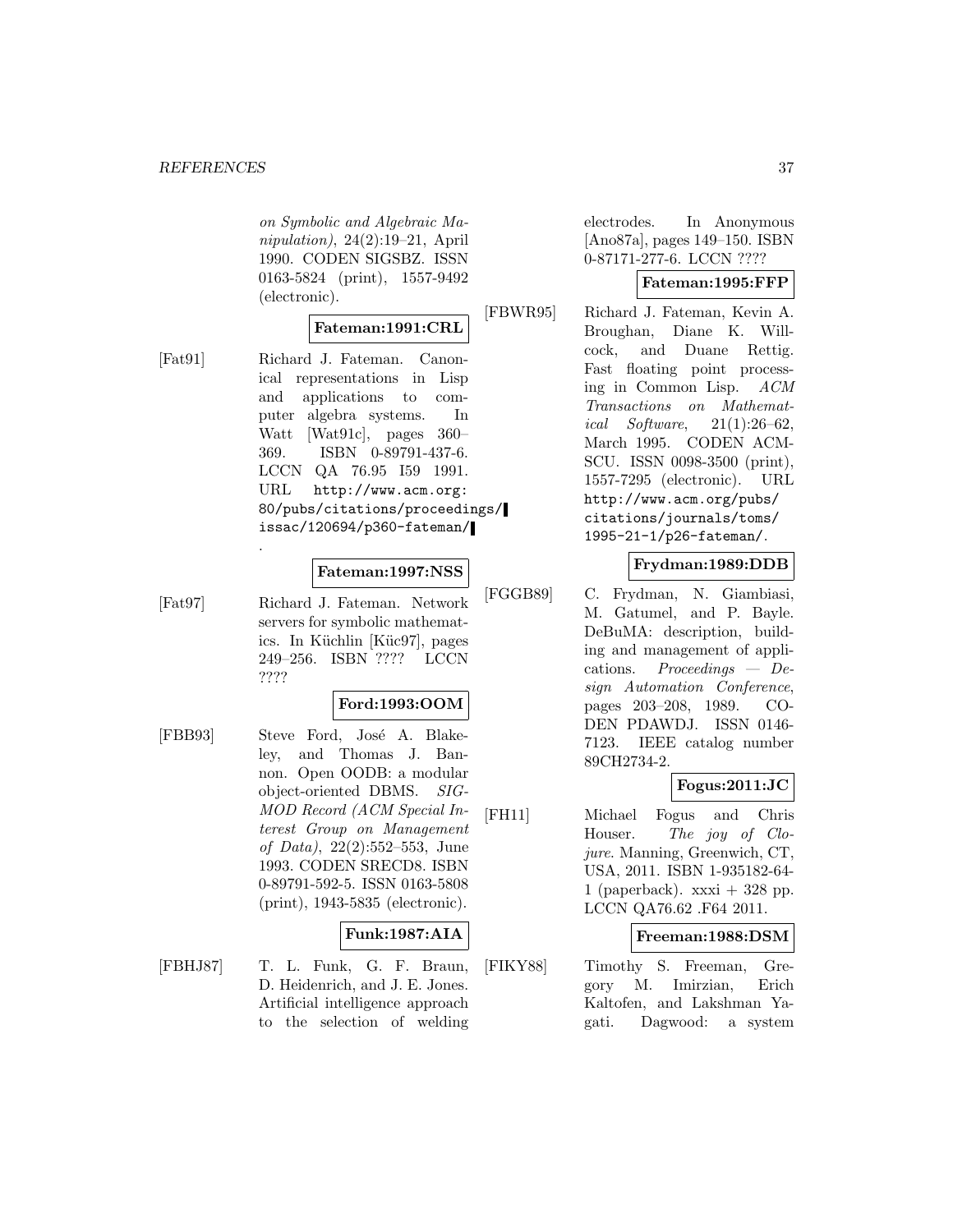*on Symbolic and Algebraic Manipulation)*, 24(2):19–21, April 1990. CODEN SIGSBZ. ISSN 0163-5824 (print), 1557-9492 (electronic).

**Fateman:1991:CRL**

[Fat91] Richard J. Fateman. Canonical representations in Lisp and applications to computer algebra systems. In Watt [Wat91c], pages 360–369. ISBN 0-89791-437-6. LCCN QA 76.95 I59 1991. URL `http://www.acm.org:80/pubs/citations/proceedings/issac/120694/p360-fateman/`.

**Fateman:1997:NSS**

[Fat97] Richard J. Fateman. Network servers for symbolic mathematics. In Küchlin [Küc97], pages 249–256. ISBN ???? LCCN ????

**Ford:1993:OOM**

[FBB93] Steve Ford, José A. Blakeley, and Thomas J. Bannon. Open OODB: a modular object-oriented DBMS. *SIGMOD Record (ACM Special Interest Group on Management of Data)*, 22(2):552–553, June 1993. CODEN SRECD8. ISBN 0-89791-592-5. ISSN 0163-5808 (print), 1943-5835 (electronic).

**Funk:1987:AIA**

[FBHJ87] T. L. Funk, G. F. Braun, D. Heidenrich, and J. E. Jones. Artificial intelligence approach to the selection of welding electrodes. In Anonymous [Ano87a], pages 149–150. ISBN 0-87171-277-6. LCCN ????

**Fateman:1995:FFP**

[FBWR95] Richard J. Fateman, Kevin A. Broughan, Diane K. Willcock, and Duane Rettig. Fast floating point processing in Common Lisp. *ACM Transactions on Mathematical Software*, 21(1):26–62, March 1995. CODEN ACMSCU. ISSN 0098-3500 (print), 1557-7295 (electronic). URL `http://www.acm.org/pubs/citations/journals/toms/1995-21-1/p26-fateman/`.

**Frydman:1989:DDB**

[FGGB89] C. Frydman, N. Giambiasi, M. Gatumel, and P. Bayle. DeBuMA: description, building and management of applications. *Proceedings — Design Automation Conference*, pages 203–208, 1989. CODEN PDAWDJ. ISSN 0146-7123. IEEE catalog number 89CH2734-2.

**Fogus:2011:JC**

[FH11] Michael Fogus and Chris Houser. *The joy of Clojure*. Manning, Greenwich, CT, USA, 2011. ISBN 1-935182-64-1 (paperback). xxxi + 328 pp. LCCN QA76.62 .F64 2011.

**Freeman:1988:DSM**

[FIKY88] Timothy S. Freeman, Gregory M. Imirzian, Erich Kaltofen, and Lakshman Yagati. Dagwood: a system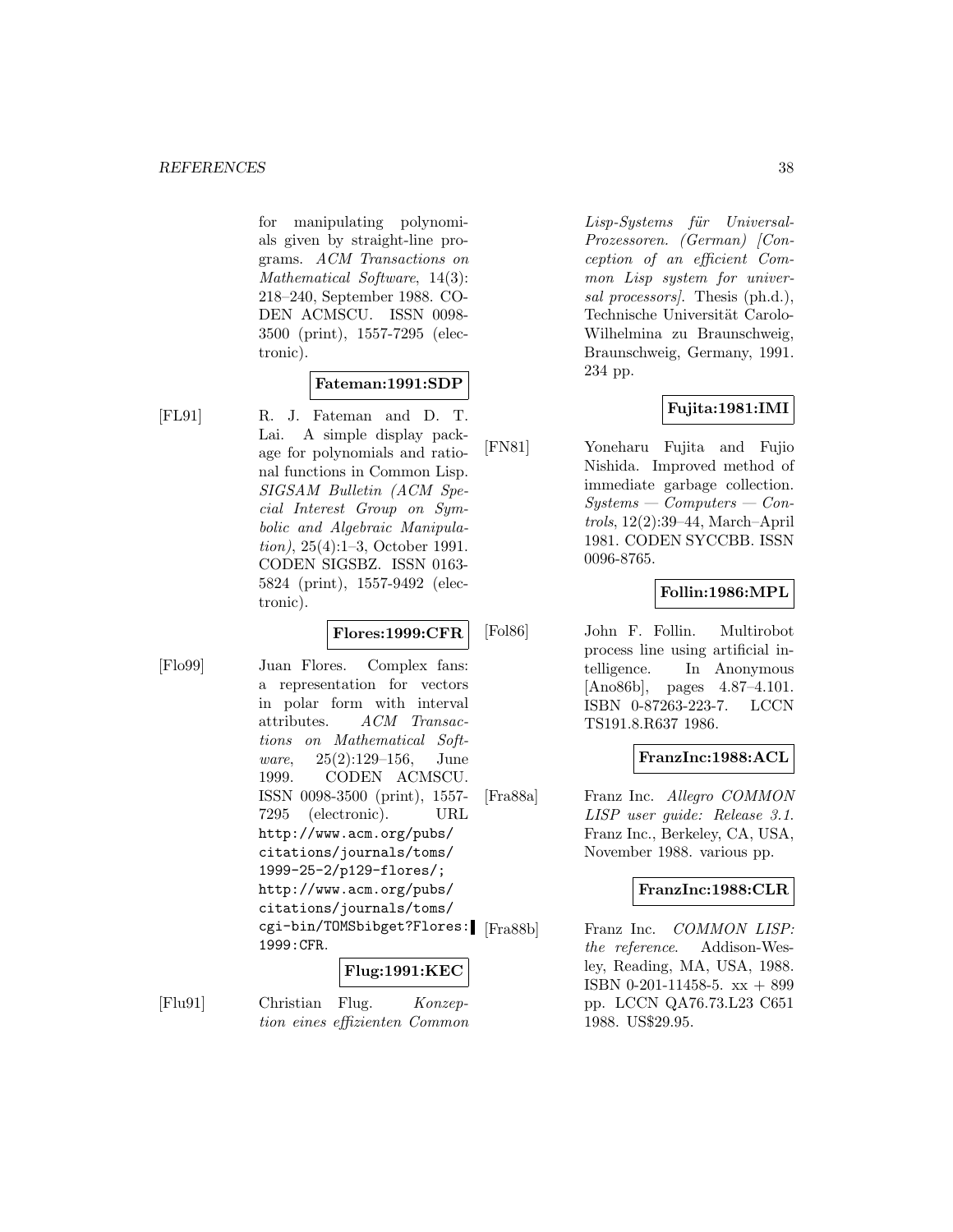for manipulating polynomials given by straight-line programs. *ACM Transactions on Mathematical Software*, 14(3): 218–240, September 1988. CODEN ACMSCU. ISSN 0098-3500 (print), 1557-7295 (electronic).

**Fateman:1991:SDP**

[FL91] R. J. Fateman and D. T. Lai. A simple display package for polynomials and rational functions in Common Lisp. *SIGSAM Bulletin (ACM Special Interest Group on Symbolic and Algebraic Manipulation)*, 25(4):1–3, October 1991. CODEN SIGSBZ. ISSN 0163-5824 (print), 1557-9492 (electronic).

**Flores:1999:CFR**

[Flo99] Juan Flores. Complex fans: a representation for vectors in polar form with interval attributes. *ACM Transactions on Mathematical Software*, 25(2):129–156, June 1999. CODEN ACMSCU. ISSN 0098-3500 (print), 1557-7295 (electronic). URL http://www.acm.org/pubs/citations/journals/toms/1999-25-2/p129-flores/; http://www.acm.org/pubs/citations/journals/toms/cgi-bin/TOMSbibget?Flores:1999:CFR.

**Flug:1991:KEC**

[Flu91] Christian Flug. *Konzeption eines effizienten Common Lisp-Systems für Universal-Prozessoren. (German) [Conception of an efficient Common Lisp system for universal processors]*. Thesis (ph.d.), Technische Universität Carolo-Wilhelmina zu Braunschweig, Braunschweig, Germany, 1991. 234 pp.

**Fujita:1981:IMI**

[FN81] Yoneharu Fujita and Fujio Nishida. Improved method of immediate garbage collection. *Systems — Computers — Controls*, 12(2):39–44, March–April 1981. CODEN SYCCBB. ISSN 0096-8765.

**Follin:1986:MPL**

[Fol86] John F. Follin. Multirobot process line using artificial intelligence. In Anonymous [Ano86b], pages 4.87–4.101. ISBN 0-87263-223-7. LCCN TS191.8.R637 1986.

**FranzInc:1988:ACL**

[Fra88a] Franz Inc. *Allegro COMMON LISP user guide: Release 3.1*. Franz Inc., Berkeley, CA, USA, November 1988. various pp.

**FranzInc:1988:CLR**

[Fra88b] Franz Inc. *COMMON LISP: the reference*. Addison-Wesley, Reading, MA, USA, 1988. ISBN 0-201-11458-5. xx + 899 pp. LCCN QA76.73.L23 C651 1988. US$29.95.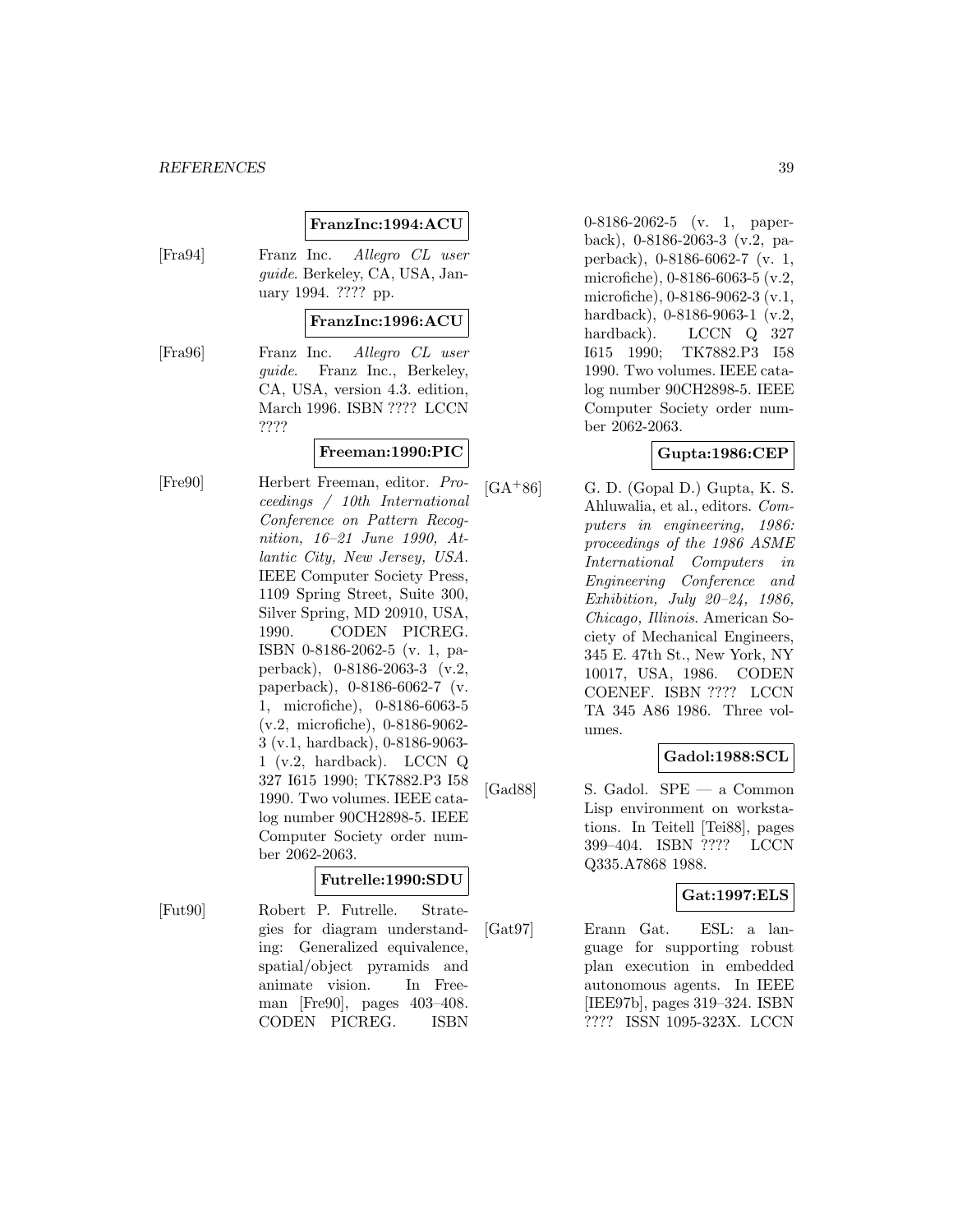**FranzInc:1994:ACU**

[Fra94] Franz Inc. *Allegro CL user guide*. Berkeley, CA, USA, January 1994. ???? pp.

**FranzInc:1996:ACU**

[Fra96] Franz Inc. *Allegro CL user guide*. Franz Inc., Berkeley, CA, USA, version 4.3. edition, March 1996. ISBN ???? LCCN ????

**Freeman:1990:PIC**

[Fre90] Herbert Freeman, editor. *Proceedings / 10th International Conference on Pattern Recognition, 16–21 June 1990, Atlantic City, New Jersey, USA*. IEEE Computer Society Press, 1109 Spring Street, Suite 300, Silver Spring, MD 20910, USA, 1990. CODEN PICREG. ISBN 0-8186-2062-5 (v. 1, paperback), 0-8186-2063-3 (v.2, paperback), 0-8186-6062-7 (v. 1, microfiche), 0-8186-6063-5 (v.2, microfiche), 0-8186-9062-3 (v.1, hardback), 0-8186-9063-1 (v.2, hardback). LCCN Q 327 I615 1990; TK7882.P3 I58 1990. Two volumes. IEEE catalog number 90CH2898-5. IEEE Computer Society order number 2062-2063.

**Futrelle:1990:SDU**

[Fut90] Robert P. Futrelle. Strategies for diagram understanding: Generalized equivalence, spatial/object pyramids and animate vision. In Freeman [Fre90], pages 403–408. CODEN PICREG. ISBN 0-8186-2062-5 (v. 1, paperback), 0-8186-2063-3 (v.2, paperback), 0-8186-6062-7 (v. 1, microfiche), 0-8186-6063-5 (v.2, microfiche), 0-8186-9062-3 (v.1, hardback), 0-8186-9063-1 (v.2, hardback). LCCN Q 327 I615 1990; TK7882.P3 I58 1990. Two volumes. IEEE catalog number 90CH2898-5. IEEE Computer Society order number 2062-2063.

**Gupta:1986:CEP**

[GA+86] G. D. (Gopal D.) Gupta, K. S. Ahluwalia, et al., editors. *Computers in engineering, 1986: proceedings of the 1986 ASME International Computers in Engineering Conference and Exhibition, July 20–24, 1986, Chicago, Illinois*. American Society of Mechanical Engineers, 345 E. 47th St., New York, NY 10017, USA, 1986. CODEN COENEF. ISBN ???? LCCN TA 345 A86 1986. Three volumes.

**Gadol:1988:SCL**

[Gad88] S. Gadol. SPE — a Common Lisp environment on workstations. In Teitell [Tei88], pages 399–404. ISBN ???? LCCN Q335.A7868 1988.

**Gat:1997:ELS**

[Gat97] Erann Gat. ESL: a language for supporting robust plan execution in embedded autonomous agents. In IEEE [IEE97b], pages 319–324. ISBN ???? ISSN 1095-323X. LCCN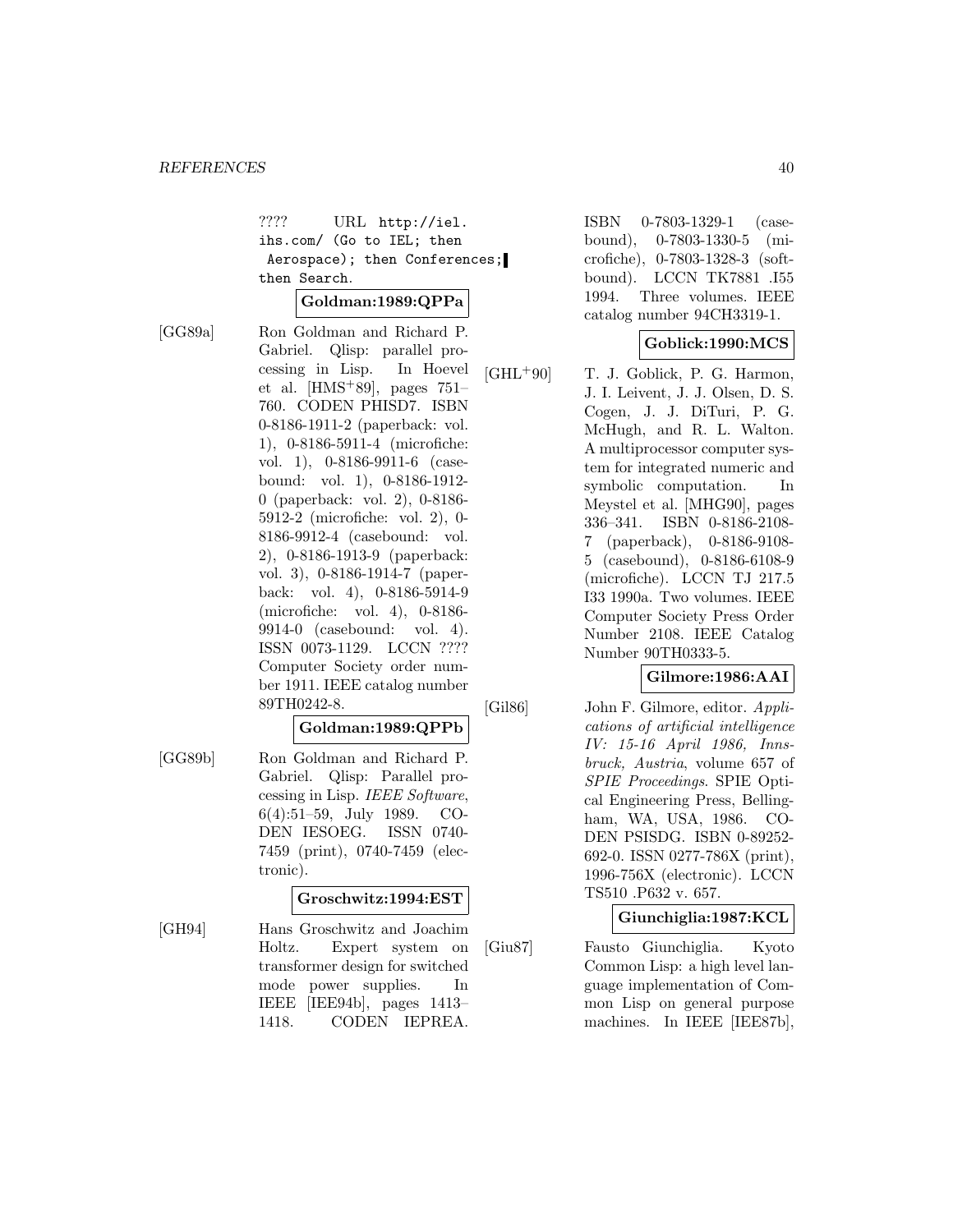???? URL http://iel.ihs.com/ (Go to IEL; then Aerospace); then Conferences; then Search.

**Goldman:1989:QPPa**

[GG89a] Ron Goldman and Richard P. Gabriel. Qlisp: parallel processing in Lisp. In Hoevel et al. [HMS+89], pages 751–760. CODEN PHISD7. ISBN 0-8186-1911-2 (paperback: vol. 1), 0-8186-5911-4 (microfiche: vol. 1), 0-8186-9911-6 (casebound: vol. 1), 0-8186-1912-0 (paperback: vol. 2), 0-8186-5912-2 (microfiche: vol. 2), 0-8186-9912-4 (casebound: vol. 2), 0-8186-1913-9 (paperback: vol. 3), 0-8186-1914-7 (paperback: vol. 4), 0-8186-5914-9 (microfiche: vol. 4), 0-8186-9914-0 (casebound: vol. 4). ISSN 0073-1129. LCCN ???? Computer Society order number 1911. IEEE catalog number 89TH0242-8.

**Goldman:1989:QPPb**

[GG89b] Ron Goldman and Richard P. Gabriel. Qlisp: Parallel processing in Lisp. *IEEE Software*, 6(4):51–59, July 1989. CODEN IESOEG. ISSN 0740-7459 (print), 0740-7459 (electronic).

**Groschwitz:1994:EST**

[GH94] Hans Groschwitz and Joachim Holtz. Expert system on transformer design for switched mode power supplies. In IEEE [IEE94b], pages 1413–1418. CODEN IEPREA. ISBN 0-7803-1329-1 (casebound), 0-7803-1330-5 (microfiche), 0-7803-1328-3 (softbound). LCCN TK7881 .I55 1994. Three volumes. IEEE catalog number 94CH3319-1.

**Goblick:1990:MCS**

[GHL+90] T. J. Goblick, P. G. Harmon, J. I. Leivent, J. J. Olsen, D. S. Cogen, J. J. DiTuri, P. G. McHugh, and R. L. Walton. A multiprocessor computer system for integrated numeric and symbolic computation. In Meystel et al. [MHG90], pages 336–341. ISBN 0-8186-2108-7 (paperback), 0-8186-9108-5 (casebound), 0-8186-6108-9 (microfiche). LCCN TJ 217.5 I33 1990a. Two volumes. IEEE Computer Society Press Order Number 2108. IEEE Catalog Number 90TH0333-5.

**Gilmore:1986:AAI**

[Gil86] John F. Gilmore, editor. *Applications of artificial intelligence IV: 15-16 April 1986, Innsbruck, Austria*, volume 657 of *SPIE Proceedings*. SPIE Optical Engineering Press, Bellingham, WA, USA, 1986. CODEN PSISDG. ISBN 0-89252-692-0. ISSN 0277-786X (print), 1996-756X (electronic). LCCN TS510 .P632 v. 657.

**Giunchiglia:1987:KCL**

[Giu87] Fausto Giunchiglia. Kyoto Common Lisp: a high level language implementation of Common Lisp on general purpose machines. In IEEE [IEE87b],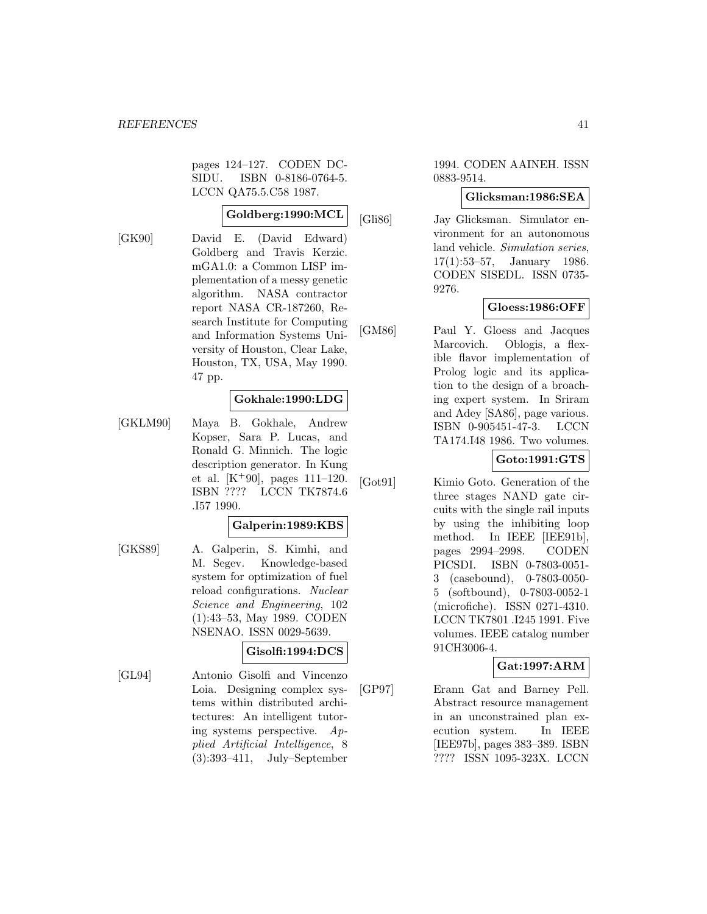pages 124–127. CODEN DCSIDU. ISBN 0-8186-0764-5. LCCN QA75.5.C58 1987.

**Goldberg:1990:MCL**

[GK90] David E. (David Edward) Goldberg and Travis Kerzic. mGA1.0: a Common LISP implementation of a messy genetic algorithm. NASA contractor report NASA CR-187260, Research Institute for Computing and Information Systems University of Houston, Clear Lake, Houston, TX, USA, May 1990. 47 pp.

**Gokhale:1990:LDG**

[GKLM90] Maya B. Gokhale, Andrew Kopser, Sara P. Lucas, and Ronald G. Minnich. The logic description generator. In Kung et al. [K+90], pages 111–120. ISBN ???? LCCN TK7874.6 .I57 1990.

**Galperin:1989:KBS**

[GKS89] A. Galperin, S. Kimhi, and M. Segev. Knowledge-based system for optimization of fuel reload configurations. *Nuclear Science and Engineering*, 102 (1):43–53, May 1989. CODEN NSENAO. ISSN 0029-5639.

**Gisolfi:1994:DCS**

[GL94] Antonio Gisolfi and Vincenzo Loia. Designing complex systems within distributed architectures: An intelligent tutoring systems perspective. *Applied Artificial Intelligence*, 8 (3):393–411, July–September 1994. CODEN AAINEH. ISSN 0883-9514.

**Glicksman:1986:SEA**

[Gli86] Jay Glicksman. Simulator environment for an autonomous land vehicle. *Simulation series*, 17(1):53–57, January 1986. CODEN SISEDL. ISSN 0735-9276.

**Gloess:1986:OFF**

[GM86] Paul Y. Gloess and Jacques Marcovich. Oblogis, a flexible flavor implementation of Prolog logic and its application to the design of a broaching expert system. In Sriram and Adey [SA86], page various. ISBN 0-905451-47-3. LCCN TA174.I48 1986. Two volumes.

**Goto:1991:GTS**

[Got91] Kimio Goto. Generation of the three stages NAND gate circuits with the single rail inputs by using the inhibiting loop method. In IEEE [IEE91b], pages 2994–2998. CODEN PICSDI. ISBN 0-7803-0051-3 (casebound), 0-7803-0050-5 (softbound), 0-7803-0052-1 (microfiche). ISSN 0271-4310. LCCN TK7801 .I245 1991. Five volumes. IEEE catalog number 91CH3006-4.

**Gat:1997:ARM**

[GP97] Erann Gat and Barney Pell. Abstract resource management in an unconstrained plan execution system. In IEEE [IEE97b], pages 383–389. ISBN ???? ISSN 1095-323X. LCCN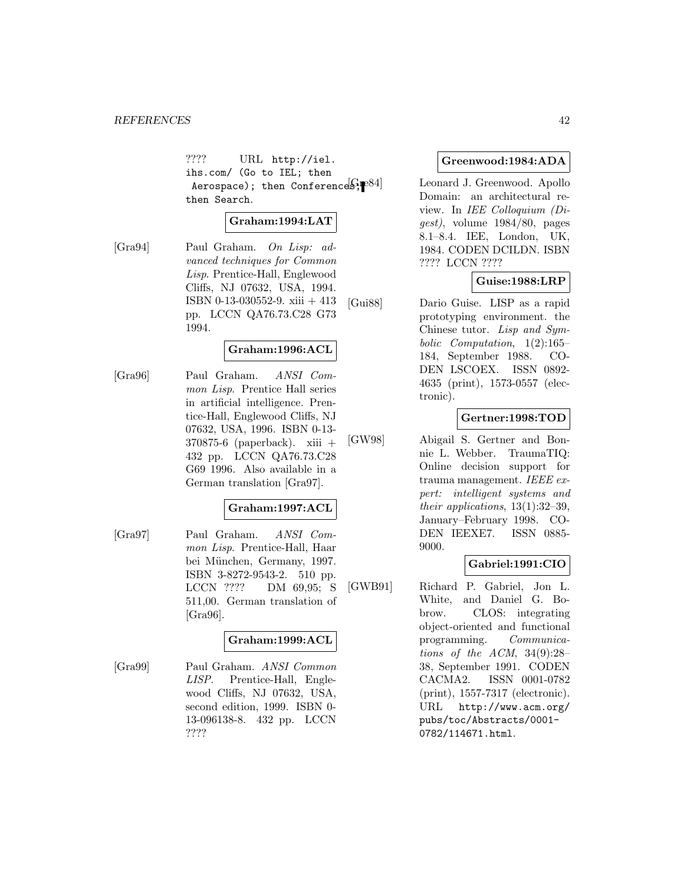???? URL `http://iel.ihs.com/ (Go to IEL; then Aerospace); then Conferences; then Search`.

**Graham:1994:LAT**

[Gra94] Paul Graham. *On Lisp: advanced techniques for Common Lisp*. Prentice-Hall, Englewood Cliffs, NJ 07632, USA, 1994. ISBN 0-13-030552-9. xiii + 413 pp. LCCN QA76.73.C28 G73 1994.

**Graham:1996:ACL**

[Gra96] Paul Graham. *ANSI Common Lisp*. Prentice Hall series in artificial intelligence. Prentice-Hall, Englewood Cliffs, NJ 07632, USA, 1996. ISBN 0-13-370875-6 (paperback). xiii + 432 pp. LCCN QA76.73.C28 G69 1996. Also available in a German translation [Gra97].

**Graham:1997:ACL**

[Gra97] Paul Graham. *ANSI Common Lisp*. Prentice-Hall, Haar bei München, Germany, 1997. ISBN 3-8272-9543-2. 510 pp. LCCN ???? DM 69,95; S 511,00. German translation of [Gra96].

**Graham:1999:ACL**

[Gra99] Paul Graham. *ANSI Common LISP*. Prentice-Hall, Englewood Cliffs, NJ 07632, USA, second edition, 1999. ISBN 0-13-096138-8. 432 pp. LCCN ????

**Greenwood:1984:ADA**

[Gre84] Leonard J. Greenwood. Apollo Domain: an architectural review. In *IEE Colloquium (Digest)*, volume 1984/80, pages 8.1–8.4. IEE, London, UK, 1984. CODEN DCILDN. ISBN ???? LCCN ????

**Guise:1988:LRP**

[Gui88] Dario Guise. LISP as a rapid prototyping environment. the Chinese tutor. *Lisp and Symbolic Computation*, 1(2):165–184, September 1988. CODEN LSCOEX. ISSN 0892-4635 (print), 1573-0557 (electronic).

**Gertner:1998:TOD**

[GW98] Abigail S. Gertner and Bonnie L. Webber. TraumaTIQ: Online decision support for trauma management. *IEEE expert: intelligent systems and their applications*, 13(1):32–39, January–February 1998. CODEN IEEXE7. ISSN 0885-9000.

**Gabriel:1991:CIO**

[GWB91] Richard P. Gabriel, Jon L. White, and Daniel G. Bobrow. CLOS: integrating object-oriented and functional programming. *Communications of the ACM*, 34(9):28–38, September 1991. CODEN CACMA2. ISSN 0001-0782 (print), 1557-7317 (electronic). URL `http://www.acm.org/pubs/toc/Abstracts/0001-0782/114671.html`.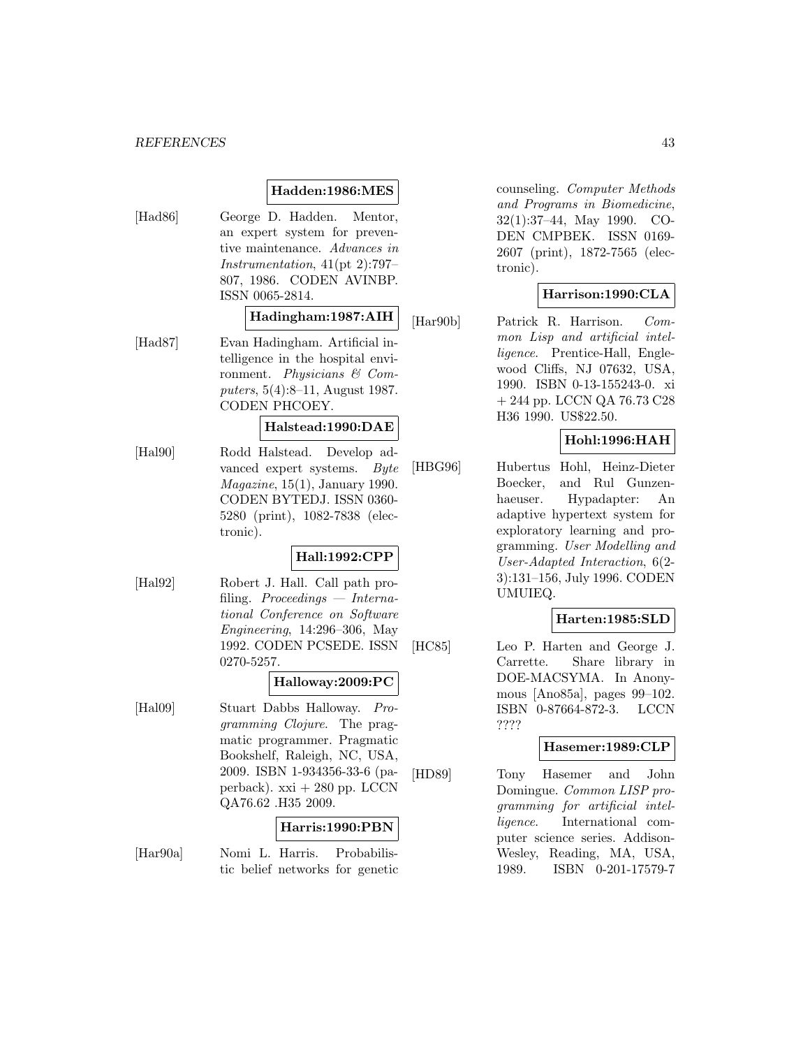**Hadden:1986:MES**

[Had86] George D. Hadden. Mentor, an expert system for preventive maintenance. *Advances in Instrumentation*, 41(pt 2):797–807, 1986. CODEN AVINBP. ISSN 0065-2814.

**Hadingham:1987:AIH**

[Had87] Evan Hadingham. Artificial intelligence in the hospital environment. *Physicians & Computers*, 5(4):8–11, August 1987. CODEN PHCOEY.

**Halstead:1990:DAE**

[Hal90] Rodd Halstead. Develop advanced expert systems. *Byte Magazine*, 15(1), January 1990. CODEN BYTEDJ. ISSN 0360-5280 (print), 1082-7838 (electronic).

**Hall:1992:CPP**

[Hal92] Robert J. Hall. Call path profiling. *Proceedings — International Conference on Software Engineering*, 14:296–306, May 1992. CODEN PCSEDE. ISSN 0270-5257.

**Halloway:2009:PC**

[Hal09] Stuart Dabbs Halloway. *Programming Clojure*. The pragmatic programmer. Pragmatic Bookshelf, Raleigh, NC, USA, 2009. ISBN 1-934356-33-6 (paperback). xxi + 280 pp. LCCN QA76.62 .H35 2009.

**Harris:1990:PBN**

[Har90a] Nomi L. Harris. Probabilistic belief networks for genetic counseling. *Computer Methods and Programs in Biomedicine*, 32(1):37–44, May 1990. CODEN CMPBEK. ISSN 0169-2607 (print), 1872-7565 (electronic).

**Harrison:1990:CLA**

[Har90b] Patrick R. Harrison. *Common Lisp and artificial intelligence*. Prentice-Hall, Englewood Cliffs, NJ 07632, USA, 1990. ISBN 0-13-155243-0. xi + 244 pp. LCCN QA 76.73 C28 H36 1990. US$22.50.

**Hohl:1996:HAH**

[HBG96] Hubertus Hohl, Heinz-Dieter Boecker, and Rul Gunzenhaeuser. Hypadapter: An adaptive hypertext system for exploratory learning and programming. *User Modelling and User-Adapted Interaction*, 6(2-3):131–156, July 1996. CODEN UMUIEQ.

**Harten:1985:SLD**

[HC85] Leo P. Harten and George J. Carrette. Share library in DOE-MACSYMA. In Anonymous [Ano85a], pages 99–102. ISBN 0-87664-872-3. LCCN ????

**Hasemer:1989:CLP**

[HD89] Tony Hasemer and John Domingue. *Common LISP programming for artificial intelligence*. International computer science series. Addison-Wesley, Reading, MA, USA, 1989. ISBN 0-201-17579-7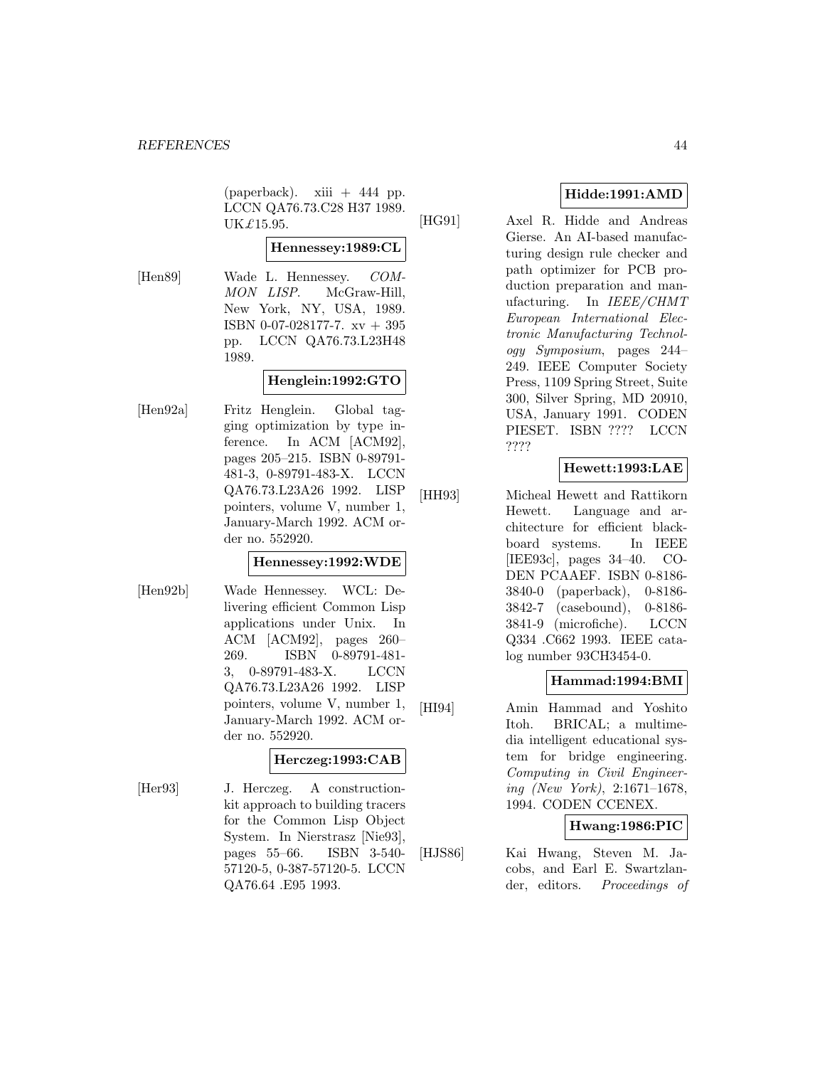(paperback). xiii + 444 pp. LCCN QA76.73.C28 H37 1989. UK£15.95.

**Hennessey:1989:CL**

[Hen89] Wade L. Hennessey. *COMMON LISP*. McGraw-Hill, New York, NY, USA, 1989. ISBN 0-07-028177-7. xv + 395 pp. LCCN QA76.73.L23H48 1989.

**Henglein:1992:GTO**

[Hen92a] Fritz Henglein. Global tagging optimization by type inference. In ACM [ACM92], pages 205–215. ISBN 0-89791-481-3, 0-89791-483-X. LCCN QA76.73.L23A26 1992. LISP pointers, volume V, number 1, January-March 1992. ACM order no. 552920.

**Hennessey:1992:WDE**

[Hen92b] Wade Hennessey. WCL: Delivering efficient Common Lisp applications under Unix. In ACM [ACM92], pages 260–269. ISBN 0-89791-481-3, 0-89791-483-X. LCCN QA76.73.L23A26 1992. LISP pointers, volume V, number 1, January-March 1992. ACM order no. 552920.

**Herczeg:1993:CAB**

[Her93] J. Herczeg. A construction-kit approach to building tracers for the Common Lisp Object System. In Nierstrasz [Nie93], pages 55–66. ISBN 3-540-57120-5, 0-387-57120-5. LCCN QA76.64 .E95 1993.

**Hidde:1991:AMD**

[HG91] Axel R. Hidde and Andreas Gierse. An AI-based manufacturing design rule checker and path optimizer for PCB production preparation and manufacturing. In *IEEE/CHMT European International Electronic Manufacturing Technology Symposium*, pages 244–249. IEEE Computer Society Press, 1109 Spring Street, Suite 300, Silver Spring, MD 20910, USA, January 1991. CODEN PIESET. ISBN ???? LCCN ????

**Hewett:1993:LAE**

[HH93] Micheal Hewett and Rattikorn Hewett. Language and architecture for efficient blackboard systems. In IEEE [IEE93c], pages 34–40. CODEN PCAAEF. ISBN 0-8186-3840-0 (paperback), 0-8186-3842-7 (casebound), 0-8186-3841-9 (microfiche). LCCN Q334 .C662 1993. IEEE catalog number 93CH3454-0.

**Hammad:1994:BMI**

[HI94] Amin Hammad and Yoshito Itoh. BRICAL; a multimedia intelligent educational system for bridge engineering. *Computing in Civil Engineering (New York)*, 2:1671–1678, 1994. CODEN CCENEX.

**Hwang:1986:PIC**

[HJS86] Kai Hwang, Steven M. Jacobs, and Earl E. Swartzlander, editors. *Proceedings of*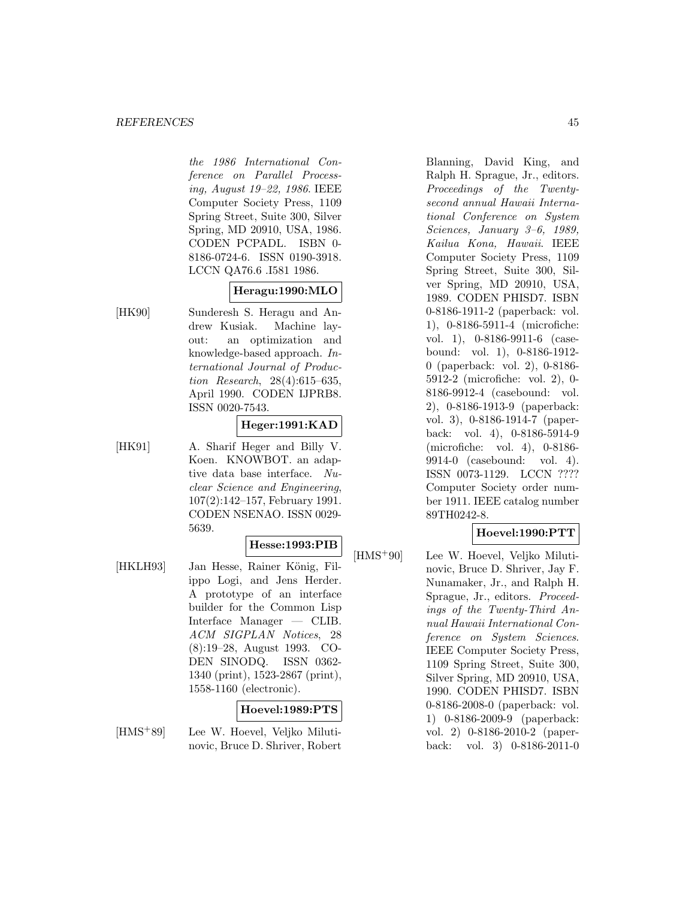*the 1986 International Conference on Parallel Processing, August 19–22, 1986*. IEEE Computer Society Press, 1109 Spring Street, Suite 300, Silver Spring, MD 20910, USA, 1986. CODEN PCPADL. ISBN 0-8186-0724-6. ISSN 0190-3918. LCCN QA76.6 .I581 1986.

**Heragu:1990:MLO**

[HK90] Sunderesh S. Heragu and Andrew Kusiak. Machine layout: an optimization and knowledge-based approach. *International Journal of Production Research*, 28(4):615–635, April 1990. CODEN IJPRB8. ISSN 0020-7543.

**Heger:1991:KAD**

[HK91] A. Sharif Heger and Billy V. Koen. KNOWBOT. an adaptive data base interface. *Nuclear Science and Engineering*, 107(2):142–157, February 1991. CODEN NSENAO. ISSN 0029-5639.

**Hesse:1993:PIB**

[HKLH93] Jan Hesse, Rainer König, Filippo Logi, and Jens Herder. A prototype of an interface builder for the Common Lisp Interface Manager — CLIB. *ACM SIGPLAN Notices*, 28 (8):19–28, August 1993. CODEN SINODQ. ISSN 0362-1340 (print), 1523-2867 (print), 1558-1160 (electronic).

**Hoevel:1989:PTS**

[HMS+89] Lee W. Hoevel, Veljko Milutinovic, Bruce D. Shriver, Robert Blanning, David King, and Ralph H. Sprague, Jr., editors. *Proceedings of the Twenty-second annual Hawaii International Conference on System Sciences, January 3–6, 1989, Kailua Kona, Hawaii*. IEEE Computer Society Press, 1109 Spring Street, Suite 300, Silver Spring, MD 20910, USA, 1989. CODEN PHISD7. ISBN 0-8186-1911-2 (paperback: vol. 1), 0-8186-5911-4 (microfiche: vol. 1), 0-8186-9911-6 (casebound: vol. 1), 0-8186-1912-0 (paperback: vol. 2), 0-8186-5912-2 (microfiche: vol. 2), 0-8186-9912-4 (casebound: vol. 2), 0-8186-1913-9 (paperback: vol. 3), 0-8186-1914-7 (paperback: vol. 4), 0-8186-5914-9 (microfiche: vol. 4), 0-8186-9914-0 (casebound: vol. 4). ISSN 0073-1129. LCCN ???? Computer Society order number 1911. IEEE catalog number 89TH0242-8.

**Hoevel:1990:PTT**

[HMS+90] Lee W. Hoevel, Veljko Milutinovic, Bruce D. Shriver, Jay F. Nunamaker, Jr., and Ralph H. Sprague, Jr., editors. *Proceedings of the Twenty-Third Annual Hawaii International Conference on System Sciences*. IEEE Computer Society Press, 1109 Spring Street, Suite 300, Silver Spring, MD 20910, USA, 1990. CODEN PHISD7. ISBN 0-8186-2008-0 (paperback: vol. 1) 0-8186-2009-9 (paperback: vol. 2) 0-8186-2010-2 (paperback: vol. 3) 0-8186-2011-0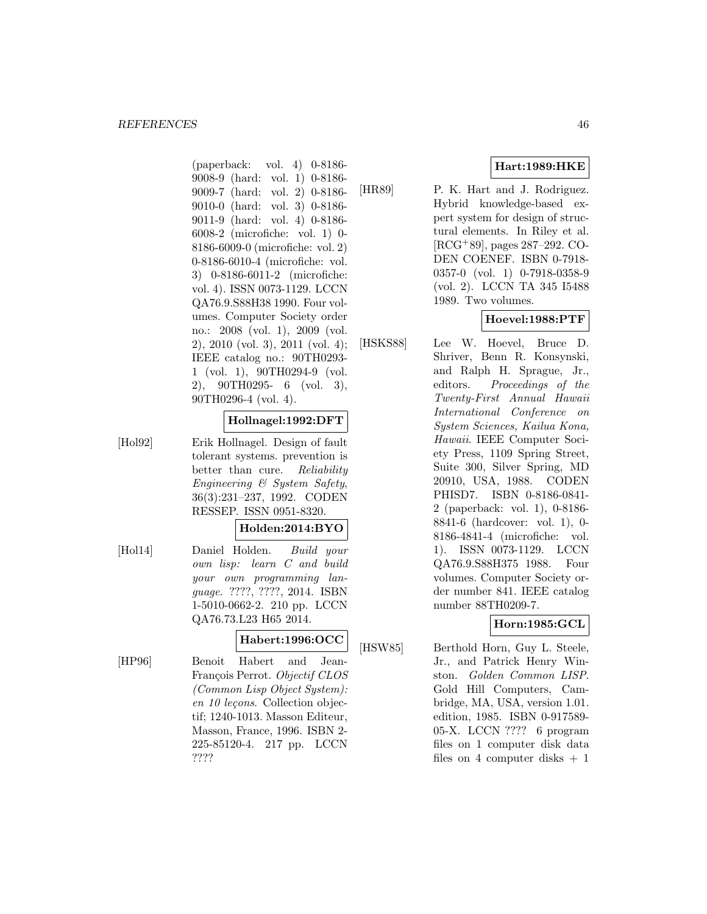(paperback: vol. 4) 0-8186-9008-9 (hard: vol. 1) 0-8186-9009-7 (hard: vol. 2) 0-8186-9010-0 (hard: vol. 3) 0-8186-9011-9 (hard: vol. 4) 0-8186-6008-2 (microfiche: vol. 1) 0-8186-6009-0 (microfiche: vol. 2) 0-8186-6010-4 (microfiche: vol. 3) 0-8186-6011-2 (microfiche: vol. 4). ISSN 0073-1129. LCCN QA76.9.S88H38 1990. Four volumes. Computer Society order no.: 2008 (vol. 1), 2009 (vol. 2), 2010 (vol. 3), 2011 (vol. 4); IEEE catalog no.: 90TH0293-1 (vol. 1), 90TH0294-9 (vol. 2), 90TH0295- 6 (vol. 3), 90TH0296-4 (vol. 4).

**Hollnagel:1992:DFT**

[Hol92] Erik Hollnagel. Design of fault tolerant systems. prevention is better than cure. *Reliability Engineering & System Safety*, 36(3):231–237, 1992. CODEN RESSEP. ISSN 0951-8320.

**Holden:2014:BYO**

[Hol14] Daniel Holden. *Build your own lisp: learn C and build your own programming language*. ????, ????, 2014. ISBN 1-5010-0662-2. 210 pp. LCCN QA76.73.L23 H65 2014.

**Habert:1996:OCC**

[HP96] Benoit Habert and Jean-François Perrot. *Objectif CLOS (Common Lisp Object System): en 10 leçons*. Collection objectif; 1240-1013. Masson Editeur, Masson, France, 1996. ISBN 2-225-85120-4. 217 pp. LCCN ????

**Hart:1989:HKE**

[HR89] P. K. Hart and J. Rodriguez. Hybrid knowledge-based expert system for design of structural elements. In Riley et al. [RCG+89], pages 287–292. CODEN COENEF. ISBN 0-7918-0357-0 (vol. 1) 0-7918-0358-9 (vol. 2). LCCN TA 345 I5488 1989. Two volumes.

**Hoevel:1988:PTF**

[HSKS88] Lee W. Hoevel, Bruce D. Shriver, Benn R. Konsynski, and Ralph H. Sprague, Jr., editors. *Proceedings of the Twenty-First Annual Hawaii International Conference on System Sciences, Kailua Kona, Hawaii*. IEEE Computer Society Press, 1109 Spring Street, Suite 300, Silver Spring, MD 20910, USA, 1988. CODEN PHISD7. ISBN 0-8186-0841-2 (paperback: vol. 1), 0-8186-8841-6 (hardcover: vol. 1), 0-8186-4841-4 (microfiche: vol. 1). ISSN 0073-1129. LCCN QA76.9.S88H375 1988. Four volumes. Computer Society order number 841. IEEE catalog number 88TH0209-7.

**Horn:1985:GCL**

[HSW85] Berthold Horn, Guy L. Steele, Jr., and Patrick Henry Winston. *Golden Common LISP*. Gold Hill Computers, Cambridge, MA, USA, version 1.01. edition, 1985. ISBN 0-917589-05-X. LCCN ???? 6 program files on 1 computer disk data files on 4 computer disks + 1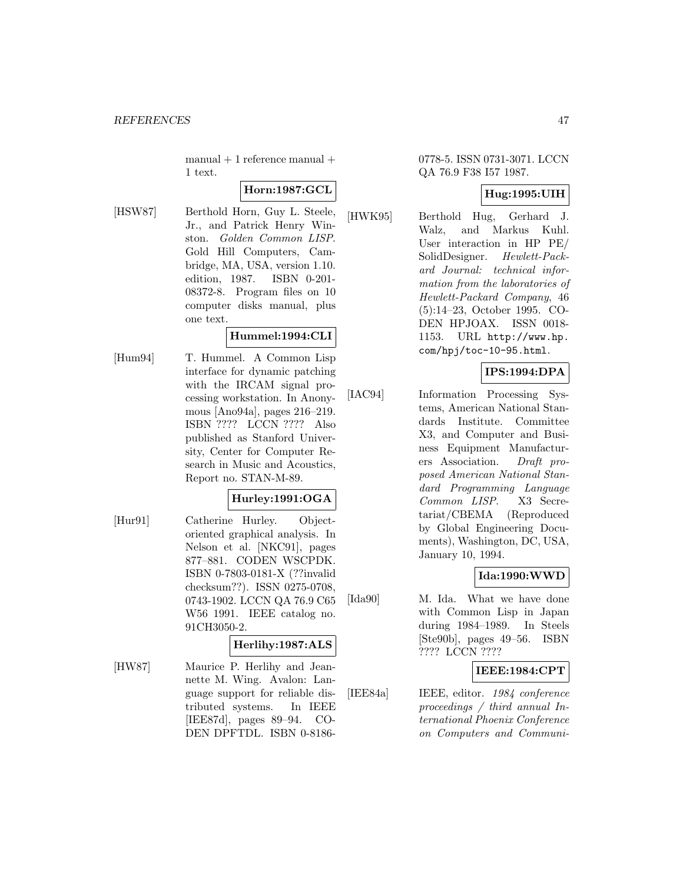manual + 1 reference manual + 1 text.

**Horn:1987:GCL**

[HSW87] Berthold Horn, Guy L. Steele, Jr., and Patrick Henry Winston. *Golden Common LISP*. Gold Hill Computers, Cambridge, MA, USA, version 1.10. edition, 1987. ISBN 0-201-08372-8. Program files on 10 computer disks manual, plus one text.

**Hummel:1994:CLI**

[Hum94] T. Hummel. A Common Lisp interface for dynamic patching with the IRCAM signal processing workstation. In Anonymous [Ano94a], pages 216–219. ISBN ???? LCCN ???? Also published as Stanford University, Center for Computer Research in Music and Acoustics, Report no. STAN-M-89.

**Hurley:1991:OGA**

[Hur91] Catherine Hurley. Object-oriented graphical analysis. In Nelson et al. [NKC91], pages 877–881. CODEN WSCPDK. ISBN 0-7803-0181-X (??invalid checksum??). ISSN 0275-0708, 0743-1902. LCCN QA 76.9 C65 W56 1991. IEEE catalog no. 91CH3050-2.

**Herlihy:1987:ALS**

[HW87] Maurice P. Herlihy and Jeannette M. Wing. Avalon: Language support for reliable distributed systems. In IEEE [IEE87d], pages 89–94. CODEN DPFTDL. ISBN 0-8186-0778-5. ISSN 0731-3071. LCCN QA 76.9 F38 I57 1987.

**Hug:1995:UIH**

[HWK95] Berthold Hug, Gerhard J. Walz, and Markus Kuhl. User interaction in HP PE/SolidDesigner. *Hewlett-Packard Journal: technical information from the laboratories of Hewlett-Packard Company*, 46 (5):14–23, October 1995. CODEN HPJOAX. ISSN 0018-1153. URL http://www.hp.com/hpj/toc-10-95.html.

**IPS:1994:DPA**

[IAC94] Information Processing Systems, American National Standards Institute. Committee X3, and Computer and Business Equipment Manufacturers Association. *Draft proposed American National Standard Programming Language Common LISP*. X3 Secretariat/CBEMA (Reproduced by Global Engineering Documents), Washington, DC, USA, January 10, 1994.

**Ida:1990:WWD**

[Ida90] M. Ida. What we have done with Common Lisp in Japan during 1984–1989. In Steels [Ste90b], pages 49–56. ISBN ???? LCCN ????

**IEEE:1984:CPT**

[IEE84a] IEEE, editor. *1984 conference proceedings / third annual International Phoenix Conference on Computers and Communi-*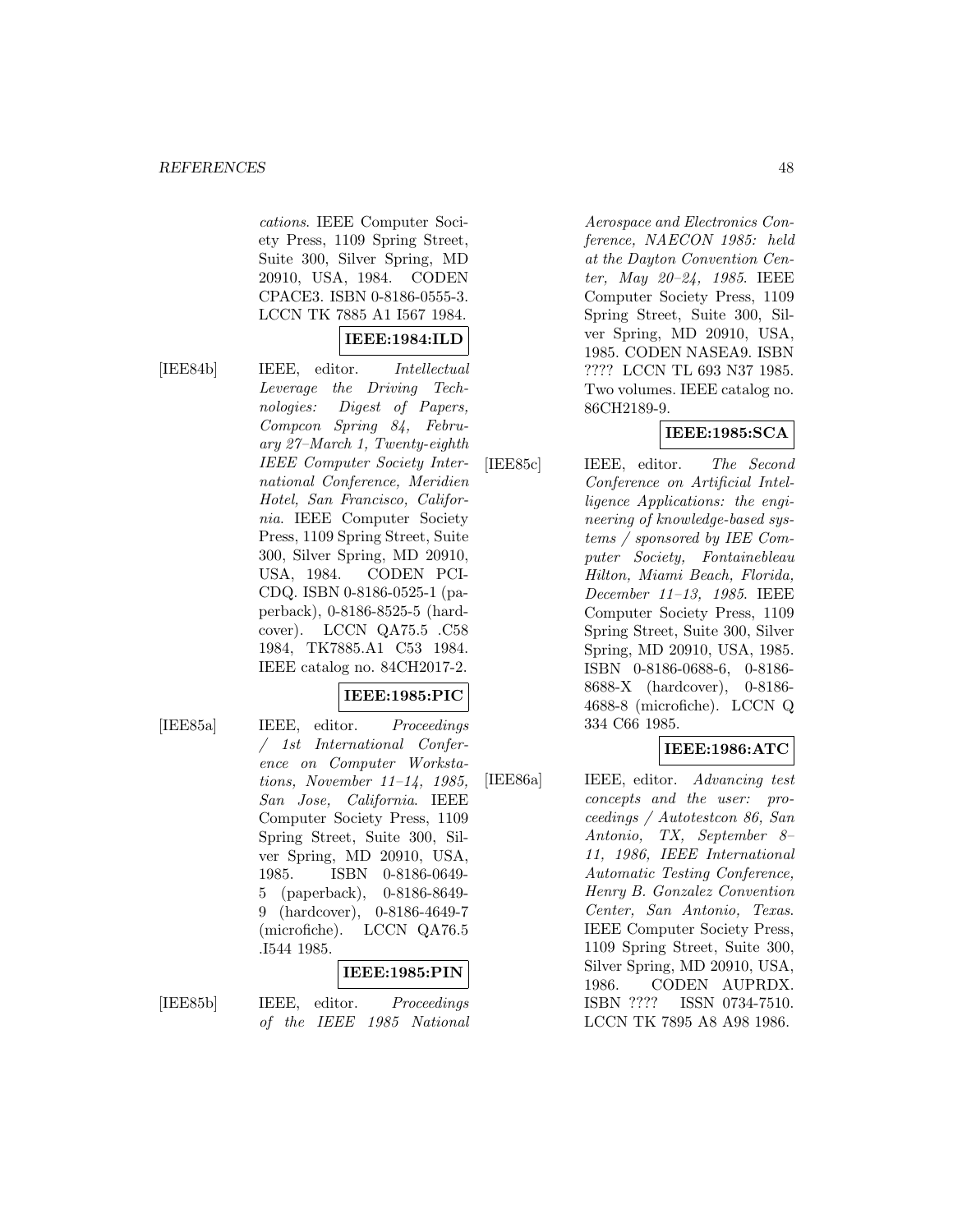*cations*. IEEE Computer Society Press, 1109 Spring Street, Suite 300, Silver Spring, MD 20910, USA, 1984. CODEN CPACE3. ISBN 0-8186-0555-3. LCCN TK 7885 A1 I567 1984.

**IEEE:1984:ILD**

[IEE84b] IEEE, editor. *Intellectual Leverage the Driving Technologies: Digest of Papers, Compcon Spring 84, February 27–March 1, Twenty-eighth IEEE Computer Society International Conference, Meridien Hotel, San Francisco, California*. IEEE Computer Society Press, 1109 Spring Street, Suite 300, Silver Spring, MD 20910, USA, 1984. CODEN PCICDQ. ISBN 0-8186-0525-1 (paperback), 0-8186-8525-5 (hardcover). LCCN QA75.5 .C58 1984, TK7885.A1 C53 1984. IEEE catalog no. 84CH2017-2.

**IEEE:1985:PIC**

[IEE85a] IEEE, editor. *Proceedings / 1st International Conference on Computer Workstations, November 11–14, 1985, San Jose, California*. IEEE Computer Society Press, 1109 Spring Street, Suite 300, Silver Spring, MD 20910, USA, 1985. ISBN 0-8186-0649-5 (paperback), 0-8186-8649-9 (hardcover), 0-8186-4649-7 (microfiche). LCCN QA76.5 .I544 1985.

**IEEE:1985:PIN**

[IEE85b] IEEE, editor. *Proceedings of the IEEE 1985 National Aerospace and Electronics Conference, NAECON 1985: held at the Dayton Convention Center, May 20–24, 1985*. IEEE Computer Society Press, 1109 Spring Street, Suite 300, Silver Spring, MD 20910, USA, 1985. CODEN NASEA9. ISBN ???? LCCN TL 693 N37 1985. Two volumes. IEEE catalog no. 86CH2189-9.

**IEEE:1985:SCA**

[IEE85c] IEEE, editor. *The Second Conference on Artificial Intelligence Applications: the engineering of knowledge-based systems / sponsored by IEE Computer Society, Fontainebleau Hilton, Miami Beach, Florida, December 11–13, 1985*. IEEE Computer Society Press, 1109 Spring Street, Suite 300, Silver Spring, MD 20910, USA, 1985. ISBN 0-8186-0688-6, 0-8186-8688-X (hardcover), 0-8186-4688-8 (microfiche). LCCN Q 334 C66 1985.

**IEEE:1986:ATC**

[IEE86a] IEEE, editor. *Advancing test concepts and the user: proceedings / Autotestcon 86, San Antonio, TX, September 8–11, 1986, IEEE International Automatic Testing Conference, Henry B. Gonzalez Convention Center, San Antonio, Texas*. IEEE Computer Society Press, 1109 Spring Street, Suite 300, Silver Spring, MD 20910, USA, 1986. CODEN AUPRDX. ISBN ???? ISSN 0734-7510. LCCN TK 7895 A8 A98 1986.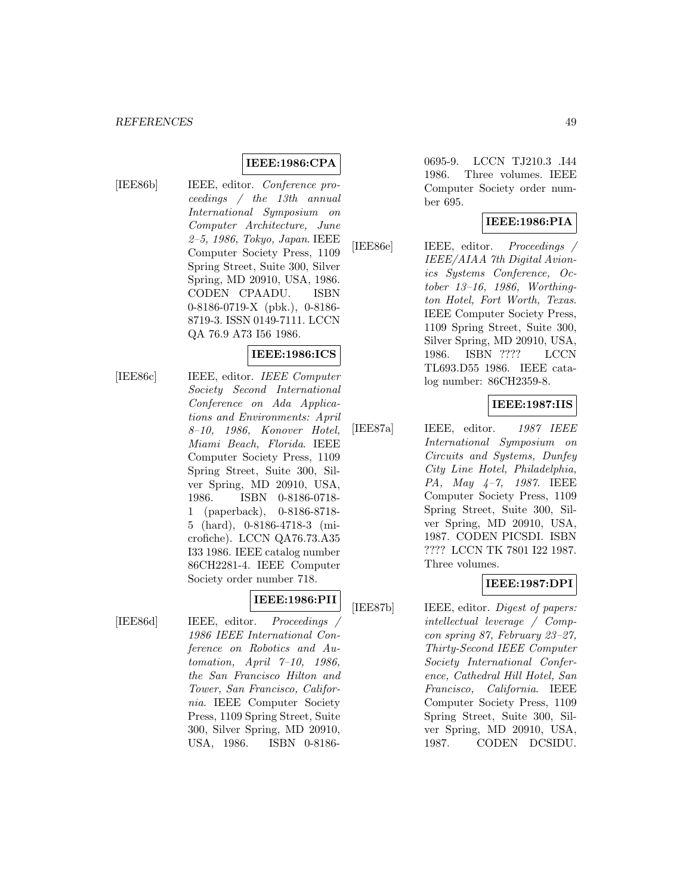**IEEE:1986:CPA**

[IEE86b] IEEE, editor. *Conference proceedings / the 13th annual International Symposium on Computer Architecture, June 2–5, 1986, Tokyo, Japan*. IEEE Computer Society Press, 1109 Spring Street, Suite 300, Silver Spring, MD 20910, USA, 1986. CODEN CPAADU. ISBN 0-8186-0719-X (pbk.), 0-8186-8719-3. ISSN 0149-7111. LCCN QA 76.9 A73 I56 1986.

**IEEE:1986:ICS**

[IEE86c] IEEE, editor. *IEEE Computer Society Second International Conference on Ada Applications and Environments: April 8–10, 1986, Konover Hotel, Miami Beach, Florida*. IEEE Computer Society Press, 1109 Spring Street, Suite 300, Silver Spring, MD 20910, USA, 1986. ISBN 0-8186-0718-1 (paperback), 0-8186-8718-5 (hard), 0-8186-4718-3 (microfiche). LCCN QA76.73.A35 I33 1986. IEEE catalog number 86CH2281-4. IEEE Computer Society order number 718.

**IEEE:1986:PII**

[IEE86d] IEEE, editor. *Proceedings / 1986 IEEE International Conference on Robotics and Automation, April 7–10, 1986, the San Francisco Hilton and Tower, San Francisco, California*. IEEE Computer Society Press, 1109 Spring Street, Suite 300, Silver Spring, MD 20910, USA, 1986. ISBN 0-8186-0695-9. LCCN TJ210.3 .I44 1986. Three volumes. IEEE Computer Society order number 695.

**IEEE:1986:PIA**

[IEE86e] IEEE, editor. *Proceedings / IEEE/AIAA 7th Digital Avionics Systems Conference, October 13–16, 1986, Worthington Hotel, Fort Worth, Texas*. IEEE Computer Society Press, 1109 Spring Street, Suite 300, Silver Spring, MD 20910, USA, 1986. ISBN ???? LCCN TL693.D55 1986. IEEE catalog number: 86CH2359-8.

**IEEE:1987:IIS**

[IEE87a] IEEE, editor. *1987 IEEE International Symposium on Circuits and Systems, Dunfey City Line Hotel, Philadelphia, PA, May 4–7, 1987*. IEEE Computer Society Press, 1109 Spring Street, Suite 300, Silver Spring, MD 20910, USA, 1987. CODEN PICSDI. ISBN ???? LCCN TK 7801 I22 1987. Three volumes.

**IEEE:1987:DPI**

[IEE87b] IEEE, editor. *Digest of papers: intellectual leverage / Compcon spring 87, February 23–27, Thirty-Second IEEE Computer Society International Conference, Cathedral Hill Hotel, San Francisco, California*. IEEE Computer Society Press, 1109 Spring Street, Suite 300, Silver Spring, MD 20910, USA, 1987. CODEN DCSIDU.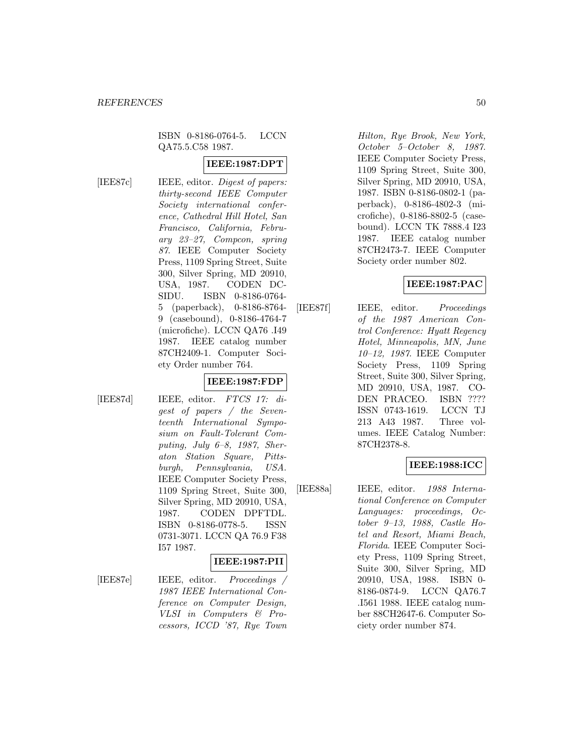ISBN 0-8186-0764-5. LCCN QA75.5.C58 1987.

**IEEE:1987:DPT**

[IEE87c] IEEE, editor. *Digest of papers: thirty-second IEEE Computer Society international conference, Cathedral Hill Hotel, San Francisco, California, February 23–27, Compcon, spring 87*. IEEE Computer Society Press, 1109 Spring Street, Suite 300, Silver Spring, MD 20910, USA, 1987. CODEN DCSIDU. ISBN 0-8186-0764-5 (paperback), 0-8186-8764-9 (casebound), 0-8186-4764-7 (microfiche). LCCN QA76 .I49 1987. IEEE catalog number 87CH2409-1. Computer Society Order number 764.

**IEEE:1987:FDP**

[IEE87d] IEEE, editor. *FTCS 17: digest of papers / the Seventeenth International Symposium on Fault-Tolerant Computing, July 6–8, 1987, Sheraton Station Square, Pittsburgh, Pennsylvania, USA*. IEEE Computer Society Press, 1109 Spring Street, Suite 300, Silver Spring, MD 20910, USA, 1987. CODEN DPFTDL. ISBN 0-8186-0778-5. ISSN 0731-3071. LCCN QA 76.9 F38 I57 1987.

**IEEE:1987:PII**

[IEE87e] IEEE, editor. *Proceedings / 1987 IEEE International Conference on Computer Design, VLSI in Computers & Processors, ICCD '87, Rye Town Hilton, Rye Brook, New York, October 5–October 8, 1987*. IEEE Computer Society Press, 1109 Spring Street, Suite 300, Silver Spring, MD 20910, USA, 1987. ISBN 0-8186-0802-1 (paperback), 0-8186-4802-3 (microfiche), 0-8186-8802-5 (casebound). LCCN TK 7888.4 I23 1987. IEEE catalog number 87CH2473-7. IEEE Computer Society order number 802.

**IEEE:1987:PAC**

[IEE87f] IEEE, editor. *Proceedings of the 1987 American Control Conference: Hyatt Regency Hotel, Minneapolis, MN, June 10–12, 1987*. IEEE Computer Society Press, 1109 Spring Street, Suite 300, Silver Spring, MD 20910, USA, 1987. CODEN PRACEO. ISBN ???? ISSN 0743-1619. LCCN TJ 213 A43 1987. Three volumes. IEEE Catalog Number: 87CH2378-8.

**IEEE:1988:ICC**

[IEE88a] IEEE, editor. *1988 International Conference on Computer Languages: proceedings, October 9–13, 1988, Castle Hotel and Resort, Miami Beach, Florida*. IEEE Computer Society Press, 1109 Spring Street, Suite 300, Silver Spring, MD 20910, USA, 1988. ISBN 0-8186-0874-9. LCCN QA76.7 .I561 1988. IEEE catalog number 88CH2647-6. Computer Society order number 874.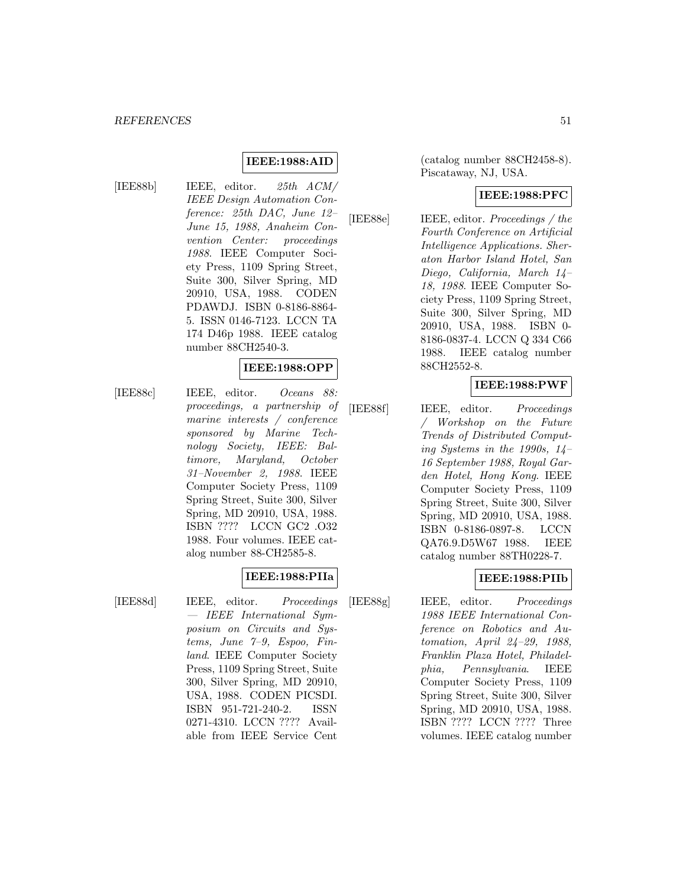**IEEE:1988:AID**

[IEE88b] IEEE, editor. *25th ACM/ IEEE Design Automation Conference: 25th DAC, June 12–June 15, 1988, Anaheim Convention Center: proceedings 1988*. IEEE Computer Society Press, 1109 Spring Street, Suite 300, Silver Spring, MD 20910, USA, 1988. CODEN PDAWDJ. ISBN 0-8186-8864-5. ISSN 0146-7123. LCCN TA 174 D46p 1988. IEEE catalog number 88CH2540-3.

**IEEE:1988:OPP**

[IEE88c] IEEE, editor. *Oceans 88: proceedings, a partnership of marine interests / conference sponsored by Marine Technology Society, IEEE: Baltimore, Maryland, October 31–November 2, 1988*. IEEE Computer Society Press, 1109 Spring Street, Suite 300, Silver Spring, MD 20910, USA, 1988. ISBN ???? LCCN GC2 .O32 1988. Four volumes. IEEE catalog number 88-CH2585-8.

**IEEE:1988:PIIa**

[IEE88d] IEEE, editor. *Proceedings — IEEE International Symposium on Circuits and Systems, June 7–9, Espoo, Finland*. IEEE Computer Society Press, 1109 Spring Street, Suite 300, Silver Spring, MD 20910, USA, 1988. CODEN PICSDI. ISBN 951-721-240-2. ISSN 0271-4310. LCCN ???? Available from IEEE Service Cent (catalog number 88CH2458-8). Piscataway, NJ, USA.

**IEEE:1988:PFC**

[IEE88e] IEEE, editor. *Proceedings / the Fourth Conference on Artificial Intelligence Applications. Sheraton Harbor Island Hotel, San Diego, California, March 14–18, 1988*. IEEE Computer Society Press, 1109 Spring Street, Suite 300, Silver Spring, MD 20910, USA, 1988. ISBN 0-8186-0837-4. LCCN Q 334 C66 1988. IEEE catalog number 88CH2552-8.

**IEEE:1988:PWF**

[IEE88f] IEEE, editor. *Proceedings / Workshop on the Future Trends of Distributed Computing Systems in the 1990s, 14–16 September 1988, Royal Garden Hotel, Hong Kong*. IEEE Computer Society Press, 1109 Spring Street, Suite 300, Silver Spring, MD 20910, USA, 1988. ISBN 0-8186-0897-8. LCCN QA76.9.D5W67 1988. IEEE catalog number 88TH0228-7.

**IEEE:1988:PIIb**

[IEE88g] IEEE, editor. *Proceedings 1988 IEEE International Conference on Robotics and Automation, April 24–29, 1988, Franklin Plaza Hotel, Philadelphia, Pennsylvania*. IEEE Computer Society Press, 1109 Spring Street, Suite 300, Silver Spring, MD 20910, USA, 1988. ISBN ???? LCCN ???? Three volumes. IEEE catalog number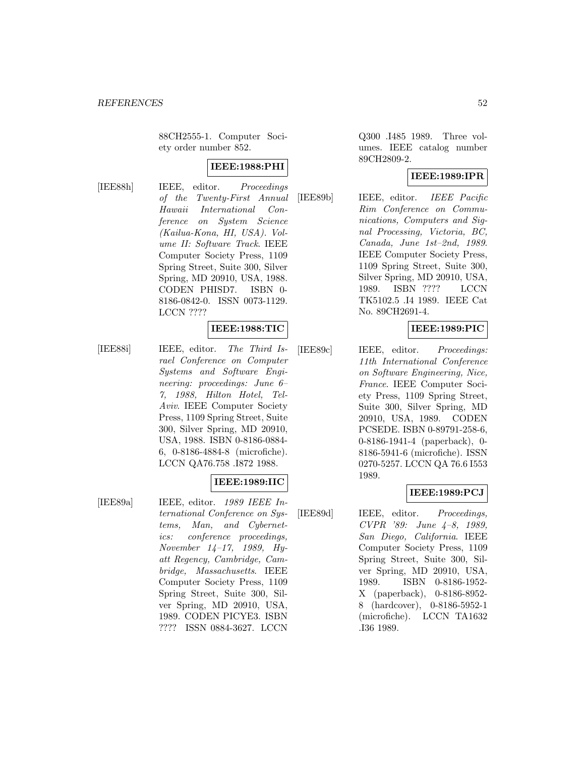88CH2555-1. Computer Society order number 852.

**IEEE:1988:PHI**

[IEE88h] IEEE, editor. *Proceedings of the Twenty-First Annual Hawaii International Conference on System Science (Kailua-Kona, HI, USA). Volume II: Software Track*. IEEE Computer Society Press, 1109 Spring Street, Suite 300, Silver Spring, MD 20910, USA, 1988. CODEN PHISD7. ISBN 0-8186-0842-0. ISSN 0073-1129. LCCN ????

**IEEE:1988:TIC**

[IEE88i] IEEE, editor. *The Third Israel Conference on Computer Systems and Software Engineering: proceedings: June 6–7, 1988, Hilton Hotel, Tel-Aviv*. IEEE Computer Society Press, 1109 Spring Street, Suite 300, Silver Spring, MD 20910, USA, 1988. ISBN 0-8186-0884-6, 0-8186-4884-8 (microfiche). LCCN QA76.758 .I872 1988.

**IEEE:1989:IIC**

[IEE89a] IEEE, editor. *1989 IEEE International Conference on Systems, Man, and Cybernetics: conference proceedings, November 14–17, 1989, Hyatt Regency, Cambridge, Cambridge, Massachusetts*. IEEE Computer Society Press, 1109 Spring Street, Suite 300, Silver Spring, MD 20910, USA, 1989. CODEN PICYE3. ISBN ???? ISSN 0884-3627. LCCN Q300 .I485 1989. Three volumes. IEEE catalog number 89CH2809-2.

**IEEE:1989:IPR**

[IEE89b] IEEE, editor. *IEEE Pacific Rim Conference on Communications, Computers and Signal Processing, Victoria, BC, Canada, June 1st–2nd, 1989*. IEEE Computer Society Press, 1109 Spring Street, Suite 300, Silver Spring, MD 20910, USA, 1989. ISBN ???? LCCN TK5102.5 .I4 1989. IEEE Cat No. 89CH2691-4.

**IEEE:1989:PIC**

[IEE89c] IEEE, editor. *Proceedings: 11th International Conference on Software Engineering, Nice, France*. IEEE Computer Society Press, 1109 Spring Street, Suite 300, Silver Spring, MD 20910, USA, 1989. CODEN PCSEDE. ISBN 0-89791-258-6, 0-8186-1941-4 (paperback), 0-8186-5941-6 (microfiche). ISSN 0270-5257. LCCN QA 76.6 I553 1989.

**IEEE:1989:PCJ**

[IEE89d] IEEE, editor. *Proceedings, CVPR '89: June 4–8, 1989, San Diego, California*. IEEE Computer Society Press, 1109 Spring Street, Suite 300, Silver Spring, MD 20910, USA, 1989. ISBN 0-8186-1952-X (paperback), 0-8186-8952-8 (hardcover), 0-8186-5952-1 (microfiche). LCCN TA1632 .I36 1989.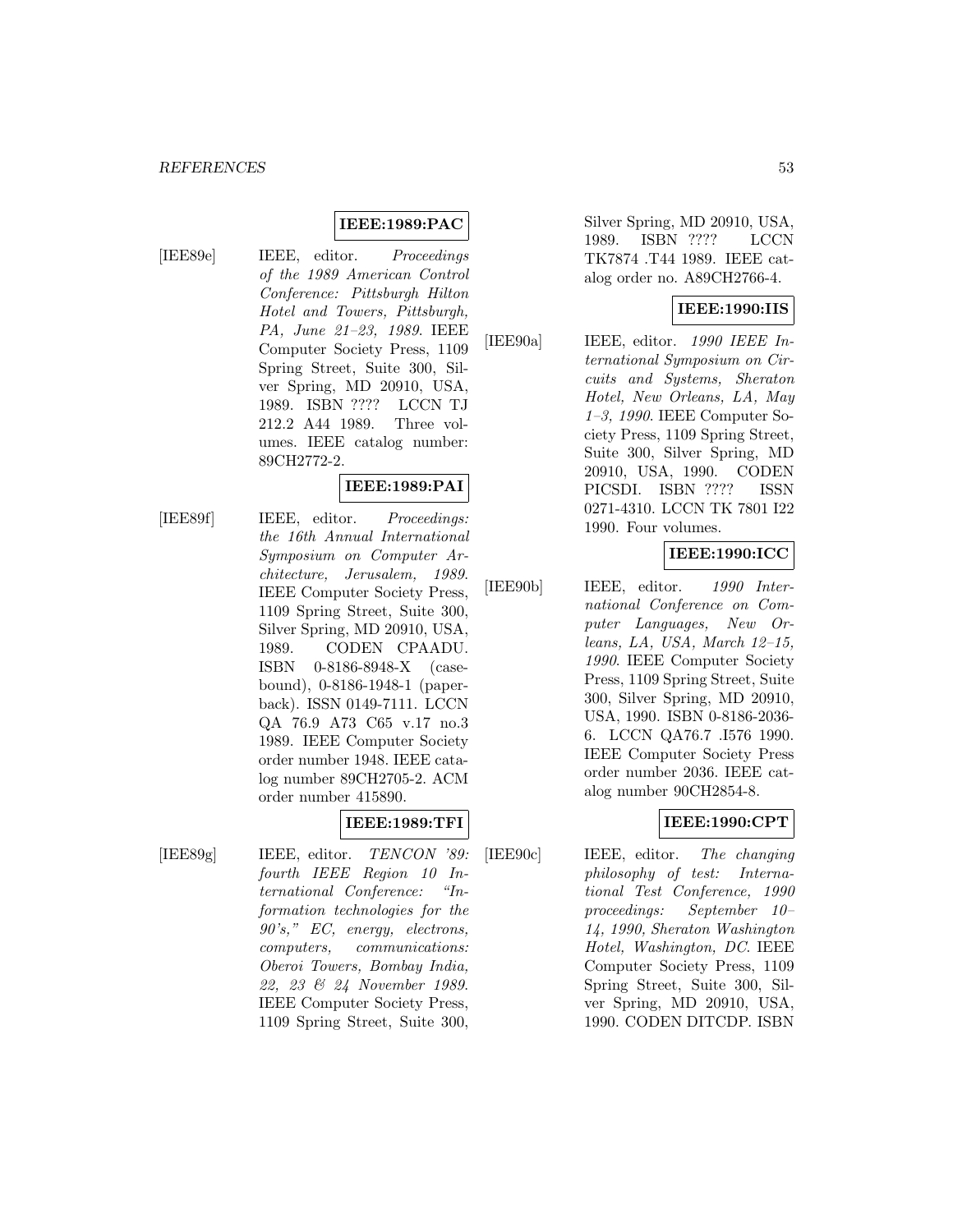**IEEE:1989:PAC**

[IEE89e] IEEE, editor. *Proceedings of the 1989 American Control Conference: Pittsburgh Hilton Hotel and Towers, Pittsburgh, PA, June 21–23, 1989*. IEEE Computer Society Press, 1109 Spring Street, Suite 300, Silver Spring, MD 20910, USA, 1989. ISBN ???? LCCN TJ 212.2 A44 1989. Three volumes. IEEE catalog number: 89CH2772-2.

**IEEE:1989:PAI**

[IEE89f] IEEE, editor. *Proceedings: the 16th Annual International Symposium on Computer Architecture, Jerusalem, 1989*. IEEE Computer Society Press, 1109 Spring Street, Suite 300, Silver Spring, MD 20910, USA, 1989. CODEN CPAADU. ISBN 0-8186-8948-X (casebound), 0-8186-1948-1 (paperback). ISSN 0149-7111. LCCN QA 76.9 A73 C65 v.17 no.3 1989. IEEE Computer Society order number 1948. IEEE catalog number 89CH2705-2. ACM order number 415890.

**IEEE:1989:TFI**

[IEE89g] IEEE, editor. *TENCON '89: fourth IEEE Region 10 International Conference: "Information technologies for the 90's," EC, energy, electrons, computers, communications: Oberoi Towers, Bombay India, 22, 23 & 24 November 1989*. IEEE Computer Society Press, 1109 Spring Street, Suite 300, Silver Spring, MD 20910, USA, 1989. ISBN ???? LCCN TK7874 .T44 1989. IEEE catalog order no. A89CH2766-4.

**IEEE:1990:IIS**

[IEE90a] IEEE, editor. *1990 IEEE International Symposium on Circuits and Systems, Sheraton Hotel, New Orleans, LA, May 1–3, 1990*. IEEE Computer Society Press, 1109 Spring Street, Suite 300, Silver Spring, MD 20910, USA, 1990. CODEN PICSDI. ISBN ???? ISSN 0271-4310. LCCN TK 7801 I22 1990. Four volumes.

**IEEE:1990:ICC**

[IEE90b] IEEE, editor. *1990 International Conference on Computer Languages, New Orleans, LA, USA, March 12–15, 1990*. IEEE Computer Society Press, 1109 Spring Street, Suite 300, Silver Spring, MD 20910, USA, 1990. ISBN 0-8186-2036-6. LCCN QA76.7 .I576 1990. IEEE Computer Society Press order number 2036. IEEE catalog number 90CH2854-8.

**IEEE:1990:CPT**

[IEE90c] IEEE, editor. *The changing philosophy of test: International Test Conference, 1990 proceedings: September 10–14, 1990, Sheraton Washington Hotel, Washington, DC*. IEEE Computer Society Press, 1109 Spring Street, Suite 300, Silver Spring, MD 20910, USA, 1990. CODEN DITCDP. ISBN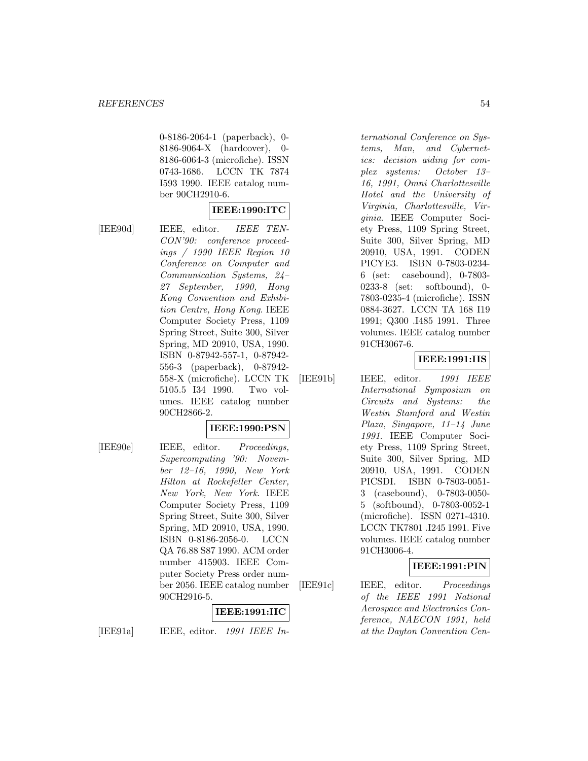0-8186-2064-1 (paperback), 0-8186-9064-X (hardcover), 0-8186-6064-3 (microfiche). ISSN 0743-1686. LCCN TK 7874 I593 1990. IEEE catalog number 90CH2910-6.

**IEEE:1990:ITC**

[IEE90d] IEEE, editor. *IEEE TENCON'90: conference proceedings / 1990 IEEE Region 10 Conference on Computer and Communication Systems, 24–27 September, 1990, Hong Kong Convention and Exhibition Centre, Hong Kong*. IEEE Computer Society Press, 1109 Spring Street, Suite 300, Silver Spring, MD 20910, USA, 1990. ISBN 0-87942-557-1, 0-87942-556-3 (paperback), 0-87942-558-X (microfiche). LCCN TK 5105.5 I34 1990. Two volumes. IEEE catalog number 90CH2866-2.

**IEEE:1990:PSN**

[IEE90e] IEEE, editor. *Proceedings, Supercomputing '90: November 12–16, 1990, New York Hilton at Rockefeller Center, New York, New York*. IEEE Computer Society Press, 1109 Spring Street, Suite 300, Silver Spring, MD 20910, USA, 1990. ISBN 0-8186-2056-0. LCCN QA 76.88 S87 1990. ACM order number 415903. IEEE Computer Society Press order number 2056. IEEE catalog number 90CH2916-5.

**IEEE:1991:IIC**

[IEE91a] IEEE, editor. *1991 IEEE International Conference on Systems, Man, and Cybernetics: decision aiding for complex systems: October 13–16, 1991, Omni Charlottesville Hotel and the University of Virginia, Charlottesville, Virginia*. IEEE Computer Society Press, 1109 Spring Street, Suite 300, Silver Spring, MD 20910, USA, 1991. CODEN PICYE3. ISBN 0-7803-0234-6 (set: casebound), 0-7803-0233-8 (set: softbound), 0-7803-0235-4 (microfiche). ISSN 0884-3627. LCCN TA 168 I19 1991; Q300 .I485 1991. Three volumes. IEEE catalog number 91CH3067-6.

**IEEE:1991:IIS**

[IEE91b] IEEE, editor. *1991 IEEE International Symposium on Circuits and Systems: the Westin Stamford and Westin Plaza, Singapore, 11–14 June 1991*. IEEE Computer Society Press, 1109 Spring Street, Suite 300, Silver Spring, MD 20910, USA, 1991. CODEN PICSDI. ISBN 0-7803-0051-3 (casebound), 0-7803-0050-5 (softbound), 0-7803-0052-1 (microfiche). ISSN 0271-4310. LCCN TK7801 .I245 1991. Five volumes. IEEE catalog number 91CH3006-4.

**IEEE:1991:PIN**

[IEE91c] IEEE, editor. *Proceedings of the IEEE 1991 National Aerospace and Electronics Conference, NAECON 1991, held at the Dayton Convention Cen-*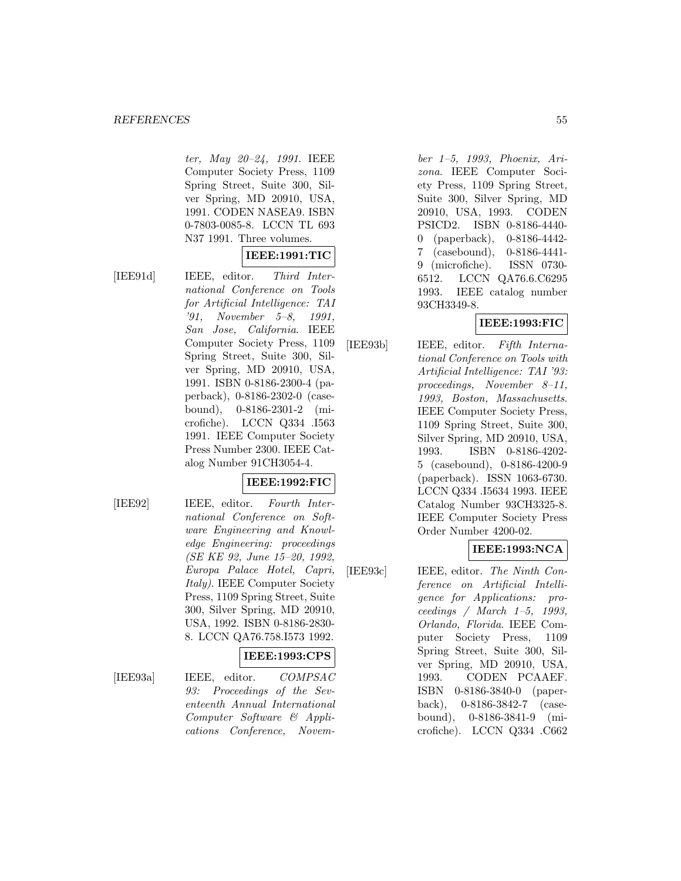*ter, May 20–24, 1991*. IEEE Computer Society Press, 1109 Spring Street, Suite 300, Silver Spring, MD 20910, USA, 1991. CODEN NASEA9. ISBN 0-7803-0085-8. LCCN TL 693 N37 1991. Three volumes.

**IEEE:1991:TIC**

[IEE91d] IEEE, editor. *Third International Conference on Tools for Artificial Intelligence: TAI '91, November 5–8, 1991, San Jose, California*. IEEE Computer Society Press, 1109 Spring Street, Suite 300, Silver Spring, MD 20910, USA, 1991. ISBN 0-8186-2300-4 (paperback), 0-8186-2302-0 (casebound), 0-8186-2301-2 (microfiche). LCCN Q334 .I563 1991. IEEE Computer Society Press Number 2300. IEEE Catalog Number 91CH3054-4.

**IEEE:1992:FIC**

[IEE92] IEEE, editor. *Fourth International Conference on Software Engineering and Knowledge Engineering: proceedings (SE KE 92, June 15–20, 1992, Europa Palace Hotel, Capri, Italy)*. IEEE Computer Society Press, 1109 Spring Street, Suite 300, Silver Spring, MD 20910, USA, 1992. ISBN 0-8186-2830-8. LCCN QA76.758.I573 1992.

**IEEE:1993:CPS**

[IEE93a] IEEE, editor. *COMPSAC 93: Proceedings of the Seventeenth Annual International Computer Software & Applications Conference, November 1–5, 1993, Phoenix, Arizona*. IEEE Computer Society Press, 1109 Spring Street, Suite 300, Silver Spring, MD 20910, USA, 1993. CODEN PSICD2. ISBN 0-8186-4440-0 (paperback), 0-8186-4442-7 (casebound), 0-8186-4441-9 (microfiche). ISSN 0730-6512. LCCN QA76.6.C6295 1993. IEEE catalog number 93CH3349-8.

**IEEE:1993:FIC**

[IEE93b] IEEE, editor. *Fifth International Conference on Tools with Artificial Intelligence: TAI '93: proceedings, November 8–11, 1993, Boston, Massachusetts*. IEEE Computer Society Press, 1109 Spring Street, Suite 300, Silver Spring, MD 20910, USA, 1993. ISBN 0-8186-4202-5 (casebound), 0-8186-4200-9 (paperback). ISSN 1063-6730. LCCN Q334 .I5634 1993. IEEE Catalog Number 93CH3325-8. IEEE Computer Society Press Order Number 4200-02.

**IEEE:1993:NCA**

[IEE93c] IEEE, editor. *The Ninth Conference on Artificial Intelligence for Applications: proceedings / March 1–5, 1993, Orlando, Florida*. IEEE Computer Society Press, 1109 Spring Street, Suite 300, Silver Spring, MD 20910, USA, 1993. CODEN PCAAEF. ISBN 0-8186-3840-0 (paperback), 0-8186-3842-7 (casebound), 0-8186-3841-9 (microfiche). LCCN Q334 .C662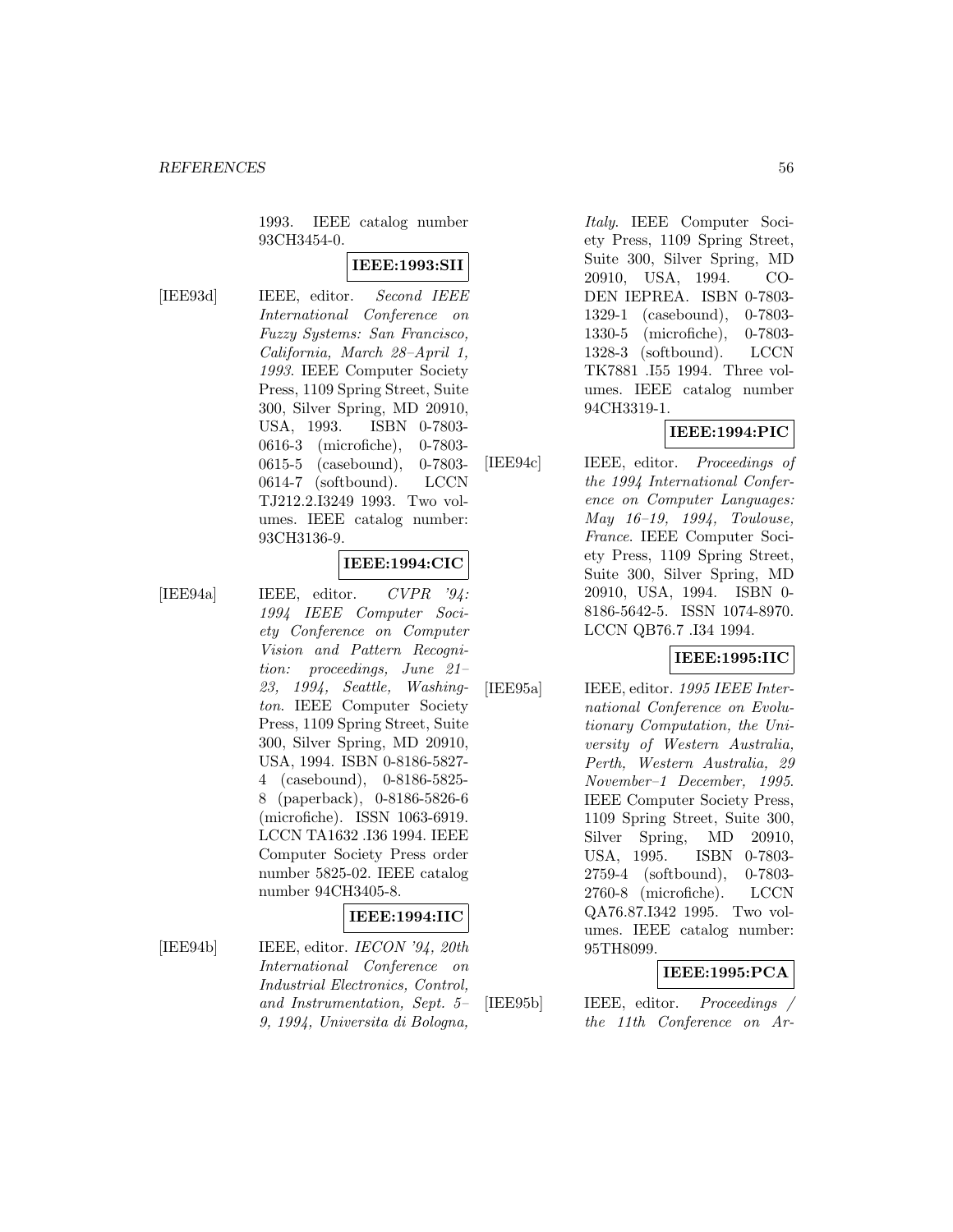1993. IEEE catalog number 93CH3454-0.

**IEEE:1993:SII**

[IEE93d] IEEE, editor. *Second IEEE International Conference on Fuzzy Systems: San Francisco, California, March 28–April 1, 1993*. IEEE Computer Society Press, 1109 Spring Street, Suite 300, Silver Spring, MD 20910, USA, 1993. ISBN 0-7803-0616-3 (microfiche), 0-7803-0615-5 (casebound), 0-7803-0614-7 (softbound). LCCN TJ212.2.I3249 1993. Two volumes. IEEE catalog number: 93CH3136-9.

**IEEE:1994:CIC**

[IEE94a] IEEE, editor. *CVPR '94: 1994 IEEE Computer Society Conference on Computer Vision and Pattern Recognition: proceedings, June 21–23, 1994, Seattle, Washington*. IEEE Computer Society Press, 1109 Spring Street, Suite 300, Silver Spring, MD 20910, USA, 1994. ISBN 0-8186-5827-4 (casebound), 0-8186-5825-8 (paperback), 0-8186-5826-6 (microfiche). ISSN 1063-6919. LCCN TA1632 .I36 1994. IEEE Computer Society Press order number 5825-02. IEEE catalog number 94CH3405-8.

**IEEE:1994:IIC**

[IEE94b] IEEE, editor. *IECON '94, 20th International Conference on Industrial Electronics, Control, and Instrumentation, Sept. 5–9, 1994, Universita di Bologna, Italy*. IEEE Computer Society Press, 1109 Spring Street, Suite 300, Silver Spring, MD 20910, USA, 1994. CODEN IEPREA. ISBN 0-7803-1329-1 (casebound), 0-7803-1330-5 (microfiche), 0-7803-1328-3 (softbound). LCCN TK7881 .I55 1994. Three volumes. IEEE catalog number 94CH3319-1.

**IEEE:1994:PIC**

[IEE94c] IEEE, editor. *Proceedings of the 1994 International Conference on Computer Languages: May 16–19, 1994, Toulouse, France*. IEEE Computer Society Press, 1109 Spring Street, Suite 300, Silver Spring, MD 20910, USA, 1994. ISBN 0-8186-5642-5. ISSN 1074-8970. LCCN QB76.7 .I34 1994.

**IEEE:1995:IIC**

[IEE95a] IEEE, editor. *1995 IEEE International Conference on Evolutionary Computation, the University of Western Australia, Perth, Western Australia, 29 November–1 December, 1995*. IEEE Computer Society Press, 1109 Spring Street, Suite 300, Silver Spring, MD 20910, USA, 1995. ISBN 0-7803-2759-4 (softbound), 0-7803-2760-8 (microfiche). LCCN QA76.87.I342 1995. Two volumes. IEEE catalog number: 95TH8099.

**IEEE:1995:PCA**

[IEE95b] IEEE, editor. *Proceedings / the 11th Conference on Ar-*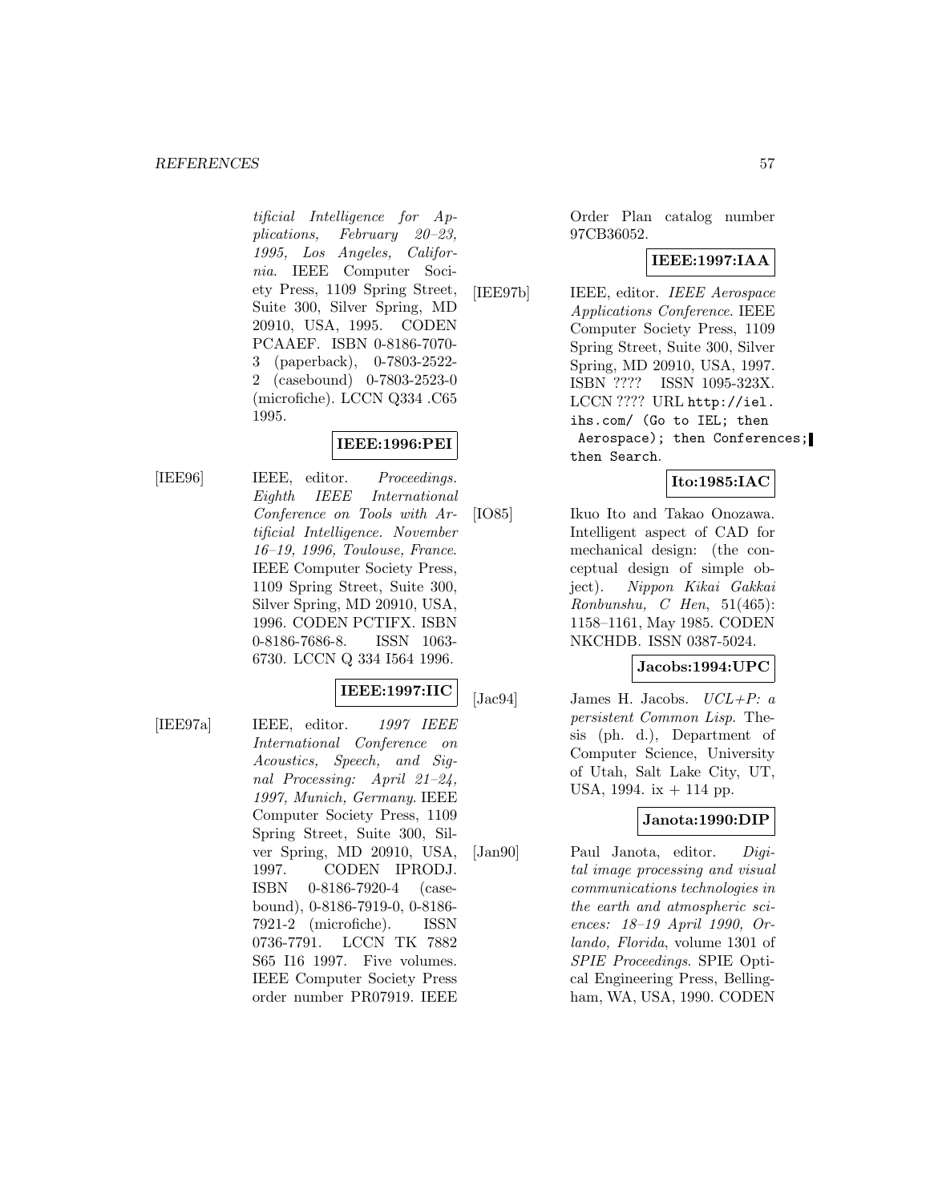*tificial Intelligence for Applications, February 20–23, 1995, Los Angeles, California*. IEEE Computer Society Press, 1109 Spring Street, Suite 300, Silver Spring, MD 20910, USA, 1995. CODEN PCAAEF. ISBN 0-8186-7070-3 (paperback), 0-7803-2522-2 (casebound) 0-7803-2523-0 (microfiche). LCCN Q334 .C65 1995.

**IEEE:1996:PEI**

[IEE96] IEEE, editor. *Proceedings. Eighth IEEE International Conference on Tools with Artificial Intelligence. November 16–19, 1996, Toulouse, France*. IEEE Computer Society Press, 1109 Spring Street, Suite 300, Silver Spring, MD 20910, USA, 1996. CODEN PCTIFX. ISBN 0-8186-7686-8. ISSN 1063-6730. LCCN Q 334 I564 1996.

**IEEE:1997:IIC**

[IEE97a] IEEE, editor. *1997 IEEE International Conference on Acoustics, Speech, and Signal Processing: April 21–24, 1997, Munich, Germany*. IEEE Computer Society Press, 1109 Spring Street, Suite 300, Silver Spring, MD 20910, USA, 1997. CODEN IPRODJ. ISBN 0-8186-7920-4 (casebound), 0-8186-7919-0, 0-8186-7921-2 (microfiche). ISSN 0736-7791. LCCN TK 7882 S65 I16 1997. Five volumes. IEEE Computer Society Press order number PR07919. IEEE Order Plan catalog number 97CB36052.

**IEEE:1997:IAA**

[IEE97b] IEEE, editor. *IEEE Aerospace Applications Conference*. IEEE Computer Society Press, 1109 Spring Street, Suite 300, Silver Spring, MD 20910, USA, 1997. ISBN ???? ISSN 1095-323X. LCCN ???? URL `http://iel.ihs.com/ (Go to IEL; then Aerospace); then Conferences; then Search`.

**Ito:1985:IAC**

[IO85] Ikuo Ito and Takao Onozawa. Intelligent aspect of CAD for mechanical design: (the conceptual design of simple object). *Nippon Kikai Gakkai Ronbunshu, C Hen*, 51(465): 1158–1161, May 1985. CODEN NKCHDB. ISSN 0387-5024.

**Jacobs:1994:UPC**

[Jac94] James H. Jacobs. *UCL+P: a persistent Common Lisp*. Thesis (ph. d.), Department of Computer Science, University of Utah, Salt Lake City, UT, USA, 1994. ix + 114 pp.

**Janota:1990:DIP**

[Jan90] Paul Janota, editor. *Digital image processing and visual communications technologies in the earth and atmospheric sciences: 18–19 April 1990, Orlando, Florida*, volume 1301 of *SPIE Proceedings*. SPIE Optical Engineering Press, Bellingham, WA, USA, 1990. CODEN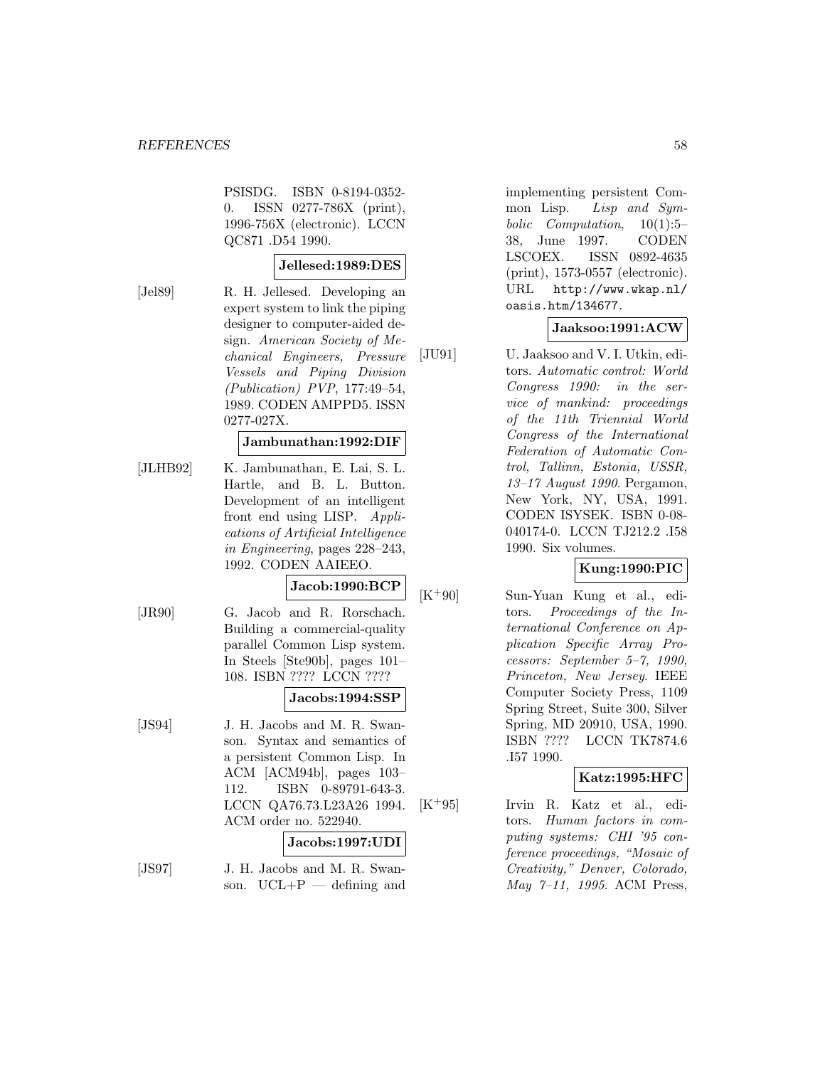PSISDG. ISBN 0-8194-0352-0. ISSN 0277-786X (print), 1996-756X (electronic). LCCN QC871 .D54 1990.

**Jellesed:1989:DES**

[Jel89] R. H. Jellesed. Developing an expert system to link the piping designer to computer-aided design. *American Society of Mechanical Engineers, Pressure Vessels and Piping Division (Publication) PVP*, 177:49–54, 1989. CODEN AMPPD5. ISSN 0277-027X.

**Jambunathan:1992:DIF**

[JLHB92] K. Jambunathan, E. Lai, S. L. Hartle, and B. L. Button. Development of an intelligent front end using LISP. *Applications of Artificial Intelligence in Engineering*, pages 228–243, 1992. CODEN AAIEEO.

**Jacob:1990:BCP**

[JR90] G. Jacob and R. Rorschach. Building a commercial-quality parallel Common Lisp system. In Steels [Ste90b], pages 101–108. ISBN ???? LCCN ????

**Jacobs:1994:SSP**

[JS94] J. H. Jacobs and M. R. Swanson. Syntax and semantics of a persistent Common Lisp. In ACM [ACM94b], pages 103–112. ISBN 0-89791-643-3. LCCN QA76.73.L23A26 1994. ACM order no. 522940.

**Jacobs:1997:UDI**

[JS97] J. H. Jacobs and M. R. Swanson. UCL+P — defining and implementing persistent Common Lisp. *Lisp and Symbolic Computation*, 10(1):5–38, June 1997. CODEN LSCOEX. ISSN 0892-4635 (print), 1573-0557 (electronic). URL http://www.wkap.nl/oasis.htm/134677.

**Jaaksoo:1991:ACW**

[JU91] U. Jaaksoo and V. I. Utkin, editors. *Automatic control: World Congress 1990: in the service of mankind: proceedings of the 11th Triennial World Congress of the International Federation of Automatic Control, Tallinn, Estonia, USSR, 13–17 August 1990*. Pergamon, New York, NY, USA, 1991. CODEN ISYSEK. ISBN 0-08-040174-0. LCCN TJ212.2 .I58 1990. Six volumes.

**Kung:1990:PIC**

[K+90] Sun-Yuan Kung et al., editors. *Proceedings of the International Conference on Application Specific Array Processors: September 5–7, 1990, Princeton, New Jersey*. IEEE Computer Society Press, 1109 Spring Street, Suite 300, Silver Spring, MD 20910, USA, 1990. ISBN ???? LCCN TK7874.6 .I57 1990.

**Katz:1995:HFC**

[K+95] Irvin R. Katz et al., editors. *Human factors in computing systems: CHI '95 conference proceedings, "Mosaic of Creativity," Denver, Colorado, May 7–11, 1995*. ACM Press,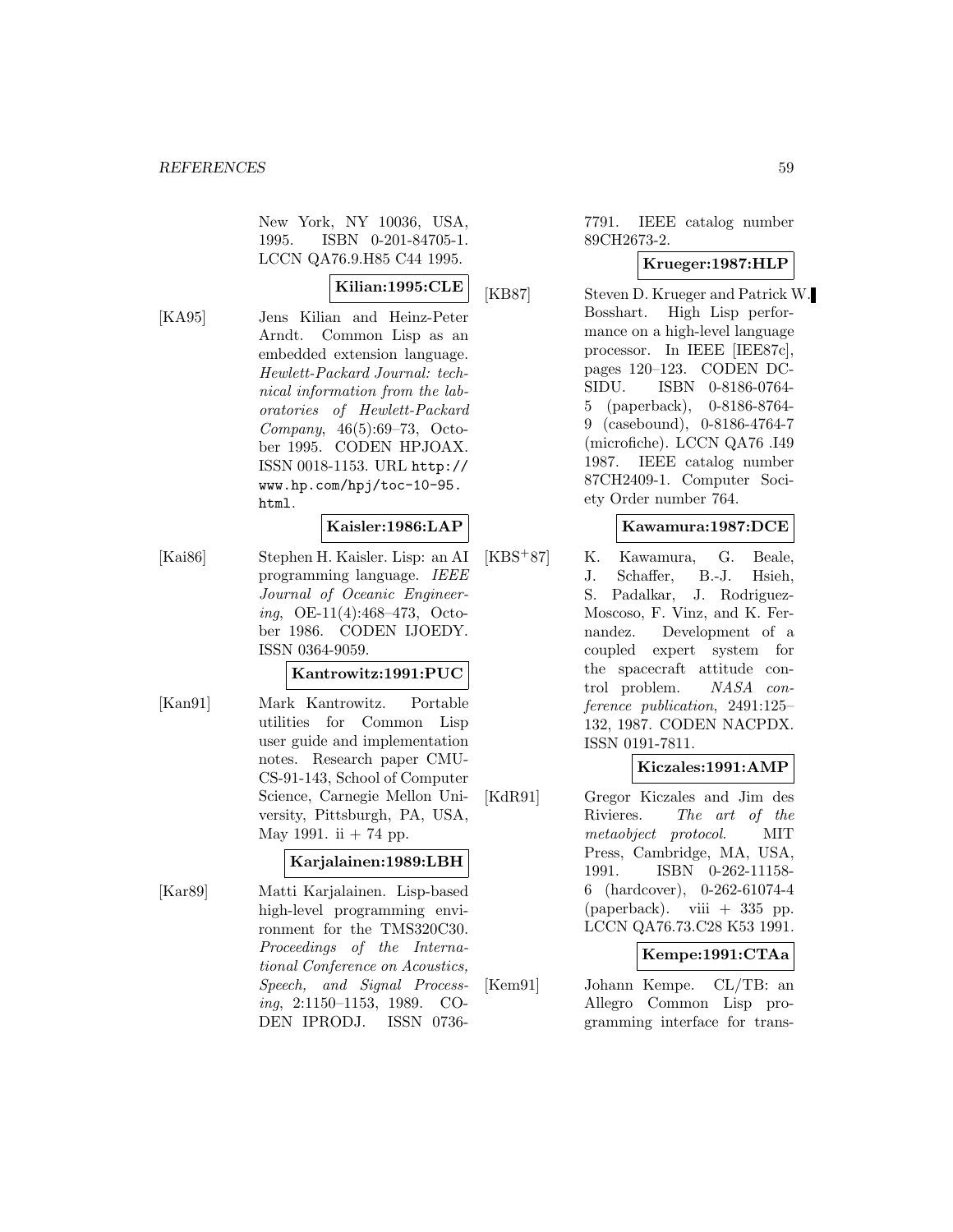New York, NY 10036, USA, 1995. ISBN 0-201-84705-1. LCCN QA76.9.H85 C44 1995.

**Kilian:1995:CLE**

[KA95] Jens Kilian and Heinz-Peter Arndt. Common Lisp as an embedded extension language. *Hewlett-Packard Journal: technical information from the laboratories of Hewlett-Packard Company*, 46(5):69–73, October 1995. CODEN HPJOAX. ISSN 0018-1153. URL `http://www.hp.com/hpj/toc-10-95.html`.

**Kaisler:1986:LAP**

[Kai86] Stephen H. Kaisler. Lisp: an AI programming language. *IEEE Journal of Oceanic Engineering*, OE-11(4):468–473, October 1986. CODEN IJOEDY. ISSN 0364-9059.

**Kantrowitz:1991:PUC**

[Kan91] Mark Kantrowitz. Portable utilities for Common Lisp user guide and implementation notes. Research paper CMU-CS-91-143, School of Computer Science, Carnegie Mellon University, Pittsburgh, PA, USA, May 1991. ii + 74 pp.

**Karjalainen:1989:LBH**

[Kar89] Matti Karjalainen. Lisp-based high-level programming environment for the TMS320C30. *Proceedings of the International Conference on Acoustics, Speech, and Signal Processing*, 2:1150–1153, 1989. CODEN IPRODJ. ISSN 0736-7791. IEEE catalog number 89CH2673-2.

**Krueger:1987:HLP**

[KB87] Steven D. Krueger and Patrick W. Bosshart. High Lisp performance on a high-level language processor. In IEEE [IEE87c], pages 120–123. CODEN DCSIDU. ISBN 0-8186-0764-5 (paperback), 0-8186-8764-9 (casebound), 0-8186-4764-7 (microfiche). LCCN QA76 .I49 1987. IEEE catalog number 87CH2409-1. Computer Society Order number 764.

**Kawamura:1987:DCE**

[KBS+87] K. Kawamura, G. Beale, J. Schaffer, B.-J. Hsieh, S. Padalkar, J. Rodriguez-Moscoso, F. Vinz, and K. Fernandez. Development of a coupled expert system for the spacecraft attitude control problem. *NASA conference publication*, 2491:125–132, 1987. CODEN NACPDX. ISSN 0191-7811.

**Kiczales:1991:AMP**

[KdR91] Gregor Kiczales and Jim des Rivieres. *The art of the metaobject protocol*. MIT Press, Cambridge, MA, USA, 1991. ISBN 0-262-11158-6 (hardcover), 0-262-61074-4 (paperback). viii + 335 pp. LCCN QA76.73.C28 K53 1991.

**Kempe:1991:CTAa**

[Kem91] Johann Kempe. CL/TB: an Allegro Common Lisp programming interface for trans-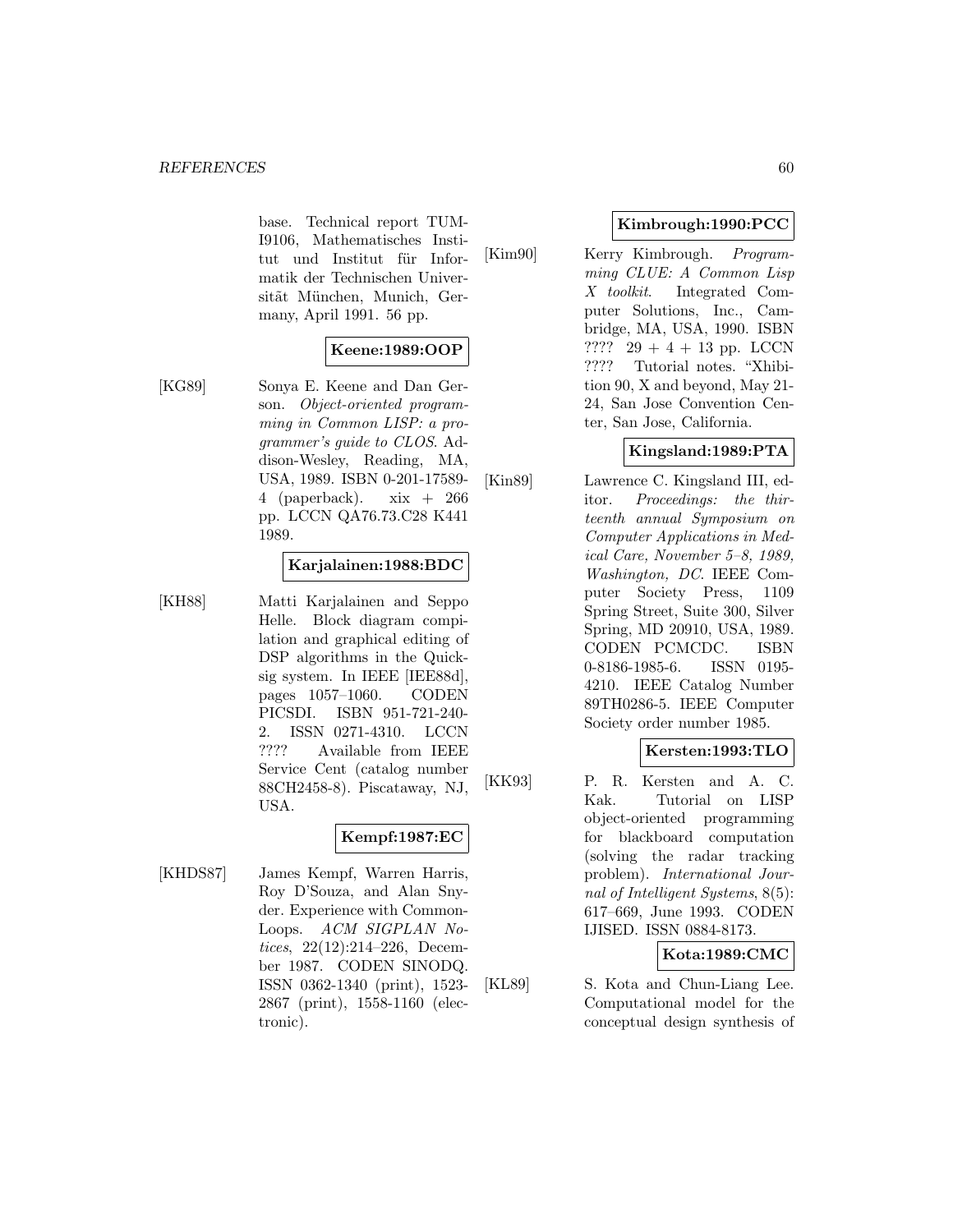base. Technical report TUM-I9106, Mathematisches Institut und Institut für Informatik der Technischen Universität München, Munich, Germany, April 1991. 56 pp.

**Keene:1989:OOP**

[KG89] Sonya E. Keene and Dan Gerson. *Object-oriented programming in Common LISP: a programmer's guide to CLOS*. Addison-Wesley, Reading, MA, USA, 1989. ISBN 0-201-17589-4 (paperback). xix + 266 pp. LCCN QA76.73.C28 K441 1989.

**Karjalainen:1988:BDC**

[KH88] Matti Karjalainen and Seppo Helle. Block diagram compilation and graphical editing of DSP algorithms in the Quicksig system. In IEEE [IEE88d], pages 1057–1060. CODEN PICSDI. ISBN 951-721-240-2. ISSN 0271-4310. LCCN ???? Available from IEEE Service Cent (catalog number 88CH2458-8). Piscataway, NJ, USA.

**Kempf:1987:EC**

[KHDS87] James Kempf, Warren Harris, Roy D'Souza, and Alan Snyder. Experience with CommonLoops. *ACM SIGPLAN Notices*, 22(12):214–226, December 1987. CODEN SINODQ. ISSN 0362-1340 (print), 1523-2867 (print), 1558-1160 (electronic).

**Kimbrough:1990:PCC**

[Kim90] Kerry Kimbrough. *Programming CLUE: A Common Lisp X toolkit*. Integrated Computer Solutions, Inc., Cambridge, MA, USA, 1990. ISBN ???? 29 + 4 + 13 pp. LCCN ???? Tutorial notes. "Xhibition 90, X and beyond, May 21-24, San Jose Convention Center, San Jose, California.

**Kingsland:1989:PTA**

[Kin89] Lawrence C. Kingsland III, editor. *Proceedings: the thirteenth annual Symposium on Computer Applications in Medical Care, November 5–8, 1989, Washington, DC*. IEEE Computer Society Press, 1109 Spring Street, Suite 300, Silver Spring, MD 20910, USA, 1989. CODEN PCMCDC. ISBN 0-8186-1985-6. ISSN 0195-4210. IEEE Catalog Number 89TH0286-5. IEEE Computer Society order number 1985.

**Kersten:1993:TLO**

[KK93] P. R. Kersten and A. C. Kak. Tutorial on LISP object-oriented programming for blackboard computation (solving the radar tracking problem). *International Journal of Intelligent Systems*, 8(5): 617–669, June 1993. CODEN IJISED. ISSN 0884-8173.

**Kota:1989:CMC**

[KL89] S. Kota and Chun-Liang Lee. Computational model for the conceptual design synthesis of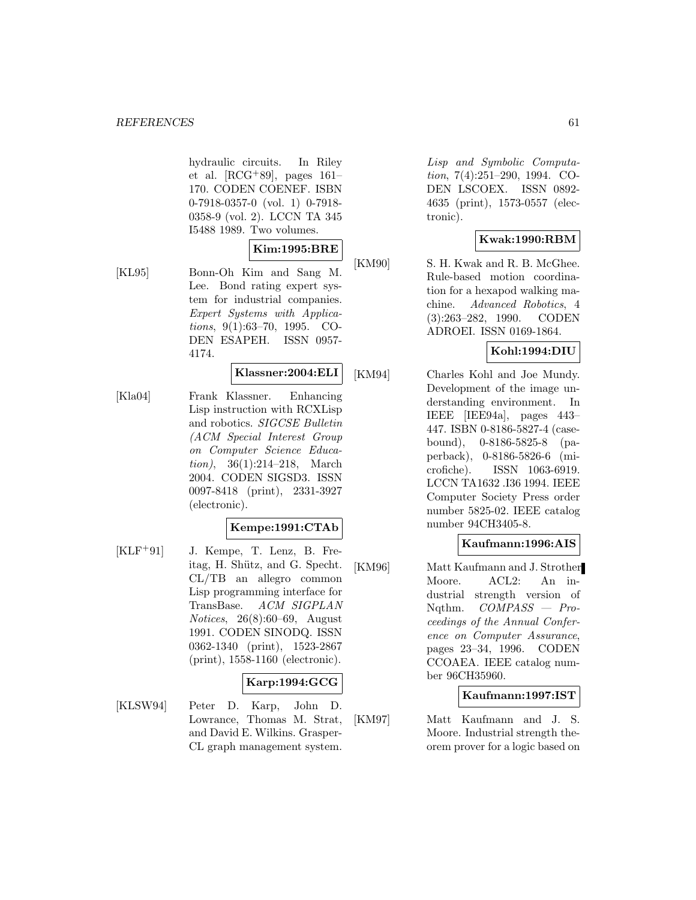hydraulic circuits. In Riley et al. [RCG+89], pages 161–170. CODEN COENEF. ISBN 0-7918-0357-0 (vol. 1) 0-7918-0358-9 (vol. 2). LCCN TA 345 I5488 1989. Two volumes.

**Kim:1995:BRE**

[KL95] Bonn-Oh Kim and Sang M. Lee. Bond rating expert system for industrial companies. *Expert Systems with Applications*, 9(1):63–70, 1995. CODEN ESAPEH. ISSN 0957-4174.

**Klassner:2004:ELI**

[Kla04] Frank Klassner. Enhancing Lisp instruction with RCXLisp and robotics. *SIGCSE Bulletin (ACM Special Interest Group on Computer Science Education)*, 36(1):214–218, March 2004. CODEN SIGSD3. ISSN 0097-8418 (print), 2331-3927 (electronic).

**Kempe:1991:CTAb**

[KLF+91] J. Kempe, T. Lenz, B. Freitag, H. Schütz, and G. Specht. CL/TB an allegro common Lisp programming interface for TransBase. *ACM SIGPLAN Notices*, 26(8):60–69, August 1991. CODEN SINODQ. ISSN 0362-1340 (print), 1523-2867 (print), 1558-1160 (electronic).

**Karp:1994:GCG**

[KLSW94] Peter D. Karp, John D. Lowrance, Thomas M. Strat, and David E. Wilkins. Grasper-CL graph management system. *Lisp and Symbolic Computation*, 7(4):251–290, 1994. CODEN LSCOEX. ISSN 0892-4635 (print), 1573-0557 (electronic).

**Kwak:1990:RBM**

[KM90] S. H. Kwak and R. B. McGhee. Rule-based motion coordination for a hexapod walking machine. *Advanced Robotics*, 4 (3):263–282, 1990. CODEN ADROEI. ISSN 0169-1864.

**Kohl:1994:DIU**

[KM94] Charles Kohl and Joe Mundy. Development of the image understanding environment. In IEEE [IEE94a], pages 443–447. ISBN 0-8186-5827-4 (casebound), 0-8186-5825-8 (paperback), 0-8186-5826-6 (microfiche). ISSN 1063-6919. LCCN TA1632 .I36 1994. IEEE Computer Society Press order number 5825-02. IEEE catalog number 94CH3405-8.

**Kaufmann:1996:AIS**

[KM96] Matt Kaufmann and J. Strother Moore. ACL2: An industrial strength version of Nqthm. *COMPASS — Proceedings of the Annual Conference on Computer Assurance*, pages 23–34, 1996. CODEN CCOAEA. IEEE catalog number 96CH35960.

**Kaufmann:1997:IST**

[KM97] Matt Kaufmann and J. S. Moore. Industrial strength theorem prover for a logic based on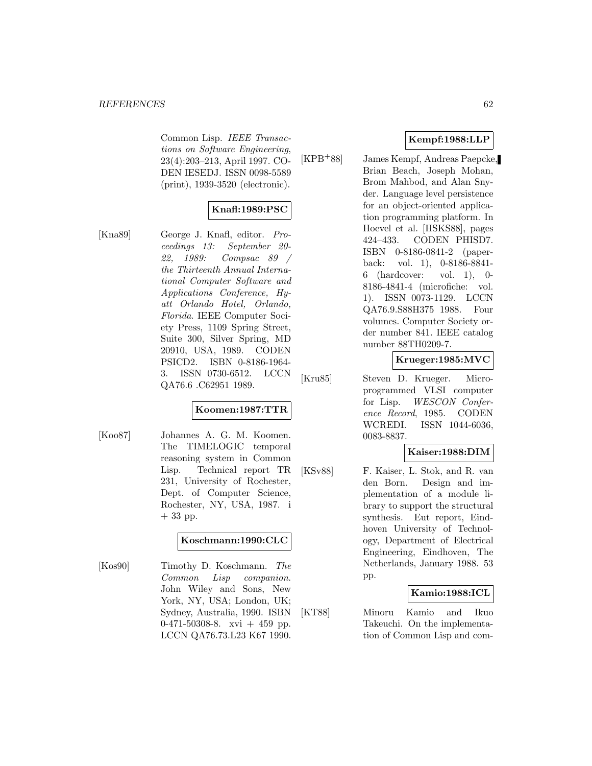Common Lisp. *IEEE Transactions on Software Engineering*, 23(4):203–213, April 1997. CODEN IESEDJ. ISSN 0098-5589 (print), 1939-3520 (electronic).

**Knafl:1989:PSC**

[Kna89] George J. Knafl, editor. *Proceedings 13: September 20-22, 1989: Compsac 89 / the Thirteenth Annual International Computer Software and Applications Conference, Hyatt Orlando Hotel, Orlando, Florida*. IEEE Computer Society Press, 1109 Spring Street, Suite 300, Silver Spring, MD 20910, USA, 1989. CODEN PSICD2. ISBN 0-8186-1964-3. ISSN 0730-6512. LCCN QA76.6 .C62951 1989.

**Koomen:1987:TTR**

[Koo87] Johannes A. G. M. Koomen. The TIMELOGIC temporal reasoning system in Common Lisp. Technical report TR 231, University of Rochester, Dept. of Computer Science, Rochester, NY, USA, 1987. i + 33 pp.

**Koschmann:1990:CLC**

[Kos90] Timothy D. Koschmann. *The Common Lisp companion*. John Wiley and Sons, New York, NY, USA; London, UK; Sydney, Australia, 1990. ISBN 0-471-50308-8. xvi + 459 pp. LCCN QA76.73.L23 K67 1990.

**Kempf:1988:LLP**

[KPB+88] James Kempf, Andreas Paepcke, Brian Beach, Joseph Mohan, Brom Mahbod, and Alan Snyder. Language level persistence for an object-oriented application programming platform. In Hoevel et al. [HSKS88], pages 424–433. CODEN PHISD7. ISBN 0-8186-0841-2 (paperback: vol. 1), 0-8186-8841-6 (hardcover: vol. 1), 0-8186-4841-4 (microfiche: vol. 1). ISSN 0073-1129. LCCN QA76.9.S88H375 1988. Four volumes. Computer Society order number 841. IEEE catalog number 88TH0209-7.

**Krueger:1985:MVC**

[Kru85] Steven D. Krueger. Microprogrammed VLSI computer for Lisp. *WESCON Conference Record*, 1985. CODEN WCREDI. ISSN 1044-6036, 0083-8837.

**Kaiser:1988:DIM**

[KSv88] F. Kaiser, L. Stok, and R. van den Born. Design and implementation of a module library to support the structural synthesis. Eut report, Eindhoven University of Technology, Department of Electrical Engineering, Eindhoven, The Netherlands, January 1988. 53 pp.

**Kamio:1988:ICL**

[KT88] Minoru Kamio and Ikuo Takeuchi. On the implementation of Common Lisp and com-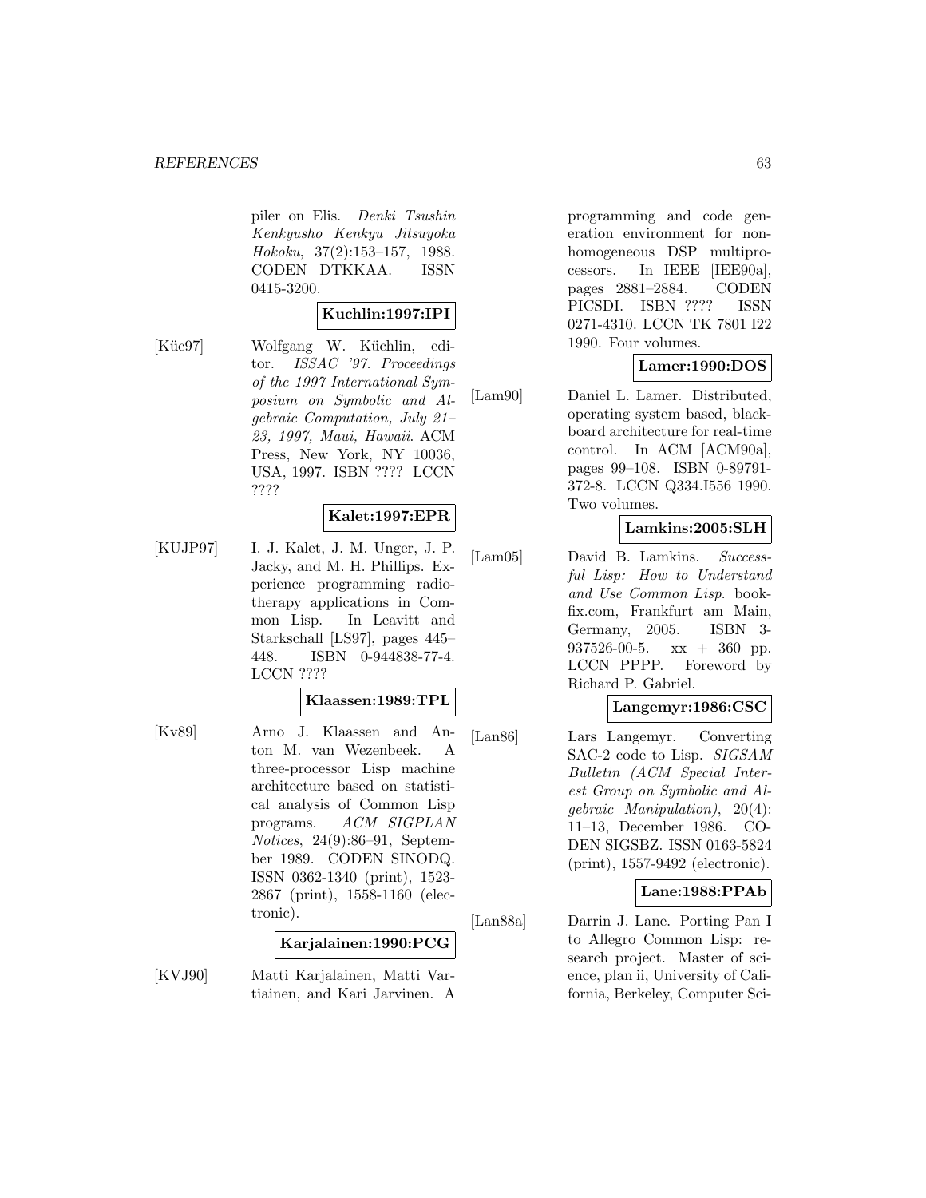piler on Elis. *Denki Tsushin Kenkyusho Kenkyu Jitsuyoka Hokoku*, 37(2):153–157, 1988. CODEN DTKKAA. ISSN 0415-3200.

**Kuchlin:1997:IPI**

[Küc97] Wolfgang W. Küchlin, editor. *ISSAC '97. Proceedings of the 1997 International Symposium on Symbolic and Algebraic Computation, July 21–23, 1997, Maui, Hawaii*. ACM Press, New York, NY 10036, USA, 1997. ISBN ???? LCCN ????

**Kalet:1997:EPR**

[KUJP97] I. J. Kalet, J. M. Unger, J. P. Jacky, and M. H. Phillips. Experience programming radiotherapy applications in Common Lisp. In Leavitt and Starkschall [LS97], pages 445–448. ISBN 0-944838-77-4. LCCN ????

**Klaassen:1989:TPL**

[Kv89] Arno J. Klaassen and Anton M. van Wezenbeek. A three-processor Lisp machine architecture based on statistical analysis of Common Lisp programs. *ACM SIGPLAN Notices*, 24(9):86–91, September 1989. CODEN SINODQ. ISSN 0362-1340 (print), 1523-2867 (print), 1558-1160 (electronic).

**Karjalainen:1990:PCG**

[KVJ90] Matti Karjalainen, Matti Vartiainen, and Kari Jarvinen. A programming and code generation environment for nonhomogeneous DSP multiprocessors. In IEEE [IEE90a], pages 2881–2884. CODEN PICSDI. ISBN ???? ISSN 0271-4310. LCCN TK 7801 I22 1990. Four volumes.

**Lamer:1990:DOS**

[Lam90] Daniel L. Lamer. Distributed, operating system based, blackboard architecture for real-time control. In ACM [ACM90a], pages 99–108. ISBN 0-89791-372-8. LCCN Q334.I556 1990. Two volumes.

**Lamkins:2005:SLH**

[Lam05] David B. Lamkins. *Successful Lisp: How to Understand and Use Common Lisp*. bookfix.com, Frankfurt am Main, Germany, 2005. ISBN 3-937526-00-5. xx + 360 pp. LCCN PPPP. Foreword by Richard P. Gabriel.

**Langemyr:1986:CSC**

[Lan86] Lars Langemyr. Converting SAC-2 code to Lisp. *SIGSAM Bulletin (ACM Special Interest Group on Symbolic and Algebraic Manipulation)*, 20(4): 11–13, December 1986. CODEN SIGSBZ. ISSN 0163-5824 (print), 1557-9492 (electronic).

**Lane:1988:PPAb**

[Lan88a] Darrin J. Lane. Porting Pan I to Allegro Common Lisp: research project. Master of science, plan ii, University of California, Berkeley, Computer Sci-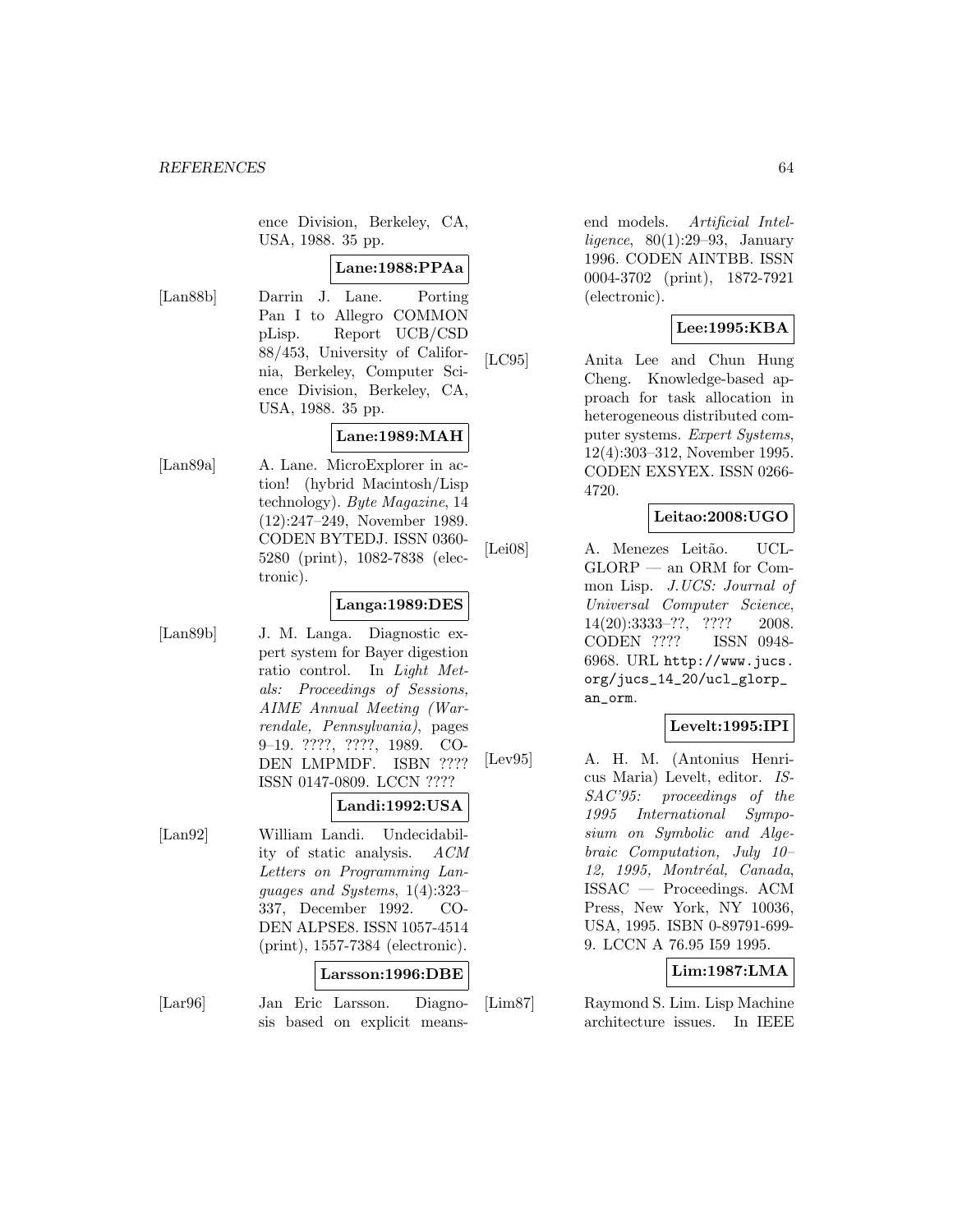ence Division, Berkeley, CA, USA, 1988. 35 pp.

**Lane:1988:PPAa**

[Lan88b] Darrin J. Lane. Porting Pan I to Allegro COMMON pLisp. Report UCB/CSD 88/453, University of California, Berkeley, Computer Science Division, Berkeley, CA, USA, 1988. 35 pp.

**Lane:1989:MAH**

[Lan89a] A. Lane. MicroExplorer in action! (hybrid Macintosh/Lisp technology). *Byte Magazine*, 14 (12):247–249, November 1989. CODEN BYTEDJ. ISSN 0360-5280 (print), 1082-7838 (electronic).

**Langa:1989:DES**

[Lan89b] J. M. Langa. Diagnostic expert system for Bayer digestion ratio control. In *Light Metals: Proceedings of Sessions, AIME Annual Meeting (Warrendale, Pennsylvania)*, pages 9–19. ????, ????, 1989. CODEN LMPMDF. ISBN ???? ISSN 0147-0809. LCCN ????

**Landi:1992:USA**

[Lan92] William Landi. Undecidability of static analysis. *ACM Letters on Programming Languages and Systems*, 1(4):323–337, December 1992. CODEN ALPSE8. ISSN 1057-4514 (print), 1557-7384 (electronic).

**Larsson:1996:DBE**

[Lar96] Jan Eric Larsson. Diagnosis based on explicit means-end models. *Artificial Intelligence*, 80(1):29–93, January 1996. CODEN AINTBB. ISSN 0004-3702 (print), 1872-7921 (electronic).

**Lee:1995:KBA**

[LC95] Anita Lee and Chun Hung Cheng. Knowledge-based approach for task allocation in heterogeneous distributed computer systems. *Expert Systems*, 12(4):303–312, November 1995. CODEN EXSYEX. ISSN 0266-4720.

**Leitao:2008:UGO**

[Lei08] A. Menezes Leitão. UCL-GLORP — an ORM for Common Lisp. *J.UCS: Journal of Universal Computer Science*, 14(20):3333–??, ???? 2008. CODEN ???? ISSN 0948-6968. URL http://www.jucs.org/jucs_14_20/ucl_glorp_an_orm.

**Levelt:1995:IPI**

[Lev95] A. H. M. (Antonius Henricus Maria) Levelt, editor. *ISSAC'95: proceedings of the 1995 International Symposium on Symbolic and Algebraic Computation, July 10–12, 1995, Montréal, Canada*, ISSAC — Proceedings. ACM Press, New York, NY 10036, USA, 1995. ISBN 0-89791-699-9. LCCN A 76.95 I59 1995.

**Lim:1987:LMA**

[Lim87] Raymond S. Lim. Lisp Machine architecture issues. In IEEE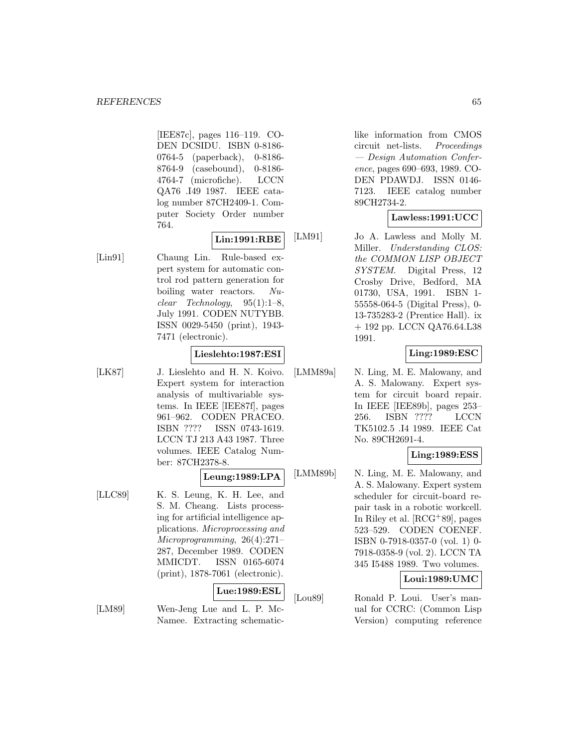[IEE87c], pages 116–119. CODEN DCSIDU. ISBN 0-8186-0764-5 (paperback), 0-8186-8764-9 (casebound), 0-8186-4764-7 (microfiche). LCCN QA76 .I49 1987. IEEE catalog number 87CH2409-1. Computer Society Order number 764.

**Lin:1991:RBE**

[Lin91] Chaung Lin. Rule-based expert system for automatic control rod pattern generation for boiling water reactors. *Nuclear Technology*, 95(1):1–8, July 1991. CODEN NUTYBB. ISSN 0029-5450 (print), 1943-7471 (electronic).

**Lieslehto:1987:ESI**

[LK87] J. Lieslehto and H. N. Koivo. Expert system for interaction analysis of multivariable systems. In IEEE [IEE87f], pages 961–962. CODEN PRACEO. ISBN ???? ISSN 0743-1619. LCCN TJ 213 A43 1987. Three volumes. IEEE Catalog Number: 87CH2378-8.

**Leung:1989:LPA**

[LLC89] K. S. Leung, K. H. Lee, and S. M. Cheang. Lists processing for artificial intelligence applications. *Microprocessing and Microprogramming*, 26(4):271–287, December 1989. CODEN MMICDT. ISSN 0165-6074 (print), 1878-7061 (electronic).

**Lue:1989:ESL**

[LM89] Wen-Jeng Lue and L. P. McNamee. Extracting schematic-like information from CMOS circuit net-lists. *Proceedings — Design Automation Conference*, pages 690–693, 1989. CODEN PDAWDJ. ISSN 0146-7123. IEEE catalog number 89CH2734-2.

**Lawless:1991:UCC**

[LM91] Jo A. Lawless and Molly M. Miller. *Understanding CLOS: the COMMON LISP OBJECT SYSTEM*. Digital Press, 12 Crosby Drive, Bedford, MA 01730, USA, 1991. ISBN 1-55558-064-5 (Digital Press), 0-13-735283-2 (Prentice Hall). ix + 192 pp. LCCN QA76.64.L38 1991.

**Ling:1989:ESC**

[LMM89a] N. Ling, M. E. Malowany, and A. S. Malowany. Expert system for circuit board repair. In IEEE [IEE89b], pages 253–256. ISBN ???? LCCN TK5102.5 .I4 1989. IEEE Cat No. 89CH2691-4.

**Ling:1989:ESS**

[LMM89b] N. Ling, M. E. Malowany, and A. S. Malowany. Expert system scheduler for circuit-board repair task in a robotic workcell. In Riley et al. [RCG+89], pages 523–529. CODEN COENEF. ISBN 0-7918-0357-0 (vol. 1) 0-7918-0358-9 (vol. 2). LCCN TA 345 I5488 1989. Two volumes.

**Loui:1989:UMC**

[Lou89] Ronald P. Loui. User's manual for CCRC: (Common Lisp Version) computing reference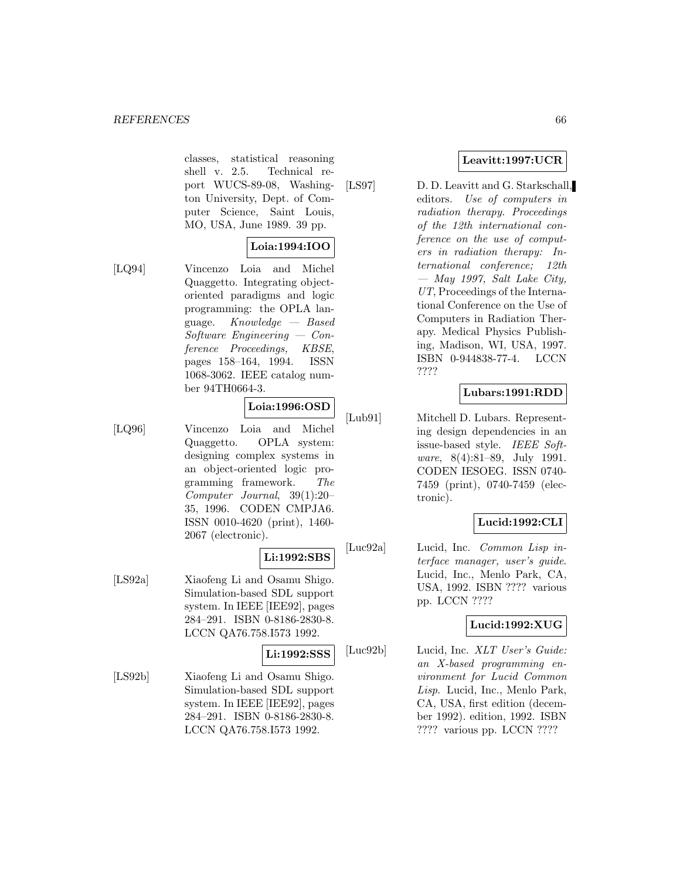classes, statistical reasoning shell v. 2.5. Technical report WUCS-89-08, Washington University, Dept. of Computer Science, Saint Louis, MO, USA, June 1989. 39 pp.

**Loia:1994:IOO**

[LQ94] Vincenzo Loia and Michel Quaggetto. Integrating object-oriented paradigms and logic programming: the OPLA language. *Knowledge — Based Software Engineering — Conference Proceedings, KBSE*, pages 158–164, 1994. ISSN 1068-3062. IEEE catalog number 94TH0664-3.

**Loia:1996:OSD**

[LQ96] Vincenzo Loia and Michel Quaggetto. OPLA system: designing complex systems in an object-oriented logic programming framework. *The Computer Journal*, 39(1):20–35, 1996. CODEN CMPJA6. ISSN 0010-4620 (print), 1460-2067 (electronic).

**Li:1992:SBS**

[LS92a] Xiaofeng Li and Osamu Shigo. Simulation-based SDL support system. In IEEE [IEE92], pages 284–291. ISBN 0-8186-2830-8. LCCN QA76.758.I573 1992.

**Li:1992:SSS**

[LS92b] Xiaofeng Li and Osamu Shigo. Simulation-based SDL support system. In IEEE [IEE92], pages 284–291. ISBN 0-8186-2830-8. LCCN QA76.758.I573 1992.

**Leavitt:1997:UCR**

[LS97] D. D. Leavitt and G. Starkschall, editors. *Use of computers in radiation therapy. Proceedings of the 12th international conference on the use of computers in radiation therapy: International conference; 12th — May 1997, Salt Lake City, UT*, Proceedings of the International Conference on the Use of Computers in Radiation Therapy. Medical Physics Publishing, Madison, WI, USA, 1997. ISBN 0-944838-77-4. LCCN ????

**Lubars:1991:RDD**

[Lub91] Mitchell D. Lubars. Representing design dependencies in an issue-based style. *IEEE Software*, 8(4):81–89, July 1991. CODEN IESOEG. ISSN 0740-7459 (print), 0740-7459 (electronic).

**Lucid:1992:CLI**

[Luc92a] Lucid, Inc. *Common Lisp interface manager, user's guide*. Lucid, Inc., Menlo Park, CA, USA, 1992. ISBN ???? various pp. LCCN ????

**Lucid:1992:XUG**

[Luc92b] Lucid, Inc. *XLT User's Guide: an X-based programming environment for Lucid Common Lisp*. Lucid, Inc., Menlo Park, CA, USA, first edition (december 1992). edition, 1992. ISBN ???? various pp. LCCN ????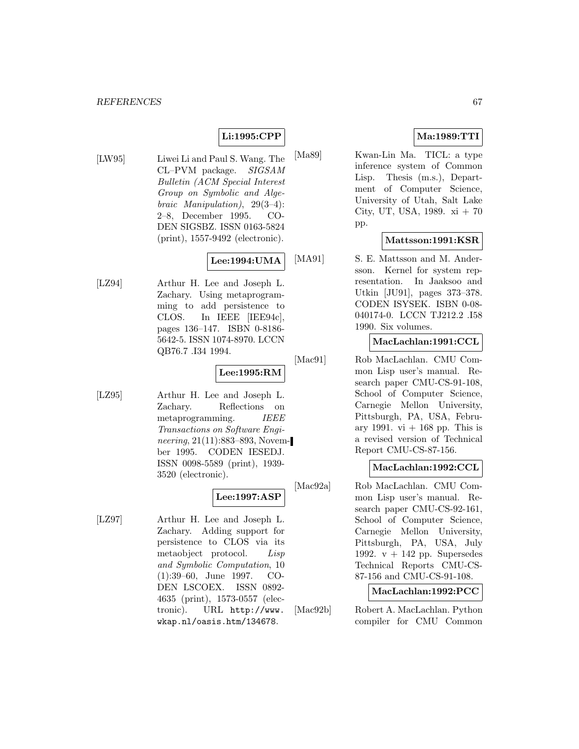**Li:1995:CPP**

[LW95] Liwei Li and Paul S. Wang. The CL–PVM package. *SIGSAM Bulletin (ACM Special Interest Group on Symbolic and Algebraic Manipulation)*, 29(3–4): 2–8, December 1995. CODEN SIGSBZ. ISSN 0163-5824 (print), 1557-9492 (electronic).

**Lee:1994:UMA**

[LZ94] Arthur H. Lee and Joseph L. Zachary. Using metaprogramming to add persistence to CLOS. In IEEE [IEE94c], pages 136–147. ISBN 0-8186-5642-5. ISSN 1074-8970. LCCN QB76.7 .I34 1994.

**Lee:1995:RM**

[LZ95] Arthur H. Lee and Joseph L. Zachary. Reflections on metaprogramming. *IEEE Transactions on Software Engineering*, 21(11):883–893, November 1995. CODEN IESEDJ. ISSN 0098-5589 (print), 1939-3520 (electronic).

**Lee:1997:ASP**

[LZ97] Arthur H. Lee and Joseph L. Zachary. Adding support for persistence to CLOS via its metaobject protocol. *Lisp and Symbolic Computation*, 10 (1):39–60, June 1997. CODEN LSCOEX. ISSN 0892-4635 (print), 1573-0557 (electronic). URL http://www.wkap.nl/oasis.htm/134678.

**Ma:1989:TTI**

[Ma89] Kwan-Lin Ma. TICL: a type inference system of Common Lisp. Thesis (m.s.), Department of Computer Science, University of Utah, Salt Lake City, UT, USA, 1989. xi + 70 pp.

**Mattsson:1991:KSR**

[MA91] S. E. Mattsson and M. Andersson. Kernel for system representation. In Jaaksoo and Utkin [JU91], pages 373–378. CODEN ISYSEK. ISBN 0-08-040174-0. LCCN TJ212.2 .I58 1990. Six volumes.

**MacLachlan:1991:CCL**

[Mac91] Rob MacLachlan. CMU Common Lisp user's manual. Research paper CMU-CS-91-108, School of Computer Science, Carnegie Mellon University, Pittsburgh, PA, USA, February 1991. vi + 168 pp. This is a revised version of Technical Report CMU-CS-87-156.

**MacLachlan:1992:CCL**

[Mac92a] Rob MacLachlan. CMU Common Lisp user's manual. Research paper CMU-CS-92-161, School of Computer Science, Carnegie Mellon University, Pittsburgh, PA, USA, July 1992. v + 142 pp. Supersedes Technical Reports CMU-CS-87-156 and CMU-CS-91-108.

**MacLachlan:1992:PCC**

[Mac92b] Robert A. MacLachlan. Python compiler for CMU Common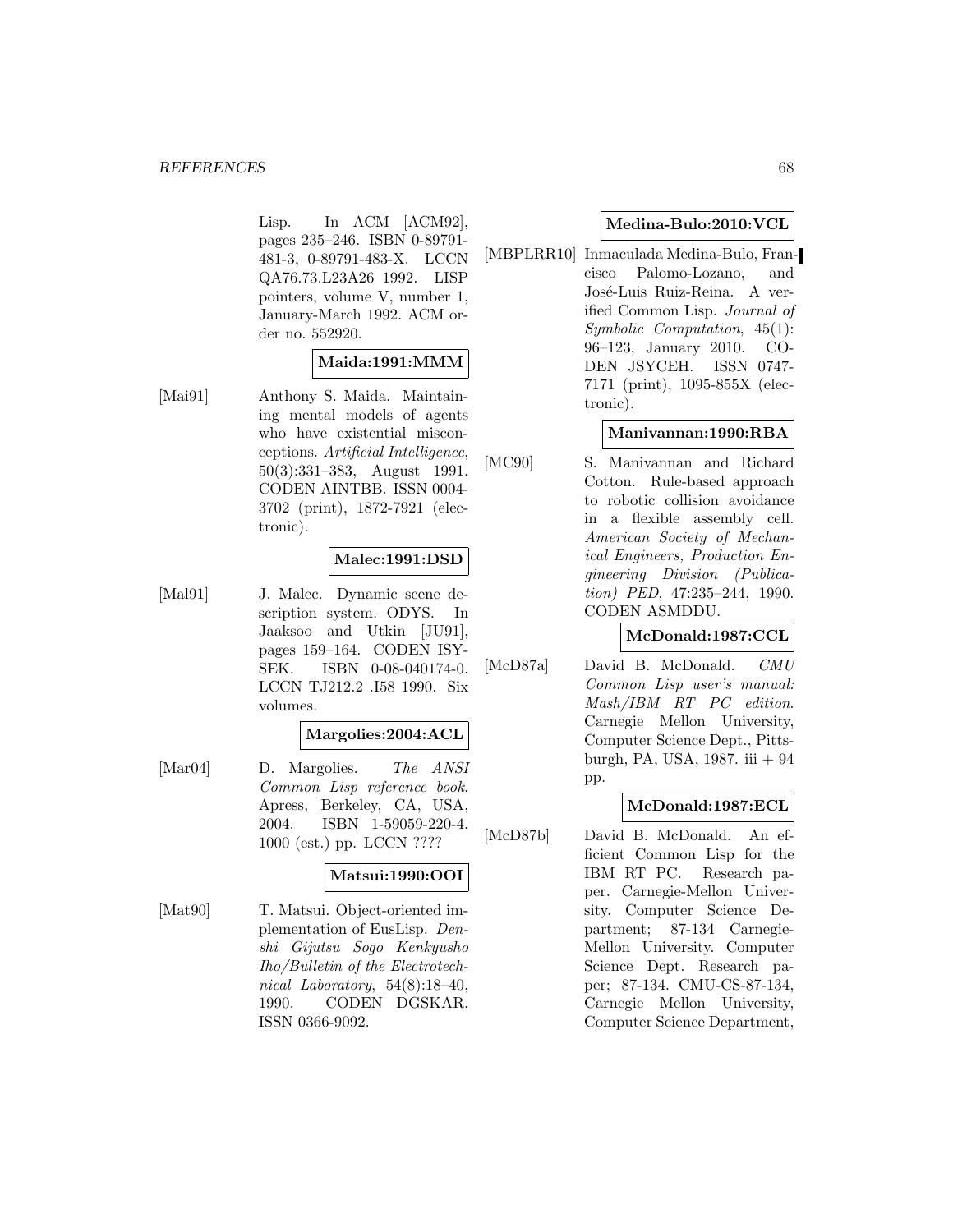Lisp. In ACM [ACM92], pages 235–246. ISBN 0-89791-481-3, 0-89791-483-X. LCCN QA76.73.L23A26 1992. LISP pointers, volume V, number 1, January-March 1992. ACM order no. 552920.

**Maida:1991:MMM**

[Mai91] Anthony S. Maida. Maintaining mental models of agents who have existential misconceptions. *Artificial Intelligence*, 50(3):331–383, August 1991. CODEN AINTBB. ISSN 0004-3702 (print), 1872-7921 (electronic).

**Malec:1991:DSD**

[Mal91] J. Malec. Dynamic scene description system. ODYS. In Jaaksoo and Utkin [JU91], pages 159–164. CODEN ISYSEK. ISBN 0-08-040174-0. LCCN TJ212.2 .I58 1990. Six volumes.

**Margolies:2004:ACL**

[Mar04] D. Margolies. *The ANSI Common Lisp reference book*. Apress, Berkeley, CA, USA, 2004. ISBN 1-59059-220-4. 1000 (est.) pp. LCCN ????

**Matsui:1990:OOI**

[Mat90] T. Matsui. Object-oriented implementation of EusLisp. *Denshi Gijutsu Sogo Kenkyusho Iho/Bulletin of the Electrotechnical Laboratory*, 54(8):18–40, 1990. CODEN DGSKAR. ISSN 0366-9092.

**Medina-Bulo:2010:VCL**

[MBPLRR10] Inmaculada Medina-Bulo, Francisco Palomo-Lozano, and José-Luis Ruiz-Reina. A verified Common Lisp. *Journal of Symbolic Computation*, 45(1): 96–123, January 2010. CODEN JSYCEH. ISSN 0747-7171 (print), 1095-855X (electronic).

**Manivannan:1990:RBA**

[MC90] S. Manivannan and Richard Cotton. Rule-based approach to robotic collision avoidance in a flexible assembly cell. *American Society of Mechanical Engineers, Production Engineering Division (Publication) PED*, 47:235–244, 1990. CODEN ASMDDU.

**McDonald:1987:CCL**

[McD87a] David B. McDonald. *CMU Common Lisp user's manual: Mash/IBM RT PC edition*. Carnegie Mellon University, Computer Science Dept., Pittsburgh, PA, USA, 1987. iii + 94 pp.

**McDonald:1987:ECL**

[McD87b] David B. McDonald. An efficient Common Lisp for the IBM RT PC. Research paper. Carnegie-Mellon University. Computer Science Department; 87-134 Carnegie-Mellon University. Computer Science Dept. Research paper; 87-134. CMU-CS-87-134, Carnegie Mellon University, Computer Science Department,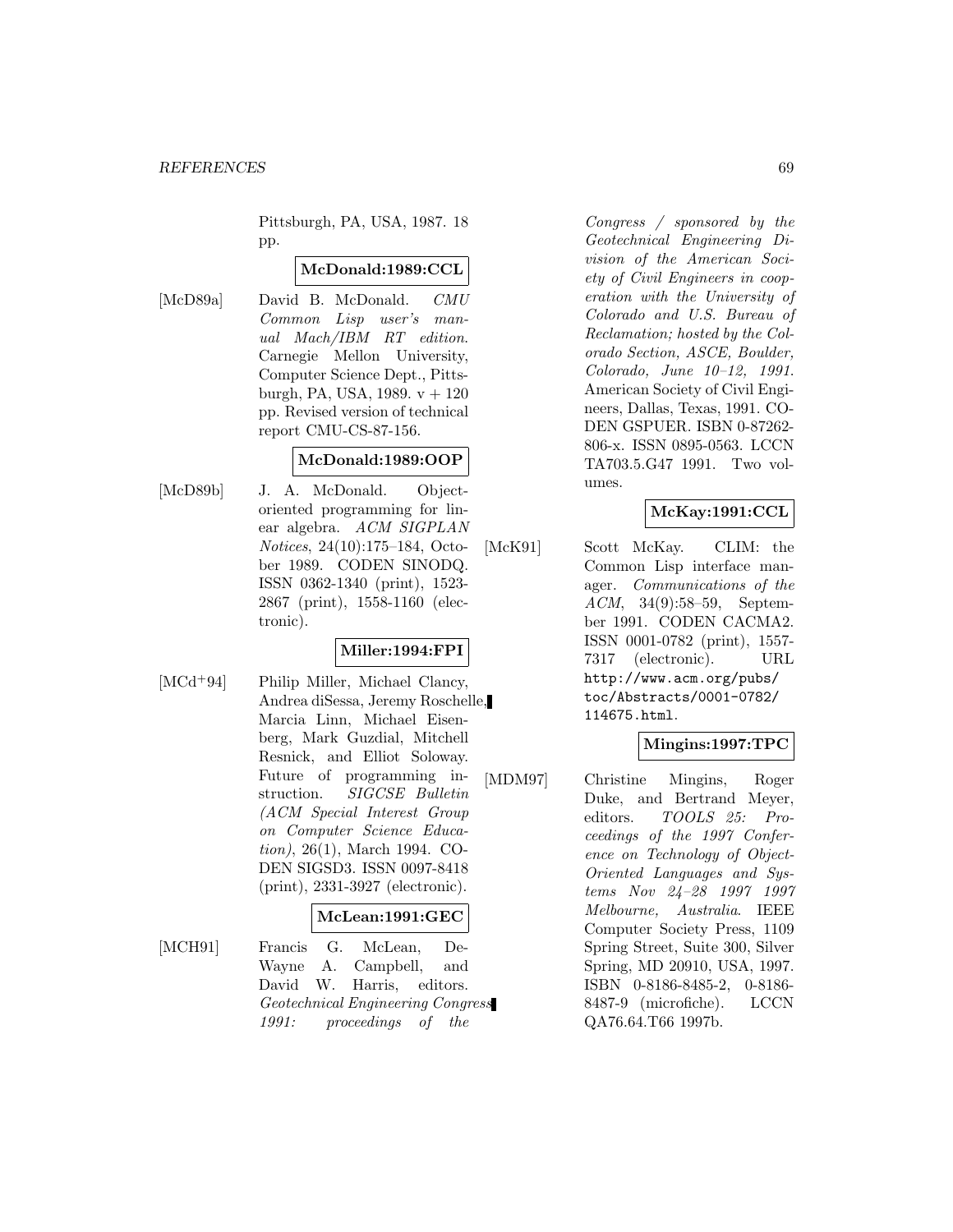Pittsburgh, PA, USA, 1987. 18 pp.

**McDonald:1989:CCL**

[McD89a] David B. McDonald. *CMU Common Lisp user's manual Mach/IBM RT edition*. Carnegie Mellon University, Computer Science Dept., Pittsburgh, PA, USA, 1989. v + 120 pp. Revised version of technical report CMU-CS-87-156.

**McDonald:1989:OOP**

[McD89b] J. A. McDonald. Object-oriented programming for linear algebra. *ACM SIGPLAN Notices*, 24(10):175–184, October 1989. CODEN SINODQ. ISSN 0362-1340 (print), 1523-2867 (print), 1558-1160 (electronic).

**Miller:1994:FPI**

[MCd+94] Philip Miller, Michael Clancy, Andrea diSessa, Jeremy Roschelle, Marcia Linn, Michael Eisenberg, Mark Guzdial, Mitchell Resnick, and Elliot Soloway. Future of programming instruction. *SIGCSE Bulletin (ACM Special Interest Group on Computer Science Education)*, 26(1), March 1994. CODEN SIGSD3. ISSN 0097-8418 (print), 2331-3927 (electronic).

**McLean:1991:GEC**

[MCH91] Francis G. McLean, DeWayne A. Campbell, and David W. Harris, editors. *Geotechnical Engineering Congress 1991: proceedings of the Congress / sponsored by the Geotechnical Engineering Division of the American Society of Civil Engineers in cooperation with the University of Colorado and U.S. Bureau of Reclamation; hosted by the Colorado Section, ASCE, Boulder, Colorado, June 10–12, 1991*. American Society of Civil Engineers, Dallas, Texas, 1991. CODEN GSPUER. ISBN 0-87262-806-x. ISSN 0895-0563. LCCN TA703.5.G47 1991. Two volumes.

**McKay:1991:CCL**

[McK91] Scott McKay. CLIM: the Common Lisp interface manager. *Communications of the ACM*, 34(9):58–59, September 1991. CODEN CACMA2. ISSN 0001-0782 (print), 1557-7317 (electronic). URL http://www.acm.org/pubs/toc/Abstracts/0001-0782/114675.html.

**Mingins:1997:TPC**

[MDM97] Christine Mingins, Roger Duke, and Bertrand Meyer, editors. *TOOLS 25: Proceedings of the 1997 Conference on Technology of Object-Oriented Languages and Systems Nov 24–28 1997 1997 Melbourne, Australia*. IEEE Computer Society Press, 1109 Spring Street, Suite 300, Silver Spring, MD 20910, USA, 1997. ISBN 0-8186-8485-2, 0-8186-8487-9 (microfiche). LCCN QA76.64.T66 1997b.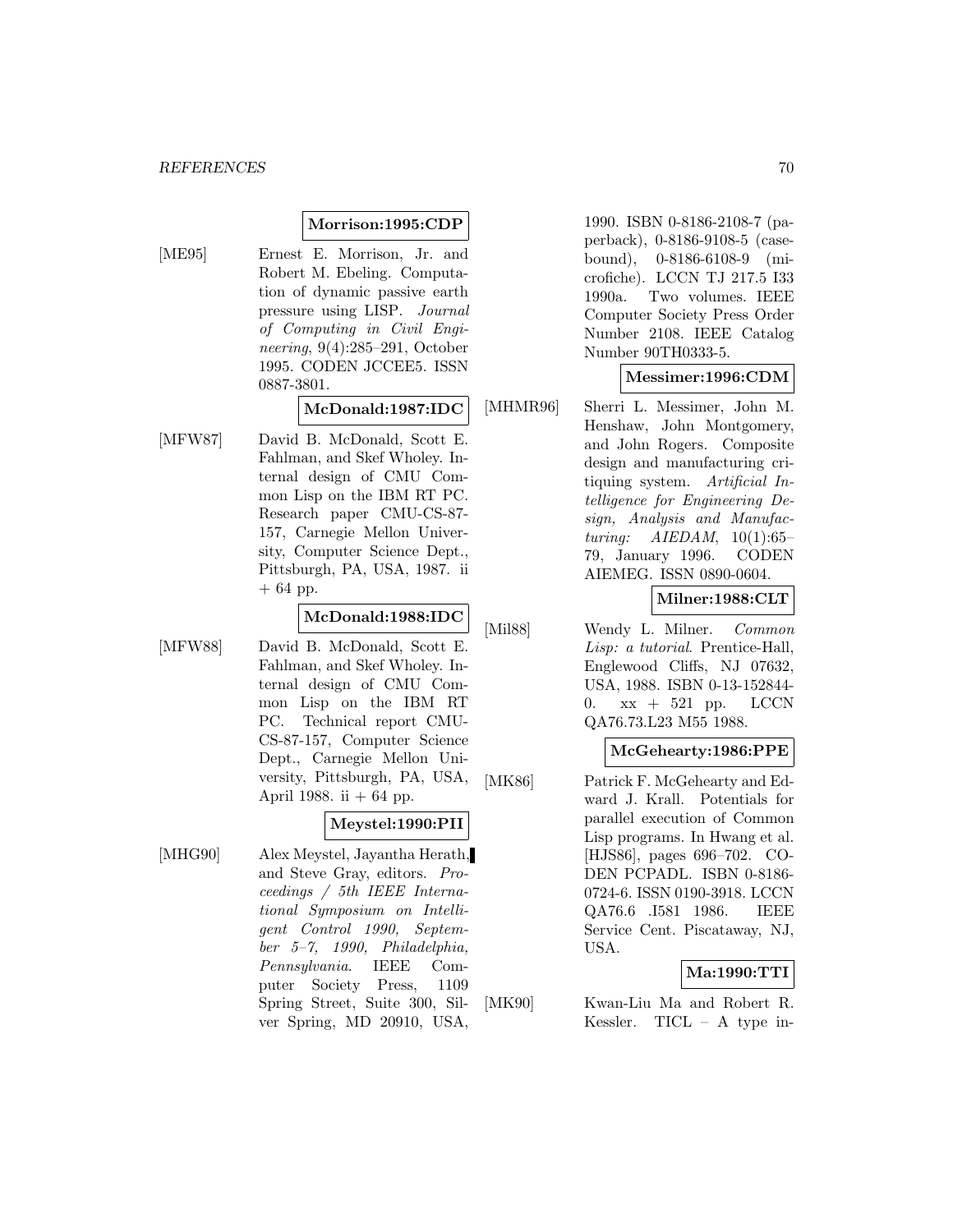**Morrison:1995:CDP**

[ME95] Ernest E. Morrison, Jr. and Robert M. Ebeling. Computation of dynamic passive earth pressure using LISP. *Journal of Computing in Civil Engineering*, 9(4):285–291, October 1995. CODEN JCCEE5. ISSN 0887-3801.

**McDonald:1987:IDC**

[MFW87] David B. McDonald, Scott E. Fahlman, and Skef Wholey. Internal design of CMU Common Lisp on the IBM RT PC. Research paper CMU-CS-87-157, Carnegie Mellon University, Computer Science Dept., Pittsburgh, PA, USA, 1987. ii + 64 pp.

**McDonald:1988:IDC**

[MFW88] David B. McDonald, Scott E. Fahlman, and Skef Wholey. Internal design of CMU Common Lisp on the IBM RT PC. Technical report CMU-CS-87-157, Computer Science Dept., Carnegie Mellon University, Pittsburgh, PA, USA, April 1988. ii + 64 pp.

**Meystel:1990:PII**

[MHG90] Alex Meystel, Jayantha Herath, and Steve Gray, editors. *Proceedings / 5th IEEE International Symposium on Intelligent Control 1990, September 5–7, 1990, Philadelphia, Pennsylvania*. IEEE Computer Society Press, 1109 Spring Street, Suite 300, Silver Spring, MD 20910, USA, 1990. ISBN 0-8186-2108-7 (paperback), 0-8186-9108-5 (casebound), 0-8186-6108-9 (microfiche). LCCN TJ 217.5 I33 1990a. Two volumes. IEEE Computer Society Press Order Number 2108. IEEE Catalog Number 90TH0333-5.

**Messimer:1996:CDM**

[MHMR96] Sherri L. Messimer, John M. Henshaw, John Montgomery, and John Rogers. Composite design and manufacturing critiquing system. *Artificial Intelligence for Engineering Design, Analysis and Manufacturing: AIEDAM*, 10(1):65–79, January 1996. CODEN AIEMEG. ISSN 0890-0604.

**Milner:1988:CLT**

[Mil88] Wendy L. Milner. *Common Lisp: a tutorial*. Prentice-Hall, Englewood Cliffs, NJ 07632, USA, 1988. ISBN 0-13-152844-0. xx + 521 pp. LCCN QA76.73.L23 M55 1988.

**McGehearty:1986:PPE**

[MK86] Patrick F. McGehearty and Edward J. Krall. Potentials for parallel execution of Common Lisp programs. In Hwang et al. [HJS86], pages 696–702. CODEN PCPADL. ISBN 0-8186-0724-6. ISSN 0190-3918. LCCN QA76.6 .I581 1986. IEEE Service Cent. Piscataway, NJ, USA.

**Ma:1990:TTI**

[MK90] Kwan-Liu Ma and Robert R. Kessler. TICL – A type in-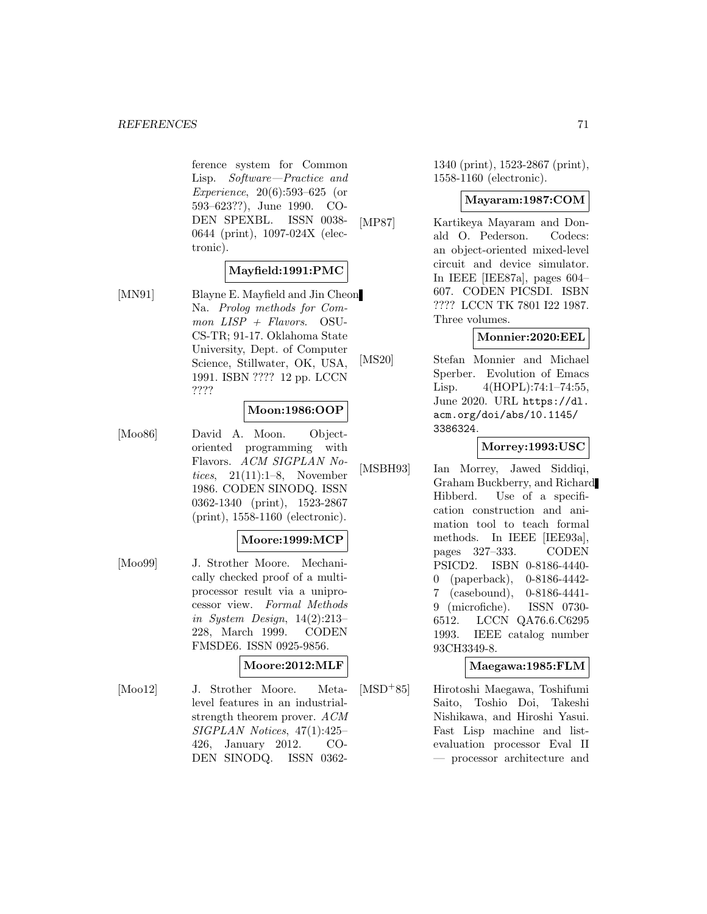ference system for Common Lisp. *Software—Practice and Experience*, 20(6):593–625 (or 593–623??), June 1990. CODEN SPEXBL. ISSN 0038-0644 (print), 1097-024X (electronic).

**Mayfield:1991:PMC**

[MN91] Blayne E. Mayfield and Jin Cheon Na. *Prolog methods for Common LISP + Flavors*. OSU-CS-TR; 91-17. Oklahoma State University, Dept. of Computer Science, Stillwater, OK, USA, 1991. ISBN ???? 12 pp. LCCN ????

**Moon:1986:OOP**

[Moo86] David A. Moon. Object-oriented programming with Flavors. *ACM SIGPLAN Notices*, 21(11):1–8, November 1986. CODEN SINODQ. ISSN 0362-1340 (print), 1523-2867 (print), 1558-1160 (electronic).

**Moore:1999:MCP**

[Moo99] J. Strother Moore. Mechanically checked proof of a multiprocessor result via a uniprocessor view. *Formal Methods in System Design*, 14(2):213–228, March 1999. CODEN FMSDE6. ISSN 0925-9856.

**Moore:2012:MLF**

[Moo12] J. Strother Moore. Meta-level features in an industrial-strength theorem prover. *ACM SIGPLAN Notices*, 47(1):425–426, January 2012. CODEN SINODQ. ISSN 0362-1340 (print), 1523-2867 (print), 1558-1160 (electronic).

**Mayaram:1987:COM**

[MP87] Kartikeya Mayaram and Donald O. Pederson. Codecs: an object-oriented mixed-level circuit and device simulator. In IEEE [IEE87a], pages 604–607. CODEN PICSDI. ISBN ???? LCCN TK 7801 I22 1987. Three volumes.

**Monnier:2020:EEL**

[MS20] Stefan Monnier and Michael Sperber. Evolution of Emacs Lisp. 4(HOPL):74:1–74:55, June 2020. URL https://dl.acm.org/doi/abs/10.1145/3386324.

**Morrey:1993:USC**

[MSBH93] Ian Morrey, Jawed Siddiqi, Graham Buckberry, and Richard Hibberd. Use of a specification construction and animation tool to teach formal methods. In IEEE [IEE93a], pages 327–333. CODEN PSICD2. ISBN 0-8186-4440-0 (paperback), 0-8186-4442-7 (casebound), 0-8186-4441-9 (microfiche). ISSN 0730-6512. LCCN QA76.6.C6295 1993. IEEE catalog number 93CH3349-8.

**Maegawa:1985:FLM**

[MSD+85] Hirotoshi Maegawa, Toshifumi Saito, Toshio Doi, Takeshi Nishikawa, and Hiroshi Yasui. Fast Lisp machine and list-evaluation processor Eval II — processor architecture and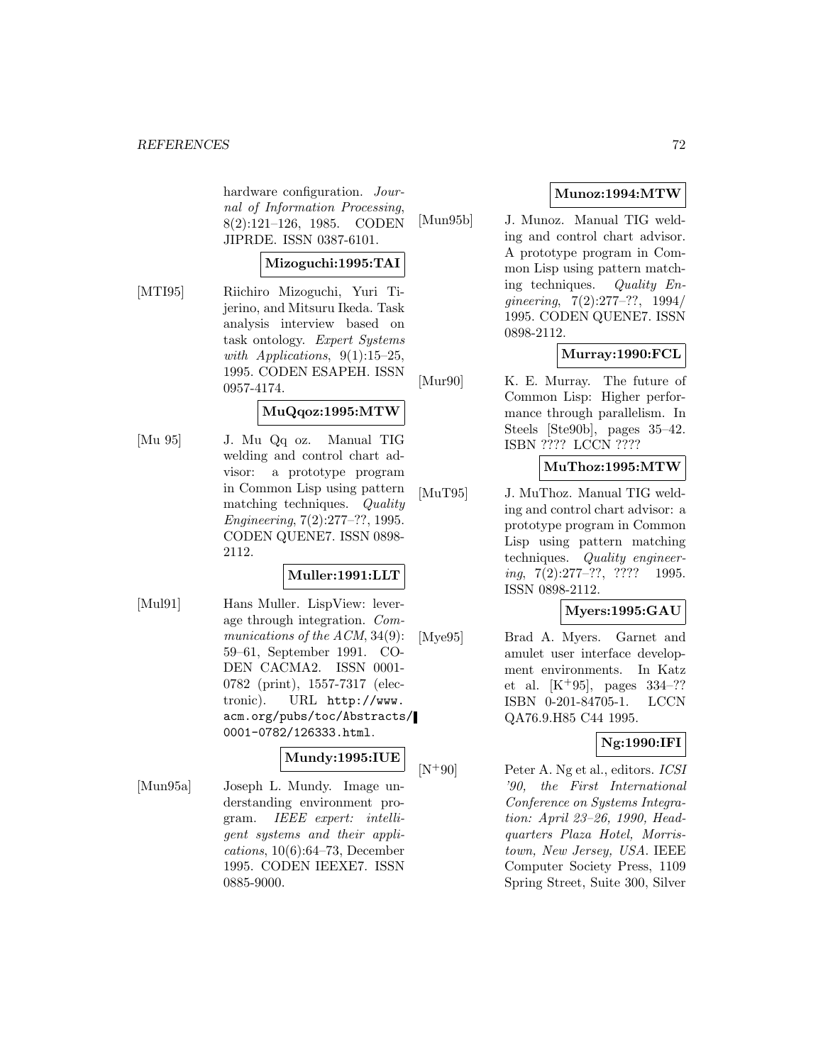hardware configuration. *Journal of Information Processing*, 8(2):121–126, 1985. CODEN JIPRDE. ISSN 0387-6101.

**Mizoguchi:1995:TAI**

[MTI95] Riichiro Mizoguchi, Yuri Tijerino, and Mitsuru Ikeda. Task analysis interview based on task ontology. *Expert Systems with Applications*, 9(1):15–25, 1995. CODEN ESAPEH. ISSN 0957-4174.

**MuQqoz:1995:MTW**

[Mu 95] J. Mu Qq oz. Manual TIG welding and control chart advisor: a prototype program in Common Lisp using pattern matching techniques. *Quality Engineering*, 7(2):277–??, 1995. CODEN QUENE7. ISSN 0898-2112.

**Muller:1991:LLT**

[Mul91] Hans Muller. LispView: leverage through integration. *Communications of the ACM*, 34(9): 59–61, September 1991. CODEN CACMA2. ISSN 0001-0782 (print), 1557-7317 (electronic). URL http://www.acm.org/pubs/toc/Abstracts/0001-0782/126333.html.

**Mundy:1995:IUE**

[Mun95a] Joseph L. Mundy. Image understanding environment program. *IEEE expert: intelligent systems and their applications*, 10(6):64–73, December 1995. CODEN IEEXE7. ISSN 0885-9000.

**Munoz:1994:MTW**

[Mun95b] J. Munoz. Manual TIG welding and control chart advisor. A prototype program in Common Lisp using pattern matching techniques. *Quality Engineering*, 7(2):277–??, 1994/1995. CODEN QUENE7. ISSN 0898-2112.

**Murray:1990:FCL**

[Mur90] K. E. Murray. The future of Common Lisp: Higher performance through parallelism. In Steels [Ste90b], pages 35–42. ISBN ???? LCCN ????

**MuThoz:1995:MTW**

[MuT95] J. MuThoz. Manual TIG welding and control chart advisor: a prototype program in Common Lisp using pattern matching techniques. *Quality engineering*, 7(2):277–??, ???? 1995. ISSN 0898-2112.

**Myers:1995:GAU**

[Mye95] Brad A. Myers. Garnet and amulet user interface development environments. In Katz et al. [K+95], pages 334–?? ISBN 0-201-84705-1. LCCN QA76.9.H85 C44 1995.

**Ng:1990:IFI**

[N+90] Peter A. Ng et al., editors. *ICSI '90, the First International Conference on Systems Integration: April 23–26, 1990, Headquarters Plaza Hotel, Morristown, New Jersey, USA*. IEEE Computer Society Press, 1109 Spring Street, Suite 300, Silver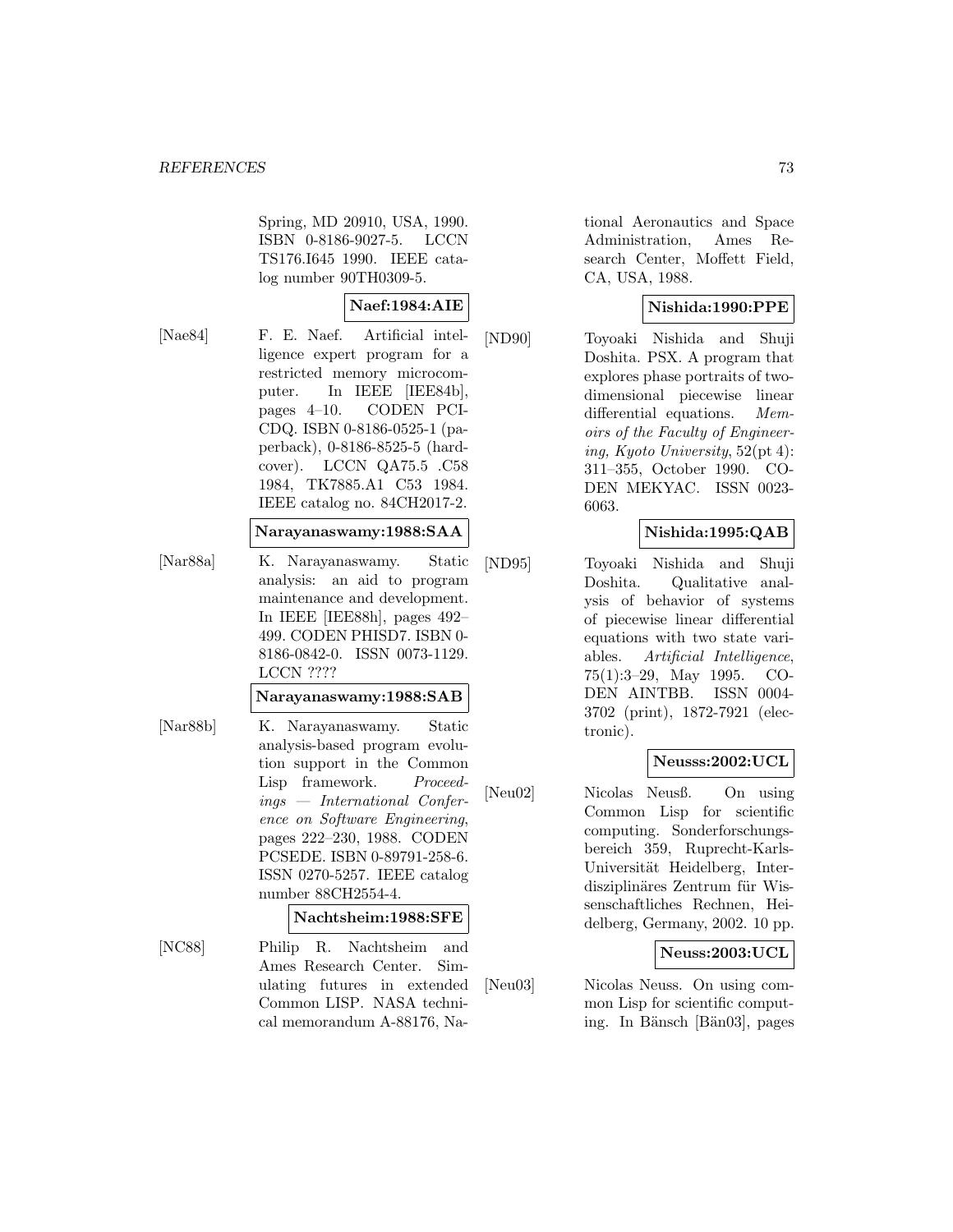Spring, MD 20910, USA, 1990. ISBN 0-8186-9027-5. LCCN TS176.I645 1990. IEEE catalog number 90TH0309-5.

**Naef:1984:AIE**

[Nae84] F. E. Naef. Artificial intelligence expert program for a restricted memory microcomputer. In IEEE [IEE84b], pages 4–10. CODEN PCICDQ. ISBN 0-8186-0525-1 (paperback), 0-8186-8525-5 (hardcover). LCCN QA75.5 .C58 1984, TK7885.A1 C53 1984. IEEE catalog no. 84CH2017-2.

**Narayanaswamy:1988:SAA**

[Nar88a] K. Narayanaswamy. Static analysis: an aid to program maintenance and development. In IEEE [IEE88h], pages 492–499. CODEN PHISD7. ISBN 0-8186-0842-0. ISSN 0073-1129. LCCN ????

**Narayanaswamy:1988:SAB**

[Nar88b] K. Narayanaswamy. Static analysis-based program evolution support in the Common Lisp framework. *Proceedings — International Conference on Software Engineering*, pages 222–230, 1988. CODEN PCSEDE. ISBN 0-89791-258-6. ISSN 0270-5257. IEEE catalog number 88CH2554-4.

**Nachtsheim:1988:SFE**

[NC88] Philip R. Nachtsheim and Ames Research Center. Simulating futures in extended Common LISP. NASA technical memorandum A-88176, National Aeronautics and Space Administration, Ames Research Center, Moffett Field, CA, USA, 1988.

**Nishida:1990:PPE**

[ND90] Toyoaki Nishida and Shuji Doshita. PSX. A program that explores phase portraits of two-dimensional piecewise linear differential equations. *Memoirs of the Faculty of Engineering, Kyoto University*, 52(pt 4): 311–355, October 1990. CODEN MEKYAC. ISSN 0023-6063.

**Nishida:1995:QAB**

[ND95] Toyoaki Nishida and Shuji Doshita. Qualitative analysis of behavior of systems of piecewise linear differential equations with two state variables. *Artificial Intelligence*, 75(1):3–29, May 1995. CODEN AINTBB. ISSN 0004-3702 (print), 1872-7921 (electronic).

**Neusss:2002:UCL**

[Neu02] Nicolas Neusß. On using Common Lisp for scientific computing. Sonderforschungsbereich 359, Ruprecht-Karls-Universität Heidelberg, Interdisziplinäres Zentrum für Wissenschaftliches Rechnen, Heidelberg, Germany, 2002. 10 pp.

**Neuss:2003:UCL**

[Neu03] Nicolas Neuss. On using common Lisp for scientific computing. In Bänsch [Bän03], pages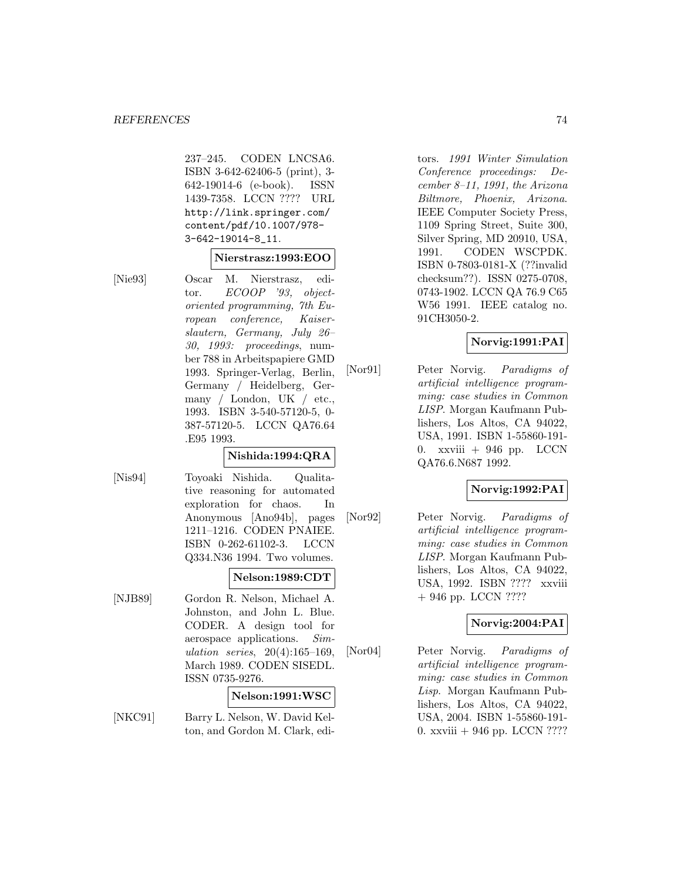237–245. CODEN LNCSA6. ISBN 3-642-62406-5 (print), 3-642-19014-6 (e-book). ISSN 1439-7358. LCCN ???? URL http://link.springer.com/content/pdf/10.1007/978-3-642-19014-8_11.

**Nierstrasz:1993:EOO**

[Nie93] Oscar M. Nierstrasz, editor. *ECOOP '93, object-oriented programming, 7th European conference, Kaiserslautern, Germany, July 26–30, 1993: proceedings*, number 788 in Arbeitspapiere GMD 1993. Springer-Verlag, Berlin, Germany / Heidelberg, Germany / London, UK / etc., 1993. ISBN 3-540-57120-5, 0-387-57120-5. LCCN QA76.64 .E95 1993.

**Nishida:1994:QRA**

[Nis94] Toyoaki Nishida. Qualitative reasoning for automated exploration for chaos. In Anonymous [Ano94b], pages 1211–1216. CODEN PNAIEE. ISBN 0-262-61102-3. LCCN Q334.N36 1994. Two volumes.

**Nelson:1989:CDT**

[NJB89] Gordon R. Nelson, Michael A. Johnston, and John L. Blue. CODER. A design tool for aerospace applications. *Simulation series*, 20(4):165–169, March 1989. CODEN SISEDL. ISSN 0735-9276.

**Nelson:1991:WSC**

[NKC91] Barry L. Nelson, W. David Kelton, and Gordon M. Clark, editors. *1991 Winter Simulation Conference proceedings: December 8–11, 1991, the Arizona Biltmore, Phoenix, Arizona.* IEEE Computer Society Press, 1109 Spring Street, Suite 300, Silver Spring, MD 20910, USA, 1991. CODEN WSCPDK. ISBN 0-7803-0181-X (??invalid checksum??). ISSN 0275-0708, 0743-1902. LCCN QA 76.9 C65 W56 1991. IEEE catalog no. 91CH3050-2.

**Norvig:1991:PAI**

[Nor91] Peter Norvig. *Paradigms of artificial intelligence programming: case studies in Common LISP*. Morgan Kaufmann Publishers, Los Altos, CA 94022, USA, 1991. ISBN 1-55860-191-0. xxviii + 946 pp. LCCN QA76.6.N687 1992.

**Norvig:1992:PAI**

[Nor92] Peter Norvig. *Paradigms of artificial intelligence programming: case studies in Common LISP*. Morgan Kaufmann Publishers, Los Altos, CA 94022, USA, 1992. ISBN ???? xxviii + 946 pp. LCCN ????

**Norvig:2004:PAI**

[Nor04] Peter Norvig. *Paradigms of artificial intelligence programming: case studies in Common Lisp*. Morgan Kaufmann Publishers, Los Altos, CA 94022, USA, 2004. ISBN 1-55860-191-0. xxviii + 946 pp. LCCN ????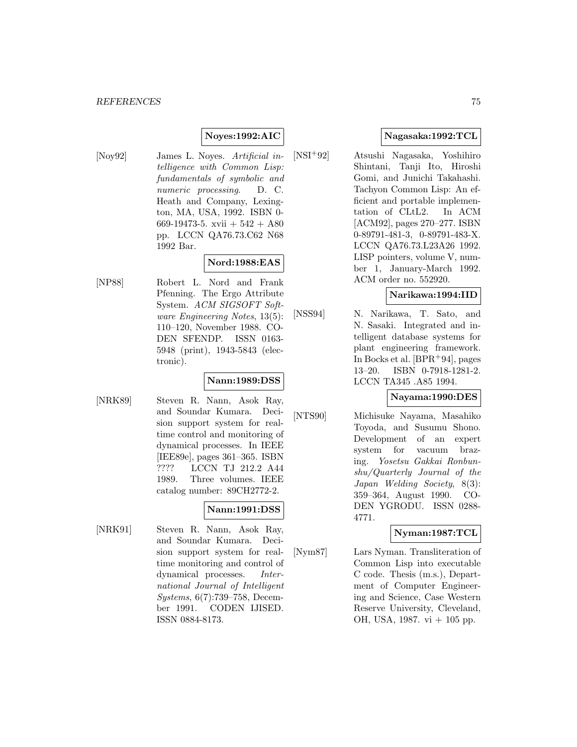**Noyes:1992:AIC**

[Noy92] James L. Noyes. *Artificial intelligence with Common Lisp: fundamentals of symbolic and numeric processing*. D. C. Heath and Company, Lexington, MA, USA, 1992. ISBN 0-669-19473-5. xvii + 542 + A80 pp. LCCN QA76.73.C62 N68 1992 Bar.

**Nord:1988:EAS**

[NP88] Robert L. Nord and Frank Pfenning. The Ergo Attribute System. *ACM SIGSOFT Software Engineering Notes*, 13(5): 110–120, November 1988. CODEN SFENDP. ISSN 0163-5948 (print), 1943-5843 (electronic).

**Nann:1989:DSS**

[NRK89] Steven R. Nann, Asok Ray, and Soundar Kumara. Decision support system for real-time control and monitoring of dynamical processes. In IEEE [IEE89e], pages 361–365. ISBN ???? LCCN TJ 212.2 A44 1989. Three volumes. IEEE catalog number: 89CH2772-2.

**Nann:1991:DSS**

[NRK91] Steven R. Nann, Asok Ray, and Soundar Kumara. Decision support system for real-time monitoring and control of dynamical processes. *International Journal of Intelligent Systems*, 6(7):739–758, December 1991. CODEN IJISED. ISSN 0884-8173.

**Nagasaka:1992:TCL**

[NSI+92] Atsushi Nagasaka, Yoshihiro Shintani, Tanji Ito, Hiroshi Gomi, and Junichi Takahashi. Tachyon Common Lisp: An efficient and portable implementation of CLtL2. In ACM [ACM92], pages 270–277. ISBN 0-89791-481-3, 0-89791-483-X. LCCN QA76.73.L23A26 1992. LISP pointers, volume V, number 1, January-March 1992. ACM order no. 552920.

**Narikawa:1994:IID**

[NSS94] N. Narikawa, T. Sato, and N. Sasaki. Integrated and intelligent database systems for plant engineering framework. In Bocks et al. [BPR+94], pages 13–20. ISBN 0-7918-1281-2. LCCN TA345 .A85 1994.

**Nayama:1990:DES**

[NTS90] Michisuke Nayama, Masahiko Toyoda, and Susumu Shono. Development of an expert system for vacuum brazing. *Yosetsu Gakkai Ronbunshu/Quarterly Journal of the Japan Welding Society*, 8(3): 359–364, August 1990. CODEN YGRODU. ISSN 0288-4771.

**Nyman:1987:TCL**

[Nym87] Lars Nyman. Transliteration of Common Lisp into executable C code. Thesis (m.s.), Department of Computer Engineering and Science, Case Western Reserve University, Cleveland, OH, USA, 1987. vi + 105 pp.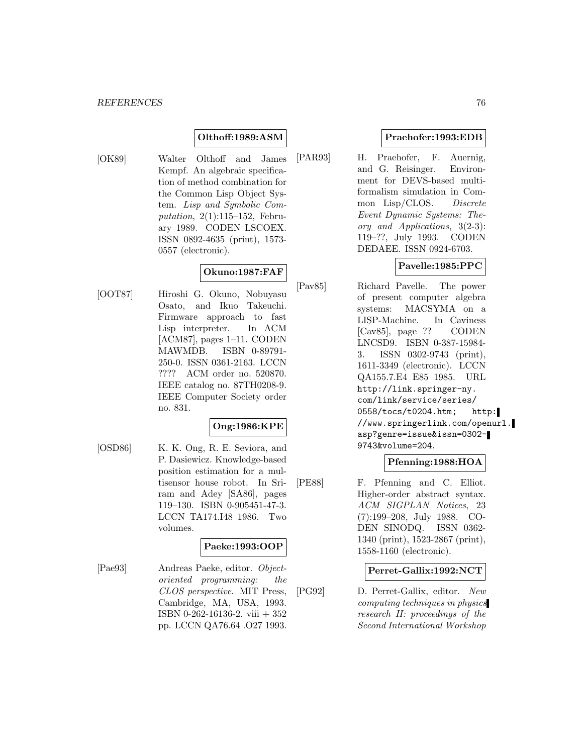**Olthoff:1989:ASM**

[OK89] Walter Olthoff and James Kempf. An algebraic specification of method combination for the Common Lisp Object System. *Lisp and Symbolic Computation*, 2(1):115–152, February 1989. CODEN LSCOEX. ISSN 0892-4635 (print), 1573-0557 (electronic).

**Okuno:1987:FAF**

[OOT87] Hiroshi G. Okuno, Nobuyasu Osato, and Ikuo Takeuchi. Firmware approach to fast Lisp interpreter. In ACM [ACM87], pages 1–11. CODEN MAWMDB. ISBN 0-89791-250-0. ISSN 0361-2163. LCCN ???? ACM order no. 520870. IEEE catalog no. 87TH0208-9. IEEE Computer Society order no. 831.

**Ong:1986:KPE**

[OSD86] K. K. Ong, R. E. Seviora, and P. Dasiewicz. Knowledge-based position estimation for a multisensor house robot. In Sriram and Adey [SA86], pages 119–130. ISBN 0-905451-47-3. LCCN TA174.I48 1986. Two volumes.

**Paeke:1993:OOP**

[Pae93] Andreas Paeke, editor. *Object-oriented programming: the CLOS perspective*. MIT Press, Cambridge, MA, USA, 1993. ISBN 0-262-16136-2. viii + 352 pp. LCCN QA76.64 .O27 1993.

**Praehofer:1993:EDB**

[PAR93] H. Praehofer, F. Auernig, and G. Reisinger. Environment for DEVS-based multiformalism simulation in Common Lisp/CLOS. *Discrete Event Dynamic Systems: Theory and Applications*, 3(2-3): 119–??, July 1993. CODEN DEDAEE. ISSN 0924-6703.

**Pavelle:1985:PPC**

[Pav85] Richard Pavelle. The power of present computer algebra systems: MACSYMA on a LISP-Machine. In Caviness [Cav85], page ?? CODEN LNCSD9. ISBN 0-387-15984-3. ISSN 0302-9743 (print), 1611-3349 (electronic). LCCN QA155.7.E4 E85 1985. URL http://link.springer-ny.com/link/service/series/0558/tocs/t0204.htm; http://www.springerlink.com/openurl.asp?genre=issue&issn=0302-9743&volume=204.

**Pfenning:1988:HOA**

[PE88] F. Pfenning and C. Elliot. Higher-order abstract syntax. *ACM SIGPLAN Notices*, 23 (7):199–208, July 1988. CODEN SINODQ. ISSN 0362-1340 (print), 1523-2867 (print), 1558-1160 (electronic).

**Perret-Gallix:1992:NCT**

[PG92] D. Perret-Gallix, editor. *New computing techniques in physics research II: proceedings of the Second International Workshop*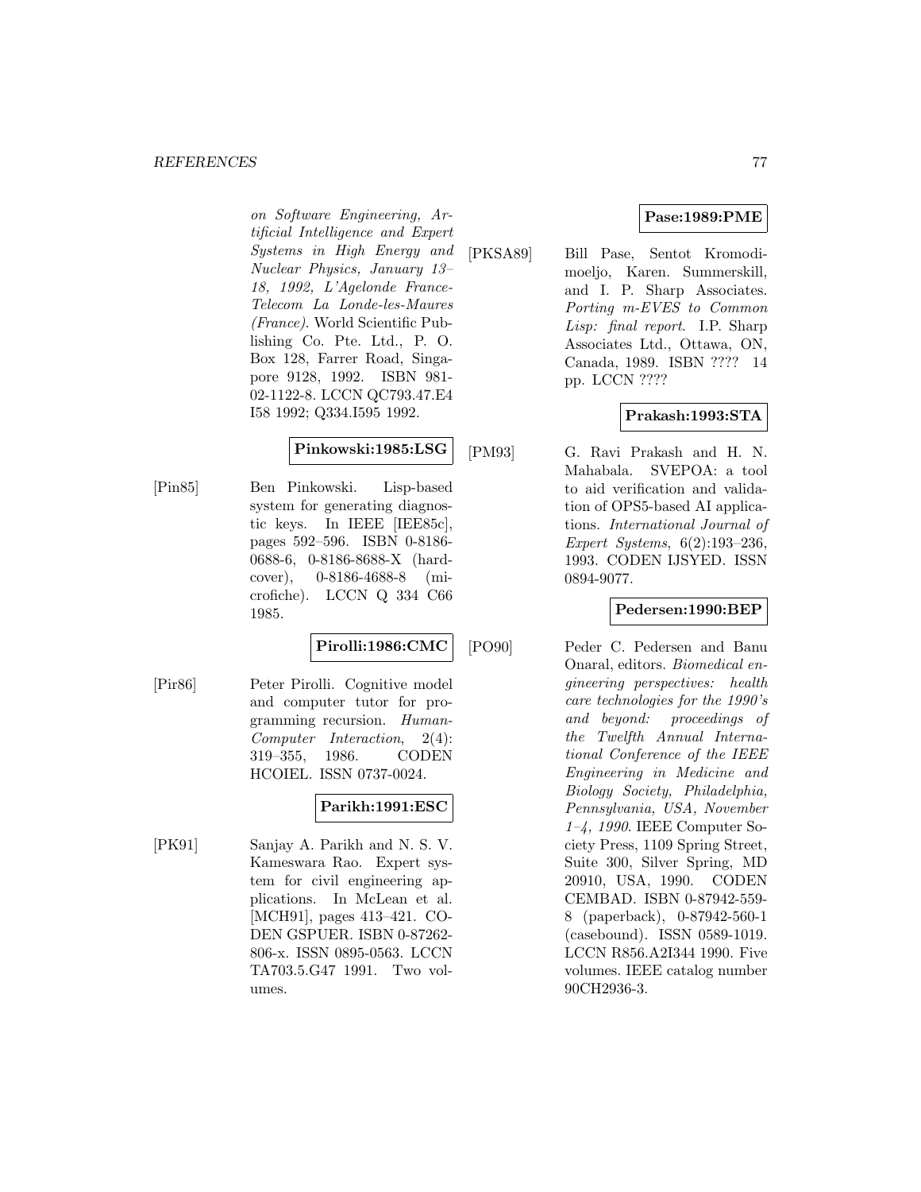*on Software Engineering, Artificial Intelligence and Expert Systems in High Energy and Nuclear Physics, January 13–18, 1992, L'Agelonde France-Telecom La Londe-les-Maures (France)*. World Scientific Publishing Co. Pte. Ltd., P. O. Box 128, Farrer Road, Singapore 9128, 1992. ISBN 981-02-1122-8. LCCN QC793.47.E4 I58 1992; Q334.I595 1992.

**Pinkowski:1985:LSG**

[Pin85] Ben Pinkowski. Lisp-based system for generating diagnostic keys. In IEEE [IEE85c], pages 592–596. ISBN 0-8186-0688-6, 0-8186-8688-X (hardcover), 0-8186-4688-8 (microfiche). LCCN Q 334 C66 1985.

**Pirolli:1986:CMC**

[Pir86] Peter Pirolli. Cognitive model and computer tutor for programming recursion. *Human-Computer Interaction*, 2(4): 319–355, 1986. CODEN HCOIEL. ISSN 0737-0024.

**Parikh:1991:ESC**

[PK91] Sanjay A. Parikh and N. S. V. Kameswara Rao. Expert system for civil engineering applications. In McLean et al. [MCH91], pages 413–421. CODEN GSPUER. ISBN 0-87262-806-x. ISSN 0895-0563. LCCN TA703.5.G47 1991. Two volumes.

**Pase:1989:PME**

[PKSA89] Bill Pase, Sentot Kromodimoeljo, Karen. Summerskill, and I. P. Sharp Associates. *Porting m-EVES to Common Lisp: final report*. I.P. Sharp Associates Ltd., Ottawa, ON, Canada, 1989. ISBN ???? 14 pp. LCCN ????

**Prakash:1993:STA**

[PM93] G. Ravi Prakash and H. N. Mahabala. SVEPOA: a tool to aid verification and validation of OPS5-based AI applications. *International Journal of Expert Systems*, 6(2):193–236, 1993. CODEN IJSYED. ISSN 0894-9077.

**Pedersen:1990:BEP**

[PO90] Peder C. Pedersen and Banu Onaral, editors. *Biomedical engineering perspectives: health care technologies for the 1990's and beyond: proceedings of the Twelfth Annual International Conference of the IEEE Engineering in Medicine and Biology Society, Philadelphia, Pennsylvania, USA, November 1–4, 1990*. IEEE Computer Society Press, 1109 Spring Street, Suite 300, Silver Spring, MD 20910, USA, 1990. CODEN CEMBAD. ISBN 0-87942-559-8 (paperback), 0-87942-560-1 (casebound). ISSN 0589-1019. LCCN R856.A2I344 1990. Five volumes. IEEE catalog number 90CH2936-3.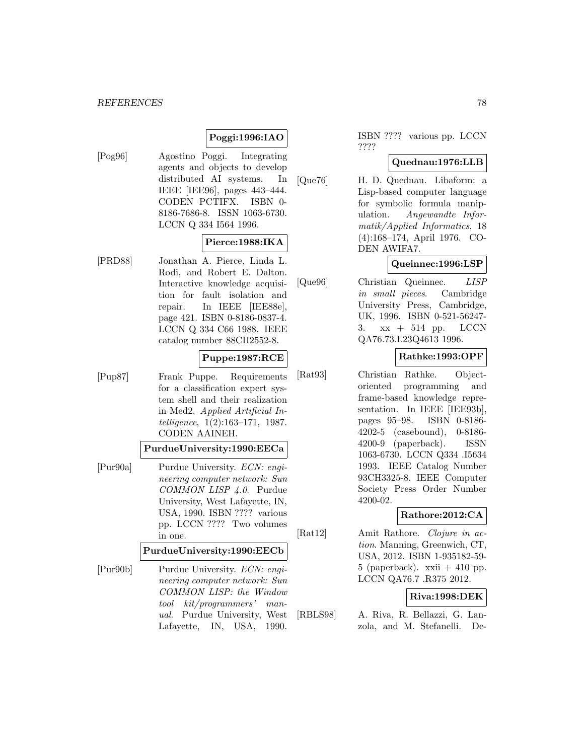**Poggi:1996:IAO**

[Pog96] Agostino Poggi. Integrating agents and objects to develop distributed AI systems. In IEEE [IEE96], pages 443–444. CODEN PCTIFX. ISBN 0-8186-7686-8. ISSN 1063-6730. LCCN Q 334 I564 1996.

**Pierce:1988:IKA**

[PRD88] Jonathan A. Pierce, Linda L. Rodi, and Robert E. Dalton. Interactive knowledge acquisition for fault isolation and repair. In IEEE [IEE88e], page 421. ISBN 0-8186-0837-4. LCCN Q 334 C66 1988. IEEE catalog number 88CH2552-8.

**Puppe:1987:RCE**

[Pup87] Frank Puppe. Requirements for a classification expert system shell and their realization in Med2. *Applied Artificial Intelligence*, 1(2):163–171, 1987. CODEN AAINEH.

**PurdueUniversity:1990:EECa**

[Pur90a] Purdue University. *ECN: engineering computer network: Sun COMMON LISP 4.0*. Purdue University, West Lafayette, IN, USA, 1990. ISBN ???? various pp. LCCN ???? Two volumes in one.

**PurdueUniversity:1990:EECb**

[Pur90b] Purdue University. *ECN: engineering computer network: Sun COMMON LISP: the Window tool kit/programmers' manual*. Purdue University, West Lafayette, IN, USA, 1990. ISBN ???? various pp. LCCN ????

**Quednau:1976:LLB**

[Que76] H. D. Quednau. Libaform: a Lisp-based computer language for symbolic formula manipulation. *Angewandte Informatik/Applied Informatics*, 18 (4):168–174, April 1976. CODEN AWIFA7.

**Queinnec:1996:LSP**

[Que96] Christian Queinnec. *LISP in small pieces*. Cambridge University Press, Cambridge, UK, 1996. ISBN 0-521-56247-3. xx + 514 pp. LCCN QA76.73.L23Q4613 1996.

**Rathke:1993:OPF**

[Rat93] Christian Rathke. Object-oriented programming and frame-based knowledge representation. In IEEE [IEE93b], pages 95–98. ISBN 0-8186-4202-5 (casebound), 0-8186-4200-9 (paperback). ISSN 1063-6730. LCCN Q334 .I5634 1993. IEEE Catalog Number 93CH3325-8. IEEE Computer Society Press Order Number 4200-02.

**Rathore:2012:CA**

[Rat12] Amit Rathore. *Clojure in action*. Manning, Greenwich, CT, USA, 2012. ISBN 1-935182-59-5 (paperback). xxii + 410 pp. LCCN QA76.7 .R375 2012.

**Riva:1998:DEK**

[RBLS98] A. Riva, R. Bellazzi, G. Lanzola, and M. Stefanelli. De-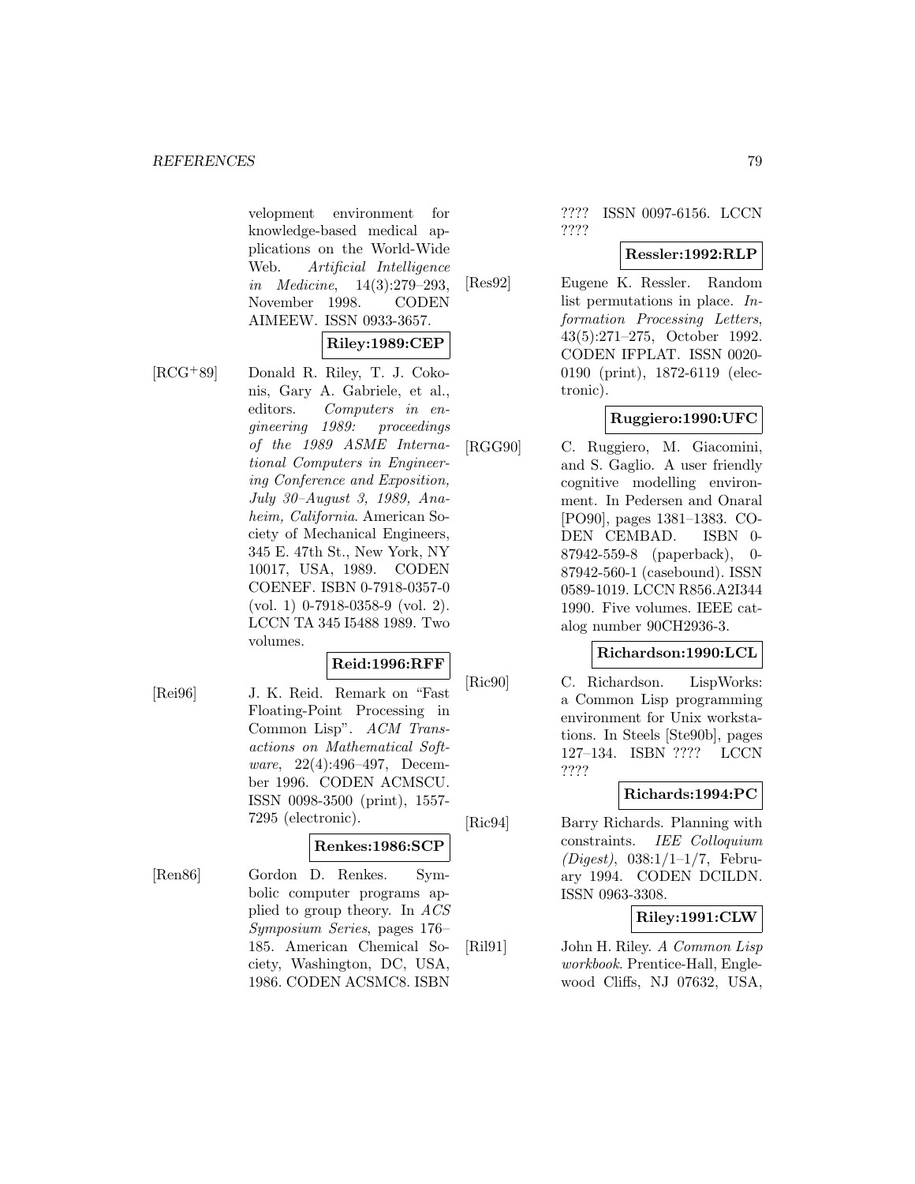velopment environment for knowledge-based medical applications on the World-Wide Web. *Artificial Intelligence in Medicine*, 14(3):279–293, November 1998. CODEN AIMEEW. ISSN 0933-3657.

**Riley:1989:CEP**

[RCG+89] Donald R. Riley, T. J. Cokonis, Gary A. Gabriele, et al., editors. *Computers in engineering 1989: proceedings of the 1989 ASME International Computers in Engineering Conference and Exposition, July 30–August 3, 1989, Anaheim, California*. American Society of Mechanical Engineers, 345 E. 47th St., New York, NY 10017, USA, 1989. CODEN COENEF. ISBN 0-7918-0357-0 (vol. 1) 0-7918-0358-9 (vol. 2). LCCN TA 345 I5488 1989. Two volumes.

**Reid:1996:RFF**

[Rei96] J. K. Reid. Remark on "Fast Floating-Point Processing in Common Lisp". *ACM Transactions on Mathematical Software*, 22(4):496–497, December 1996. CODEN ACMSCU. ISSN 0098-3500 (print), 1557-7295 (electronic).

**Renkes:1986:SCP**

[Ren86] Gordon D. Renkes. Symbolic computer programs applied to group theory. In *ACS Symposium Series*, pages 176–185. American Chemical Society, Washington, DC, USA, 1986. CODEN ACSMC8. ISBN ???? ISSN 0097-6156. LCCN ????

**Ressler:1992:RLP**

[Res92] Eugene K. Ressler. Random list permutations in place. *Information Processing Letters*, 43(5):271–275, October 1992. CODEN IFPLAT. ISSN 0020-0190 (print), 1872-6119 (electronic).

**Ruggiero:1990:UFC**

[RGG90] C. Ruggiero, M. Giacomini, and S. Gaglio. A user friendly cognitive modelling environment. In Pedersen and Onaral [PO90], pages 1381–1383. CODEN CEMBAD. ISBN 0-87942-559-8 (paperback), 0-87942-560-1 (casebound). ISSN 0589-1019. LCCN R856.A2I344 1990. Five volumes. IEEE catalog number 90CH2936-3.

**Richardson:1990:LCL**

[Ric90] C. Richardson. LispWorks: a Common Lisp programming environment for Unix workstations. In Steels [Ste90b], pages 127–134. ISBN ???? LCCN ????

**Richards:1994:PC**

[Ric94] Barry Richards. Planning with constraints. *IEE Colloquium (Digest)*, 038:1/1–1/7, February 1994. CODEN DCILDN. ISSN 0963-3308.

**Riley:1991:CLW**

[Ril91] John H. Riley. *A Common Lisp workbook*. Prentice-Hall, Englewood Cliffs, NJ 07632, USA,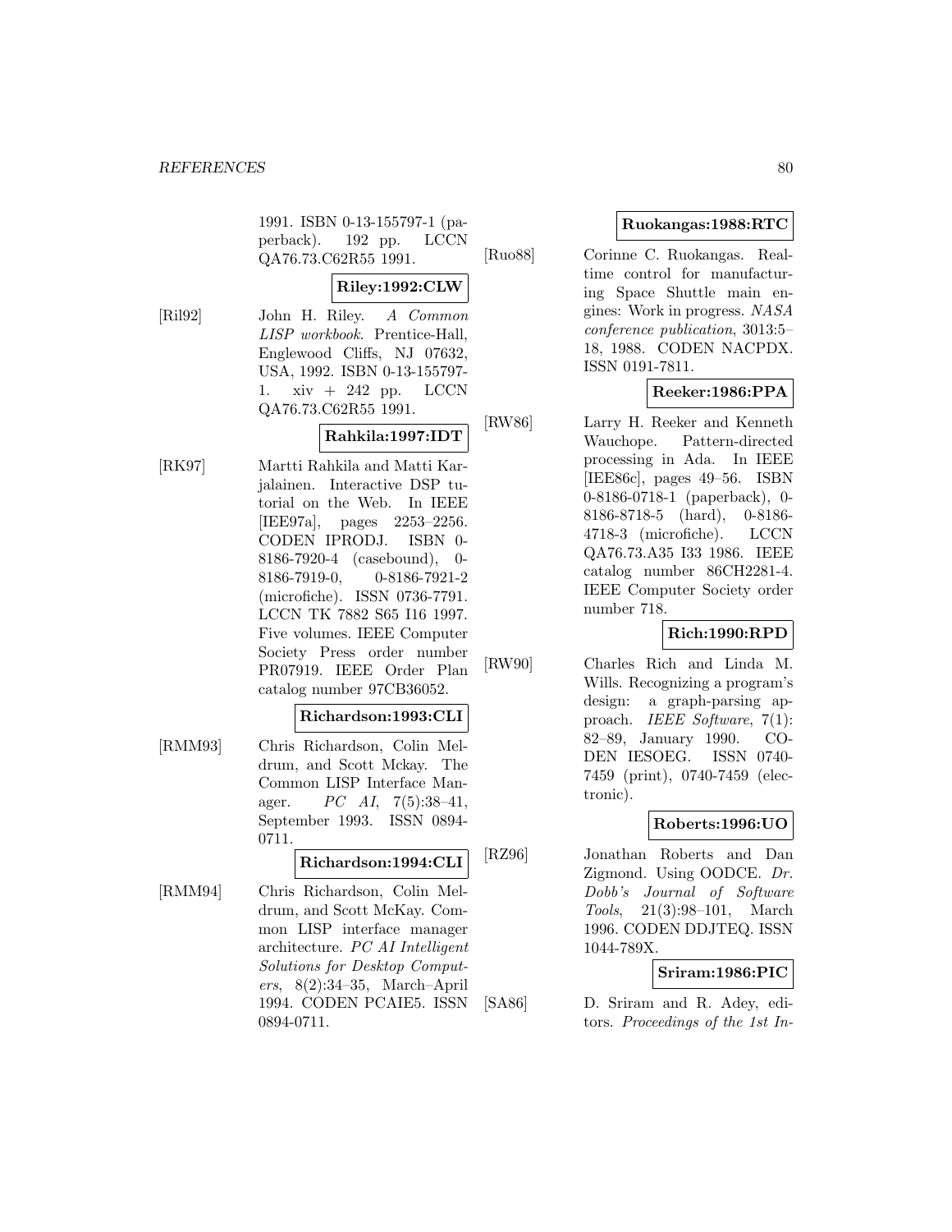1991. ISBN 0-13-155797-1 (paperback). 192 pp. LCCN QA76.73.C62R55 1991.

**Riley:1992:CLW**

[Ril92] John H. Riley. *A Common LISP workbook*. Prentice-Hall, Englewood Cliffs, NJ 07632, USA, 1992. ISBN 0-13-155797-1. xiv + 242 pp. LCCN QA76.73.C62R55 1991.

**Rahkila:1997:IDT**

[RK97] Martti Rahkila and Matti Karjalainen. Interactive DSP tutorial on the Web. In IEEE [IEE97a], pages 2253–2256. CODEN IPRODJ. ISBN 0-8186-7920-4 (casebound), 0-8186-7919-0, 0-8186-7921-2 (microfiche). ISSN 0736-7791. LCCN TK 7882 S65 I16 1997. Five volumes. IEEE Computer Society Press order number PR07919. IEEE Order Plan catalog number 97CB36052.

**Richardson:1993:CLI**

[RMM93] Chris Richardson, Colin Meldrum, and Scott Mckay. The Common LISP Interface Manager. *PC AI*, 7(5):38–41, September 1993. ISSN 0894-0711.

**Richardson:1994:CLI**

[RMM94] Chris Richardson, Colin Meldrum, and Scott McKay. Common LISP interface manager architecture. *PC AI Intelligent Solutions for Desktop Computers*, 8(2):34–35, March–April 1994. CODEN PCAIE5. ISSN 0894-0711.

**Ruokangas:1988:RTC**

[Ruo88] Corinne C. Ruokangas. Real-time control for manufacturing Space Shuttle main engines: Work in progress. *NASA conference publication*, 3013:5–18, 1988. CODEN NACPDX. ISSN 0191-7811.

**Reeker:1986:PPA**

[RW86] Larry H. Reeker and Kenneth Wauchope. Pattern-directed processing in Ada. In IEEE [IEE86c], pages 49–56. ISBN 0-8186-0718-1 (paperback), 0-8186-8718-5 (hard), 0-8186-4718-3 (microfiche). LCCN QA76.73.A35 I33 1986. IEEE catalog number 86CH2281-4. IEEE Computer Society order number 718.

**Rich:1990:RPD**

[RW90] Charles Rich and Linda M. Wills. Recognizing a program's design: a graph-parsing approach. *IEEE Software*, 7(1): 82–89, January 1990. CODEN IESOEG. ISSN 0740-7459 (print), 0740-7459 (electronic).

**Roberts:1996:UO**

[RZ96] Jonathan Roberts and Dan Zigmond. Using OODCE. *Dr. Dobb's Journal of Software Tools*, 21(3):98–101, March 1996. CODEN DDJTEQ. ISSN 1044-789X.

**Sriram:1986:PIC**

[SA86] D. Sriram and R. Adey, editors. *Proceedings of the 1st In-*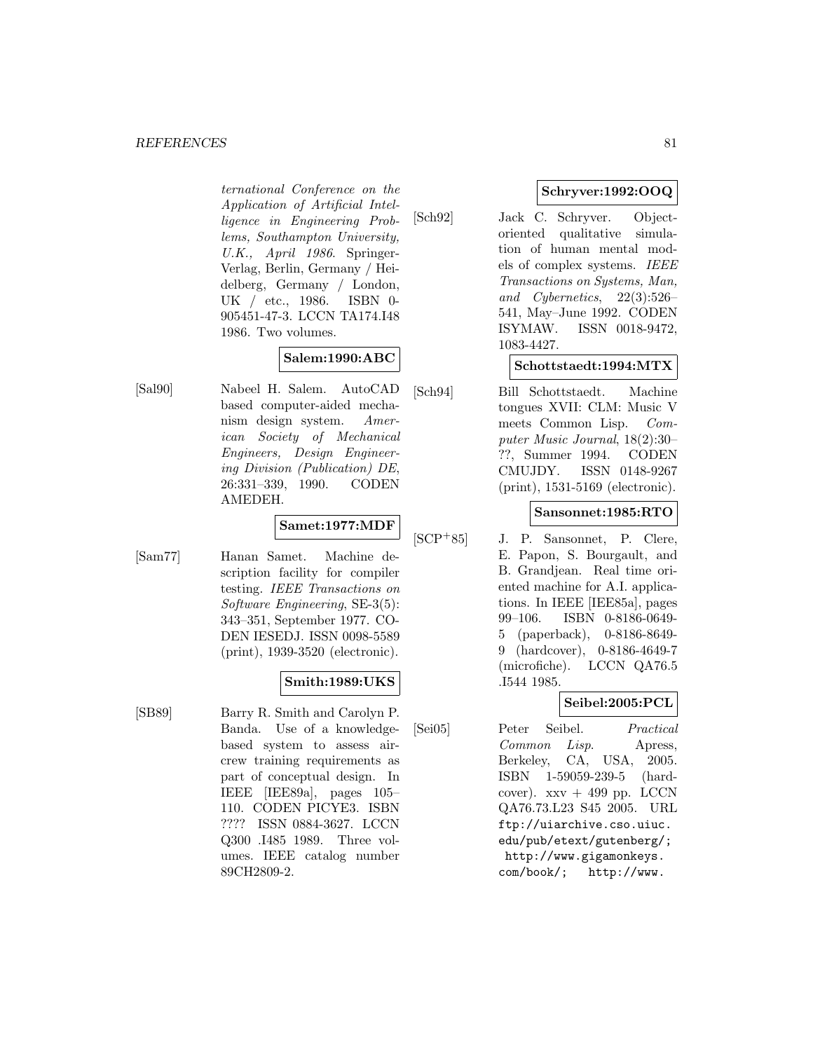ternational Conference on the Application of Artificial Intelligence in Engineering Problems, Southampton University, U.K., April 1986*. Springer-Verlag, Berlin, Germany / Heidelberg, Germany / London, UK / etc., 1986. ISBN 0-905451-47-3. LCCN TA174.I48 1986. Two volumes.

**Salem:1990:ABC**

[Sal90] Nabeel H. Salem. AutoCAD based computer-aided mechanism design system. *American Society of Mechanical Engineers, Design Engineering Division (Publication) DE*, 26:331–339, 1990. CODEN AMEDEH.

**Samet:1977:MDF**

[Sam77] Hanan Samet. Machine description facility for compiler testing. *IEEE Transactions on Software Engineering*, SE-3(5): 343–351, September 1977. CODEN IESEDJ. ISSN 0098-5589 (print), 1939-3520 (electronic).

**Smith:1989:UKS**

[SB89] Barry R. Smith and Carolyn P. Banda. Use of a knowledge-based system to assess aircrew training requirements as part of conceptual design. In IEEE [IEE89a], pages 105–110. CODEN PICYE3. ISBN ???? ISSN 0884-3627. LCCN Q300 .I485 1989. Three volumes. IEEE catalog number 89CH2809-2.

**Schryver:1992:OOQ**

[Sch92] Jack C. Schryver. Object-oriented qualitative simulation of human mental models of complex systems. *IEEE Transactions on Systems, Man, and Cybernetics*, 22(3):526–541, May–June 1992. CODEN ISYMAW. ISSN 0018-9472, 1083-4427.

**Schottstaedt:1994:MTX**

[Sch94] Bill Schottstaedt. Machine tongues XVII: CLM: Music V meets Common Lisp. *Computer Music Journal*, 18(2):30–??, Summer 1994. CODEN CMUJDY. ISSN 0148-9267 (print), 1531-5169 (electronic).

**Sansonnet:1985:RTO**

[SCP+85] J. P. Sansonnet, P. Clere, E. Papon, S. Bourgault, and B. Grandjean. Real time oriented machine for A.I. applications. In IEEE [IEE85a], pages 99–106. ISBN 0-8186-0649-5 (paperback), 0-8186-8649-9 (hardcover), 0-8186-4649-7 (microfiche). LCCN QA76.5 .I544 1985.

**Seibel:2005:PCL**

[Sei05] Peter Seibel. *Practical Common Lisp*. Apress, Berkeley, CA, USA, 2005. ISBN 1-59059-239-5 (hardcover). xxv + 499 pp. LCCN QA76.73.L23 S45 2005. URL ftp://uiarchive.cso.uiuc.edu/pub/etext/gutenberg/; http://www.gigamonkeys.com/book/; http://www.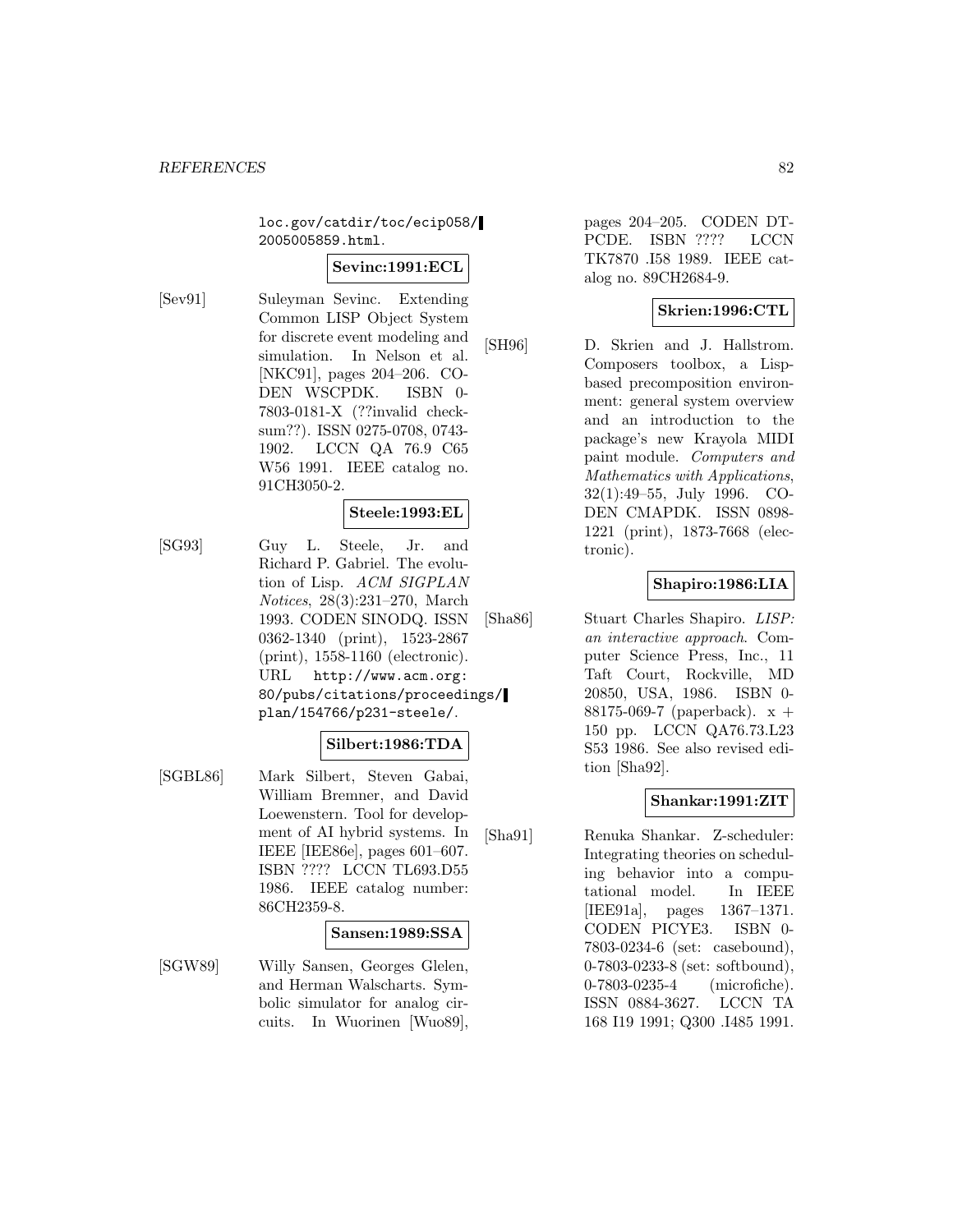loc.gov/catdir/toc/ecip058/2005005859.html.

**Sevinc:1991:ECL**

[Sev91] Suleyman Sevinc. Extending Common LISP Object System for discrete event modeling and simulation. In Nelson et al. [NKC91], pages 204–206. CODEN WSCPDK. ISBN 0-7803-0181-X (??invalid checksum??). ISSN 0275-0708, 0743-1902. LCCN QA 76.9 C65 W56 1991. IEEE catalog no. 91CH3050-2.

**Steele:1993:EL**

[SG93] Guy L. Steele, Jr. and Richard P. Gabriel. The evolution of Lisp. *ACM SIGPLAN Notices*, 28(3):231–270, March 1993. CODEN SINODQ. ISSN 0362-1340 (print), 1523-2867 (print), 1558-1160 (electronic). URL http://www.acm.org:80/pubs/citations/proceedings/plan/154766/p231-steele/.

**Silbert:1986:TDA**

[SGBL86] Mark Silbert, Steven Gabai, William Bremner, and David Loewenstern. Tool for development of AI hybrid systems. In IEEE [IEE86e], pages 601–607. ISBN ???? LCCN TL693.D55 1986. IEEE catalog number: 86CH2359-8.

**Sansen:1989:SSA**

[SGW89] Willy Sansen, Georges Glelen, and Herman Walscharts. Symbolic simulator for analog circuits. In Wuorinen [Wuo89], pages 204–205. CODEN DTPCDE. ISBN ???? LCCN TK7870 .I58 1989. IEEE catalog no. 89CH2684-9.

**Skrien:1996:CTL**

[SH96] D. Skrien and J. Hallstrom. Composers toolbox, a Lisp-based precomposition environment: general system overview and an introduction to the package's new Krayola MIDI paint module. *Computers and Mathematics with Applications*, 32(1):49–55, July 1996. CODEN CMAPDK. ISSN 0898-1221 (print), 1873-7668 (electronic).

**Shapiro:1986:LIA**

[Sha86] Stuart Charles Shapiro. *LISP: an interactive approach*. Computer Science Press, Inc., 11 Taft Court, Rockville, MD 20850, USA, 1986. ISBN 0-88175-069-7 (paperback). x + 150 pp. LCCN QA76.73.L23 S53 1986. See also revised edition [Sha92].

**Shankar:1991:ZIT**

[Sha91] Renuka Shankar. Z-scheduler: Integrating theories on scheduling behavior into a computational model. In IEEE [IEE91a], pages 1367–1371. CODEN PICYE3. ISBN 0-7803-0234-6 (set: casebound), 0-7803-0233-8 (set: softbound), 0-7803-0235-4 (microfiche). ISSN 0884-3627. LCCN TA 168 I19 1991; Q300 .I485 1991.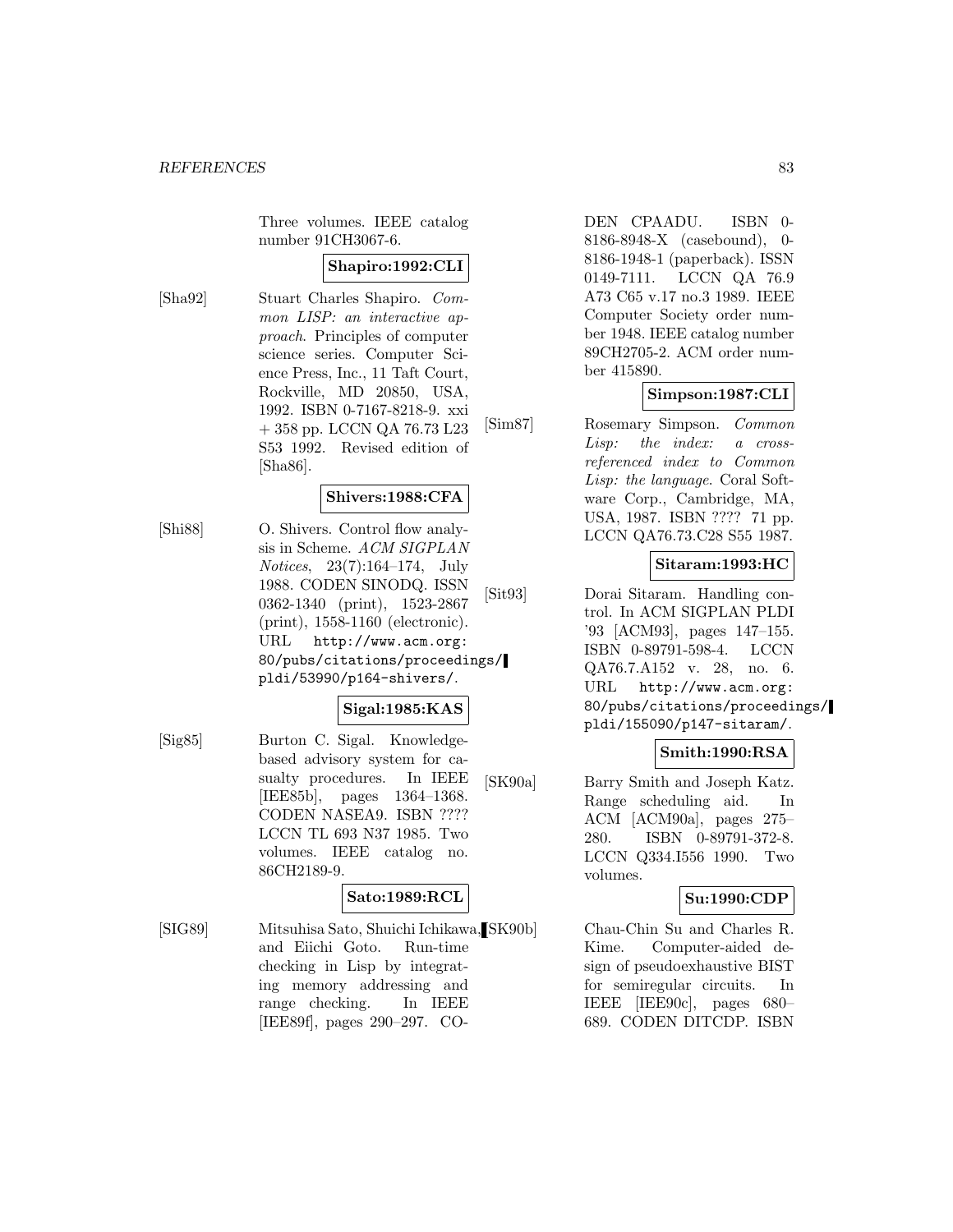Three volumes. IEEE catalog number 91CH3067-6.

**Shapiro:1992:CLI**

[Sha92] Stuart Charles Shapiro. *Common LISP: an interactive approach*. Principles of computer science series. Computer Science Press, Inc., 11 Taft Court, Rockville, MD 20850, USA, 1992. ISBN 0-7167-8218-9. xxi + 358 pp. LCCN QA 76.73 L23 S53 1992. Revised edition of [Sha86].

**Shivers:1988:CFA**

[Shi88] O. Shivers. Control flow analysis in Scheme. *ACM SIGPLAN Notices*, 23(7):164–174, July 1988. CODEN SINODQ. ISSN 0362-1340 (print), 1523-2867 (print), 1558-1160 (electronic). URL `http://www.acm.org:80/pubs/citations/proceedings/pldi/53990/p164-shivers/`.

**Sigal:1985:KAS**

[Sig85] Burton C. Sigal. Knowledge-based advisory system for casualty procedures. In IEEE [IEE85b], pages 1364–1368. CODEN NASEA9. ISBN ???? LCCN TL 693 N37 1985. Two volumes. IEEE catalog no. 86CH2189-9.

**Sato:1989:RCL**

[SIG89] Mitsuhisa Sato, Shuichi Ichikawa, and Eiichi Goto. Run-time checking in Lisp by integrating memory addressing and range checking. In IEEE [IEE89f], pages 290–297. CODEN CPAADU. ISBN 0-8186-8948-X (casebound), 0-8186-1948-1 (paperback). ISSN 0149-7111. LCCN QA 76.9 A73 C65 v.17 no.3 1989. IEEE Computer Society order number 1948. IEEE catalog number 89CH2705-2. ACM order number 415890.

**Simpson:1987:CLI**

[Sim87] Rosemary Simpson. *Common Lisp: the index: a cross-referenced index to Common Lisp: the language*. Coral Software Corp., Cambridge, MA, USA, 1987. ISBN ???? 71 pp. LCCN QA76.73.C28 S55 1987.

**Sitaram:1993:HC**

[Sit93] Dorai Sitaram. Handling control. In ACM SIGPLAN PLDI '93 [ACM93], pages 147–155. ISBN 0-89791-598-4. LCCN QA76.7.A152 v. 28, no. 6. URL `http://www.acm.org:80/pubs/citations/proceedings/pldi/155090/p147-sitaram/`.

**Smith:1990:RSA**

[SK90a] Barry Smith and Joseph Katz. Range scheduling aid. In ACM [ACM90a], pages 275–280. ISBN 0-89791-372-8. LCCN Q334.I556 1990. Two volumes.

**Su:1990:CDP**

[SK90b] Chau-Chin Su and Charles R. Kime. Computer-aided design of pseudoexhaustive BIST for semiregular circuits. In IEEE [IEE90c], pages 680–689. CODEN DITCDP. ISBN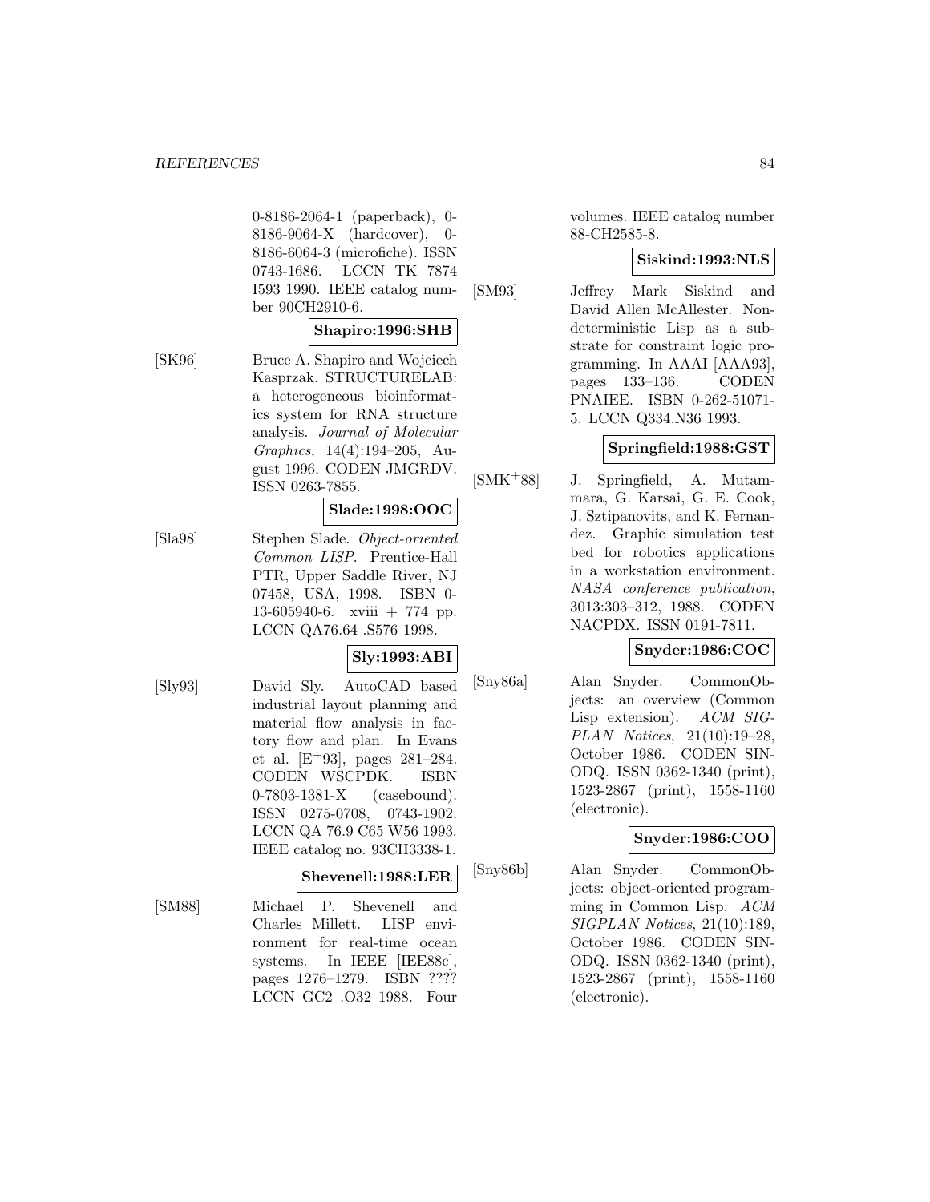0-8186-2064-1 (paperback), 0-8186-9064-X (hardcover), 0-8186-6064-3 (microfiche). ISSN 0743-1686. LCCN TK 7874 I593 1990. IEEE catalog number 90CH2910-6.

**Shapiro:1996:SHB**

[SK96] Bruce A. Shapiro and Wojciech Kasprzak. STRUCTURELAB: a heterogeneous bioinformatics system for RNA structure analysis. *Journal of Molecular Graphics*, 14(4):194–205, August 1996. CODEN JMGRDV. ISSN 0263-7855.

**Slade:1998:OOC**

[Sla98] Stephen Slade. *Object-oriented Common LISP*. Prentice-Hall PTR, Upper Saddle River, NJ 07458, USA, 1998. ISBN 0-13-605940-6. xviii + 774 pp. LCCN QA76.64 .S576 1998.

**Sly:1993:ABI**

[Sly93] David Sly. AutoCAD based industrial layout planning and material flow analysis in factory flow and plan. In Evans et al. [E+93], pages 281–284. CODEN WSCPDK. ISBN 0-7803-1381-X (casebound). ISSN 0275-0708, 0743-1902. LCCN QA 76.9 C65 W56 1993. IEEE catalog no. 93CH3338-1.

**Shevenell:1988:LER**

[SM88] Michael P. Shevenell and Charles Millett. LISP environment for real-time ocean systems. In IEEE [IEE88c], pages 1276–1279. ISBN ???? LCCN GC2 .O32 1988. Four volumes. IEEE catalog number 88-CH2585-8.

**Siskind:1993:NLS**

[SM93] Jeffrey Mark Siskind and David Allen McAllester. Nondeterministic Lisp as a substrate for constraint logic programming. In AAAI [AAA93], pages 133–136. CODEN PNAIEE. ISBN 0-262-51071-5. LCCN Q334.N36 1993.

**Springfield:1988:GST**

[SMK+88] J. Springfield, A. Mutammara, G. Karsai, G. E. Cook, J. Sztipanovits, and K. Fernandez. Graphic simulation test bed for robotics applications in a workstation environment. *NASA conference publication*, 3013:303–312, 1988. CODEN NACPDX. ISSN 0191-7811.

**Snyder:1986:COC**

[Sny86a] Alan Snyder. CommonObjects: an overview (Common Lisp extension). *ACM SIGPLAN Notices*, 21(10):19–28, October 1986. CODEN SINODQ. ISSN 0362-1340 (print), 1523-2867 (print), 1558-1160 (electronic).

**Snyder:1986:COO**

[Sny86b] Alan Snyder. CommonObjects: object-oriented programming in Common Lisp. *ACM SIGPLAN Notices*, 21(10):189, October 1986. CODEN SINODQ. ISSN 0362-1340 (print), 1523-2867 (print), 1558-1160 (electronic).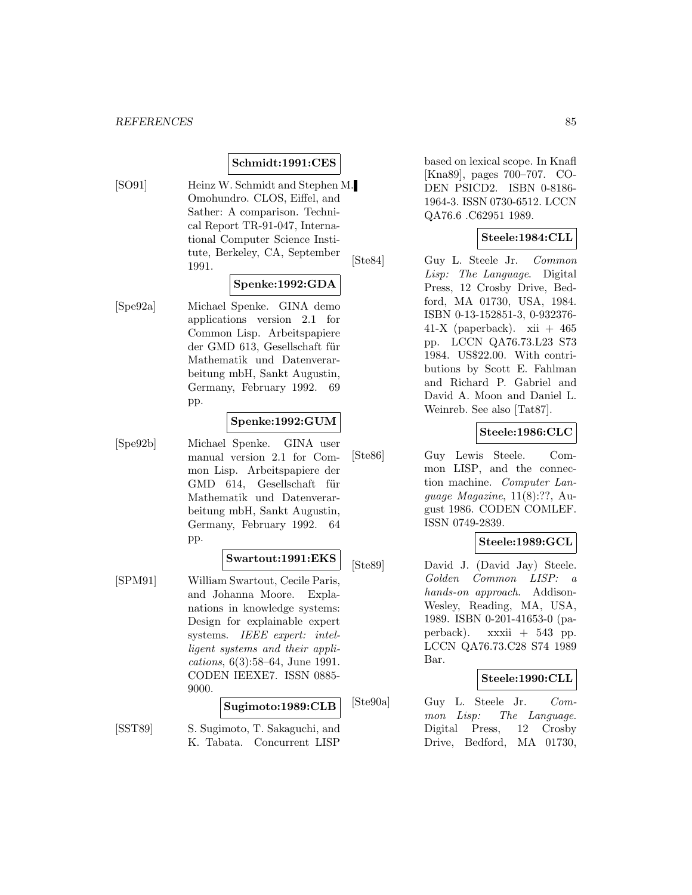**Schmidt:1991:CES**

[SO91] Heinz W. Schmidt and Stephen M. Omohundro. CLOS, Eiffel, and Sather: A comparison. Technical Report TR-91-047, International Computer Science Institute, Berkeley, CA, September 1991.

**Spenke:1992:GDA**

[Spe92a] Michael Spenke. GINA demo applications version 2.1 for Common Lisp. Arbeitspapiere der GMD 613, Gesellschaft für Mathematik und Datenverarbeitung mbH, Sankt Augustin, Germany, February 1992. 69 pp.

**Spenke:1992:GUM**

[Spe92b] Michael Spenke. GINA user manual version 2.1 for Common Lisp. Arbeitspapiere der GMD 614, Gesellschaft für Mathematik und Datenverarbeitung mbH, Sankt Augustin, Germany, February 1992. 64 pp.

**Swartout:1991:EKS**

[SPM91] William Swartout, Cecile Paris, and Johanna Moore. Explanations in knowledge systems: Design for explainable expert systems. *IEEE expert: intelligent systems and their applications*, 6(3):58–64, June 1991. CODEN IEEXE7. ISSN 0885-9000.

**Sugimoto:1989:CLB**

[SST89] S. Sugimoto, T. Sakaguchi, and K. Tabata. Concurrent LISP based on lexical scope. In Knafl [Kna89], pages 700–707. CODEN PSICD2. ISBN 0-8186-1964-3. ISSN 0730-6512. LCCN QA76.6 .C62951 1989.

**Steele:1984:CLL**

[Ste84] Guy L. Steele Jr. *Common Lisp: The Language*. Digital Press, 12 Crosby Drive, Bedford, MA 01730, USA, 1984. ISBN 0-13-152851-3, 0-932376-41-X (paperback). xii + 465 pp. LCCN QA76.73.L23 S73 1984. US$22.00. With contributions by Scott E. Fahlman and Richard P. Gabriel and David A. Moon and Daniel L. Weinreb. See also [Tat87].

**Steele:1986:CLC**

[Ste86] Guy Lewis Steele. Common LISP, and the connection machine. *Computer Language Magazine*, 11(8):??, August 1986. CODEN COMLEF. ISSN 0749-2839.

**Steele:1989:GCL**

[Ste89] David J. (David Jay) Steele. *Golden Common LISP: a hands-on approach*. Addison-Wesley, Reading, MA, USA, 1989. ISBN 0-201-41653-0 (paperback). xxxii + 543 pp. LCCN QA76.73.C28 S74 1989 Bar.

**Steele:1990:CLL**

[Ste90a] Guy L. Steele Jr. *Common Lisp: The Language*. Digital Press, 12 Crosby Drive, Bedford, MA 01730,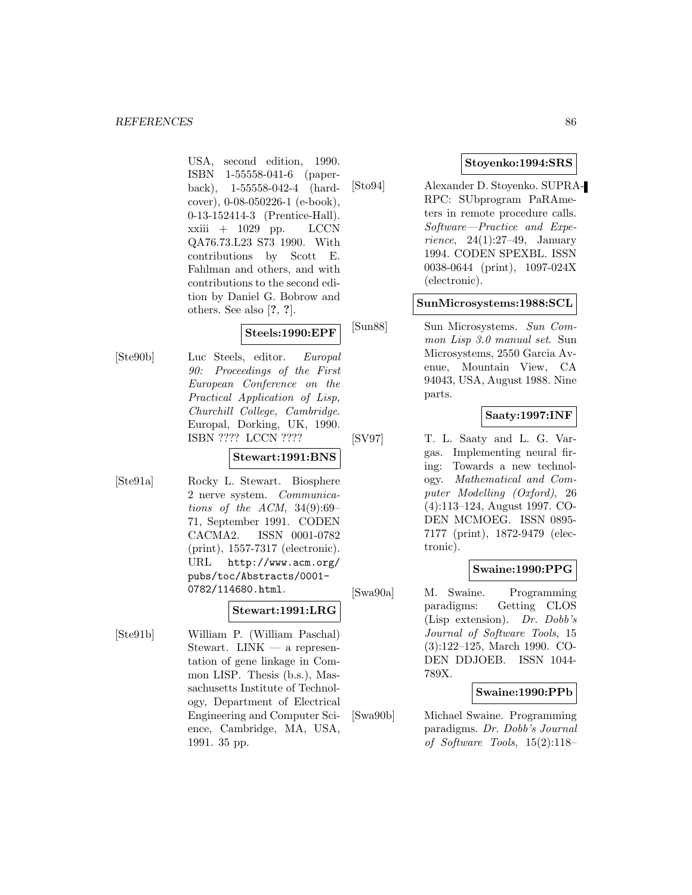USA, second edition, 1990. ISBN 1-55558-041-6 (paperback), 1-55558-042-4 (hardcover), 0-08-050226-1 (e-book), 0-13-152414-3 (Prentice-Hall). xxiii + 1029 pp. LCCN QA76.73.L23 S73 1990. With contributions by Scott E. Fahlman and others, and with contributions to the second edition by Daniel G. Bobrow and others. See also [?, ?].

**Steels:1990:EPF**

[Ste90b] Luc Steels, editor. *Europal 90: Proceedings of the First European Conference on the Practical Application of Lisp, Churchill College, Cambridge*. Europal, Dorking, UK, 1990. ISBN ???? LCCN ????

**Stewart:1991:BNS**

[Ste91a] Rocky L. Stewart. Biosphere 2 nerve system. *Communications of the ACM*, 34(9):69–71, September 1991. CODEN CACMA2. ISSN 0001-0782 (print), 1557-7317 (electronic). URL http://www.acm.org/pubs/toc/Abstracts/0001-0782/114680.html.

**Stewart:1991:LRG**

[Ste91b] William P. (William Paschal) Stewart. LINK — a representation of gene linkage in Common LISP. Thesis (b.s.), Massachusetts Institute of Technology, Department of Electrical Engineering and Computer Science, Cambridge, MA, USA, 1991. 35 pp.

**Stoyenko:1994:SRS**

[Sto94] Alexander D. Stoyenko. SUPRA-RPC: SUbprogram PaRAmeters in remote procedure calls. *Software—Practice and Experience*, 24(1):27–49, January 1994. CODEN SPEXBL. ISSN 0038-0644 (print), 1097-024X (electronic).

**SunMicrosystems:1988:SCL**

[Sun88] Sun Microsystems. *Sun Common Lisp 3.0 manual set*. Sun Microsystems, 2550 Garcia Avenue, Mountain View, CA 94043, USA, August 1988. Nine parts.

**Saaty:1997:INF**

[SV97] T. L. Saaty and L. G. Vargas. Implementing neural firing: Towards a new technology. *Mathematical and Computer Modelling (Oxford)*, 26 (4):113–124, August 1997. CODEN MCMOEG. ISSN 0895-7177 (print), 1872-9479 (electronic).

**Swaine:1990:PPG**

[Swa90a] M. Swaine. Programming paradigms: Getting CLOS (Lisp extension). *Dr. Dobb's Journal of Software Tools*, 15 (3):122–125, March 1990. CODEN DDJOEB. ISSN 1044-789X.

**Swaine:1990:PPb**

[Swa90b] Michael Swaine. Programming paradigms. *Dr. Dobb's Journal of Software Tools*, 15(2):118–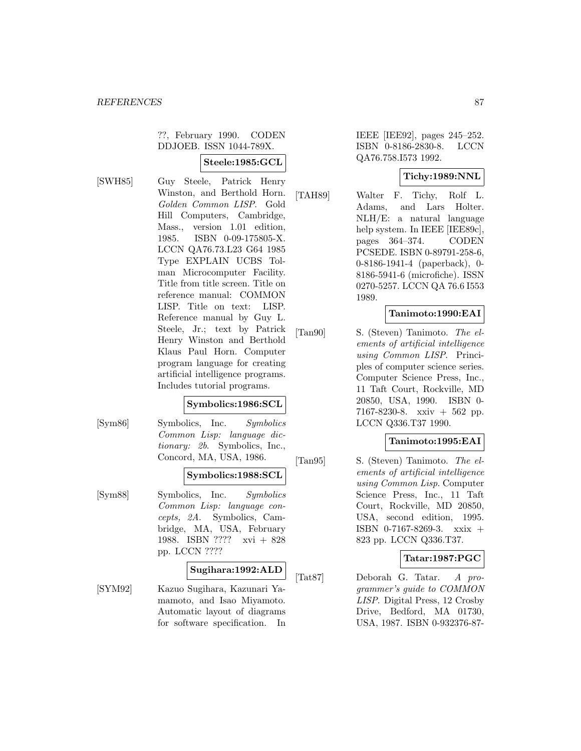??, February 1990. CODEN DDJOEB. ISSN 1044-789X.

**Steele:1985:GCL**

[SWH85] Guy Steele, Patrick Henry Winston, and Berthold Horn. *Golden Common LISP*. Gold Hill Computers, Cambridge, Mass., version 1.01 edition, 1985. ISBN 0-09-175805-X. LCCN QA76.73.L23 G64 1985 Type EXPLAIN UCBS Tolman Microcomputer Facility. Title from title screen. Title on reference manual: COMMON LISP. Title on text: LISP. Reference manual by Guy L. Steele, Jr.; text by Patrick Henry Winston and Berthold Klaus Paul Horn. Computer program language for creating artificial intelligence programs. Includes tutorial programs.

**Symbolics:1986:SCL**

[Sym86] Symbolics, Inc. *Symbolics Common Lisp: language dictionary: 2b*. Symbolics, Inc., Concord, MA, USA, 1986.

**Symbolics:1988:SCL**

[Sym88] Symbolics, Inc. *Symbolics Common Lisp: language concepts, 2A*. Symbolics, Cambridge, MA, USA, February 1988. ISBN ???? xvi + 828 pp. LCCN ????

**Sugihara:1992:ALD**

[SYM92] Kazuo Sugihara, Kazunari Yamamoto, and Isao Miyamoto. Automatic layout of diagrams for software specification. In IEEE [IEE92], pages 245–252. ISBN 0-8186-2830-8. LCCN QA76.758.I573 1992.

**Tichy:1989:NNL**

[TAH89] Walter F. Tichy, Rolf L. Adams, and Lars Holter. NLH/E: a natural language help system. In IEEE [IEE89c], pages 364–374. CODEN PCSEDE. ISBN 0-89791-258-6, 0-8186-1941-4 (paperback), 0-8186-5941-6 (microfiche). ISSN 0270-5257. LCCN QA 76.6 I553 1989.

**Tanimoto:1990:EAI**

[Tan90] S. (Steven) Tanimoto. *The elements of artificial intelligence using Common LISP*. Principles of computer science series. Computer Science Press, Inc., 11 Taft Court, Rockville, MD 20850, USA, 1990. ISBN 0-7167-8230-8. xxiv + 562 pp. LCCN Q336.T37 1990.

**Tanimoto:1995:EAI**

[Tan95] S. (Steven) Tanimoto. *The elements of artificial intelligence using Common Lisp*. Computer Science Press, Inc., 11 Taft Court, Rockville, MD 20850, USA, second edition, 1995. ISBN 0-7167-8269-3. xxix + 823 pp. LCCN Q336.T37.

**Tatar:1987:PGC**

[Tat87] Deborah G. Tatar. *A programmer's guide to COMMON LISP*. Digital Press, 12 Crosby Drive, Bedford, MA 01730, USA, 1987. ISBN 0-932376-87-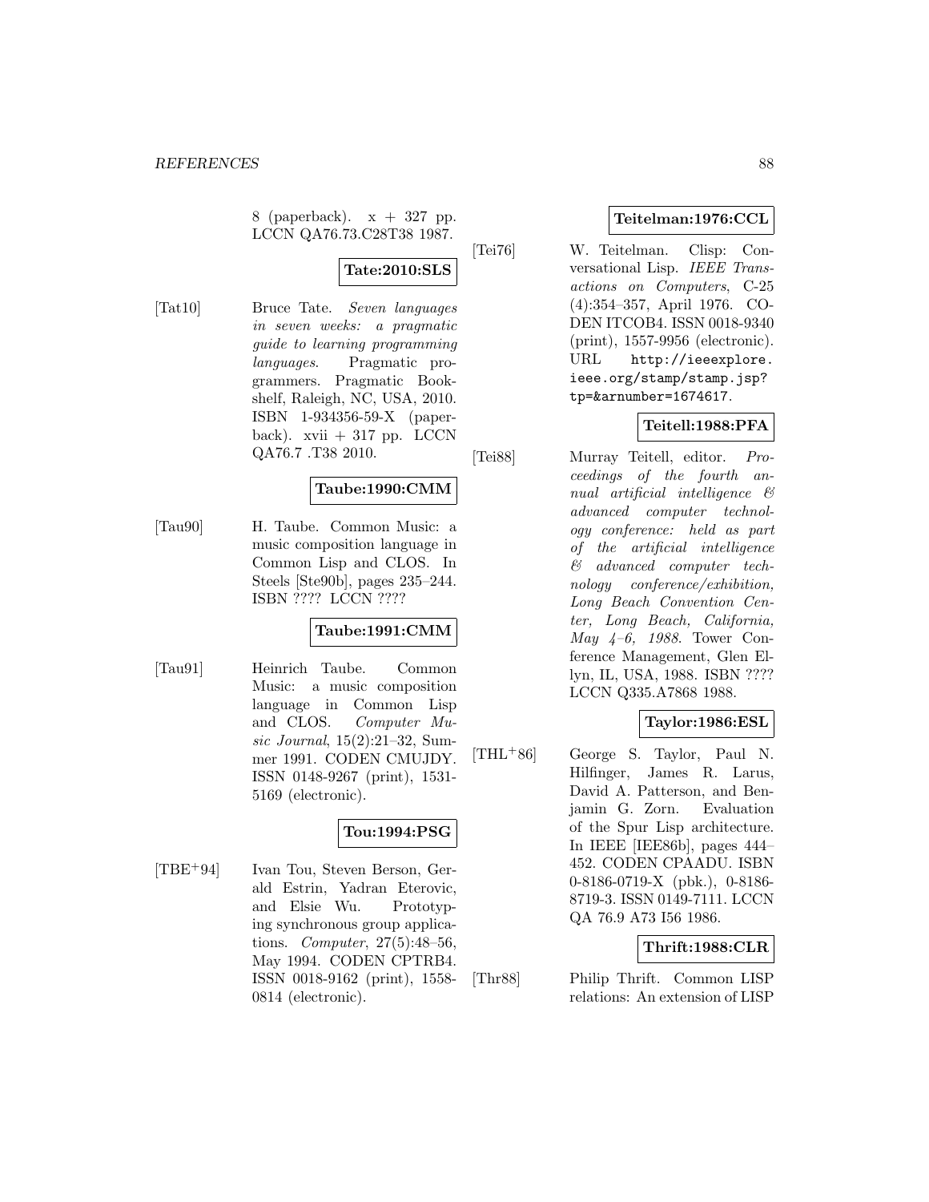8 (paperback). x + 327 pp. LCCN QA76.73.C28T38 1987.

**Tate:2010:SLS**

[Tat10] Bruce Tate. *Seven languages in seven weeks: a pragmatic guide to learning programming languages*. Pragmatic programmers. Pragmatic Bookshelf, Raleigh, NC, USA, 2010. ISBN 1-934356-59-X (paperback). xvii + 317 pp. LCCN QA76.7 .T38 2010.

**Taube:1990:CMM**

[Tau90] H. Taube. Common Music: a music composition language in Common Lisp and CLOS. In Steels [Ste90b], pages 235–244. ISBN ???? LCCN ????

**Taube:1991:CMM**

[Tau91] Heinrich Taube. Common Music: a music composition language in Common Lisp and CLOS. *Computer Music Journal*, 15(2):21–32, Summer 1991. CODEN CMUJDY. ISSN 0148-9267 (print), 1531-5169 (electronic).

**Tou:1994:PSG**

[TBE+94] Ivan Tou, Steven Berson, Gerald Estrin, Yadran Eterovic, and Elsie Wu. Prototyping synchronous group applications. *Computer*, 27(5):48–56, May 1994. CODEN CPTRB4. ISSN 0018-9162 (print), 1558-0814 (electronic).

**Teitelman:1976:CCL**

[Tei76] W. Teitelman. Clisp: Conversational Lisp. *IEEE Transactions on Computers*, C-25 (4):354–357, April 1976. CODEN ITCOB4. ISSN 0018-9340 (print), 1557-9956 (electronic). URL http://ieeexplore.ieee.org/stamp/stamp.jsp?tp=&arnumber=1674617.

**Teitell:1988:PFA**

[Tei88] Murray Teitell, editor. *Proceedings of the fourth annual artificial intelligence & advanced computer technology conference: held as part of the artificial intelligence & advanced computer technology conference/exhibition, Long Beach Convention Center, Long Beach, California, May 4–6, 1988*. Tower Conference Management, Glen Ellyn, IL, USA, 1988. ISBN ???? LCCN Q335.A7868 1988.

**Taylor:1986:ESL**

[THL+86] George S. Taylor, Paul N. Hilfinger, James R. Larus, David A. Patterson, and Benjamin G. Zorn. Evaluation of the Spur Lisp architecture. In IEEE [IEE86b], pages 444–452. CODEN CPAADU. ISBN 0-8186-0719-X (pbk.), 0-8186-8719-3. ISSN 0149-7111. LCCN QA 76.9 A73 I56 1986.

**Thrift:1988:CLR**

[Thr88] Philip Thrift. Common LISP relations: An extension of LISP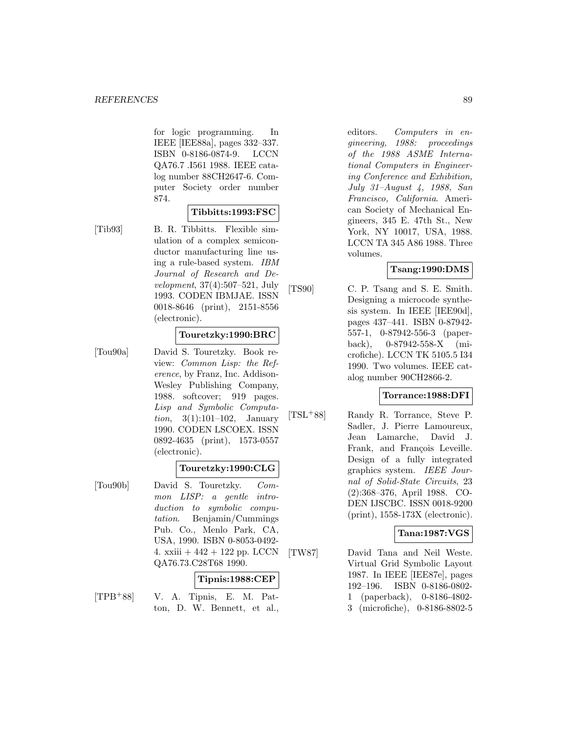for logic programming. In IEEE [IEE88a], pages 332–337. ISBN 0-8186-0874-9. LCCN QA76.7 .I561 1988. IEEE catalog number 88CH2647-6. Computer Society order number 874.

**Tibbitts:1993:FSC**

[Tib93] B. R. Tibbitts. Flexible simulation of a complex semiconductor manufacturing line using a rule-based system. *IBM Journal of Research and Development*, 37(4):507–521, July 1993. CODEN IBMJAE. ISSN 0018-8646 (print), 2151-8556 (electronic).

**Touretzky:1990:BRC**

[Tou90a] David S. Touretzky. Book review: *Common Lisp: the Reference*, by Franz, Inc. Addison-Wesley Publishing Company, 1988. softcover; 919 pages. *Lisp and Symbolic Computation*, 3(1):101–102, January 1990. CODEN LSCOEX. ISSN 0892-4635 (print), 1573-0557 (electronic).

**Touretzky:1990:CLG**

[Tou90b] David S. Touretzky. *Common LISP: a gentle introduction to symbolic computation*. Benjamin/Cummings Pub. Co., Menlo Park, CA, USA, 1990. ISBN 0-8053-0492-4. xxiii + 442 + 122 pp. LCCN QA76.73.C28T68 1990.

**Tipnis:1988:CEP**

[TPB+88] V. A. Tipnis, E. M. Patton, D. W. Bennett, et al., editors. *Computers in engineering, 1988: proceedings of the 1988 ASME International Computers in Engineering Conference and Exhibition, July 31–August 4, 1988, San Francisco, California*. American Society of Mechanical Engineers, 345 E. 47th St., New York, NY 10017, USA, 1988. LCCN TA 345 A86 1988. Three volumes.

**Tsang:1990:DMS**

[TS90] C. P. Tsang and S. E. Smith. Designing a microcode synthesis system. In IEEE [IEE90d], pages 437–441. ISBN 0-87942-557-1, 0-87942-556-3 (paperback), 0-87942-558-X (microfiche). LCCN TK 5105.5 I34 1990. Two volumes. IEEE catalog number 90CH2866-2.

**Torrance:1988:DFI**

[TSL+88] Randy R. Torrance, Steve P. Sadler, J. Pierre Lamoureux, Jean Lamarche, David J. Frank, and François Leveille. Design of a fully integrated graphics system. *IEEE Journal of Solid-State Circuits*, 23 (2):368–376, April 1988. CODEN IJSCBC. ISSN 0018-9200 (print), 1558-173X (electronic).

**Tana:1987:VGS**

[TW87] David Tana and Neil Weste. Virtual Grid Symbolic Layout 1987. In IEEE [IEE87e], pages 192–196. ISBN 0-8186-0802-1 (paperback), 0-8186-4802-3 (microfiche), 0-8186-8802-5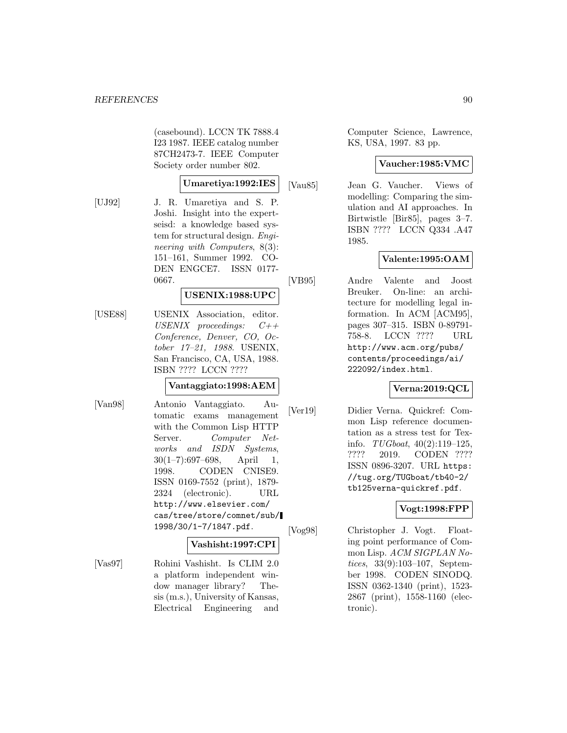(casebound). LCCN TK 7888.4 I23 1987. IEEE catalog number 87CH2473-7. IEEE Computer Society order number 802.

**Umaretiya:1992:IES**

[UJ92] J. R. Umaretiya and S. P. Joshi. Insight into the expertseisd: a knowledge based system for structural design. *Engineering with Computers*, 8(3): 151–161, Summer 1992. CODEN ENGCE7. ISSN 0177-0667.

**USENIX:1988:UPC**

[USE88] USENIX Association, editor. *USENIX proceedings: C++ Conference, Denver, CO, October 17–21, 1988*. USENIX, San Francisco, CA, USA, 1988. ISBN ???? LCCN ????

**Vantaggiato:1998:AEM**

[Van98] Antonio Vantaggiato. Automatic exams management with the Common Lisp HTTP Server. *Computer Networks and ISDN Systems*, 30(1–7):697–698, April 1, 1998. CODEN CNISE9. ISSN 0169-7552 (print), 1879-2324 (electronic). URL http://www.elsevier.com/cas/tree/store/comnet/sub/1998/30/1-7/1847.pdf.

**Vashisht:1997:CPI**

[Vas97] Rohini Vashisht. Is CLIM 2.0 a platform independent window manager library? Thesis (m.s.), University of Kansas, Electrical Engineering and Computer Science, Lawrence, KS, USA, 1997. 83 pp.

**Vaucher:1985:VMC**

[Vau85] Jean G. Vaucher. Views of modelling: Comparing the simulation and AI approaches. In Birtwistle [Bir85], pages 3–7. ISBN ???? LCCN Q334 .A47 1985.

**Valente:1995:OAM**

[VB95] Andre Valente and Joost Breuker. On-line: an architecture for modelling legal information. In ACM [ACM95], pages 307–315. ISBN 0-89791-758-8. LCCN ???? URL http://www.acm.org/pubs/contents/proceedings/ai/222092/index.html.

**Verna:2019:QCL**

[Ver19] Didier Verna. Quickref: Common Lisp reference documentation as a stress test for Texinfo. *TUGboat*, 40(2):119–125, ???? 2019. CODEN ???? ISSN 0896-3207. URL https://tug.org/TUGboat/tb40-2/tb125verna-quickref.pdf.

**Vogt:1998:FPP**

[Vog98] Christopher J. Vogt. Floating point performance of Common Lisp. *ACM SIGPLAN Notices*, 33(9):103–107, September 1998. CODEN SINODQ. ISSN 0362-1340 (print), 1523-2867 (print), 1558-1160 (electronic).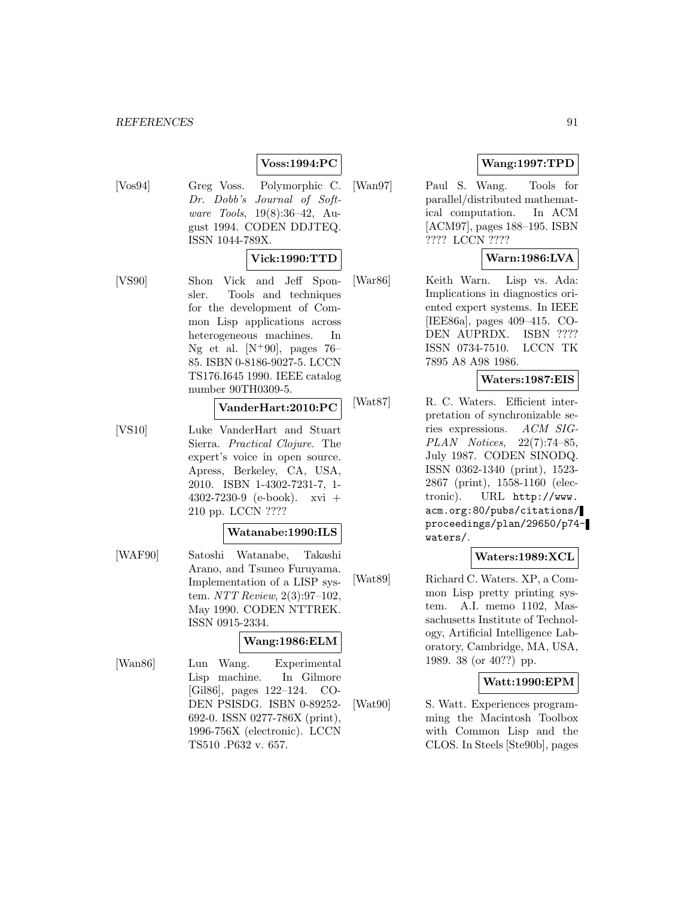**Voss:1994:PC**

[Vos94] Greg Voss. Polymorphic C. *Dr. Dobb's Journal of Software Tools*, 19(8):36–42, August 1994. CODEN DDJTEQ. ISSN 1044-789X.

**Vick:1990:TTD**

[VS90] Shon Vick and Jeff Sponsler. Tools and techniques for the development of Common Lisp applications across heterogeneous machines. In Ng et al. [N+90], pages 76–85. ISBN 0-8186-9027-5. LCCN TS176.I645 1990. IEEE catalog number 90TH0309-5.

**VanderHart:2010:PC**

[VS10] Luke VanderHart and Stuart Sierra. *Practical Clojure*. The expert's voice in open source. Apress, Berkeley, CA, USA, 2010. ISBN 1-4302-7231-7, 1-4302-7230-9 (e-book). xvi + 210 pp. LCCN ????

**Watanabe:1990:ILS**

[WAF90] Satoshi Watanabe, Takashi Arano, and Tsuneo Furuyama. Implementation of a LISP system. *NTT Review*, 2(3):97–102, May 1990. CODEN NTTREK. ISSN 0915-2334.

**Wang:1986:ELM**

[Wan86] Lun Wang. Experimental Lisp machine. In Gilmore [Gil86], pages 122–124. CODEN PSISDG. ISBN 0-89252-692-0. ISSN 0277-786X (print), 1996-756X (electronic). LCCN TS510 .P632 v. 657.

**Wang:1997:TPD**

[Wan97] Paul S. Wang. Tools for parallel/distributed mathematical computation. In ACM [ACM97], pages 188–195. ISBN ???? LCCN ????

**Warn:1986:LVA**

[War86] Keith Warn. Lisp vs. Ada: Implications in diagnostics oriented expert systems. In IEEE [IEE86a], pages 409–415. CODEN AUPRDX. ISBN ???? ISSN 0734-7510. LCCN TK 7895 A8 A98 1986.

**Waters:1987:EIS**

[Wat87] R. C. Waters. Efficient interpretation of synchronizable series expressions. *ACM SIGPLAN Notices*, 22(7):74–85, July 1987. CODEN SINODQ. ISSN 0362-1340 (print), 1523-2867 (print), 1558-1160 (electronic). URL `http://www.acm.org:80/pubs/citations/proceedings/plan/29650/p74-waters/`.

**Waters:1989:XCL**

[Wat89] Richard C. Waters. XP, a Common Lisp pretty printing system. A.I. memo 1102, Massachusetts Institute of Technology, Artificial Intelligence Laboratory, Cambridge, MA, USA, 1989. 38 (or 40??) pp.

**Watt:1990:EPM**

[Wat90] S. Watt. Experiences programming the Macintosh Toolbox with Common Lisp and the CLOS. In Steels [Ste90b], pages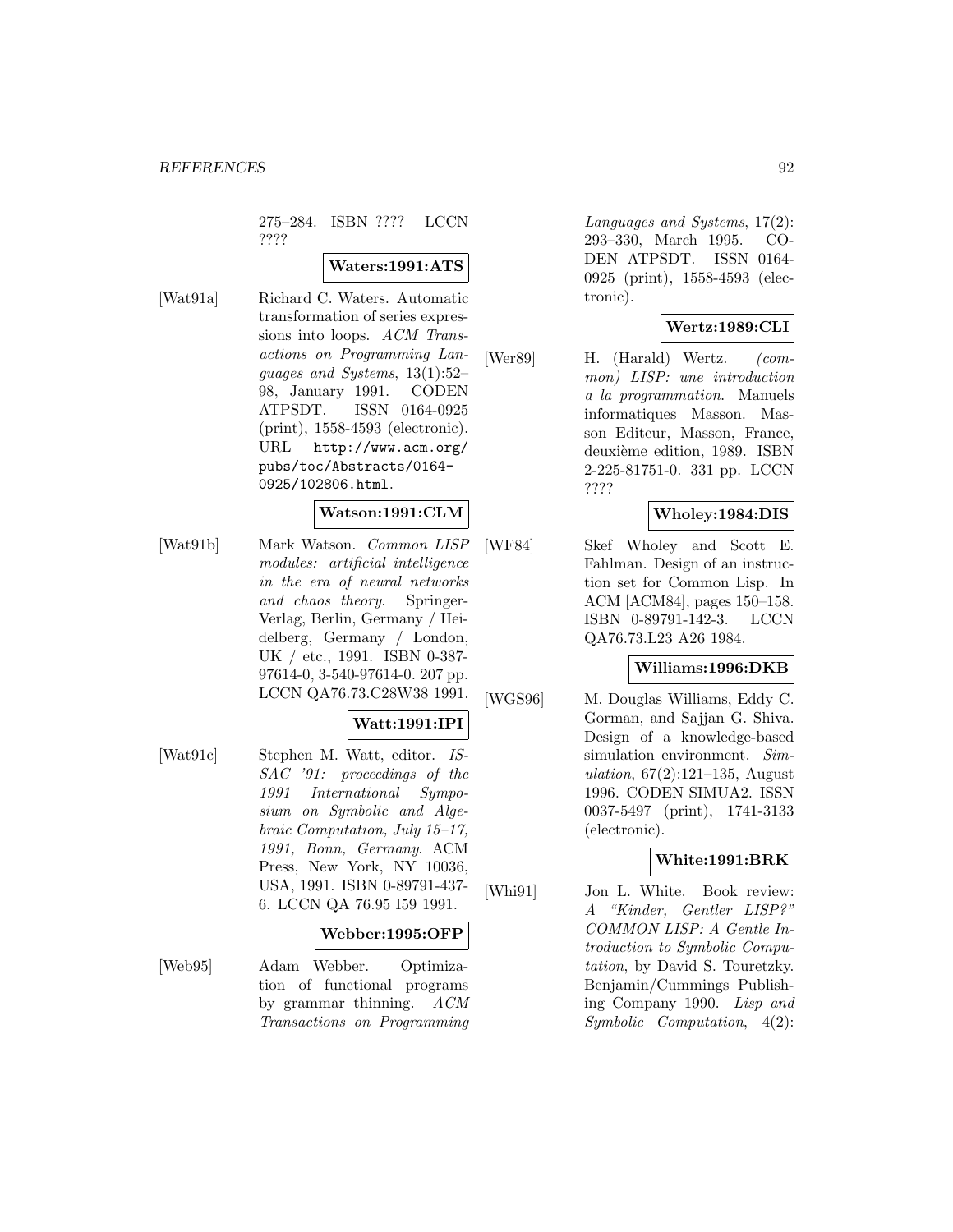275–284. ISBN ???? LCCN ????

**Waters:1991:ATS**

[Wat91a] Richard C. Waters. Automatic transformation of series expressions into loops. *ACM Transactions on Programming Languages and Systems*, 13(1):52–98, January 1991. CODEN ATPSDT. ISSN 0164-0925 (print), 1558-4593 (electronic). URL http://www.acm.org/pubs/toc/Abstracts/0164-0925/102806.html.

**Watson:1991:CLM**

[Wat91b] Mark Watson. *Common LISP modules: artificial intelligence in the era of neural networks and chaos theory*. Springer-Verlag, Berlin, Germany / Heidelberg, Germany / London, UK / etc., 1991. ISBN 0-387-97614-0, 3-540-97614-0. 207 pp. LCCN QA76.73.C28W38 1991.

**Watt:1991:IPI**

[Wat91c] Stephen M. Watt, editor. *ISSAC '91: proceedings of the 1991 International Symposium on Symbolic and Algebraic Computation, July 15–17, 1991, Bonn, Germany*. ACM Press, New York, NY 10036, USA, 1991. ISBN 0-89791-437-6. LCCN QA 76.95 I59 1991.

**Webber:1995:OFP**

[Web95] Adam Webber. Optimization of functional programs by grammar thinning. *ACM Transactions on Programming Languages and Systems*, 17(2): 293–330, March 1995. CODEN ATPSDT. ISSN 0164-0925 (print), 1558-4593 (electronic).

**Wertz:1989:CLI**

[Wer89] H. (Harald) Wertz. *(common) LISP: une introduction a la programmation*. Manuels informatiques Masson. Masson Editeur, Masson, France, deuxième edition, 1989. ISBN 2-225-81751-0. 331 pp. LCCN ????

**Wholey:1984:DIS**

[WF84] Skef Wholey and Scott E. Fahlman. Design of an instruction set for Common Lisp. In ACM [ACM84], pages 150–158. ISBN 0-89791-142-3. LCCN QA76.73.L23 A26 1984.

**Williams:1996:DKB**

[WGS96] M. Douglas Williams, Eddy C. Gorman, and Sajjan G. Shiva. Design of a knowledge-based simulation environment. *Simulation*, 67(2):121–135, August 1996. CODEN SIMUA2. ISSN 0037-5497 (print), 1741-3133 (electronic).

**White:1991:BRK**

[Whi91] Jon L. White. Book review: *A "Kinder, Gentler LISP?" COMMON LISP: A Gentle Introduction to Symbolic Computation*, by David S. Touretzky. Benjamin/Cummings Publishing Company 1990. *Lisp and Symbolic Computation*, 4(2):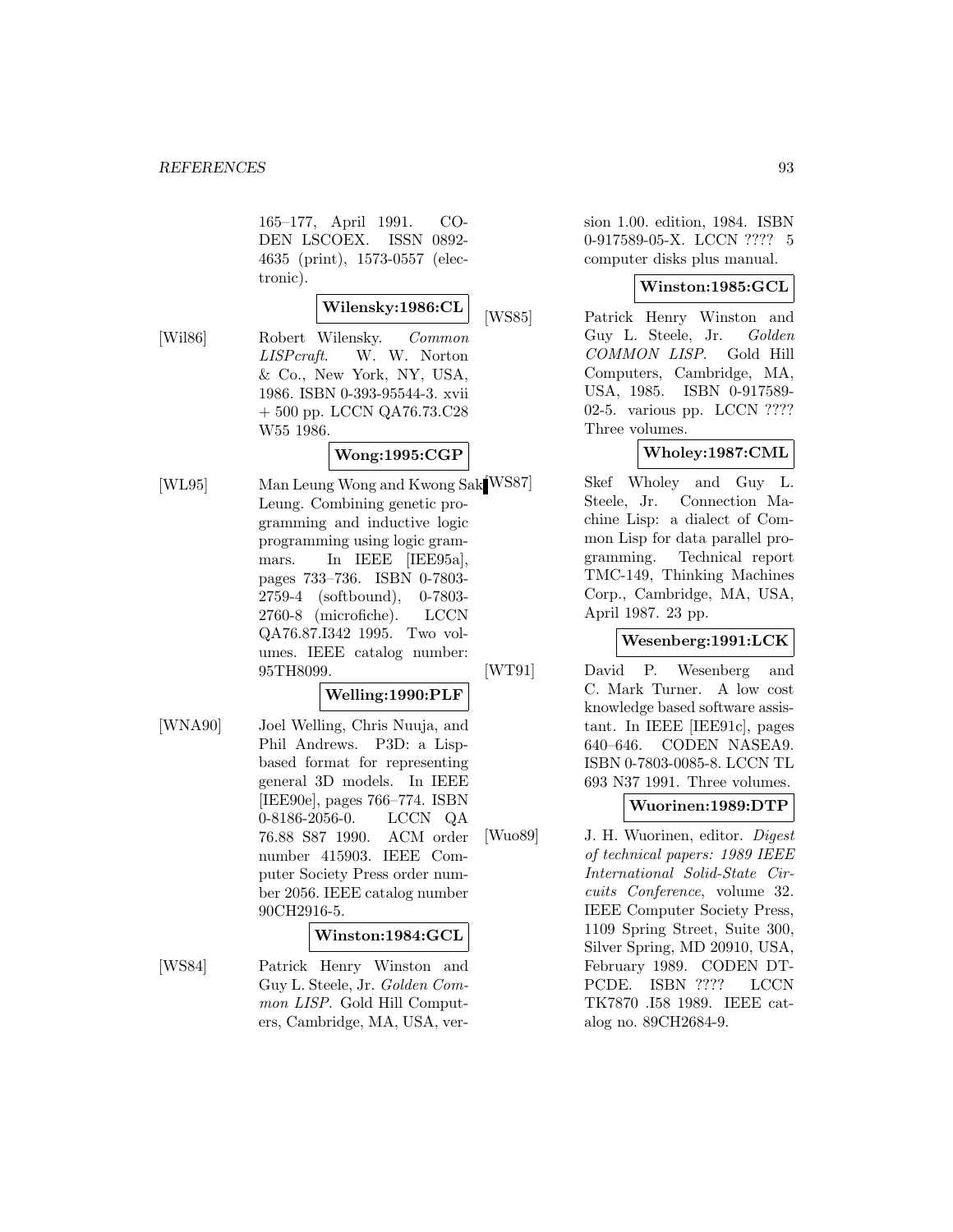165–177, April 1991. CODEN LSCOEX. ISSN 0892-4635 (print), 1573-0557 (electronic).

**Wilensky:1986:CL**

[Wil86] Robert Wilensky. *Common LISPcraft*. W. W. Norton & Co., New York, NY, USA, 1986. ISBN 0-393-95544-3. xvii + 500 pp. LCCN QA76.73.C28 W55 1986.

**Wong:1995:CGP**

[WL95] Man Leung Wong and Kwong Sak Leung. Combining genetic programming and inductive logic programming using logic grammars. In IEEE [IEE95a], pages 733–736. ISBN 0-7803-2759-4 (softbound), 0-7803-2760-8 (microfiche). LCCN QA76.87.I342 1995. Two volumes. IEEE catalog number: 95TH8099.

**Welling:1990:PLF**

[WNA90] Joel Welling, Chris Nuuja, and Phil Andrews. P3D: a Lisp-based format for representing general 3D models. In IEEE [IEE90e], pages 766–774. ISBN 0-8186-2056-0. LCCN QA 76.88 S87 1990. ACM order number 415903. IEEE Computer Society Press order number 2056. IEEE catalog number 90CH2916-5.

**Winston:1984:GCL**

[WS84] Patrick Henry Winston and Guy L. Steele, Jr. *Golden Common LISP*. Gold Hill Computers, Cambridge, MA, USA, version 1.00. edition, 1984. ISBN 0-917589-05-X. LCCN ???? 5 computer disks plus manual.

**Winston:1985:GCL**

[WS85] Patrick Henry Winston and Guy L. Steele, Jr. *Golden COMMON LISP*. Gold Hill Computers, Cambridge, MA, USA, 1985. ISBN 0-917589-02-5. various pp. LCCN ???? Three volumes.

**Wholey:1987:CML**

[WS87] Skef Wholey and Guy L. Steele, Jr. Connection Machine Lisp: a dialect of Common Lisp for data parallel programming. Technical report TMC-149, Thinking Machines Corp., Cambridge, MA, USA, April 1987. 23 pp.

**Wesenberg:1991:LCK**

[WT91] David P. Wesenberg and C. Mark Turner. A low cost knowledge based software assistant. In IEEE [IEE91c], pages 640–646. CODEN NASEA9. ISBN 0-7803-0085-8. LCCN TL 693 N37 1991. Three volumes.

**Wuorinen:1989:DTP**

[Wuo89] J. H. Wuorinen, editor. *Digest of technical papers: 1989 IEEE International Solid-State Circuits Conference*, volume 32. IEEE Computer Society Press, 1109 Spring Street, Suite 300, Silver Spring, MD 20910, USA, February 1989. CODEN DTPCDE. ISBN ???? LCCN TK7870 .I58 1989. IEEE catalog no. 89CH2684-9.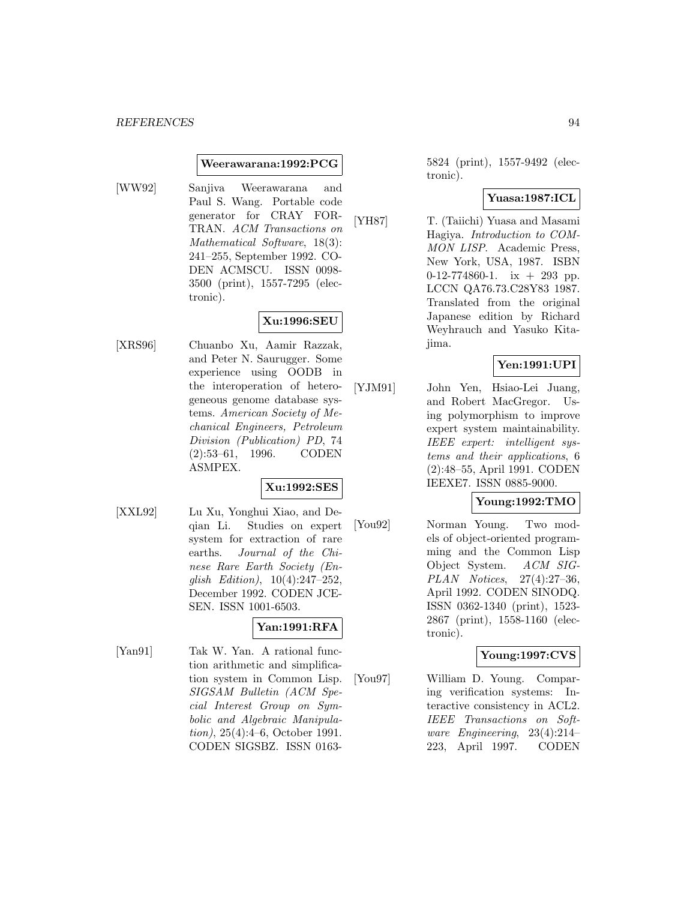**Weerawarana:1992:PCG**

[WW92] Sanjiva Weerawarana and Paul S. Wang. Portable code generator for CRAY FORTRAN. *ACM Transactions on Mathematical Software*, 18(3): 241–255, September 1992. CODEN ACMSCU. ISSN 0098-3500 (print), 1557-7295 (electronic).

**Xu:1996:SEU**

[XRS96] Chuanbo Xu, Aamir Razzak, and Peter N. Saurugger. Some experience using OODB in the interoperation of heterogeneous genome database systems. *American Society of Mechanical Engineers, Petroleum Division (Publication) PD*, 74 (2):53–61, 1996. CODEN ASMPEX.

**Xu:1992:SES**

[XXL92] Lu Xu, Yonghui Xiao, and Deqian Li. Studies on expert system for extraction of rare earths. *Journal of the Chinese Rare Earth Society (English Edition)*, 10(4):247–252, December 1992. CODEN JCESEN. ISSN 1001-6503.

**Yan:1991:RFA**

[Yan91] Tak W. Yan. A rational function arithmetic and simplification system in Common Lisp. *SIGSAM Bulletin (ACM Special Interest Group on Symbolic and Algebraic Manipulation)*, 25(4):4–6, October 1991. CODEN SIGSBZ. ISSN 0163-5824 (print), 1557-9492 (electronic).

**Yuasa:1987:ICL**

[YH87] T. (Taiichi) Yuasa and Masami Hagiya. *Introduction to COMMON LISP*. Academic Press, New York, USA, 1987. ISBN 0-12-774860-1. ix + 293 pp. LCCN QA76.73.C28Y83 1987. Translated from the original Japanese edition by Richard Weyhrauch and Yasuko Kitajima.

**Yen:1991:UPI**

[YJM91] John Yen, Hsiao-Lei Juang, and Robert MacGregor. Using polymorphism to improve expert system maintainability. *IEEE expert: intelligent systems and their applications*, 6 (2):48–55, April 1991. CODEN IEEXE7. ISSN 0885-9000.

**Young:1992:TMO**

[You92] Norman Young. Two models of object-oriented programming and the Common Lisp Object System. *ACM SIGPLAN Notices*, 27(4):27–36, April 1992. CODEN SINODQ. ISSN 0362-1340 (print), 1523-2867 (print), 1558-1160 (electronic).

**Young:1997:CVS**

[You97] William D. Young. Comparing verification systems: Interactive consistency in ACL2. *IEEE Transactions on Software Engineering*, 23(4):214–223, April 1997. CODEN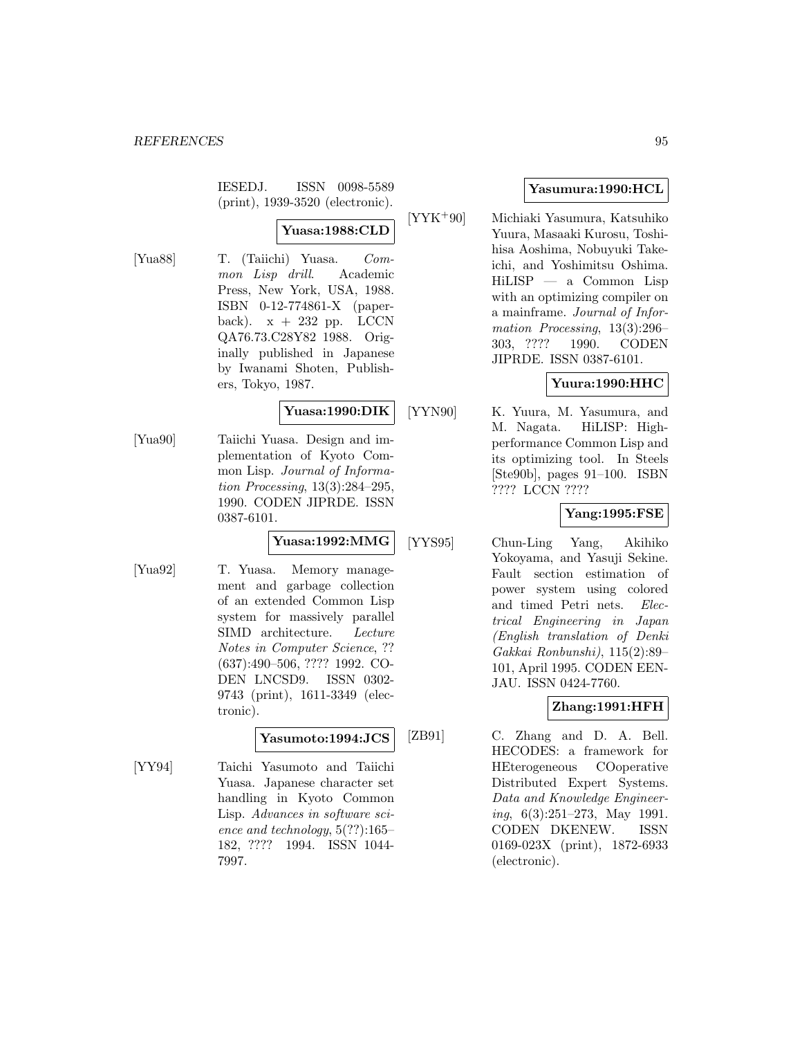IESEDJ. ISSN 0098-5589 (print), 1939-3520 (electronic).

**Yuasa:1988:CLD**

[Yua88] T. (Taiichi) Yuasa. *Common Lisp drill*. Academic Press, New York, USA, 1988. ISBN 0-12-774861-X (paperback). x + 232 pp. LCCN QA76.73.C28Y82 1988. Originally published in Japanese by Iwanami Shoten, Publishers, Tokyo, 1987.

**Yuasa:1990:DIK**

[Yua90] Taiichi Yuasa. Design and implementation of Kyoto Common Lisp. *Journal of Information Processing*, 13(3):284–295, 1990. CODEN JIPRDE. ISSN 0387-6101.

**Yuasa:1992:MMG**

[Yua92] T. Yuasa. Memory management and garbage collection of an extended Common Lisp system for massively parallel SIMD architecture. *Lecture Notes in Computer Science*, ?? (637):490–506, ???? 1992. CODEN LNCSD9. ISSN 0302-9743 (print), 1611-3349 (electronic).

**Yasumoto:1994:JCS**

[YY94] Taichi Yasumoto and Taiichi Yuasa. Japanese character set handling in Kyoto Common Lisp. *Advances in software science and technology*, 5(??):165–182, ???? 1994. ISSN 1044-7997.

**Yasumura:1990:HCL**

[YYK+90] Michiaki Yasumura, Katsuhiko Yuura, Masaaki Kurosu, Toshihisa Aoshima, Nobuyuki Takeichi, and Yoshimitsu Oshima. HiLISP — a Common Lisp with an optimizing compiler on a mainframe. *Journal of Information Processing*, 13(3):296–303, ???? 1990. CODEN JIPRDE. ISSN 0387-6101.

**Yuura:1990:HHC**

[YYN90] K. Yuura, M. Yasumura, and M. Nagata. HiLISP: High-performance Common Lisp and its optimizing tool. In Steels [Ste90b], pages 91–100. ISBN ???? LCCN ????

**Yang:1995:FSE**

[YYS95] Chun-Ling Yang, Akihiko Yokoyama, and Yasuji Sekine. Fault section estimation of power system using colored and timed Petri nets. *Electrical Engineering in Japan (English translation of Denki Gakkai Ronbunshi)*, 115(2):89–101, April 1995. CODEN EENJAU. ISSN 0424-7760.

**Zhang:1991:HFH**

[ZB91] C. Zhang and D. A. Bell. HECODES: a framework for HEterogeneous COoperative Distributed Expert Systems. *Data and Knowledge Engineering*, 6(3):251–273, May 1991. CODEN DKENEW. ISSN 0169-023X (print), 1872-6933 (electronic).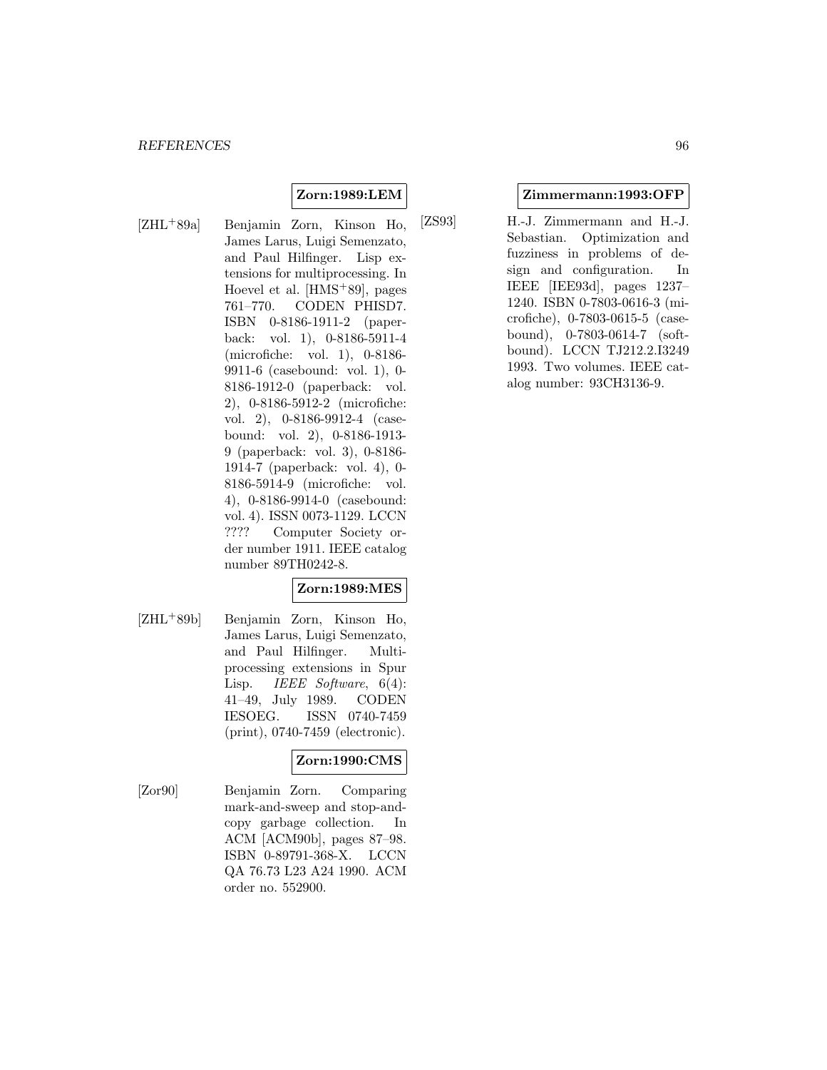**Zorn:1989:LEM**

[ZHL+89a] Benjamin Zorn, Kinson Ho, James Larus, Luigi Semenzato, and Paul Hilfinger. Lisp extensions for multiprocessing. In Hoevel et al. [HMS+89], pages 761–770. CODEN PHISD7. ISBN 0-8186-1911-2 (paperback: vol. 1), 0-8186-5911-4 (microfiche: vol. 1), 0-8186-9911-6 (casebound: vol. 1), 0-8186-1912-0 (paperback: vol. 2), 0-8186-5912-2 (microfiche: vol. 2), 0-8186-9912-4 (casebound: vol. 2), 0-8186-1913-9 (paperback: vol. 3), 0-8186-1914-7 (paperback: vol. 4), 0-8186-5914-9 (microfiche: vol. 4), 0-8186-9914-0 (casebound: vol. 4). ISSN 0073-1129. LCCN ???? Computer Society order number 1911. IEEE catalog number 89TH0242-8.

**Zorn:1989:MES**

[ZHL+89b] Benjamin Zorn, Kinson Ho, James Larus, Luigi Semenzato, and Paul Hilfinger. Multiprocessing extensions in Spur Lisp. *IEEE Software*, 6(4): 41–49, July 1989. CODEN IESOEG. ISSN 0740-7459 (print), 0740-7459 (electronic).

**Zorn:1990:CMS**

[Zor90] Benjamin Zorn. Comparing mark-and-sweep and stop-and-copy garbage collection. In ACM [ACM90b], pages 87–98. ISBN 0-89791-368-X. LCCN QA 76.73 L23 A24 1990. ACM order no. 552900.

**Zimmermann:1993:OFP**

[ZS93] H.-J. Zimmermann and H.-J. Sebastian. Optimization and fuzziness in problems of design and configuration. In IEEE [IEE93d], pages 1237–1240. ISBN 0-7803-0616-3 (microfiche), 0-7803-0615-5 (casebound), 0-7803-0614-7 (softbound). LCCN TJ212.2.I3249 1993. Two volumes. IEEE catalog number: 93CH3136-9.